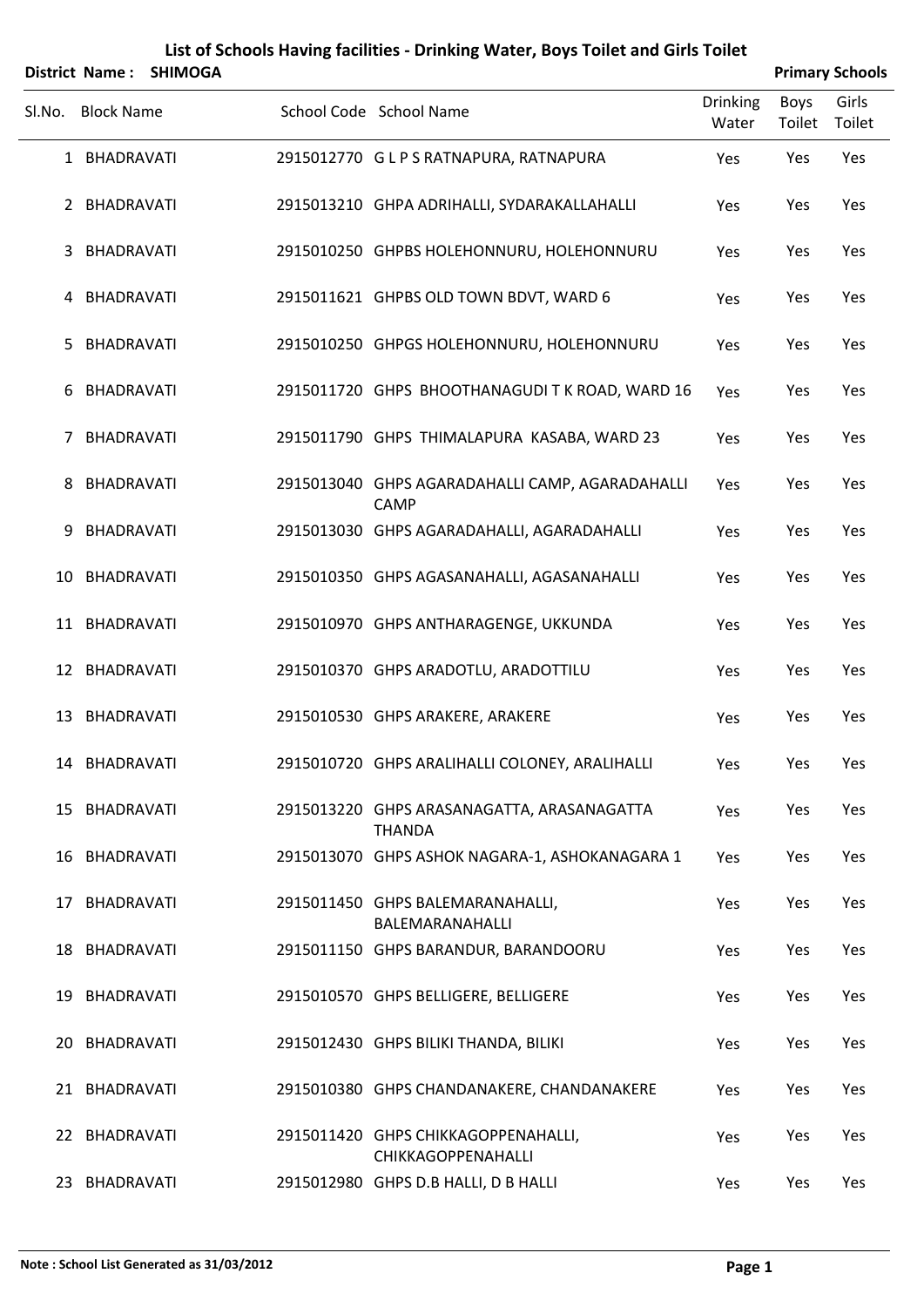# List of Schools Having facilities - Drinking Water, Boys Toilet and Girls Toilet

**District Name : SHIMOGA** **Primary Schools**

| Sl.No. | Block Name | School Code | School Name | Drinking Water | Boys Toilet | Girls Toilet |
|---|---|---|---|---|---|---|
| 1 | BHADRAVATI | 2915012770 | G L P S RATNAPURA, RATNAPURA | Yes | Yes | Yes |
| 2 | BHADRAVATI | 2915013210 | GHPA ADRIHALLI, SYDARAKALLAHALLI | Yes | Yes | Yes |
| 3 | BHADRAVATI | 2915010250 | GHPBS HOLEHONNURU, HOLEHONNURU | Yes | Yes | Yes |
| 4 | BHADRAVATI | 2915011621 | GHPBS OLD TOWN BDVT, WARD 6 | Yes | Yes | Yes |
| 5 | BHADRAVATI | 2915010250 | GHPGS HOLEHONNURU, HOLEHONNURU | Yes | Yes | Yes |
| 6 | BHADRAVATI | 2915011720 | GHPS BHOOTHANAGUDI T K ROAD, WARD 16 | Yes | Yes | Yes |
| 7 | BHADRAVATI | 2915011790 | GHPS THIMALAPURA KASABA, WARD 23 | Yes | Yes | Yes |
| 8 | BHADRAVATI | 2915013040 | GHPS AGARADAHALLI CAMP, AGARADAHALLI CAMP | Yes | Yes | Yes |
| 9 | BHADRAVATI | 2915013030 | GHPS AGARADAHALLI, AGARADAHALLI | Yes | Yes | Yes |
| 10 | BHADRAVATI | 2915010350 | GHPS AGASANAHALLI, AGASANAHALLI | Yes | Yes | Yes |
| 11 | BHADRAVATI | 2915010970 | GHPS ANTHARAGENGE, UKKUNDA | Yes | Yes | Yes |
| 12 | BHADRAVATI | 2915010370 | GHPS ARADOTLU, ARADOTTILU | Yes | Yes | Yes |
| 13 | BHADRAVATI | 2915010530 | GHPS ARAKERE, ARAKERE | Yes | Yes | Yes |
| 14 | BHADRAVATI | 2915010720 | GHPS ARALIHALLI COLONEY, ARALIHALLI | Yes | Yes | Yes |
| 15 | BHADRAVATI | 2915013220 | GHPS ARASANAGATTA, ARASANAGATTA THANDA | Yes | Yes | Yes |
| 16 | BHADRAVATI | 2915013070 | GHPS ASHOK NAGARA-1, ASHOKANAGARA 1 | Yes | Yes | Yes |
| 17 | BHADRAVATI | 2915011450 | GHPS BALEMARANAHALLI, BALEMARANAHALLI | Yes | Yes | Yes |
| 18 | BHADRAVATI | 2915011150 | GHPS BARANDUR, BARANDOORU | Yes | Yes | Yes |
| 19 | BHADRAVATI | 2915010570 | GHPS BELLIGERE, BELLIGERE | Yes | Yes | Yes |
| 20 | BHADRAVATI | 2915012430 | GHPS BILIKI THANDA, BILIKI | Yes | Yes | Yes |
| 21 | BHADRAVATI | 2915010380 | GHPS CHANDANAKERE, CHANDANAKERE | Yes | Yes | Yes |
| 22 | BHADRAVATI | 2915011420 | GHPS CHIKKAGOPPENAHALLI, CHIKKAGOPPENAHALLI | Yes | Yes | Yes |
| 23 | BHADRAVATI | 2915012980 | GHPS D.B HALLI, D B HALLI | Yes | Yes | Yes |

**Note : School List Generated as 31/03/2012**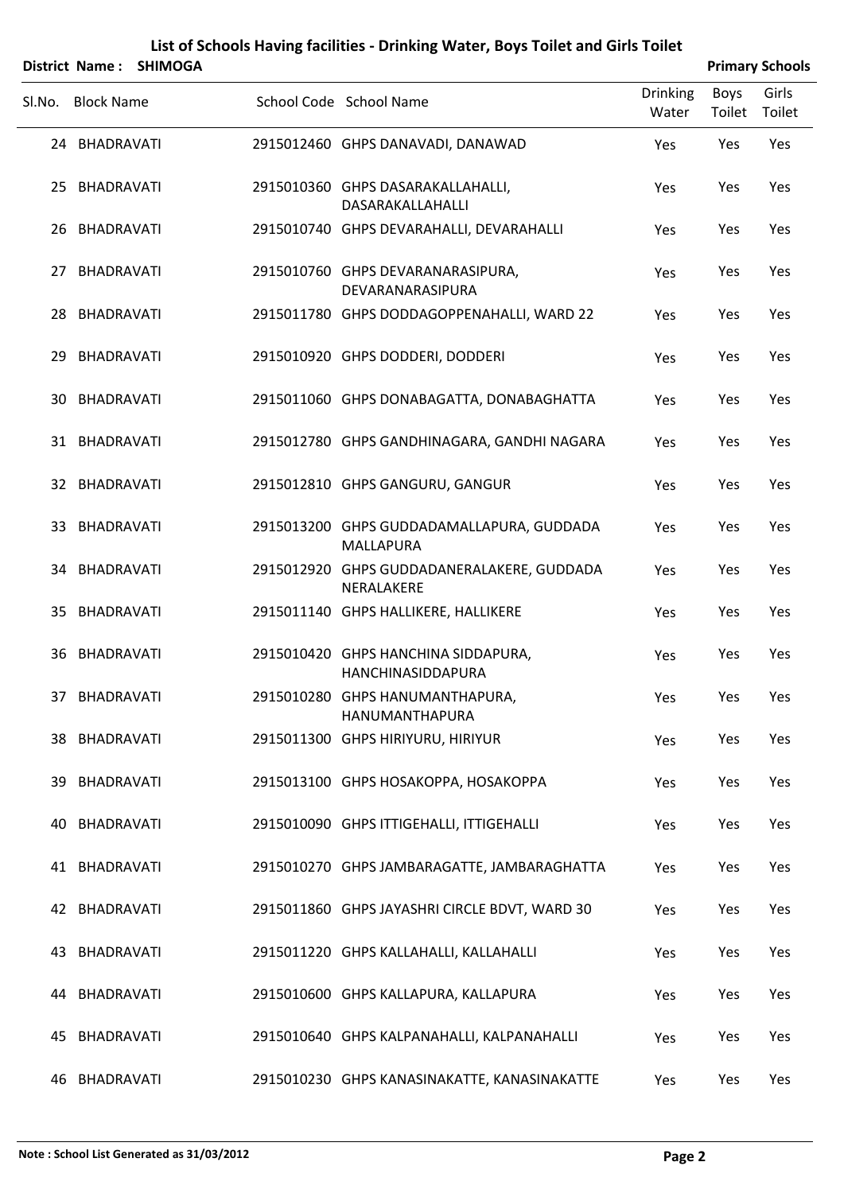# List of Schools Having facilities - Drinking Water, Boys Toilet and Girls Toilet

**District Name : SHIMOGA** **Primary Schools**

| Sl.No. | Block Name | School Code | School Name | Drinking Water | Boys Toilet | Girls Toilet |
|---|---|---|---|---|---|---|
| 24 | BHADRAVATI | 2915012460 | GHPS DANAVADI, DANAWAD | Yes | Yes | Yes |
| 25 | BHADRAVATI | 2915010360 | GHPS DASARAKALLAHALLI, DASARAKALLAHALLI | Yes | Yes | Yes |
| 26 | BHADRAVATI | 2915010740 | GHPS DEVARAHALLI, DEVARAHALLI | Yes | Yes | Yes |
| 27 | BHADRAVATI | 2915010760 | GHPS DEVARANARASIPURA, DEVARANARASIPURA | Yes | Yes | Yes |
| 28 | BHADRAVATI | 2915011780 | GHPS DODDAGOPPENAHALLI, WARD 22 | Yes | Yes | Yes |
| 29 | BHADRAVATI | 2915010920 | GHPS DODDERI, DODDERI | Yes | Yes | Yes |
| 30 | BHADRAVATI | 2915011060 | GHPS DONABAGATTA, DONABAGHATTA | Yes | Yes | Yes |
| 31 | BHADRAVATI | 2915012780 | GHPS GANDHINAGARA, GANDHI NAGARA | Yes | Yes | Yes |
| 32 | BHADRAVATI | 2915012810 | GHPS GANGURU, GANGUR | Yes | Yes | Yes |
| 33 | BHADRAVATI | 2915013200 | GHPS GUDDADAMALLAPURA, GUDDADA MALLAPURA | Yes | Yes | Yes |
| 34 | BHADRAVATI | 2915012920 | GHPS GUDDADANERALAKERE, GUDDADA NERALAKERE | Yes | Yes | Yes |
| 35 | BHADRAVATI | 2915011140 | GHPS HALLIKERE, HALLIKERE | Yes | Yes | Yes |
| 36 | BHADRAVATI | 2915010420 | GHPS HANCHINA SIDDAPURA, HANCHINASIDDAPURA | Yes | Yes | Yes |
| 37 | BHADRAVATI | 2915010280 | GHPS HANUMANTHAPURA, HANUMANTHAPURA | Yes | Yes | Yes |
| 38 | BHADRAVATI | 2915011300 | GHPS HIRIYURU, HIRIYUR | Yes | Yes | Yes |
| 39 | BHADRAVATI | 2915013100 | GHPS HOSAKOPPA, HOSAKOPPA | Yes | Yes | Yes |
| 40 | BHADRAVATI | 2915010090 | GHPS ITTIGEHALLI, ITTIGEHALLI | Yes | Yes | Yes |
| 41 | BHADRAVATI | 2915010270 | GHPS JAMBARAGATTE, JAMBARAGHATTA | Yes | Yes | Yes |
| 42 | BHADRAVATI | 2915011860 | GHPS JAYASHRI CIRCLE BDVT, WARD 30 | Yes | Yes | Yes |
| 43 | BHADRAVATI | 2915011220 | GHPS KALLAHALLI, KALLAHALLI | Yes | Yes | Yes |
| 44 | BHADRAVATI | 2915010600 | GHPS KALLAPURA, KALLAPURA | Yes | Yes | Yes |
| 45 | BHADRAVATI | 2915010640 | GHPS KALPANAHALLI, KALPANAHALLI | Yes | Yes | Yes |
| 46 | BHADRAVATI | 2915010230 | GHPS KANASINAKATTE, KANASINAKATTE | Yes | Yes | Yes |

**Note : School List Generated as 31/03/2012**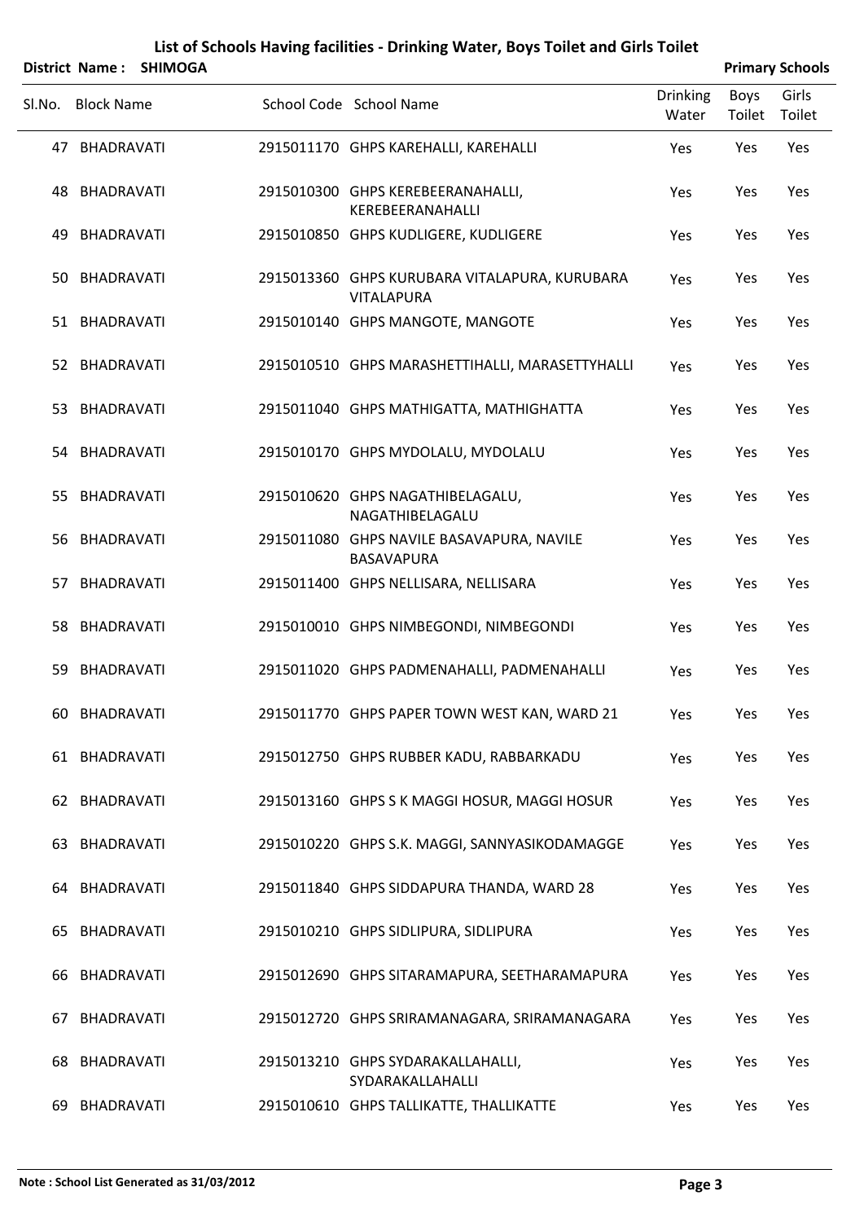# List of Schools Having facilities - Drinking Water, Boys Toilet and Girls Toilet

**District Name : SHIMOGA** **Primary Schools**

| Sl.No. | Block Name | School Code | School Name | Drinking Water | Boys Toilet | Girls Toilet |
|---|---|---|---|---|---|---|
| 47 | BHADRAVATI | 2915011170 | GHPS KAREHALLI, KAREHALLI | Yes | Yes | Yes |
| 48 | BHADRAVATI | 2915010300 | GHPS KEREBEERANAHALLI, KEREBEERANAHALLI | Yes | Yes | Yes |
| 49 | BHADRAVATI | 2915010850 | GHPS KUDLIGERE, KUDLIGERE | Yes | Yes | Yes |
| 50 | BHADRAVATI | 2915013360 | GHPS KURUBARA VITALAPURA, KURUBARA VITALAPURA | Yes | Yes | Yes |
| 51 | BHADRAVATI | 2915010140 | GHPS MANGOTE, MANGOTE | Yes | Yes | Yes |
| 52 | BHADRAVATI | 2915010510 | GHPS MARASHETTIHALLI, MARASETTYHALLI | Yes | Yes | Yes |
| 53 | BHADRAVATI | 2915011040 | GHPS MATHIGATTA, MATHIGHATTA | Yes | Yes | Yes |
| 54 | BHADRAVATI | 2915010170 | GHPS MYDOLALU, MYDOLALU | Yes | Yes | Yes |
| 55 | BHADRAVATI | 2915010620 | GHPS NAGATHIBELAGALU, NAGATHIBELAGALU | Yes | Yes | Yes |
| 56 | BHADRAVATI | 2915011080 | GHPS NAVILE BASAVAPURA, NAVILE BASAVAPURA | Yes | Yes | Yes |
| 57 | BHADRAVATI | 2915011400 | GHPS NELLISARA, NELLISARA | Yes | Yes | Yes |
| 58 | BHADRAVATI | 2915010010 | GHPS NIMBEGONDI, NIMBEGONDI | Yes | Yes | Yes |
| 59 | BHADRAVATI | 2915011020 | GHPS PADMENAHALLI, PADMENAHALLI | Yes | Yes | Yes |
| 60 | BHADRAVATI | 2915011770 | GHPS PAPER TOWN WEST KAN, WARD 21 | Yes | Yes | Yes |
| 61 | BHADRAVATI | 2915012750 | GHPS RUBBER KADU, RABBARKADU | Yes | Yes | Yes |
| 62 | BHADRAVATI | 2915013160 | GHPS S K MAGGI HOSUR, MAGGI HOSUR | Yes | Yes | Yes |
| 63 | BHADRAVATI | 2915010220 | GHPS S.K. MAGGI, SANNYASIKODAMAGGE | Yes | Yes | Yes |
| 64 | BHADRAVATI | 2915011840 | GHPS SIDDAPURA THANDA, WARD 28 | Yes | Yes | Yes |
| 65 | BHADRAVATI | 2915010210 | GHPS SIDLIPURA, SIDLIPURA | Yes | Yes | Yes |
| 66 | BHADRAVATI | 2915012690 | GHPS SITARAMAPURA, SEETHARAMAPURA | Yes | Yes | Yes |
| 67 | BHADRAVATI | 2915012720 | GHPS SRIRAMANAGARA, SRIRAMANAGARA | Yes | Yes | Yes |
| 68 | BHADRAVATI | 2915013210 | GHPS SYDARAKALLAHALLI, SYDARAKALLAHALLI | Yes | Yes | Yes |
| 69 | BHADRAVATI | 2915010610 | GHPS TALLIKATTE, THALLIKATTE | Yes | Yes | Yes |

**Note : School List Generated as 31/03/2012**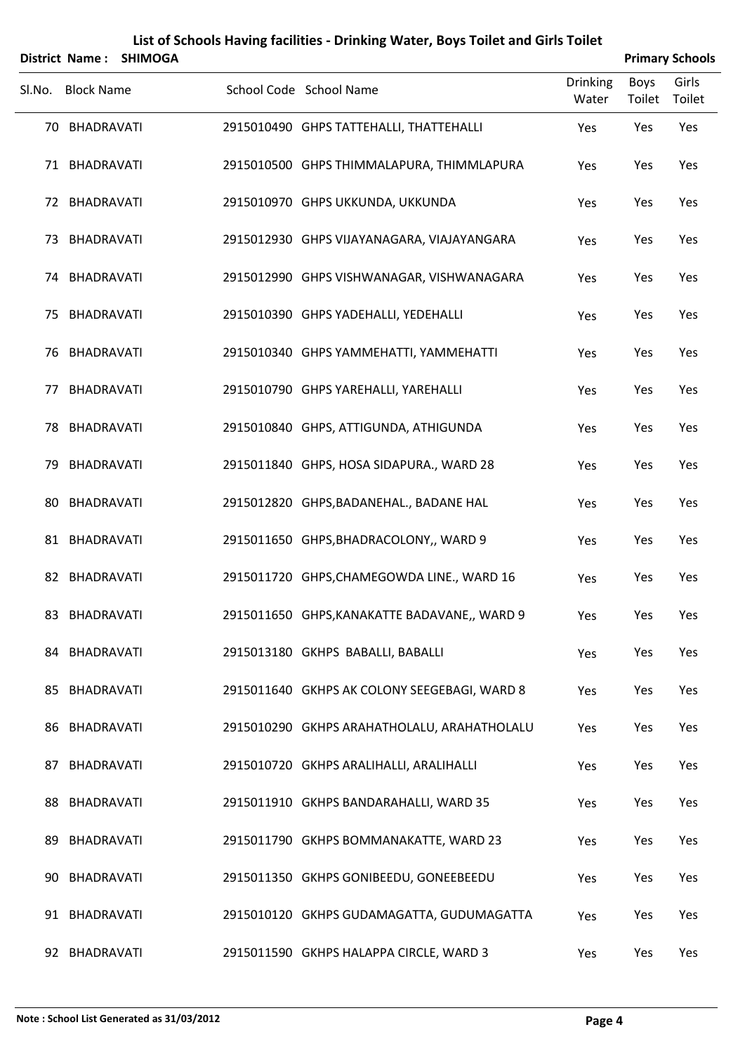# List of Schools Having facilities - Drinking Water, Boys Toilet and Girls Toilet

**District Name : SHIMOGA** **Primary Schools**

| Sl.No. | Block Name | School Code | School Name | Drinking Water | Boys Toilet | Girls Toilet |
|---|---|---|---|---|---|---|
| 70 | BHADRAVATI | 2915010490 | GHPS TATTEHALLI, THATTEHALLI | Yes | Yes | Yes |
| 71 | BHADRAVATI | 2915010500 | GHPS THIMMALAPURA, THIMMLAPURA | Yes | Yes | Yes |
| 72 | BHADRAVATI | 2915010970 | GHPS UKKUNDA, UKKUNDA | Yes | Yes | Yes |
| 73 | BHADRAVATI | 2915012930 | GHPS VIJAYANAGARA, VIAJAYANGARA | Yes | Yes | Yes |
| 74 | BHADRAVATI | 2915012990 | GHPS VISHWANAGAR, VISHWANAGARA | Yes | Yes | Yes |
| 75 | BHADRAVATI | 2915010390 | GHPS YADEHALLI, YEDEHALLI | Yes | Yes | Yes |
| 76 | BHADRAVATI | 2915010340 | GHPS YAMMEHATTI, YAMMEHATTI | Yes | Yes | Yes |
| 77 | BHADRAVATI | 2915010790 | GHPS YAREHALLI, YAREHALLI | Yes | Yes | Yes |
| 78 | BHADRAVATI | 2915010840 | GHPS, ATTIGUNDA, ATHIGUNDA | Yes | Yes | Yes |
| 79 | BHADRAVATI | 2915011840 | GHPS, HOSA SIDAPURA., WARD 28 | Yes | Yes | Yes |
| 80 | BHADRAVATI | 2915012820 | GHPS,BADANEHAL., BADANE HAL | Yes | Yes | Yes |
| 81 | BHADRAVATI | 2915011650 | GHPS,BHADRACOLONY,, WARD 9 | Yes | Yes | Yes |
| 82 | BHADRAVATI | 2915011720 | GHPS,CHAMEGOWDA LINE., WARD 16 | Yes | Yes | Yes |
| 83 | BHADRAVATI | 2915011650 | GHPS,KANAKATTE BADAVANE,, WARD 9 | Yes | Yes | Yes |
| 84 | BHADRAVATI | 2915013180 | GKHPS BABALLI, BABALLI | Yes | Yes | Yes |
| 85 | BHADRAVATI | 2915011640 | GKHPS AK COLONY SEEGEBAGI, WARD 8 | Yes | Yes | Yes |
| 86 | BHADRAVATI | 2915010290 | GKHPS ARAHATHOLALU, ARAHATHOLALU | Yes | Yes | Yes |
| 87 | BHADRAVATI | 2915010720 | GKHPS ARALIHALLI, ARALIHALLI | Yes | Yes | Yes |
| 88 | BHADRAVATI | 2915011910 | GKHPS BANDARAHALLI, WARD 35 | Yes | Yes | Yes |
| 89 | BHADRAVATI | 2915011790 | GKHPS BOMMANAKATTE, WARD 23 | Yes | Yes | Yes |
| 90 | BHADRAVATI | 2915011350 | GKHPS GONIBEEDU, GONEEBEEDU | Yes | Yes | Yes |
| 91 | BHADRAVATI | 2915010120 | GKHPS GUDAMAGATTA, GUDUMAGATTA | Yes | Yes | Yes |
| 92 | BHADRAVATI | 2915011590 | GKHPS HALAPPA CIRCLE, WARD 3 | Yes | Yes | Yes |

**Note : School List Generated as 31/03/2012**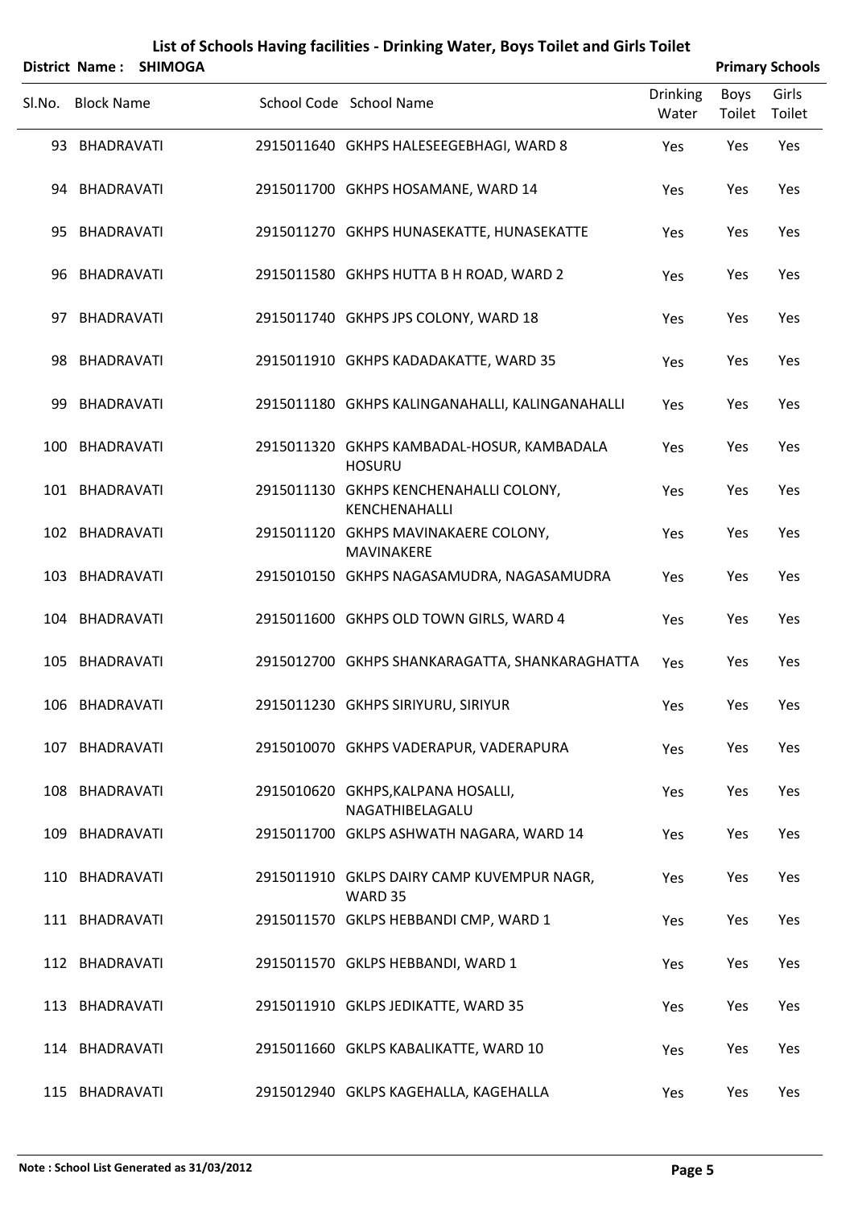# List of Schools Having facilities - Drinking Water, Boys Toilet and Girls Toilet

**District Name : SHIMOGA** **Primary Schools**

| Sl.No. | Block Name | School Code | School Name | Drinking Water | Boys Toilet | Girls Toilet |
|---|---|---|---|---|---|---|
| 93 | BHADRAVATI | 2915011640 | GKHPS HALESEEGEBHAGI, WARD 8 | Yes | Yes | Yes |
| 94 | BHADRAVATI | 2915011700 | GKHPS HOSAMANE, WARD 14 | Yes | Yes | Yes |
| 95 | BHADRAVATI | 2915011270 | GKHPS HUNASEKATTE, HUNASEKATTE | Yes | Yes | Yes |
| 96 | BHADRAVATI | 2915011580 | GKHPS HUTTA B H ROAD, WARD 2 | Yes | Yes | Yes |
| 97 | BHADRAVATI | 2915011740 | GKHPS JPS COLONY, WARD 18 | Yes | Yes | Yes |
| 98 | BHADRAVATI | 2915011910 | GKHPS KADADAKATTE, WARD 35 | Yes | Yes | Yes |
| 99 | BHADRAVATI | 2915011180 | GKHPS KALINGANAHALLI, KALINGANAHALLI | Yes | Yes | Yes |
| 100 | BHADRAVATI | 2915011320 | GKHPS KAMBADAL-HOSUR, KAMBADALA HOSURU | Yes | Yes | Yes |
| 101 | BHADRAVATI | 2915011130 | GKHPS KENCHENAHALLI COLONY, KENCHENAHALLI | Yes | Yes | Yes |
| 102 | BHADRAVATI | 2915011120 | GKHPS MAVINAKAERE COLONY, MAVINAKERE | Yes | Yes | Yes |
| 103 | BHADRAVATI | 2915010150 | GKHPS NAGASAMUDRA, NAGASAMUDRA | Yes | Yes | Yes |
| 104 | BHADRAVATI | 2915011600 | GKHPS OLD TOWN GIRLS, WARD 4 | Yes | Yes | Yes |
| 105 | BHADRAVATI | 2915012700 | GKHPS SHANKARAGATTA, SHANKARAGHATTA | Yes | Yes | Yes |
| 106 | BHADRAVATI | 2915011230 | GKHPS SIRIYURU, SIRIYUR | Yes | Yes | Yes |
| 107 | BHADRAVATI | 2915010070 | GKHPS VADERAPUR, VADERAPURA | Yes | Yes | Yes |
| 108 | BHADRAVATI | 2915010620 | GKHPS,KALPANA HOSALLI, NAGATHIBELAGALU | Yes | Yes | Yes |
| 109 | BHADRAVATI | 2915011700 | GKLPS ASHWATH NAGARA, WARD 14 | Yes | Yes | Yes |
| 110 | BHADRAVATI | 2915011910 | GKLPS DAIRY CAMP KUVEMPUR NAGR, WARD 35 | Yes | Yes | Yes |
| 111 | BHADRAVATI | 2915011570 | GKLPS HEBBANDI CMP, WARD 1 | Yes | Yes | Yes |
| 112 | BHADRAVATI | 2915011570 | GKLPS HEBBANDI, WARD 1 | Yes | Yes | Yes |
| 113 | BHADRAVATI | 2915011910 | GKLPS JEDIKATTE, WARD 35 | Yes | Yes | Yes |
| 114 | BHADRAVATI | 2915011660 | GKLPS KABALIKATTE, WARD 10 | Yes | Yes | Yes |
| 115 | BHADRAVATI | 2915012940 | GKLPS KAGEHALLA, KAGEHALLA | Yes | Yes | Yes |

**Note : School List Generated as 31/03/2012**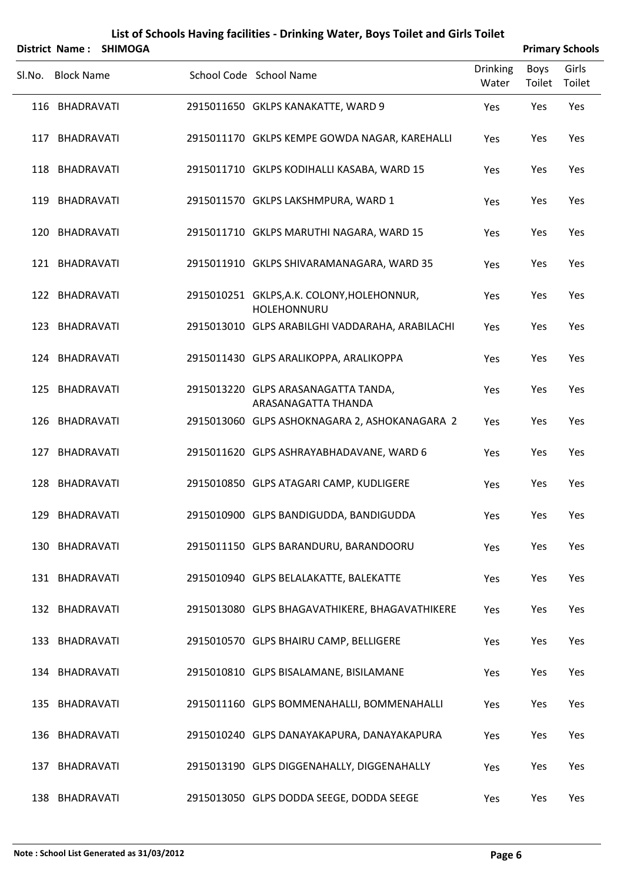# List of Schools Having facilities - Drinking Water, Boys Toilet and Girls Toilet

**District Name : SHIMOGA** | **Primary Schools**

| Sl.No. | Block Name | School Code | School Name | Drinking Water | Boys Toilet | Girls Toilet |
|---|---|---|---|---|---|---|
| 116 | BHADRAVATI | 2915011650 | GKLPS KANAKATTE, WARD 9 | Yes | Yes | Yes |
| 117 | BHADRAVATI | 2915011170 | GKLPS KEMPE GOWDA NAGAR, KAREHALLI | Yes | Yes | Yes |
| 118 | BHADRAVATI | 2915011710 | GKLPS KODIHALLI KASABA, WARD 15 | Yes | Yes | Yes |
| 119 | BHADRAVATI | 2915011570 | GKLPS LAKSHMPURA, WARD 1 | Yes | Yes | Yes |
| 120 | BHADRAVATI | 2915011710 | GKLPS MARUTHI NAGARA, WARD 15 | Yes | Yes | Yes |
| 121 | BHADRAVATI | 2915011910 | GKLPS SHIVARAMANAGARA, WARD 35 | Yes | Yes | Yes |
| 122 | BHADRAVATI | 2915010251 | GKLPS,A.K. COLONY,HOLEHONNUR, HOLEHONNURU | Yes | Yes | Yes |
| 123 | BHADRAVATI | 2915013010 | GLPS ARABILGHI VADDARAHA, ARABILACHI | Yes | Yes | Yes |
| 124 | BHADRAVATI | 2915011430 | GLPS ARALIKOPPA, ARALIKOPPA | Yes | Yes | Yes |
| 125 | BHADRAVATI | 2915013220 | GLPS ARASANAGATTA TANDA, ARASANAGATTA THANDA | Yes | Yes | Yes |
| 126 | BHADRAVATI | 2915013060 | GLPS ASHOKNAGARA 2, ASHOKANAGARA 2 | Yes | Yes | Yes |
| 127 | BHADRAVATI | 2915011620 | GLPS ASHRAYABHADAVANE, WARD 6 | Yes | Yes | Yes |
| 128 | BHADRAVATI | 2915010850 | GLPS ATAGARI CAMP, KUDLIGERE | Yes | Yes | Yes |
| 129 | BHADRAVATI | 2915010900 | GLPS BANDIGUDDA, BANDIGUDDA | Yes | Yes | Yes |
| 130 | BHADRAVATI | 2915011150 | GLPS BARANDURU, BARANDOORU | Yes | Yes | Yes |
| 131 | BHADRAVATI | 2915010940 | GLPS BELALAKATTE, BALEKATTE | Yes | Yes | Yes |
| 132 | BHADRAVATI | 2915013080 | GLPS BHAGAVATHIKERE, BHAGAVATHIKERE | Yes | Yes | Yes |
| 133 | BHADRAVATI | 2915010570 | GLPS BHAIRU CAMP, BELLIGERE | Yes | Yes | Yes |
| 134 | BHADRAVATI | 2915010810 | GLPS BISALAMANE, BISILAMANE | Yes | Yes | Yes |
| 135 | BHADRAVATI | 2915011160 | GLPS BOMMENAHALLI, BOMMENAHALLI | Yes | Yes | Yes |
| 136 | BHADRAVATI | 2915010240 | GLPS DANAYAKAPURA, DANAYAKAPURA | Yes | Yes | Yes |
| 137 | BHADRAVATI | 2915013190 | GLPS DIGGENAHALLY, DIGGENAHALLY | Yes | Yes | Yes |
| 138 | BHADRAVATI | 2915013050 | GLPS DODDA SEEGE, DODDA SEEGE | Yes | Yes | Yes |

**Note : School List Generated as 31/03/2012**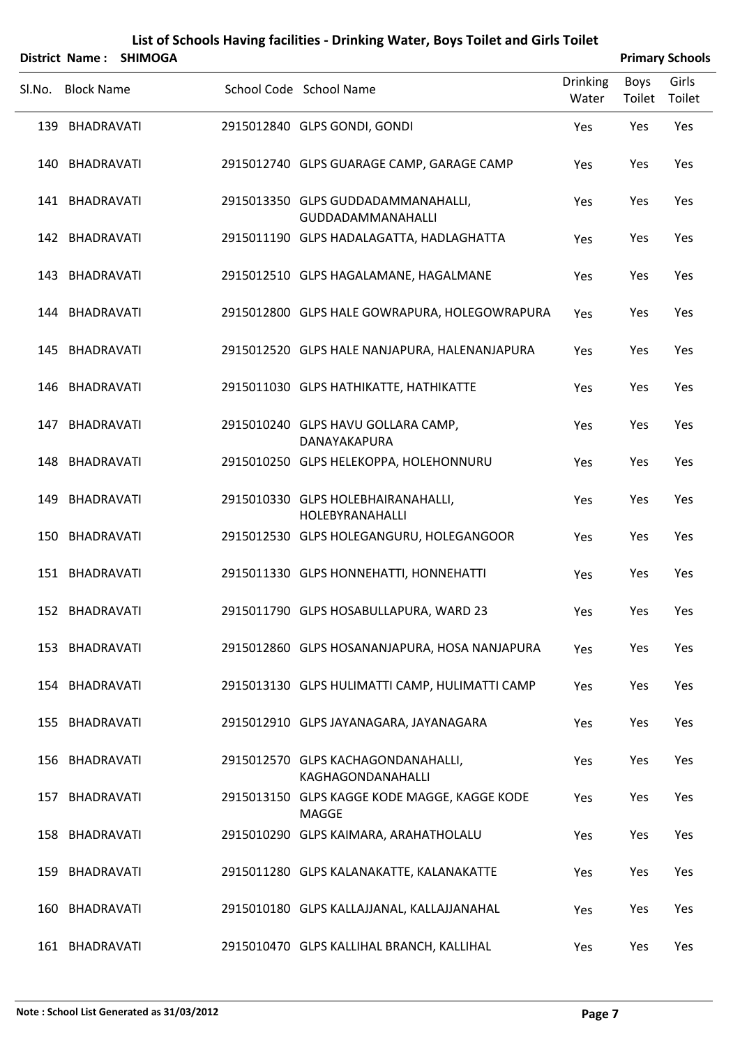# List of Schools Having facilities - Drinking Water, Boys Toilet and Girls Toilet

**District Name : SHIMOGA** **Primary Schools**

| Sl.No. | Block Name | School Code | School Name | Drinking Water | Boys Toilet | Girls Toilet |
|---|---|---|---|---|---|---|
| 139 | BHADRAVATI | 2915012840 | GLPS GONDI, GONDI | Yes | Yes | Yes |
| 140 | BHADRAVATI | 2915012740 | GLPS GUARAGE CAMP, GARAGE CAMP | Yes | Yes | Yes |
| 141 | BHADRAVATI | 2915013350 | GLPS GUDDADAMMANAHALLI, GUDDADAMMANAHALLI | Yes | Yes | Yes |
| 142 | BHADRAVATI | 2915011190 | GLPS HADALAGATTA, HADLAGHATTA | Yes | Yes | Yes |
| 143 | BHADRAVATI | 2915012510 | GLPS HAGALAMANE, HAGALMANE | Yes | Yes | Yes |
| 144 | BHADRAVATI | 2915012800 | GLPS HALE GOWRAPURA, HOLEGOWRAPURA | Yes | Yes | Yes |
| 145 | BHADRAVATI | 2915012520 | GLPS HALE NANJAPURA, HALENANJAPURA | Yes | Yes | Yes |
| 146 | BHADRAVATI | 2915011030 | GLPS HATHIKATTE, HATHIKATTE | Yes | Yes | Yes |
| 147 | BHADRAVATI | 2915010240 | GLPS HAVU GOLLARA CAMP, DANAYAKAPURA | Yes | Yes | Yes |
| 148 | BHADRAVATI | 2915010250 | GLPS HELEKOPPA, HOLEHONNURU | Yes | Yes | Yes |
| 149 | BHADRAVATI | 2915010330 | GLPS HOLEBHAIRANAHALLI, HOLEBYRANAHALLI | Yes | Yes | Yes |
| 150 | BHADRAVATI | 2915012530 | GLPS HOLEGANGURU, HOLEGANGOOR | Yes | Yes | Yes |
| 151 | BHADRAVATI | 2915011330 | GLPS HONNEHATTI, HONNEHATTI | Yes | Yes | Yes |
| 152 | BHADRAVATI | 2915011790 | GLPS HOSABULLAPURA, WARD 23 | Yes | Yes | Yes |
| 153 | BHADRAVATI | 2915012860 | GLPS HOSANANJAPURA, HOSA NANJAPURA | Yes | Yes | Yes |
| 154 | BHADRAVATI | 2915013130 | GLPS HULIMATTI CAMP, HULIMATTI CAMP | Yes | Yes | Yes |
| 155 | BHADRAVATI | 2915012910 | GLPS JAYANAGARA, JAYANAGARA | Yes | Yes | Yes |
| 156 | BHADRAVATI | 2915012570 | GLPS KACHAGONDANAHALLI, KAGHAGONDANAHALLI | Yes | Yes | Yes |
| 157 | BHADRAVATI | 2915013150 | GLPS KAGGE KODE MAGGE, KAGGE KODE MAGGE | Yes | Yes | Yes |
| 158 | BHADRAVATI | 2915010290 | GLPS KAIMARA, ARAHATHOLALU | Yes | Yes | Yes |
| 159 | BHADRAVATI | 2915011280 | GLPS KALANAKATTE, KALANAKATTE | Yes | Yes | Yes |
| 160 | BHADRAVATI | 2915010180 | GLPS KALLAJJANAL, KALLAJJANAHAL | Yes | Yes | Yes |
| 161 | BHADRAVATI | 2915010470 | GLPS KALLIHAL BRANCH, KALLIHAL | Yes | Yes | Yes |

**Note : School List Generated as 31/03/2012**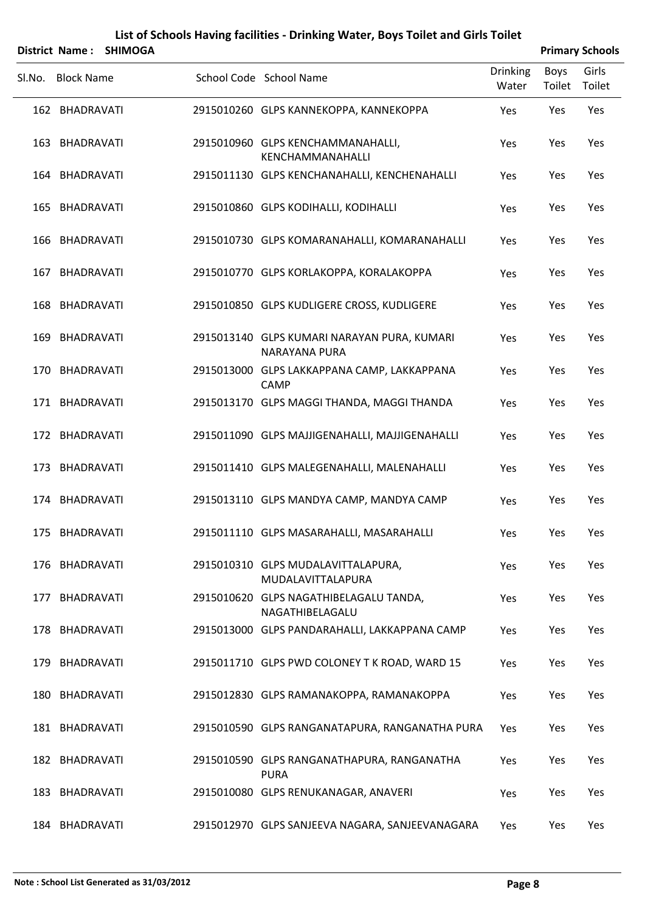# List of Schools Having facilities - Drinking Water, Boys Toilet and Girls Toilet

**District Name : SHIMOGA** **Primary Schools**

| Sl.No. | Block Name | School Code | School Name | Drinking Water | Boys Toilet | Girls Toilet |
|---|---|---|---|---|---|---|
| 162 | BHADRAVATI | 2915010260 | GLPS KANNEKOPPA, KANNEKOPPA | Yes | Yes | Yes |
| 163 | BHADRAVATI | 2915010960 | GLPS KENCHAMMANAHALLI, KENCHAMMANAHALLI | Yes | Yes | Yes |
| 164 | BHADRAVATI | 2915011130 | GLPS KENCHANAHALLI, KENCHENAHALLI | Yes | Yes | Yes |
| 165 | BHADRAVATI | 2915010860 | GLPS KODIHALLI, KODIHALLI | Yes | Yes | Yes |
| 166 | BHADRAVATI | 2915010730 | GLPS KOMARANAHALLI, KOMARANAHALLI | Yes | Yes | Yes |
| 167 | BHADRAVATI | 2915010770 | GLPS KORLAKOPPA, KORALAKOPPA | Yes | Yes | Yes |
| 168 | BHADRAVATI | 2915010850 | GLPS KUDLIGERE CROSS, KUDLIGERE | Yes | Yes | Yes |
| 169 | BHADRAVATI | 2915013140 | GLPS KUMARI NARAYAN PURA, KUMARI NARAYANA PURA | Yes | Yes | Yes |
| 170 | BHADRAVATI | 2915013000 | GLPS LAKKAPPANA CAMP, LAKKAPPANA CAMP | Yes | Yes | Yes |
| 171 | BHADRAVATI | 2915013170 | GLPS MAGGI THANDA, MAGGI THANDA | Yes | Yes | Yes |
| 172 | BHADRAVATI | 2915011090 | GLPS MAJJIGENAHALLI, MAJJIGENAHALLI | Yes | Yes | Yes |
| 173 | BHADRAVATI | 2915011410 | GLPS MALEGENAHALLI, MALENAHALLI | Yes | Yes | Yes |
| 174 | BHADRAVATI | 2915013110 | GLPS MANDYA CAMP, MANDYA CAMP | Yes | Yes | Yes |
| 175 | BHADRAVATI | 2915011110 | GLPS MASARAHALLI, MASARAHALLI | Yes | Yes | Yes |
| 176 | BHADRAVATI | 2915010310 | GLPS MUDALAVITTALAPURA, MUDALAVITTALAPURA | Yes | Yes | Yes |
| 177 | BHADRAVATI | 2915010620 | GLPS NAGATHIBELAGALU TANDA, NAGATHIBELAGALU | Yes | Yes | Yes |
| 178 | BHADRAVATI | 2915013000 | GLPS PANDARAHALLI, LAKKAPPANA CAMP | Yes | Yes | Yes |
| 179 | BHADRAVATI | 2915011710 | GLPS PWD COLONEY T K ROAD, WARD 15 | Yes | Yes | Yes |
| 180 | BHADRAVATI | 2915012830 | GLPS RAMANAKOPPA, RAMANAKOPPA | Yes | Yes | Yes |
| 181 | BHADRAVATI | 2915010590 | GLPS RANGANATAPURA, RANGANATHA PURA | Yes | Yes | Yes |
| 182 | BHADRAVATI | 2915010590 | GLPS RANGANATHAPURA, RANGANATHA PURA | Yes | Yes | Yes |
| 183 | BHADRAVATI | 2915010080 | GLPS RENUKANAGAR, ANAVERI | Yes | Yes | Yes |
| 184 | BHADRAVATI | 2915012970 | GLPS SANJEEVA NAGARA, SANJEEVANAGARA | Yes | Yes | Yes |

**Note : School List Generated as 31/03/2012**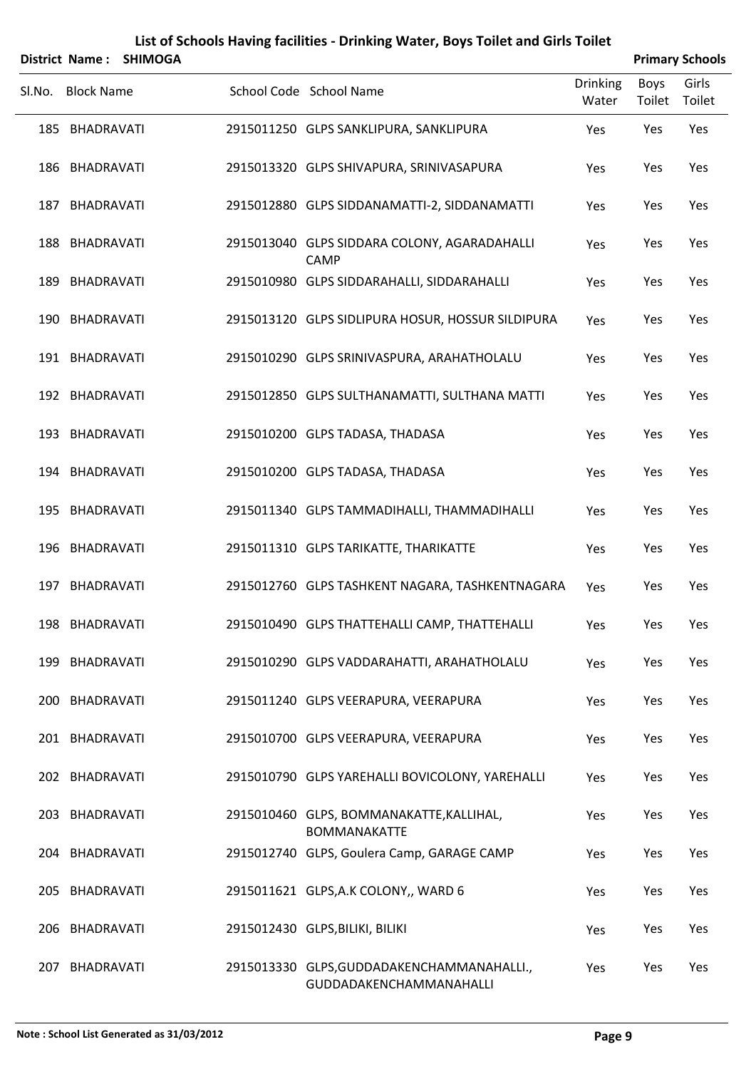# List of Schools Having facilities - Drinking Water, Boys Toilet and Girls Toilet

**District Name : SHIMOGA** **Primary Schools**

| Sl.No. | Block Name | School Code | School Name | Drinking Water | Boys Toilet | Girls Toilet |
|---|---|---|---|---|---|---|
| 185 | BHADRAVATI | 2915011250 | GLPS SANKLIPURA, SANKLIPURA | Yes | Yes | Yes |
| 186 | BHADRAVATI | 2915013320 | GLPS SHIVAPURA, SRINIVASAPURA | Yes | Yes | Yes |
| 187 | BHADRAVATI | 2915012880 | GLPS SIDDANAMATTI-2, SIDDANAMATTI | Yes | Yes | Yes |
| 188 | BHADRAVATI | 2915013040 | GLPS SIDDARA COLONY, AGARADAHALLI CAMP | Yes | Yes | Yes |
| 189 | BHADRAVATI | 2915010980 | GLPS SIDDARAHALLI, SIDDARAHALLI | Yes | Yes | Yes |
| 190 | BHADRAVATI | 2915013120 | GLPS SIDLIPURA HOSUR, HOSSUR SILDIPURA | Yes | Yes | Yes |
| 191 | BHADRAVATI | 2915010290 | GLPS SRINIVASPURA, ARAHATHOLALU | Yes | Yes | Yes |
| 192 | BHADRAVATI | 2915012850 | GLPS SULTHANAMATTI, SULTHANA MATTI | Yes | Yes | Yes |
| 193 | BHADRAVATI | 2915010200 | GLPS TADASA, THADASA | Yes | Yes | Yes |
| 194 | BHADRAVATI | 2915010200 | GLPS TADASA, THADASA | Yes | Yes | Yes |
| 195 | BHADRAVATI | 2915011340 | GLPS TAMMADIHALLI, THAMMADIHALLI | Yes | Yes | Yes |
| 196 | BHADRAVATI | 2915011310 | GLPS TARIKATTE, THARIKATTE | Yes | Yes | Yes |
| 197 | BHADRAVATI | 2915012760 | GLPS TASHKENT NAGARA, TASHKENTNAGARA | Yes | Yes | Yes |
| 198 | BHADRAVATI | 2915010490 | GLPS THATTEHALLI CAMP, THATTEHALLI | Yes | Yes | Yes |
| 199 | BHADRAVATI | 2915010290 | GLPS VADDARAHATTI, ARAHATHOLALU | Yes | Yes | Yes |
| 200 | BHADRAVATI | 2915011240 | GLPS VEERAPURA, VEERAPURA | Yes | Yes | Yes |
| 201 | BHADRAVATI | 2915010700 | GLPS VEERAPURA, VEERAPURA | Yes | Yes | Yes |
| 202 | BHADRAVATI | 2915010790 | GLPS YAREHALLI BOVICOLONY, YAREHALLI | Yes | Yes | Yes |
| 203 | BHADRAVATI | 2915010460 | GLPS, BOMMANAKATTE,KALLIHAL, BOMMANAKATTE | Yes | Yes | Yes |
| 204 | BHADRAVATI | 2915012740 | GLPS, Goulera Camp, GARAGE CAMP | Yes | Yes | Yes |
| 205 | BHADRAVATI | 2915011621 | GLPS,A.K COLONY,, WARD 6 | Yes | Yes | Yes |
| 206 | BHADRAVATI | 2915012430 | GLPS,BILIKI, BILIKI | Yes | Yes | Yes |
| 207 | BHADRAVATI | 2915013330 | GLPS,GUDDADAKENCHAMMANAHALLI., GUDDADAKENCHAMMANAHALLI | Yes | Yes | Yes |

**Note : School List Generated as 31/03/2012**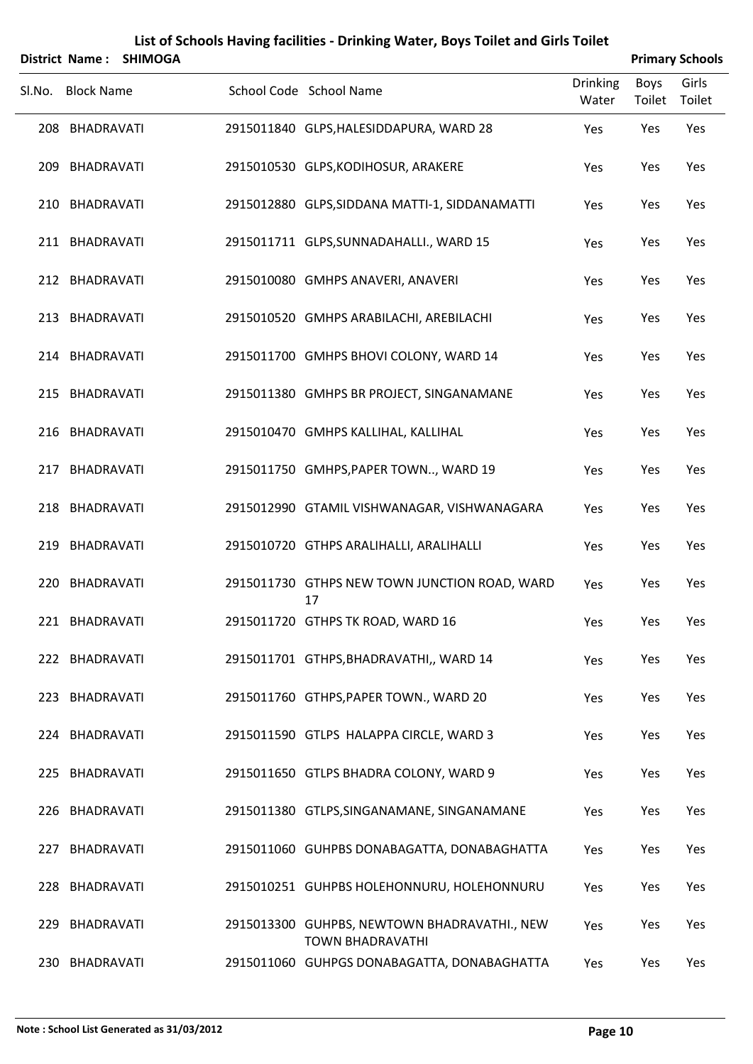# List of Schools Having facilities - Drinking Water, Boys Toilet and Girls Toilet

**District Name : SHIMOGA** **Primary Schools**

| Sl.No. | Block Name | School Code | School Name | Drinking Water | Boys Toilet | Girls Toilet |
|---|---|---|---|---|---|---|
| 208 | BHADRAVATI | 2915011840 | GLPS,HALESIDDAPURA, WARD 28 | Yes | Yes | Yes |
| 209 | BHADRAVATI | 2915010530 | GLPS,KODIHOSUR, ARAKERE | Yes | Yes | Yes |
| 210 | BHADRAVATI | 2915012880 | GLPS,SIDDANA MATTI-1, SIDDANAMATTI | Yes | Yes | Yes |
| 211 | BHADRAVATI | 2915011711 | GLPS,SUNNADAHALLI., WARD 15 | Yes | Yes | Yes |
| 212 | BHADRAVATI | 2915010080 | GMHPS ANAVERI, ANAVERI | Yes | Yes | Yes |
| 213 | BHADRAVATI | 2915010520 | GMHPS ARABILACHI, AREBILACHI | Yes | Yes | Yes |
| 214 | BHADRAVATI | 2915011700 | GMHPS BHOVI COLONY, WARD 14 | Yes | Yes | Yes |
| 215 | BHADRAVATI | 2915011380 | GMHPS BR PROJECT, SINGANAMANE | Yes | Yes | Yes |
| 216 | BHADRAVATI | 2915010470 | GMHPS KALLIHAL, KALLIHAL | Yes | Yes | Yes |
| 217 | BHADRAVATI | 2915011750 | GMHPS,PAPER TOWN.., WARD 19 | Yes | Yes | Yes |
| 218 | BHADRAVATI | 2915012990 | GTAMIL VISHWANAGAR, VISHWANAGARA | Yes | Yes | Yes |
| 219 | BHADRAVATI | 2915010720 | GTHPS ARALIHALLI, ARALIHALLI | Yes | Yes | Yes |
| 220 | BHADRAVATI | 2915011730 | GTHPS NEW TOWN JUNCTION ROAD, WARD 17 | Yes | Yes | Yes |
| 221 | BHADRAVATI | 2915011720 | GTHPS TK ROAD, WARD 16 | Yes | Yes | Yes |
| 222 | BHADRAVATI | 2915011701 | GTHPS,BHADRAVATHI,, WARD 14 | Yes | Yes | Yes |
| 223 | BHADRAVATI | 2915011760 | GTHPS,PAPER TOWN., WARD 20 | Yes | Yes | Yes |
| 224 | BHADRAVATI | 2915011590 | GTLPS HALAPPA CIRCLE, WARD 3 | Yes | Yes | Yes |
| 225 | BHADRAVATI | 2915011650 | GTLPS BHADRA COLONY, WARD 9 | Yes | Yes | Yes |
| 226 | BHADRAVATI | 2915011380 | GTLPS,SINGANAMANE, SINGANAMANE | Yes | Yes | Yes |
| 227 | BHADRAVATI | 2915011060 | GUHPBS DONABAGATTA, DONABAGHATTA | Yes | Yes | Yes |
| 228 | BHADRAVATI | 2915010251 | GUHPBS HOLEHONNURU, HOLEHONNURU | Yes | Yes | Yes |
| 229 | BHADRAVATI | 2915013300 | GUHPBS, NEWTOWN BHADRAVATHI., NEW TOWN BHADRAVATHI | Yes | Yes | Yes |
| 230 | BHADRAVATI | 2915011060 | GUHPGS DONABAGATTA, DONABAGHATTA | Yes | Yes | Yes |

**Note : School List Generated as 31/03/2012**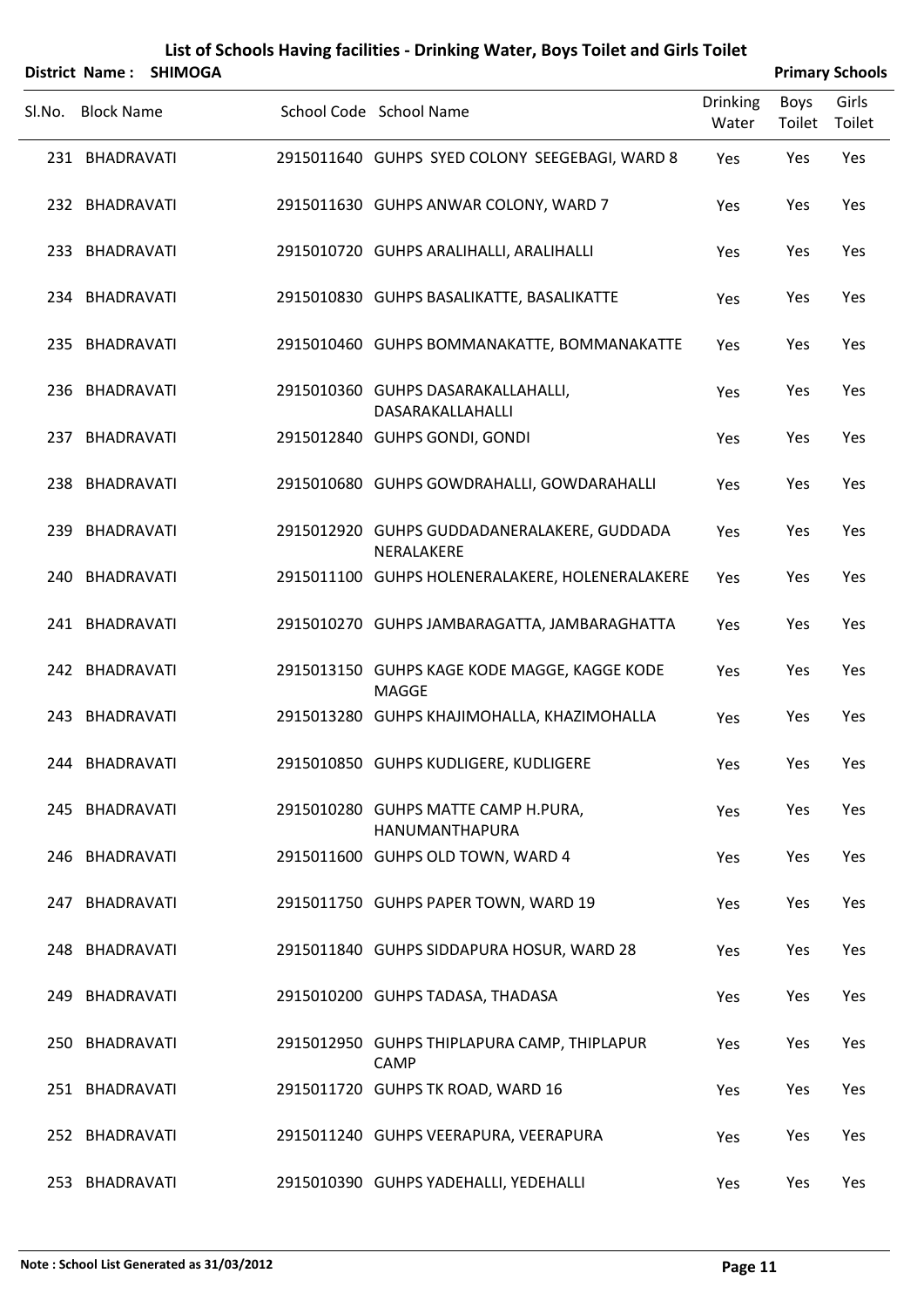# List of Schools Having facilities - Drinking Water, Boys Toilet and Girls Toilet

**District Name : SHIMOGA** **Primary Schools**

| Sl.No. | Block Name | School Code | School Name | Drinking Water | Boys Toilet | Girls Toilet |
|---|---|---|---|---|---|---|
| 231 | BHADRAVATI | 2915011640 | GUHPS SYED COLONY SEEGEBAGI, WARD 8 | Yes | Yes | Yes |
| 232 | BHADRAVATI | 2915011630 | GUHPS ANWAR COLONY, WARD 7 | Yes | Yes | Yes |
| 233 | BHADRAVATI | 2915010720 | GUHPS ARALIHALLI, ARALIHALLI | Yes | Yes | Yes |
| 234 | BHADRAVATI | 2915010830 | GUHPS BASALIKATTE, BASALIKATTE | Yes | Yes | Yes |
| 235 | BHADRAVATI | 2915010460 | GUHPS BOMMANAKATTE, BOMMANAKATTE | Yes | Yes | Yes |
| 236 | BHADRAVATI | 2915010360 | GUHPS DASARAKALLAHALLI, DASARAKALLAHALLI | Yes | Yes | Yes |
| 237 | BHADRAVATI | 2915012840 | GUHPS GONDI, GONDI | Yes | Yes | Yes |
| 238 | BHADRAVATI | 2915010680 | GUHPS GOWDRAHALLI, GOWDARAHALLI | Yes | Yes | Yes |
| 239 | BHADRAVATI | 2915012920 | GUHPS GUDDADANERALAKERE, GUDDADA NERALAKERE | Yes | Yes | Yes |
| 240 | BHADRAVATI | 2915011100 | GUHPS HOLENERALAKERE, HOLENERALAKERE | Yes | Yes | Yes |
| 241 | BHADRAVATI | 2915010270 | GUHPS JAMBARAGATTA, JAMBARAGHATTA | Yes | Yes | Yes |
| 242 | BHADRAVATI | 2915013150 | GUHPS KAGE KODE MAGGE, KAGGE KODE MAGGE | Yes | Yes | Yes |
| 243 | BHADRAVATI | 2915013280 | GUHPS KHAJIMOHALLA, KHAZIMOHALLA | Yes | Yes | Yes |
| 244 | BHADRAVATI | 2915010850 | GUHPS KUDLIGERE, KUDLIGERE | Yes | Yes | Yes |
| 245 | BHADRAVATI | 2915010280 | GUHPS MATTE CAMP H.PURA, HANUMANTHAPURA | Yes | Yes | Yes |
| 246 | BHADRAVATI | 2915011600 | GUHPS OLD TOWN, WARD 4 | Yes | Yes | Yes |
| 247 | BHADRAVATI | 2915011750 | GUHPS PAPER TOWN, WARD 19 | Yes | Yes | Yes |
| 248 | BHADRAVATI | 2915011840 | GUHPS SIDDAPURA HOSUR, WARD 28 | Yes | Yes | Yes |
| 249 | BHADRAVATI | 2915010200 | GUHPS TADASA, THADASA | Yes | Yes | Yes |
| 250 | BHADRAVATI | 2915012950 | GUHPS THIPLAPURA CAMP, THIPLAPUR CAMP | Yes | Yes | Yes |
| 251 | BHADRAVATI | 2915011720 | GUHPS TK ROAD, WARD 16 | Yes | Yes | Yes |
| 252 | BHADRAVATI | 2915011240 | GUHPS VEERAPURA, VEERAPURA | Yes | Yes | Yes |
| 253 | BHADRAVATI | 2915010390 | GUHPS YADEHALLI, YEDEHALLI | Yes | Yes | Yes |

**Note : School List Generated as 31/03/2012**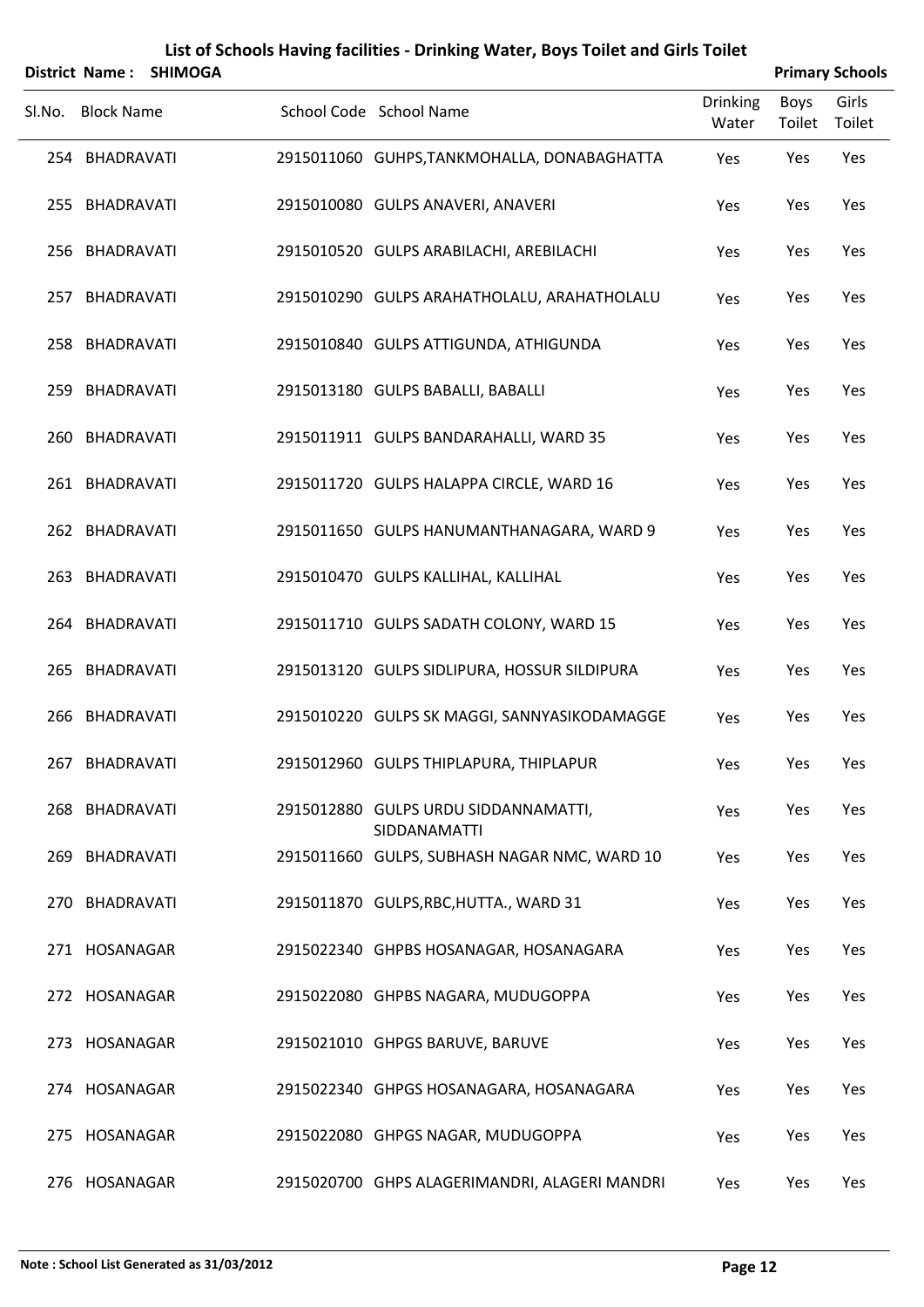# List of Schools Having facilities - Drinking Water, Boys Toilet and Girls Toilet

**District Name : SHIMOGA** **Primary Schools**

| Sl.No. | Block Name | School Code | School Name | Drinking Water | Boys Toilet | Girls Toilet |
|---|---|---|---|---|---|---|
| 254 | BHADRAVATI | 2915011060 | GUHPS,TANKMOHALLA, DONABAGHATTA | Yes | Yes | Yes |
| 255 | BHADRAVATI | 2915010080 | GULPS ANAVERI, ANAVERI | Yes | Yes | Yes |
| 256 | BHADRAVATI | 2915010520 | GULPS ARABILACHI, AREBILACHI | Yes | Yes | Yes |
| 257 | BHADRAVATI | 2915010290 | GULPS ARAHATHOLALU, ARAHATHOLALU | Yes | Yes | Yes |
| 258 | BHADRAVATI | 2915010840 | GULPS ATTIGUNDA, ATHIGUNDA | Yes | Yes | Yes |
| 259 | BHADRAVATI | 2915013180 | GULPS BABALLI, BABALLI | Yes | Yes | Yes |
| 260 | BHADRAVATI | 2915011911 | GULPS BANDARAHALLI, WARD 35 | Yes | Yes | Yes |
| 261 | BHADRAVATI | 2915011720 | GULPS HALAPPA CIRCLE, WARD 16 | Yes | Yes | Yes |
| 262 | BHADRAVATI | 2915011650 | GULPS HANUMANTHANAGARA, WARD 9 | Yes | Yes | Yes |
| 263 | BHADRAVATI | 2915010470 | GULPS KALLIHAL, KALLIHAL | Yes | Yes | Yes |
| 264 | BHADRAVATI | 2915011710 | GULPS SADATH COLONY, WARD 15 | Yes | Yes | Yes |
| 265 | BHADRAVATI | 2915013120 | GULPS SIDLIPURA, HOSSUR SILDIPURA | Yes | Yes | Yes |
| 266 | BHADRAVATI | 2915010220 | GULPS SK MAGGI, SANNYASIKODAMAGGE | Yes | Yes | Yes |
| 267 | BHADRAVATI | 2915012960 | GULPS THIPLAPURA, THIPLAPUR | Yes | Yes | Yes |
| 268 | BHADRAVATI | 2915012880 | GULPS URDU SIDDANNAMATTI, SIDDANAMATTI | Yes | Yes | Yes |
| 269 | BHADRAVATI | 2915011660 | GULPS, SUBHASH NAGAR NMC, WARD 10 | Yes | Yes | Yes |
| 270 | BHADRAVATI | 2915011870 | GULPS,RBC,HUTTA., WARD 31 | Yes | Yes | Yes |
| 271 | HOSANAGAR | 2915022340 | GHPBS HOSANAGAR, HOSANAGARA | Yes | Yes | Yes |
| 272 | HOSANAGAR | 2915022080 | GHPBS NAGARA, MUDUGOPPA | Yes | Yes | Yes |
| 273 | HOSANAGAR | 2915021010 | GHPGS BARUVE, BARUVE | Yes | Yes | Yes |
| 274 | HOSANAGAR | 2915022340 | GHPGS HOSANAGARA, HOSANAGARA | Yes | Yes | Yes |
| 275 | HOSANAGAR | 2915022080 | GHPGS NAGAR, MUDUGOPPA | Yes | Yes | Yes |
| 276 | HOSANAGAR | 2915020700 | GHPS ALAGERIMANDRI, ALAGERI MANDRI | Yes | Yes | Yes |

**Note : School List Generated as 31/03/2012**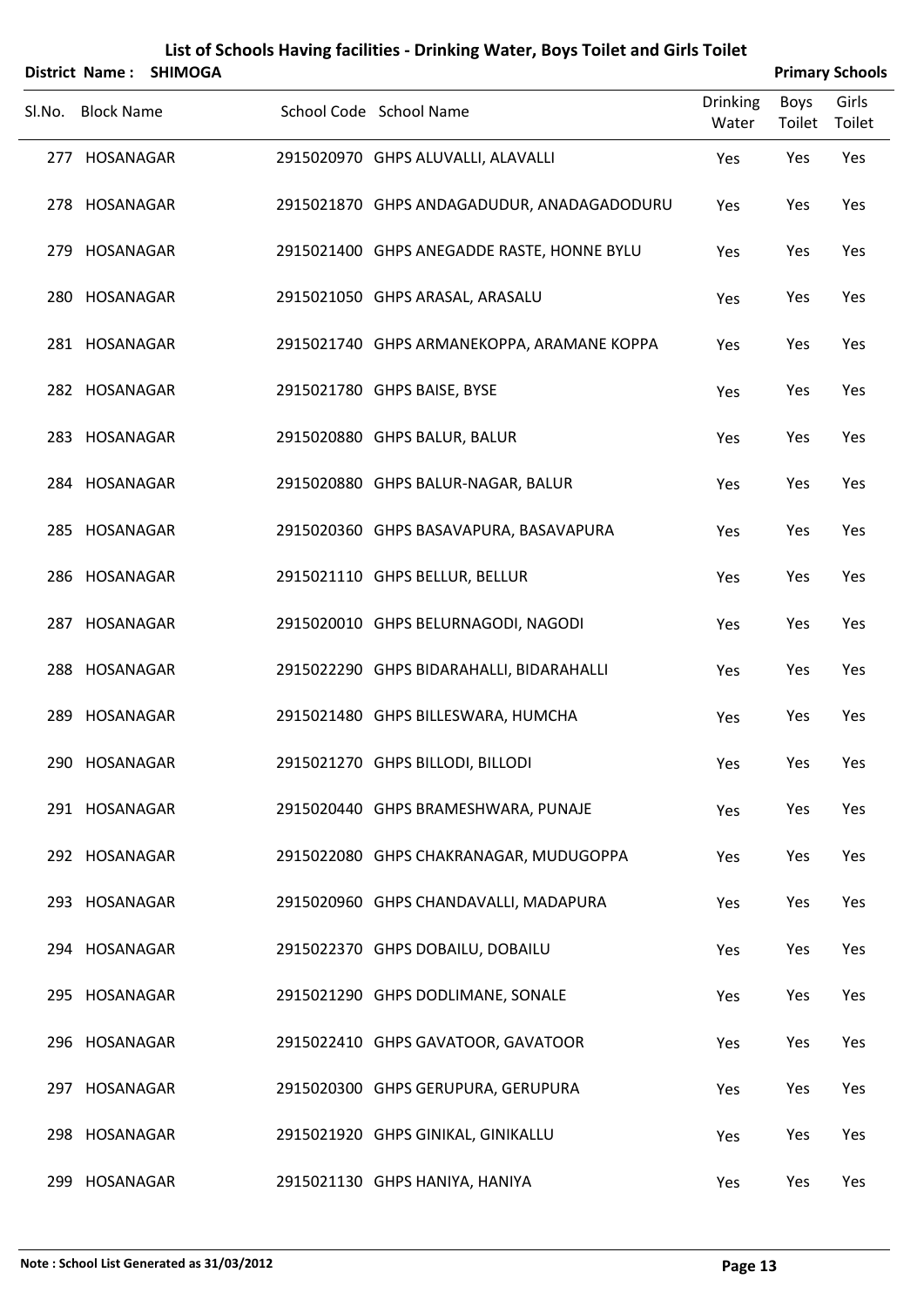# List of Schools Having facilities - Drinking Water, Boys Toilet and Girls Toilet

**District Name : SHIMOGA** **Primary Schools**

| Sl.No. | Block Name | School Code | School Name | Drinking Water | Boys Toilet | Girls Toilet |
|---|---|---|---|---|---|---|
| 277 | HOSANAGAR | 2915020970 | GHPS ALUVALLI, ALAVALLI | Yes | Yes | Yes |
| 278 | HOSANAGAR | 2915021870 | GHPS ANDAGADUDUR, ANADAGADODURU | Yes | Yes | Yes |
| 279 | HOSANAGAR | 2915021400 | GHPS ANEGADDE RASTE, HONNE BYLU | Yes | Yes | Yes |
| 280 | HOSANAGAR | 2915021050 | GHPS ARASAL, ARASALU | Yes | Yes | Yes |
| 281 | HOSANAGAR | 2915021740 | GHPS ARMANEKOPPA, ARAMANE KOPPA | Yes | Yes | Yes |
| 282 | HOSANAGAR | 2915021780 | GHPS BAISE, BYSE | Yes | Yes | Yes |
| 283 | HOSANAGAR | 2915020880 | GHPS BALUR, BALUR | Yes | Yes | Yes |
| 284 | HOSANAGAR | 2915020880 | GHPS BALUR-NAGAR, BALUR | Yes | Yes | Yes |
| 285 | HOSANAGAR | 2915020360 | GHPS BASAVAPURA, BASAVAPURA | Yes | Yes | Yes |
| 286 | HOSANAGAR | 2915021110 | GHPS BELLUR, BELLUR | Yes | Yes | Yes |
| 287 | HOSANAGAR | 2915020010 | GHPS BELURNAGODI, NAGODI | Yes | Yes | Yes |
| 288 | HOSANAGAR | 2915022290 | GHPS BIDARAHALLI, BIDARAHALLI | Yes | Yes | Yes |
| 289 | HOSANAGAR | 2915021480 | GHPS BILLESWARA, HUMCHA | Yes | Yes | Yes |
| 290 | HOSANAGAR | 2915021270 | GHPS BILLODI, BILLODI | Yes | Yes | Yes |
| 291 | HOSANAGAR | 2915020440 | GHPS BRAMESHWARA, PUNAJE | Yes | Yes | Yes |
| 292 | HOSANAGAR | 2915022080 | GHPS CHAKRANAGAR, MUDUGOPPA | Yes | Yes | Yes |
| 293 | HOSANAGAR | 2915020960 | GHPS CHANDAVALLI, MADAPURA | Yes | Yes | Yes |
| 294 | HOSANAGAR | 2915022370 | GHPS DOBAILU, DOBAILU | Yes | Yes | Yes |
| 295 | HOSANAGAR | 2915021290 | GHPS DODLIMANE, SONALE | Yes | Yes | Yes |
| 296 | HOSANAGAR | 2915022410 | GHPS GAVATOOR, GAVATOOR | Yes | Yes | Yes |
| 297 | HOSANAGAR | 2915020300 | GHPS GERUPURA, GERUPURA | Yes | Yes | Yes |
| 298 | HOSANAGAR | 2915021920 | GHPS GINIKAL, GINIKALLU | Yes | Yes | Yes |
| 299 | HOSANAGAR | 2915021130 | GHPS HANIYA, HANIYA | Yes | Yes | Yes |

**Note : School List Generated as 31/03/2012**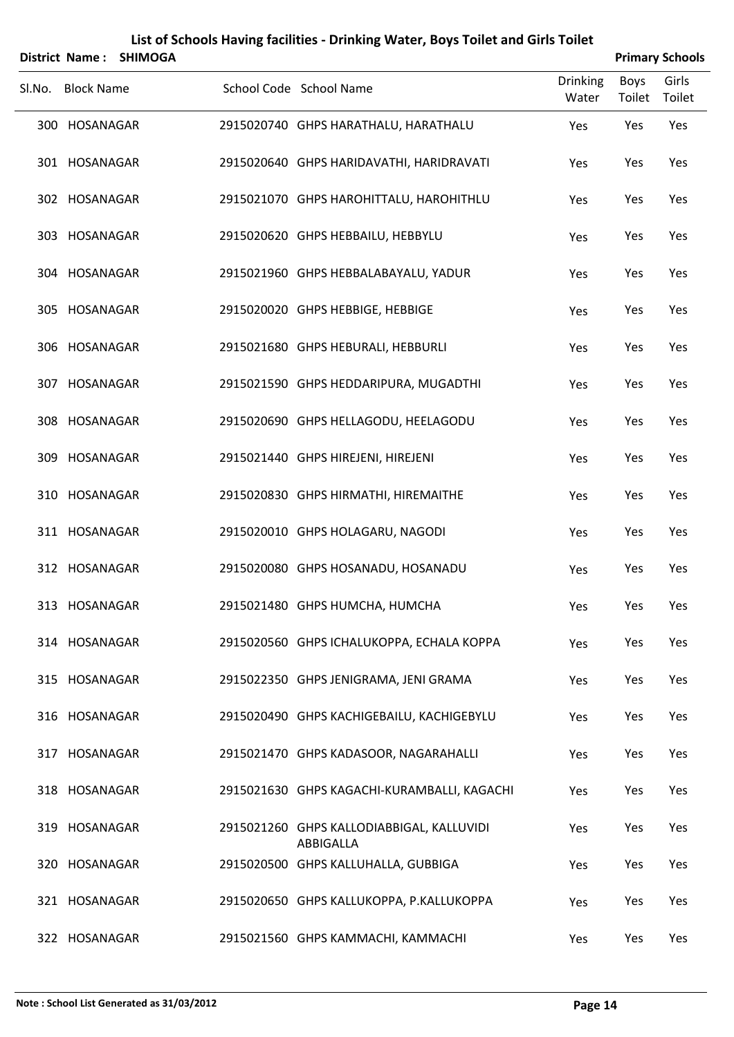# List of Schools Having facilities - Drinking Water, Boys Toilet and Girls Toilet

**District Name : SHIMOGA** **Primary Schools**

| Sl.No. | Block Name | School Code | School Name | Drinking Water | Boys Toilet | Girls Toilet |
|---|---|---|---|---|---|---|
| 300 | HOSANAGAR | 2915020740 | GHPS HARATHALU, HARATHALU | Yes | Yes | Yes |
| 301 | HOSANAGAR | 2915020640 | GHPS HARIDAVATHI, HARIDRAVATI | Yes | Yes | Yes |
| 302 | HOSANAGAR | 2915021070 | GHPS HAROHITTALU, HAROHITHLU | Yes | Yes | Yes |
| 303 | HOSANAGAR | 2915020620 | GHPS HEBBAILU, HEBBYLU | Yes | Yes | Yes |
| 304 | HOSANAGAR | 2915021960 | GHPS HEBBALABAYALU, YADUR | Yes | Yes | Yes |
| 305 | HOSANAGAR | 2915020020 | GHPS HEBBIGE, HEBBIGE | Yes | Yes | Yes |
| 306 | HOSANAGAR | 2915021680 | GHPS HEBURALI, HEBBURLI | Yes | Yes | Yes |
| 307 | HOSANAGAR | 2915021590 | GHPS HEDDARIPURA, MUGADTHI | Yes | Yes | Yes |
| 308 | HOSANAGAR | 2915020690 | GHPS HELLAGODU, HEELAGODU | Yes | Yes | Yes |
| 309 | HOSANAGAR | 2915021440 | GHPS HIREJENI, HIREJENI | Yes | Yes | Yes |
| 310 | HOSANAGAR | 2915020830 | GHPS HIRMATHI, HIREMAITHE | Yes | Yes | Yes |
| 311 | HOSANAGAR | 2915020010 | GHPS HOLAGARU, NAGODI | Yes | Yes | Yes |
| 312 | HOSANAGAR | 2915020080 | GHPS HOSANADU, HOSANADU | Yes | Yes | Yes |
| 313 | HOSANAGAR | 2915021480 | GHPS HUMCHA, HUMCHA | Yes | Yes | Yes |
| 314 | HOSANAGAR | 2915020560 | GHPS ICHALUKOPPA, ECHALA KOPPA | Yes | Yes | Yes |
| 315 | HOSANAGAR | 2915022350 | GHPS JENIGRAMA, JENI GRAMA | Yes | Yes | Yes |
| 316 | HOSANAGAR | 2915020490 | GHPS KACHIGEBAILU, KACHIGEBYLU | Yes | Yes | Yes |
| 317 | HOSANAGAR | 2915021470 | GHPS KADASOOR, NAGARAHALLI | Yes | Yes | Yes |
| 318 | HOSANAGAR | 2915021630 | GHPS KAGACHI-KURAMBALLI, KAGACHI | Yes | Yes | Yes |
| 319 | HOSANAGAR | 2915021260 | GHPS KALLODIABBIGAL, KALLUVIDI ABBIGALLA | Yes | Yes | Yes |
| 320 | HOSANAGAR | 2915020500 | GHPS KALLUHALLA, GUBBIGA | Yes | Yes | Yes |
| 321 | HOSANAGAR | 2915020650 | GHPS KALLUKOPPA, P.KALLUKOPPA | Yes | Yes | Yes |
| 322 | HOSANAGAR | 2915021560 | GHPS KAMMACHI, KAMMACHI | Yes | Yes | Yes |

**Note : School List Generated as 31/03/2012**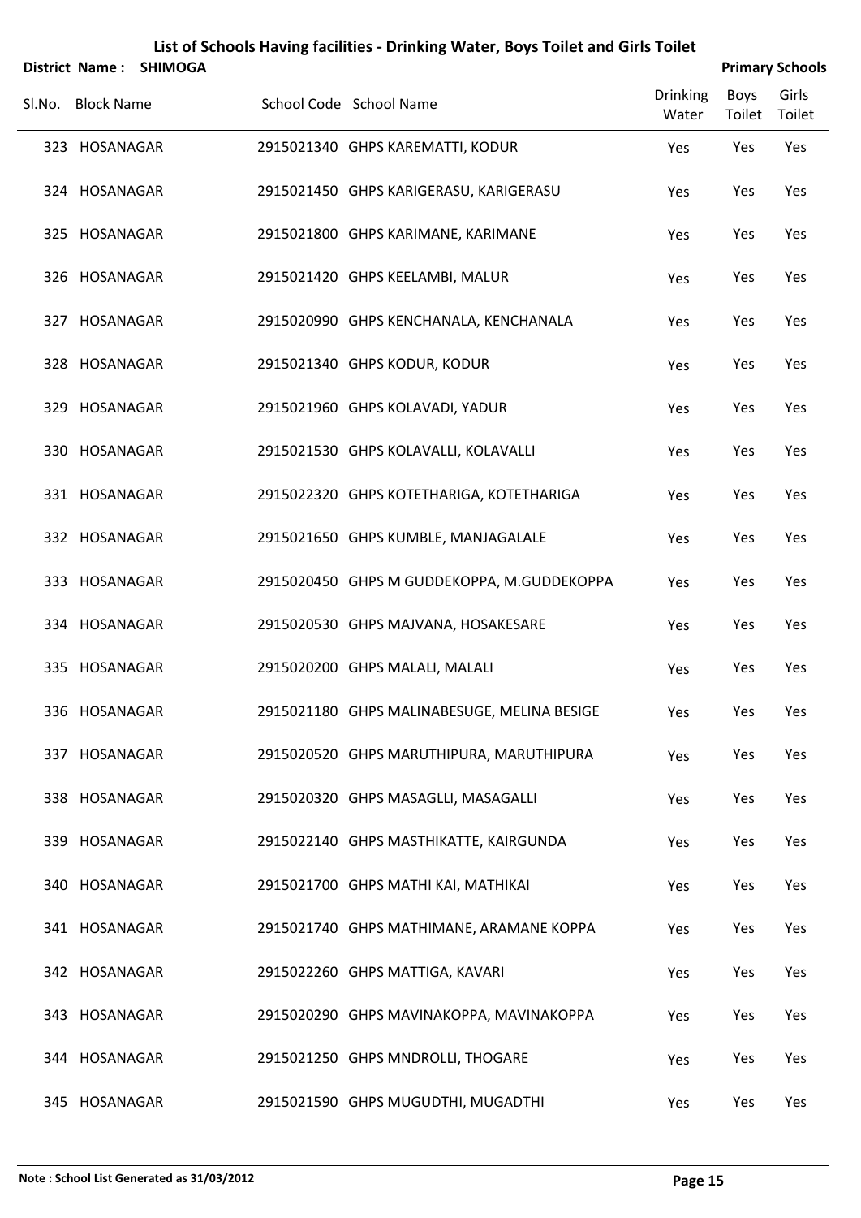# List of Schools Having facilities - Drinking Water, Boys Toilet and Girls Toilet

**District Name : SHIMOGA** **Primary Schools**

| Sl.No. | Block Name | School Code | School Name | Drinking Water | Boys Toilet | Girls Toilet |
|---|---|---|---|---|---|---|
| 323 | HOSANAGAR | 2915021340 | GHPS KAREMATTI, KODUR | Yes | Yes | Yes |
| 324 | HOSANAGAR | 2915021450 | GHPS KARIGERASU, KARIGERASU | Yes | Yes | Yes |
| 325 | HOSANAGAR | 2915021800 | GHPS KARIMANE, KARIMANE | Yes | Yes | Yes |
| 326 | HOSANAGAR | 2915021420 | GHPS KEELAMBI, MALUR | Yes | Yes | Yes |
| 327 | HOSANAGAR | 2915020990 | GHPS KENCHANALA, KENCHANALA | Yes | Yes | Yes |
| 328 | HOSANAGAR | 2915021340 | GHPS KODUR, KODUR | Yes | Yes | Yes |
| 329 | HOSANAGAR | 2915021960 | GHPS KOLAVADI, YADUR | Yes | Yes | Yes |
| 330 | HOSANAGAR | 2915021530 | GHPS KOLAVALLI, KOLAVALLI | Yes | Yes | Yes |
| 331 | HOSANAGAR | 2915022320 | GHPS KOTETHARIGA, KOTETHARIGA | Yes | Yes | Yes |
| 332 | HOSANAGAR | 2915021650 | GHPS KUMBLE, MANJAGALALE | Yes | Yes | Yes |
| 333 | HOSANAGAR | 2915020450 | GHPS M GUDDEKOPPA, M.GUDDEKOPPA | Yes | Yes | Yes |
| 334 | HOSANAGAR | 2915020530 | GHPS MAJVANA, HOSAKESARE | Yes | Yes | Yes |
| 335 | HOSANAGAR | 2915020200 | GHPS MALALI, MALALI | Yes | Yes | Yes |
| 336 | HOSANAGAR | 2915021180 | GHPS MALINABESUGE, MELINA BESIGE | Yes | Yes | Yes |
| 337 | HOSANAGAR | 2915020520 | GHPS MARUTHIPURA, MARUTHIPURA | Yes | Yes | Yes |
| 338 | HOSANAGAR | 2915020320 | GHPS MASAGLLI, MASAGALLI | Yes | Yes | Yes |
| 339 | HOSANAGAR | 2915022140 | GHPS MASTHIKATTE, KAIRGUNDA | Yes | Yes | Yes |
| 340 | HOSANAGAR | 2915021700 | GHPS MATHI KAI, MATHIKAI | Yes | Yes | Yes |
| 341 | HOSANAGAR | 2915021740 | GHPS MATHIMANE, ARAMANE KOPPA | Yes | Yes | Yes |
| 342 | HOSANAGAR | 2915022260 | GHPS MATTIGA, KAVARI | Yes | Yes | Yes |
| 343 | HOSANAGAR | 2915020290 | GHPS MAVINAKOPPA, MAVINAKOPPA | Yes | Yes | Yes |
| 344 | HOSANAGAR | 2915021250 | GHPS MNDROLLI, THOGARE | Yes | Yes | Yes |
| 345 | HOSANAGAR | 2915021590 | GHPS MUGUDTHI, MUGADTHI | Yes | Yes | Yes |

**Note : School List Generated as 31/03/2012**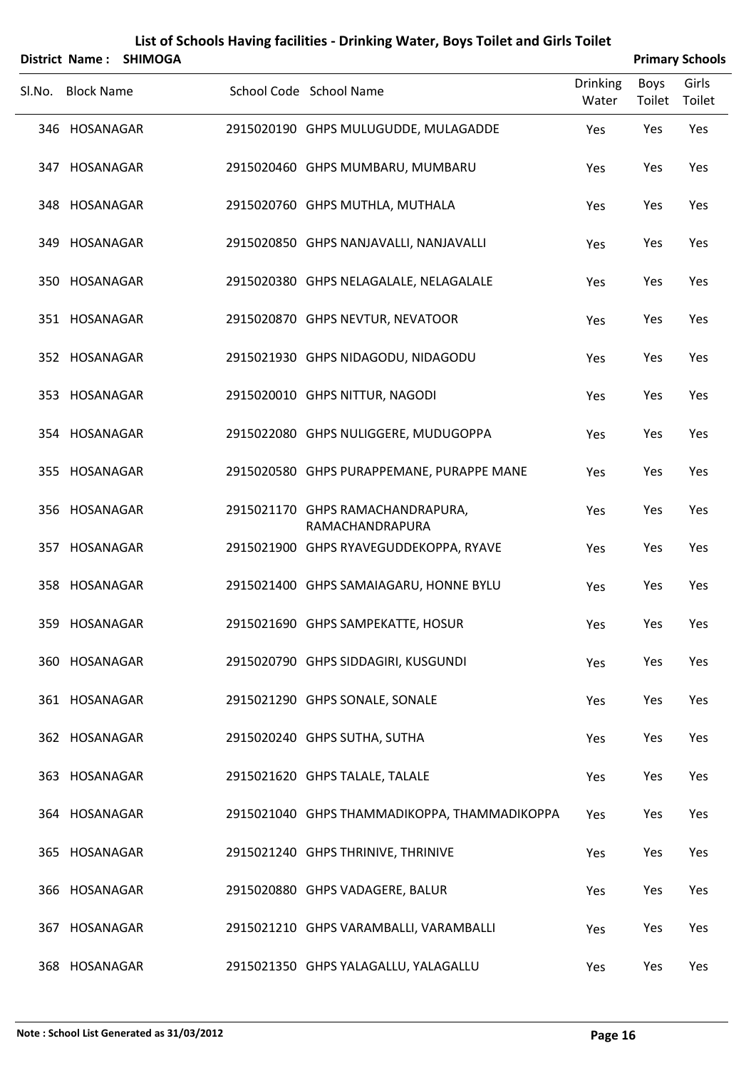# List of Schools Having facilities - Drinking Water, Boys Toilet and Girls Toilet

**District Name : SHIMOGA** **Primary Schools**

| Sl.No. | Block Name | School Code | School Name | Drinking Water | Boys Toilet | Girls Toilet |
|---|---|---|---|---|---|---|
| 346 | HOSANAGAR | 2915020190 | GHPS MULUGUDDE, MULAGADDE | Yes | Yes | Yes |
| 347 | HOSANAGAR | 2915020460 | GHPS MUMBARU, MUMBARU | Yes | Yes | Yes |
| 348 | HOSANAGAR | 2915020760 | GHPS MUTHLA, MUTHALA | Yes | Yes | Yes |
| 349 | HOSANAGAR | 2915020850 | GHPS NANJAVALLI, NANJAVALLI | Yes | Yes | Yes |
| 350 | HOSANAGAR | 2915020380 | GHPS NELAGALALE, NELAGALALE | Yes | Yes | Yes |
| 351 | HOSANAGAR | 2915020870 | GHPS NEVTUR, NEVATOOR | Yes | Yes | Yes |
| 352 | HOSANAGAR | 2915021930 | GHPS NIDAGODU, NIDAGODU | Yes | Yes | Yes |
| 353 | HOSANAGAR | 2915020010 | GHPS NITTUR, NAGODI | Yes | Yes | Yes |
| 354 | HOSANAGAR | 2915022080 | GHPS NULIGGERE, MUDUGOPPA | Yes | Yes | Yes |
| 355 | HOSANAGAR | 2915020580 | GHPS PURAPPEMANE, PURAPPE MANE | Yes | Yes | Yes |
| 356 | HOSANAGAR | 2915021170 | GHPS RAMACHANDRAPURA, RAMACHANDRAPURA | Yes | Yes | Yes |
| 357 | HOSANAGAR | 2915021900 | GHPS RYAVEGUDDEKOPPA, RYAVE | Yes | Yes | Yes |
| 358 | HOSANAGAR | 2915021400 | GHPS SAMAIAGARU, HONNE BYLU | Yes | Yes | Yes |
| 359 | HOSANAGAR | 2915021690 | GHPS SAMPEKATTE, HOSUR | Yes | Yes | Yes |
| 360 | HOSANAGAR | 2915020790 | GHPS SIDDAGIRI, KUSGUNDI | Yes | Yes | Yes |
| 361 | HOSANAGAR | 2915021290 | GHPS SONALE, SONALE | Yes | Yes | Yes |
| 362 | HOSANAGAR | 2915020240 | GHPS SUTHA, SUTHA | Yes | Yes | Yes |
| 363 | HOSANAGAR | 2915021620 | GHPS TALALE, TALALE | Yes | Yes | Yes |
| 364 | HOSANAGAR | 2915021040 | GHPS THAMMADIKOPPA, THAMMADIKOPPA | Yes | Yes | Yes |
| 365 | HOSANAGAR | 2915021240 | GHPS THRINIVE, THRINIVE | Yes | Yes | Yes |
| 366 | HOSANAGAR | 2915020880 | GHPS VADAGERE, BALUR | Yes | Yes | Yes |
| 367 | HOSANAGAR | 2915021210 | GHPS VARAMBALLI, VARAMBALLI | Yes | Yes | Yes |
| 368 | HOSANAGAR | 2915021350 | GHPS YALAGALLU, YALAGALLU | Yes | Yes | Yes |

**Note : School List Generated as 31/03/2012**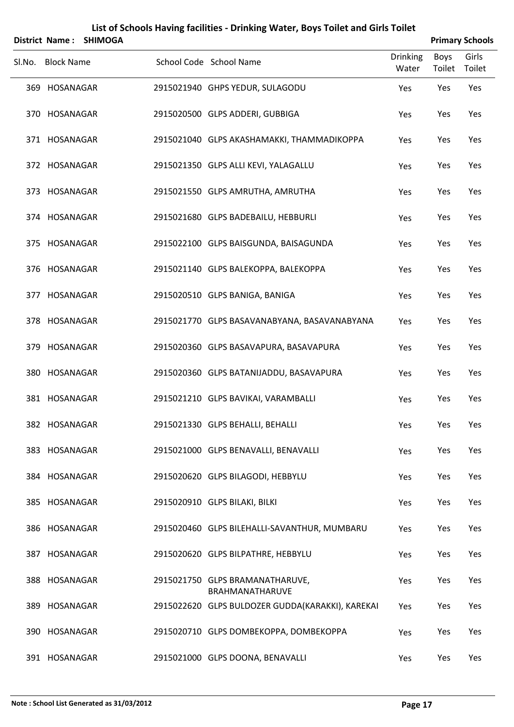# List of Schools Having facilities - Drinking Water, Boys Toilet and Girls Toilet

**District Name : SHIMOGA** | **Primary Schools**

| Sl.No. | Block Name | School Code | School Name | Drinking Water | Boys Toilet | Girls Toilet |
|---|---|---|---|---|---|---|
| 369 | HOSANAGAR | 2915021940 | GHPS YEDUR, SULAGODU | Yes | Yes | Yes |
| 370 | HOSANAGAR | 2915020500 | GLPS ADDERI, GUBBIGA | Yes | Yes | Yes |
| 371 | HOSANAGAR | 2915021040 | GLPS AKASHAMAKKI, THAMMADIKOPPA | Yes | Yes | Yes |
| 372 | HOSANAGAR | 2915021350 | GLPS ALLI KEVI, YALAGALLU | Yes | Yes | Yes |
| 373 | HOSANAGAR | 2915021550 | GLPS AMRUTHA, AMRUTHA | Yes | Yes | Yes |
| 374 | HOSANAGAR | 2915021680 | GLPS BADEBAILU, HEBBURLI | Yes | Yes | Yes |
| 375 | HOSANAGAR | 2915022100 | GLPS BAISGUNDA, BAISAGUNDA | Yes | Yes | Yes |
| 376 | HOSANAGAR | 2915021140 | GLPS BALEKOPPA, BALEKOPPA | Yes | Yes | Yes |
| 377 | HOSANAGAR | 2915020510 | GLPS BANIGA, BANIGA | Yes | Yes | Yes |
| 378 | HOSANAGAR | 2915021770 | GLPS BASAVANABYANA, BASAVANABYANA | Yes | Yes | Yes |
| 379 | HOSANAGAR | 2915020360 | GLPS BASAVAPURA, BASAVAPURA | Yes | Yes | Yes |
| 380 | HOSANAGAR | 2915020360 | GLPS BATANIJADDU, BASAVAPURA | Yes | Yes | Yes |
| 381 | HOSANAGAR | 2915021210 | GLPS BAVIKAI, VARAMBALLI | Yes | Yes | Yes |
| 382 | HOSANAGAR | 2915021330 | GLPS BEHALLI, BEHALLI | Yes | Yes | Yes |
| 383 | HOSANAGAR | 2915021000 | GLPS BENAVALLI, BENAVALLI | Yes | Yes | Yes |
| 384 | HOSANAGAR | 2915020620 | GLPS BILAGODI, HEBBYLU | Yes | Yes | Yes |
| 385 | HOSANAGAR | 2915020910 | GLPS BILAKI, BILKI | Yes | Yes | Yes |
| 386 | HOSANAGAR | 2915020460 | GLPS BILEHALLI-SAVANTHUR, MUMBARU | Yes | Yes | Yes |
| 387 | HOSANAGAR | 2915020620 | GLPS BILPATHRE, HEBBYLU | Yes | Yes | Yes |
| 388 | HOSANAGAR | 2915021750 | GLPS BRAMANATHARUVE, BRAHMANATHARUVE | Yes | Yes | Yes |
| 389 | HOSANAGAR | 2915022620 | GLPS BULDOZER GUDDA(KARAKKI), KAREKAI | Yes | Yes | Yes |
| 390 | HOSANAGAR | 2915020710 | GLPS DOMBEKOPPA, DOMBEKOPPA | Yes | Yes | Yes |
| 391 | HOSANAGAR | 2915021000 | GLPS DOONA, BENAVALLI | Yes | Yes | Yes |

**Note : School List Generated as 31/03/2012**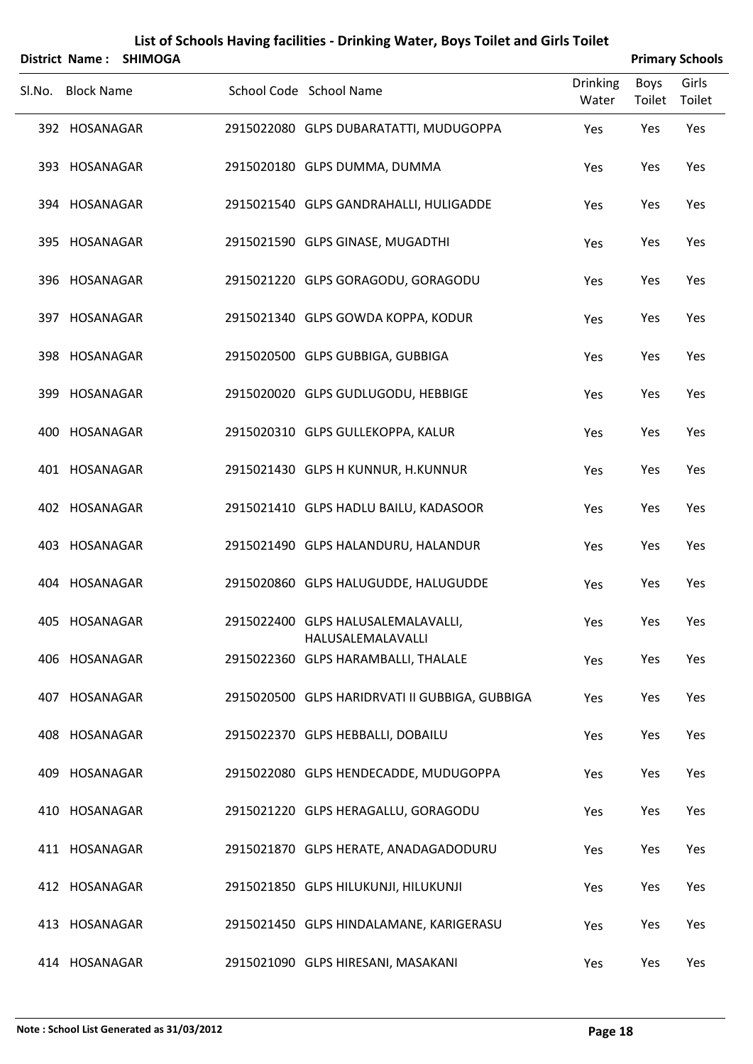# List of Schools Having facilities - Drinking Water, Boys Toilet and Girls Toilet

**District Name : SHIMOGA** **Primary Schools**

| Sl.No. | Block Name | School Code | School Name | Drinking Water | Boys Toilet | Girls Toilet |
|---|---|---|---|---|---|---|
| 392 | HOSANAGAR | 2915022080 | GLPS DUBARATATTI, MUDUGOPPA | Yes | Yes | Yes |
| 393 | HOSANAGAR | 2915020180 | GLPS DUMMA, DUMMA | Yes | Yes | Yes |
| 394 | HOSANAGAR | 2915021540 | GLPS GANDRAHALLI, HULIGADDE | Yes | Yes | Yes |
| 395 | HOSANAGAR | 2915021590 | GLPS GINASE, MUGADTHI | Yes | Yes | Yes |
| 396 | HOSANAGAR | 2915021220 | GLPS GORAGODU, GORAGODU | Yes | Yes | Yes |
| 397 | HOSANAGAR | 2915021340 | GLPS GOWDA KOPPA, KODUR | Yes | Yes | Yes |
| 398 | HOSANAGAR | 2915020500 | GLPS GUBBIGA, GUBBIGA | Yes | Yes | Yes |
| 399 | HOSANAGAR | 2915020020 | GLPS GUDLUGODU, HEBBIGE | Yes | Yes | Yes |
| 400 | HOSANAGAR | 2915020310 | GLPS GULLEKOPPA, KALUR | Yes | Yes | Yes |
| 401 | HOSANAGAR | 2915021430 | GLPS H KUNNUR, H.KUNNUR | Yes | Yes | Yes |
| 402 | HOSANAGAR | 2915021410 | GLPS HADLU BAILU, KADASOOR | Yes | Yes | Yes |
| 403 | HOSANAGAR | 2915021490 | GLPS HALANDURU, HALANDUR | Yes | Yes | Yes |
| 404 | HOSANAGAR | 2915020860 | GLPS HALUGUDDE, HALUGUDDE | Yes | Yes | Yes |
| 405 | HOSANAGAR | 2915022400 | GLPS HALUSALEMALAVALLI, HALUSALEMALAVALLI | Yes | Yes | Yes |
| 406 | HOSANAGAR | 2915022360 | GLPS HARAMBALLI, THALALE | Yes | Yes | Yes |
| 407 | HOSANAGAR | 2915020500 | GLPS HARIDRVATI II GUBBIGA, GUBBIGA | Yes | Yes | Yes |
| 408 | HOSANAGAR | 2915022370 | GLPS HEBBALLI, DOBAILU | Yes | Yes | Yes |
| 409 | HOSANAGAR | 2915022080 | GLPS HENDECADDE, MUDUGOPPA | Yes | Yes | Yes |
| 410 | HOSANAGAR | 2915021220 | GLPS HERAGALLU, GORAGODU | Yes | Yes | Yes |
| 411 | HOSANAGAR | 2915021870 | GLPS HERATE, ANADAGADODURU | Yes | Yes | Yes |
| 412 | HOSANAGAR | 2915021850 | GLPS HILUKUNJI, HILUKUNJI | Yes | Yes | Yes |
| 413 | HOSANAGAR | 2915021450 | GLPS HINDALAMANE, KARIGERASU | Yes | Yes | Yes |
| 414 | HOSANAGAR | 2915021090 | GLPS HIRESANI, MASAKANI | Yes | Yes | Yes |

**Note : School List Generated as 31/03/2012**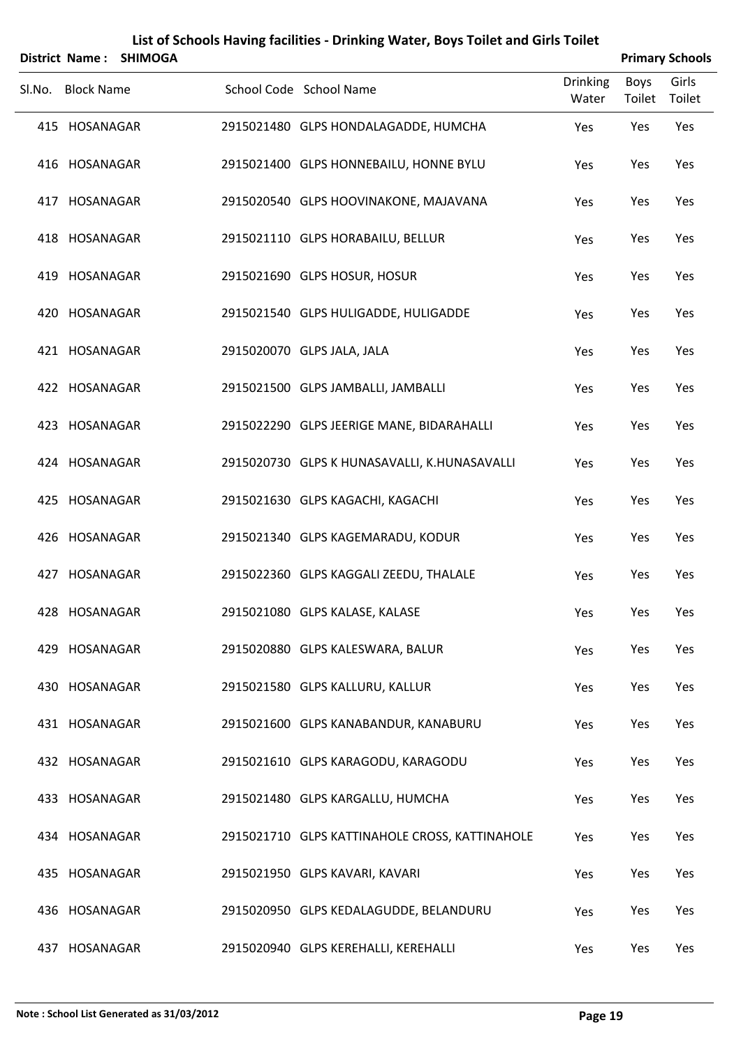# List of Schools Having facilities - Drinking Water, Boys Toilet and Girls Toilet

**District Name : SHIMOGA** **Primary Schools**

| Sl.No. | Block Name | School Code | School Name | Drinking Water | Boys Toilet | Girls Toilet |
|---|---|---|---|---|---|---|
| 415 | HOSANAGAR | 2915021480 | GLPS HONDALAGADDE, HUMCHA | Yes | Yes | Yes |
| 416 | HOSANAGAR | 2915021400 | GLPS HONNEBAILU, HONNE BYLU | Yes | Yes | Yes |
| 417 | HOSANAGAR | 2915020540 | GLPS HOOVINAKONE, MAJAVANA | Yes | Yes | Yes |
| 418 | HOSANAGAR | 2915021110 | GLPS HORABAILU, BELLUR | Yes | Yes | Yes |
| 419 | HOSANAGAR | 2915021690 | GLPS HOSUR, HOSUR | Yes | Yes | Yes |
| 420 | HOSANAGAR | 2915021540 | GLPS HULIGADDE, HULIGADDE | Yes | Yes | Yes |
| 421 | HOSANAGAR | 2915020070 | GLPS JALA, JALA | Yes | Yes | Yes |
| 422 | HOSANAGAR | 2915021500 | GLPS JAMBALLI, JAMBALLI | Yes | Yes | Yes |
| 423 | HOSANAGAR | 2915022290 | GLPS JEERIGE MANE, BIDARAHALLI | Yes | Yes | Yes |
| 424 | HOSANAGAR | 2915020730 | GLPS K HUNASAVALLI, K.HUNASAVALLI | Yes | Yes | Yes |
| 425 | HOSANAGAR | 2915021630 | GLPS KAGACHI, KAGACHI | Yes | Yes | Yes |
| 426 | HOSANAGAR | 2915021340 | GLPS KAGEMARADU, KODUR | Yes | Yes | Yes |
| 427 | HOSANAGAR | 2915022360 | GLPS KAGGALI ZEEDU, THALALE | Yes | Yes | Yes |
| 428 | HOSANAGAR | 2915021080 | GLPS KALASE, KALASE | Yes | Yes | Yes |
| 429 | HOSANAGAR | 2915020880 | GLPS KALESWARA, BALUR | Yes | Yes | Yes |
| 430 | HOSANAGAR | 2915021580 | GLPS KALLURU, KALLUR | Yes | Yes | Yes |
| 431 | HOSANAGAR | 2915021600 | GLPS KANABANDUR, KANABURU | Yes | Yes | Yes |
| 432 | HOSANAGAR | 2915021610 | GLPS KARAGODU, KARAGODU | Yes | Yes | Yes |
| 433 | HOSANAGAR | 2915021480 | GLPS KARGALLU, HUMCHA | Yes | Yes | Yes |
| 434 | HOSANAGAR | 2915021710 | GLPS KATTINAHOLE CROSS, KATTINAHOLE | Yes | Yes | Yes |
| 435 | HOSANAGAR | 2915021950 | GLPS KAVARI, KAVARI | Yes | Yes | Yes |
| 436 | HOSANAGAR | 2915020950 | GLPS KEDALAGUDDE, BELANDURU | Yes | Yes | Yes |
| 437 | HOSANAGAR | 2915020940 | GLPS KEREHALLI, KEREHALLI | Yes | Yes | Yes |

**Note : School List Generated as 31/03/2012**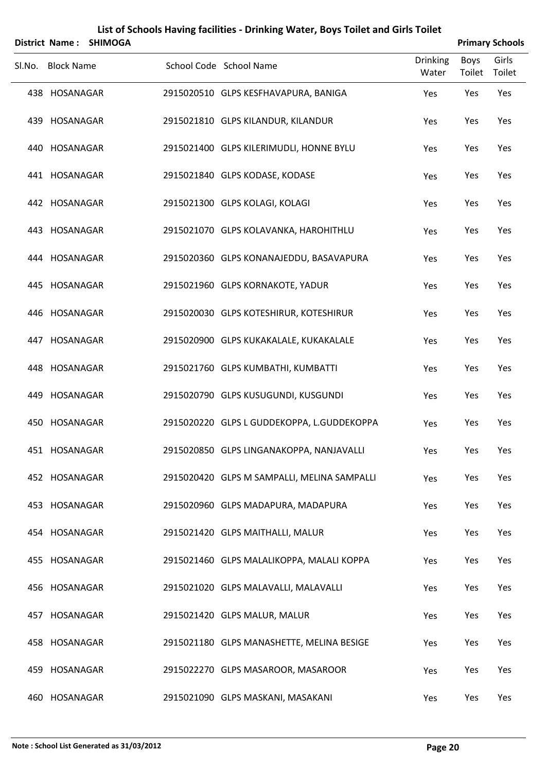# List of Schools Having facilities - Drinking Water, Boys Toilet and Girls Toilet

**District Name : SHIMOGA** **Primary Schools**

| Sl.No. | Block Name | School Code | School Name | Drinking Water | Boys Toilet | Girls Toilet |
|---|---|---|---|---|---|---|
| 438 | HOSANAGAR | 2915020510 | GLPS KESFHAVAPURA, BANIGA | Yes | Yes | Yes |
| 439 | HOSANAGAR | 2915021810 | GLPS KILANDUR, KILANDUR | Yes | Yes | Yes |
| 440 | HOSANAGAR | 2915021400 | GLPS KILERIMUDLI, HONNE BYLU | Yes | Yes | Yes |
| 441 | HOSANAGAR | 2915021840 | GLPS KODASE, KODASE | Yes | Yes | Yes |
| 442 | HOSANAGAR | 2915021300 | GLPS KOLAGI, KOLAGI | Yes | Yes | Yes |
| 443 | HOSANAGAR | 2915021070 | GLPS KOLAVANKA, HAROHITHLU | Yes | Yes | Yes |
| 444 | HOSANAGAR | 2915020360 | GLPS KONANAJEDDU, BASAVAPURA | Yes | Yes | Yes |
| 445 | HOSANAGAR | 2915021960 | GLPS KORNAKOTE, YADUR | Yes | Yes | Yes |
| 446 | HOSANAGAR | 2915020030 | GLPS KOTESHIRUR, KOTESHIRUR | Yes | Yes | Yes |
| 447 | HOSANAGAR | 2915020900 | GLPS KUKAKALALE, KUKAKALALE | Yes | Yes | Yes |
| 448 | HOSANAGAR | 2915021760 | GLPS KUMBATHI, KUMBATTI | Yes | Yes | Yes |
| 449 | HOSANAGAR | 2915020790 | GLPS KUSUGUNDI, KUSGUNDI | Yes | Yes | Yes |
| 450 | HOSANAGAR | 2915020220 | GLPS L GUDDEKOPPA, L.GUDDEKOPPA | Yes | Yes | Yes |
| 451 | HOSANAGAR | 2915020850 | GLPS LINGANAKOPPA, NANJAVALLI | Yes | Yes | Yes |
| 452 | HOSANAGAR | 2915020420 | GLPS M SAMPALLI, MELINA SAMPALLI | Yes | Yes | Yes |
| 453 | HOSANAGAR | 2915020960 | GLPS MADAPURA, MADAPURA | Yes | Yes | Yes |
| 454 | HOSANAGAR | 2915021420 | GLPS MAITHALLI, MALUR | Yes | Yes | Yes |
| 455 | HOSANAGAR | 2915021460 | GLPS MALALIKOPPA, MALALI KOPPA | Yes | Yes | Yes |
| 456 | HOSANAGAR | 2915021020 | GLPS MALAVALLI, MALAVALLI | Yes | Yes | Yes |
| 457 | HOSANAGAR | 2915021420 | GLPS MALUR, MALUR | Yes | Yes | Yes |
| 458 | HOSANAGAR | 2915021180 | GLPS MANASHETTE, MELINA BESIGE | Yes | Yes | Yes |
| 459 | HOSANAGAR | 2915022270 | GLPS MASAROOR, MASAROOR | Yes | Yes | Yes |
| 460 | HOSANAGAR | 2915021090 | GLPS MASKANI, MASAKANI | Yes | Yes | Yes |

**Note : School List Generated as 31/03/2012**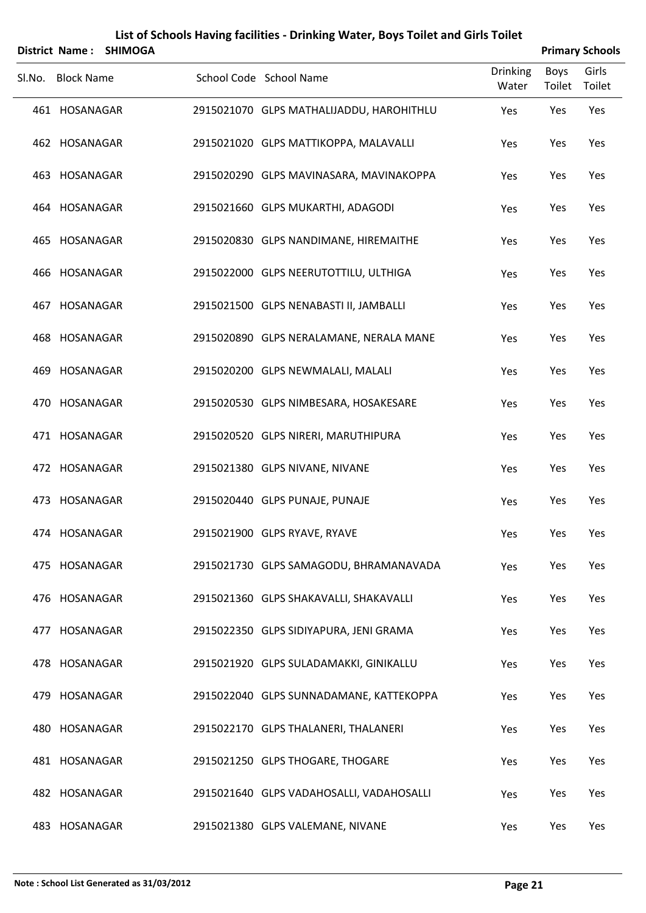# List of Schools Having facilities - Drinking Water, Boys Toilet and Girls Toilet

**District Name : SHIMOGA** **Primary Schools**

| Sl.No. | Block Name | School Code | School Name | Drinking Water | Boys Toilet | Girls Toilet |
|---|---|---|---|---|---|---|
| 461 | HOSANAGAR | 2915021070 | GLPS MATHALIJADDU, HAROHITHLU | Yes | Yes | Yes |
| 462 | HOSANAGAR | 2915021020 | GLPS MATTIKOPPA, MALAVALLI | Yes | Yes | Yes |
| 463 | HOSANAGAR | 2915020290 | GLPS MAVINASARA, MAVINAKOPPA | Yes | Yes | Yes |
| 464 | HOSANAGAR | 2915021660 | GLPS MUKARTHI, ADAGODI | Yes | Yes | Yes |
| 465 | HOSANAGAR | 2915020830 | GLPS NANDIMANE, HIREMAITHE | Yes | Yes | Yes |
| 466 | HOSANAGAR | 2915022000 | GLPS NEERUTOTTILU, ULTHIGA | Yes | Yes | Yes |
| 467 | HOSANAGAR | 2915021500 | GLPS NENABASTI II, JAMBALLI | Yes | Yes | Yes |
| 468 | HOSANAGAR | 2915020890 | GLPS NERALAMANE, NERALA MANE | Yes | Yes | Yes |
| 469 | HOSANAGAR | 2915020200 | GLPS NEWMALALI, MALALI | Yes | Yes | Yes |
| 470 | HOSANAGAR | 2915020530 | GLPS NIMBESARA, HOSAKESARE | Yes | Yes | Yes |
| 471 | HOSANAGAR | 2915020520 | GLPS NIRERI, MARUTHIPURA | Yes | Yes | Yes |
| 472 | HOSANAGAR | 2915021380 | GLPS NIVANE, NIVANE | Yes | Yes | Yes |
| 473 | HOSANAGAR | 2915020440 | GLPS PUNAJE, PUNAJE | Yes | Yes | Yes |
| 474 | HOSANAGAR | 2915021900 | GLPS RYAVE, RYAVE | Yes | Yes | Yes |
| 475 | HOSANAGAR | 2915021730 | GLPS SAMAGODU, BHRAMANAVADA | Yes | Yes | Yes |
| 476 | HOSANAGAR | 2915021360 | GLPS SHAKAVALLI, SHAKAVALLI | Yes | Yes | Yes |
| 477 | HOSANAGAR | 2915022350 | GLPS SIDIYAPURA, JENI GRAMA | Yes | Yes | Yes |
| 478 | HOSANAGAR | 2915021920 | GLPS SULADAMAKKI, GINIKALLU | Yes | Yes | Yes |
| 479 | HOSANAGAR | 2915022040 | GLPS SUNNADAMANE, KATTEKOPPA | Yes | Yes | Yes |
| 480 | HOSANAGAR | 2915022170 | GLPS THALANERI, THALANERI | Yes | Yes | Yes |
| 481 | HOSANAGAR | 2915021250 | GLPS THOGARE, THOGARE | Yes | Yes | Yes |
| 482 | HOSANAGAR | 2915021640 | GLPS VADAHOSALLI, VADAHOSALLI | Yes | Yes | Yes |
| 483 | HOSANAGAR | 2915021380 | GLPS VALEMANE, NIVANE | Yes | Yes | Yes |

**Note : School List Generated as 31/03/2012**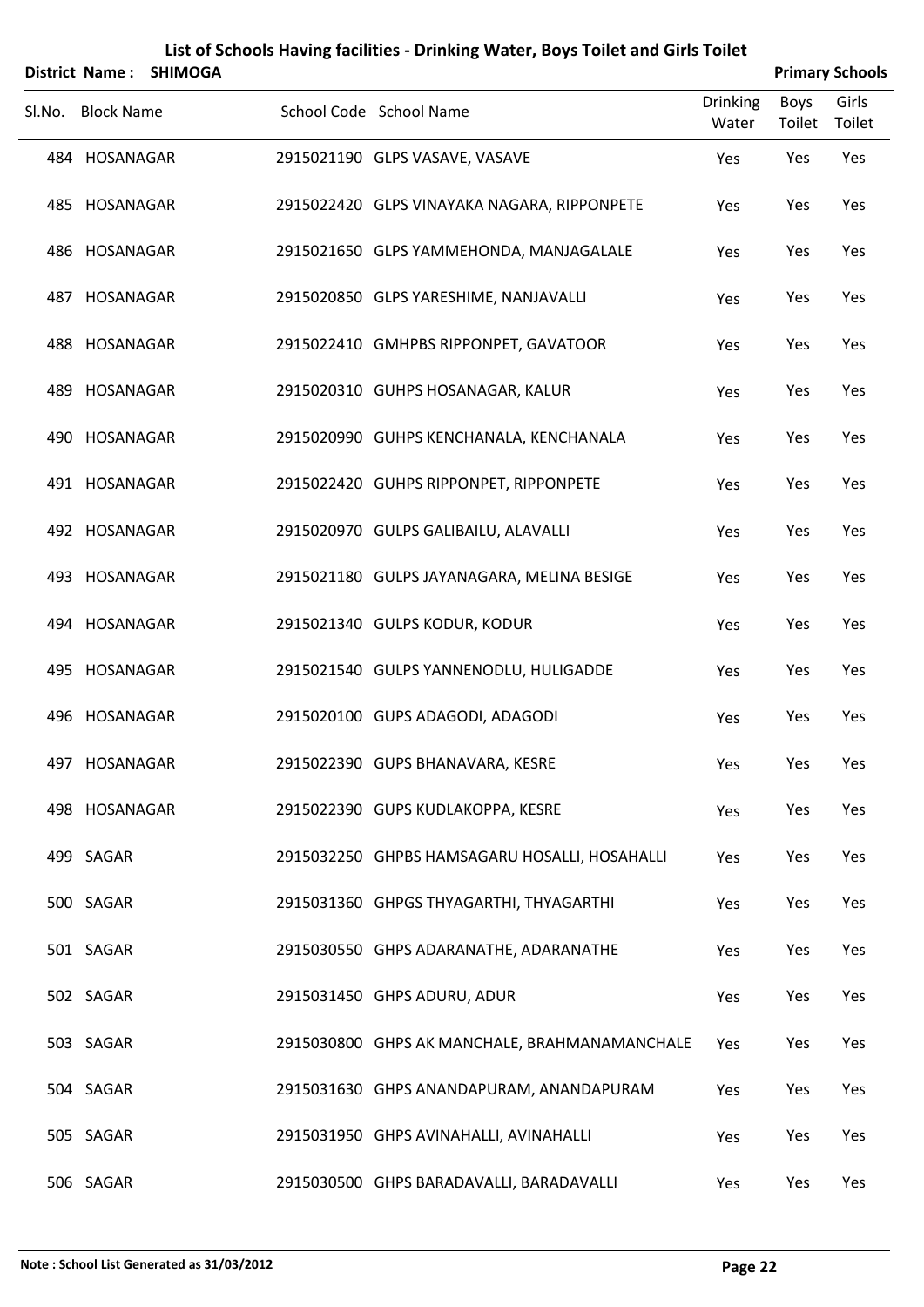# List of Schools Having facilities - Drinking Water, Boys Toilet and Girls Toilet

**District Name : SHIMOGA** **Primary Schools**

| Sl.No. | Block Name | School Code | School Name | Drinking Water | Boys Toilet | Girls Toilet |
|---|---|---|---|---|---|---|
| 484 | HOSANAGAR | 2915021190 | GLPS VASAVE, VASAVE | Yes | Yes | Yes |
| 485 | HOSANAGAR | 2915022420 | GLPS VINAYAKA NAGARA, RIPPONPETE | Yes | Yes | Yes |
| 486 | HOSANAGAR | 2915021650 | GLPS YAMMEHONDA, MANJAGALALE | Yes | Yes | Yes |
| 487 | HOSANAGAR | 2915020850 | GLPS YARESHIME, NANJAVALLI | Yes | Yes | Yes |
| 488 | HOSANAGAR | 2915022410 | GMHPBS RIPPONPET, GAVATOOR | Yes | Yes | Yes |
| 489 | HOSANAGAR | 2915020310 | GUHPS HOSANAGAR, KALUR | Yes | Yes | Yes |
| 490 | HOSANAGAR | 2915020990 | GUHPS KENCHANALA, KENCHANALA | Yes | Yes | Yes |
| 491 | HOSANAGAR | 2915022420 | GUHPS RIPPONPET, RIPPONPETE | Yes | Yes | Yes |
| 492 | HOSANAGAR | 2915020970 | GULPS GALIBAILU, ALAVALLI | Yes | Yes | Yes |
| 493 | HOSANAGAR | 2915021180 | GULPS JAYANAGARA, MELINA BESIGE | Yes | Yes | Yes |
| 494 | HOSANAGAR | 2915021340 | GULPS KODUR, KODUR | Yes | Yes | Yes |
| 495 | HOSANAGAR | 2915021540 | GULPS YANNENODLU, HULIGADDE | Yes | Yes | Yes |
| 496 | HOSANAGAR | 2915020100 | GUPS ADAGODI, ADAGODI | Yes | Yes | Yes |
| 497 | HOSANAGAR | 2915022390 | GUPS BHANAVARA, KESRE | Yes | Yes | Yes |
| 498 | HOSANAGAR | 2915022390 | GUPS KUDLAKOPPA, KESRE | Yes | Yes | Yes |
| 499 | SAGAR | 2915032250 | GHPBS HAMSAGARU HOSALLI, HOSAHALLI | Yes | Yes | Yes |
| 500 | SAGAR | 2915031360 | GHPGS THYAGARTHI, THYAGARTHI | Yes | Yes | Yes |
| 501 | SAGAR | 2915030550 | GHPS ADARANATHE, ADARANATHE | Yes | Yes | Yes |
| 502 | SAGAR | 2915031450 | GHPS ADURU, ADUR | Yes | Yes | Yes |
| 503 | SAGAR | 2915030800 | GHPS AK MANCHALE, BRAHMANAMANCHALE | Yes | Yes | Yes |
| 504 | SAGAR | 2915031630 | GHPS ANANDAPURAM, ANANDAPURAM | Yes | Yes | Yes |
| 505 | SAGAR | 2915031950 | GHPS AVINAHALLI, AVINAHALLI | Yes | Yes | Yes |
| 506 | SAGAR | 2915030500 | GHPS BARADAVALLI, BARADAVALLI | Yes | Yes | Yes |

**Note : School List Generated as 31/03/2012**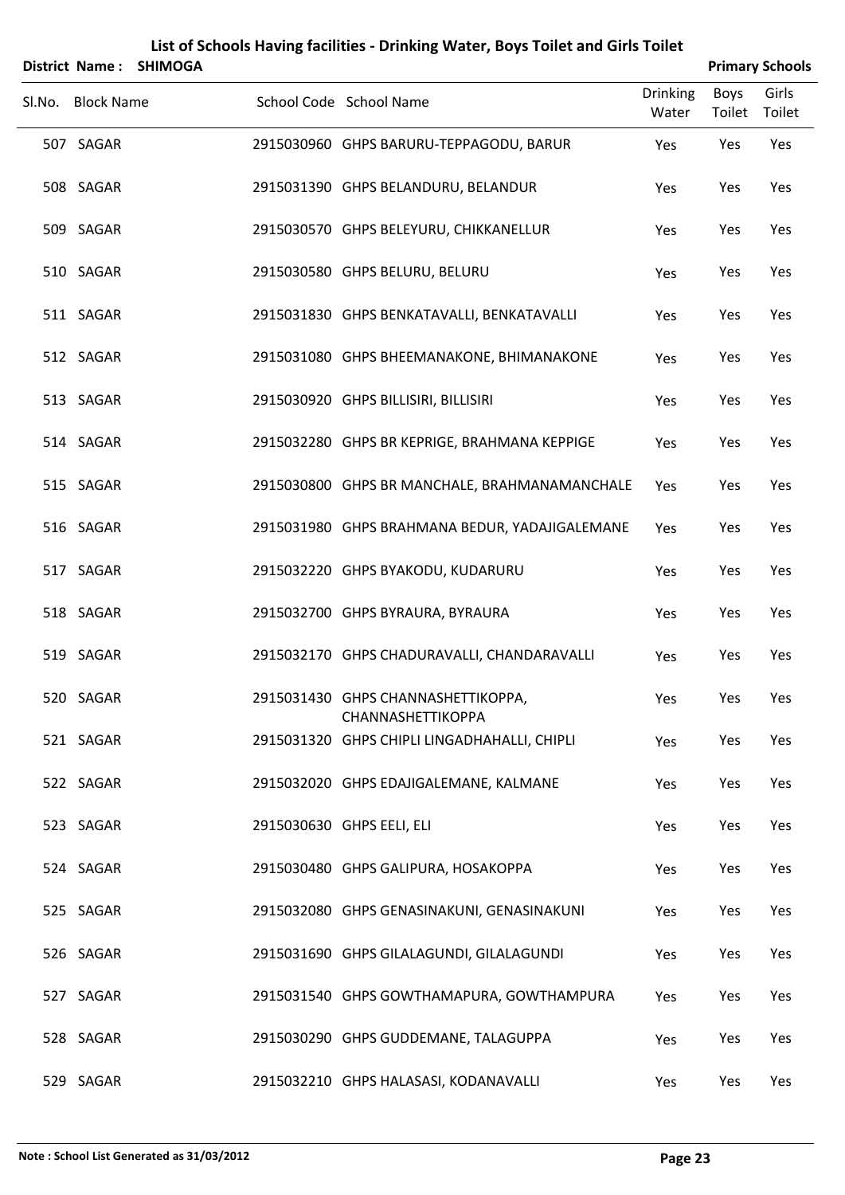# List of Schools Having facilities - Drinking Water, Boys Toilet and Girls Toilet

**District Name : SHIMOGA** **Primary Schools**

| Sl.No. | Block Name | School Code | School Name | Drinking Water | Boys Toilet | Girls Toilet |
|---|---|---|---|---|---|---|
| 507 | SAGAR | 2915030960 | GHPS BARURU-TEPPAGODU, BARUR | Yes | Yes | Yes |
| 508 | SAGAR | 2915031390 | GHPS BELANDURU, BELANDUR | Yes | Yes | Yes |
| 509 | SAGAR | 2915030570 | GHPS BELEYURU, CHIKKANELLUR | Yes | Yes | Yes |
| 510 | SAGAR | 2915030580 | GHPS BELURU, BELURU | Yes | Yes | Yes |
| 511 | SAGAR | 2915031830 | GHPS BENKATAVALLI, BENKATAVALLI | Yes | Yes | Yes |
| 512 | SAGAR | 2915031080 | GHPS BHEEMANAKONE, BHIMANAKONE | Yes | Yes | Yes |
| 513 | SAGAR | 2915030920 | GHPS BILLISIRI, BILLISIRI | Yes | Yes | Yes |
| 514 | SAGAR | 2915032280 | GHPS BR KEPRIGE, BRAHMANA KEPPIGE | Yes | Yes | Yes |
| 515 | SAGAR | 2915030800 | GHPS BR MANCHALE, BRAHMANAMANCHALE | Yes | Yes | Yes |
| 516 | SAGAR | 2915031980 | GHPS BRAHMANA BEDUR, YADAJIGALEMANE | Yes | Yes | Yes |
| 517 | SAGAR | 2915032220 | GHPS BYAKODU, KUDARURU | Yes | Yes | Yes |
| 518 | SAGAR | 2915032700 | GHPS BYRAURA, BYRAURA | Yes | Yes | Yes |
| 519 | SAGAR | 2915032170 | GHPS CHADURAVALLI, CHANDARAVALLI | Yes | Yes | Yes |
| 520 | SAGAR | 2915031430 | GHPS CHANNASHETTIKOPPA, CHANNASHETTIKOPPA | Yes | Yes | Yes |
| 521 | SAGAR | 2915031320 | GHPS CHIPLI LINGADHAHALLI, CHIPLI | Yes | Yes | Yes |
| 522 | SAGAR | 2915032020 | GHPS EDAJIGALEMANE, KALMANE | Yes | Yes | Yes |
| 523 | SAGAR | 2915030630 | GHPS EELI, ELI | Yes | Yes | Yes |
| 524 | SAGAR | 2915030480 | GHPS GALIPURA, HOSAKOPPA | Yes | Yes | Yes |
| 525 | SAGAR | 2915032080 | GHPS GENASINAKUNI, GENASINAKUNI | Yes | Yes | Yes |
| 526 | SAGAR | 2915031690 | GHPS GILALAGUNDI, GILALAGUNDI | Yes | Yes | Yes |
| 527 | SAGAR | 2915031540 | GHPS GOWTHAMAPURA, GOWTHAMPURA | Yes | Yes | Yes |
| 528 | SAGAR | 2915030290 | GHPS GUDDEMANE, TALAGUPPA | Yes | Yes | Yes |
| 529 | SAGAR | 2915032210 | GHPS HALASASI, KODANAVALLI | Yes | Yes | Yes |

**Note : School List Generated as 31/03/2012**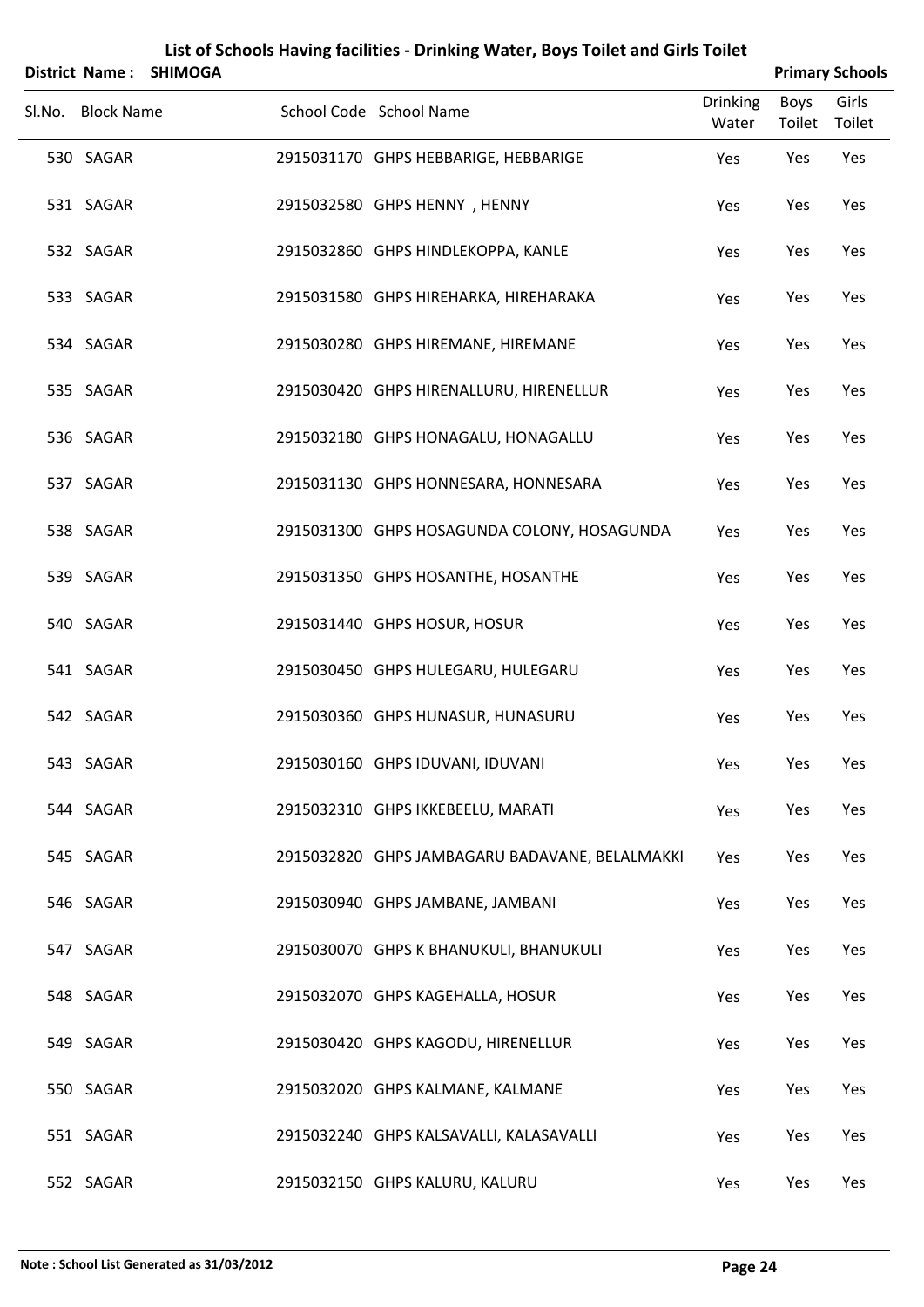# List of Schools Having facilities - Drinking Water, Boys Toilet and Girls Toilet

**District Name : SHIMOGA** **Primary Schools**

| Sl.No. | Block Name | School Code | School Name | Drinking Water | Boys Toilet | Girls Toilet |
|---|---|---|---|---|---|---|
| 530 | SAGAR | 2915031170 | GHPS HEBBARIGE, HEBBARIGE | Yes | Yes | Yes |
| 531 | SAGAR | 2915032580 | GHPS HENNY , HENNY | Yes | Yes | Yes |
| 532 | SAGAR | 2915032860 | GHPS HINDLEKOPPA, KANLE | Yes | Yes | Yes |
| 533 | SAGAR | 2915031580 | GHPS HIREHARKA, HIREHARAKA | Yes | Yes | Yes |
| 534 | SAGAR | 2915030280 | GHPS HIREMANE, HIREMANE | Yes | Yes | Yes |
| 535 | SAGAR | 2915030420 | GHPS HIRENALLURU, HIRENELLUR | Yes | Yes | Yes |
| 536 | SAGAR | 2915032180 | GHPS HONAGALU, HONAGALLU | Yes | Yes | Yes |
| 537 | SAGAR | 2915031130 | GHPS HONNESARA, HONNESARA | Yes | Yes | Yes |
| 538 | SAGAR | 2915031300 | GHPS HOSAGUNDA COLONY, HOSAGUNDA | Yes | Yes | Yes |
| 539 | SAGAR | 2915031350 | GHPS HOSANTHE, HOSANTHE | Yes | Yes | Yes |
| 540 | SAGAR | 2915031440 | GHPS HOSUR, HOSUR | Yes | Yes | Yes |
| 541 | SAGAR | 2915030450 | GHPS HULEGARU, HULEGARU | Yes | Yes | Yes |
| 542 | SAGAR | 2915030360 | GHPS HUNASUR, HUNASURU | Yes | Yes | Yes |
| 543 | SAGAR | 2915030160 | GHPS IDUVANI, IDUVANI | Yes | Yes | Yes |
| 544 | SAGAR | 2915032310 | GHPS IKKEBEELU, MARATI | Yes | Yes | Yes |
| 545 | SAGAR | 2915032820 | GHPS JAMBAGARU BADAVANE, BELALMAKKI | Yes | Yes | Yes |
| 546 | SAGAR | 2915030940 | GHPS JAMBANE, JAMBANI | Yes | Yes | Yes |
| 547 | SAGAR | 2915030070 | GHPS K BHANUKULI, BHANUKULI | Yes | Yes | Yes |
| 548 | SAGAR | 2915032070 | GHPS KAGEHALLA, HOSUR | Yes | Yes | Yes |
| 549 | SAGAR | 2915030420 | GHPS KAGODU, HIRENELLUR | Yes | Yes | Yes |
| 550 | SAGAR | 2915032020 | GHPS KALMANE, KALMANE | Yes | Yes | Yes |
| 551 | SAGAR | 2915032240 | GHPS KALSAVALLI, KALASAVALLI | Yes | Yes | Yes |
| 552 | SAGAR | 2915032150 | GHPS KALURU, KALURU | Yes | Yes | Yes |

**Note : School List Generated as 31/03/2012**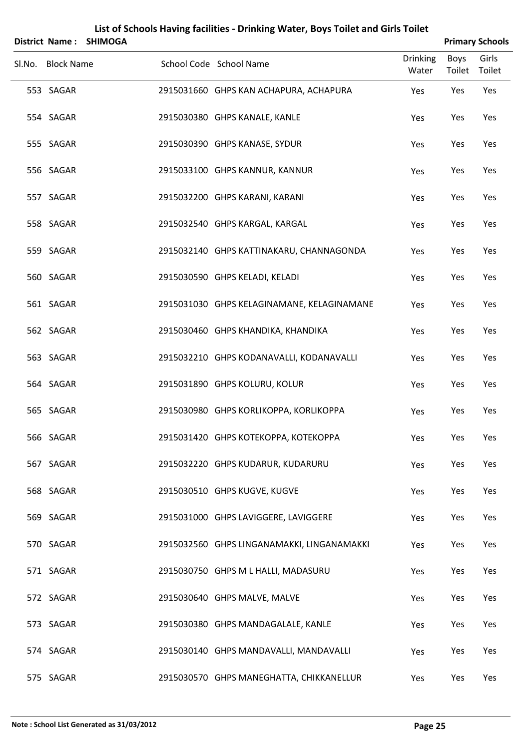# List of Schools Having facilities - Drinking Water, Boys Toilet and Girls Toilet

**District Name : SHIMOGA** **Primary Schools**

| Sl.No. | Block Name | School Code | School Name | Drinking Water | Boys Toilet | Girls Toilet |
|---|---|---|---|---|---|---|
| 553 | SAGAR | 2915031660 | GHPS KAN ACHAPURA, ACHAPURA | Yes | Yes | Yes |
| 554 | SAGAR | 2915030380 | GHPS KANALE, KANLE | Yes | Yes | Yes |
| 555 | SAGAR | 2915030390 | GHPS KANASE, SYDUR | Yes | Yes | Yes |
| 556 | SAGAR | 2915033100 | GHPS KANNUR, KANNUR | Yes | Yes | Yes |
| 557 | SAGAR | 2915032200 | GHPS KARANI, KARANI | Yes | Yes | Yes |
| 558 | SAGAR | 2915032540 | GHPS KARGAL, KARGAL | Yes | Yes | Yes |
| 559 | SAGAR | 2915032140 | GHPS KATTINAKARU, CHANNAGONDA | Yes | Yes | Yes |
| 560 | SAGAR | 2915030590 | GHPS KELADI, KELADI | Yes | Yes | Yes |
| 561 | SAGAR | 2915031030 | GHPS KELAGINAMANE, KELAGINAMANE | Yes | Yes | Yes |
| 562 | SAGAR | 2915030460 | GHPS KHANDIKA, KHANDIKA | Yes | Yes | Yes |
| 563 | SAGAR | 2915032210 | GHPS KODANAVALLI, KODANAVALLI | Yes | Yes | Yes |
| 564 | SAGAR | 2915031890 | GHPS KOLURU, KOLUR | Yes | Yes | Yes |
| 565 | SAGAR | 2915030980 | GHPS KORLIKOPPA, KORLIKOPPA | Yes | Yes | Yes |
| 566 | SAGAR | 2915031420 | GHPS KOTEKOPPA, KOTEKOPPA | Yes | Yes | Yes |
| 567 | SAGAR | 2915032220 | GHPS KUDARUR, KUDARURU | Yes | Yes | Yes |
| 568 | SAGAR | 2915030510 | GHPS KUGVE, KUGVE | Yes | Yes | Yes |
| 569 | SAGAR | 2915031000 | GHPS LAVIGGERE, LAVIGGERE | Yes | Yes | Yes |
| 570 | SAGAR | 2915032560 | GHPS LINGANAMAKKI, LINGANAMAKKI | Yes | Yes | Yes |
| 571 | SAGAR | 2915030750 | GHPS M L HALLI, MADASURU | Yes | Yes | Yes |
| 572 | SAGAR | 2915030640 | GHPS MALVE, MALVE | Yes | Yes | Yes |
| 573 | SAGAR | 2915030380 | GHPS MANDAGALALE, KANLE | Yes | Yes | Yes |
| 574 | SAGAR | 2915030140 | GHPS MANDAVALLI, MANDAVALLI | Yes | Yes | Yes |
| 575 | SAGAR | 2915030570 | GHPS MANEGHATTA, CHIKKANELLUR | Yes | Yes | Yes |

**Note : School List Generated as 31/03/2012**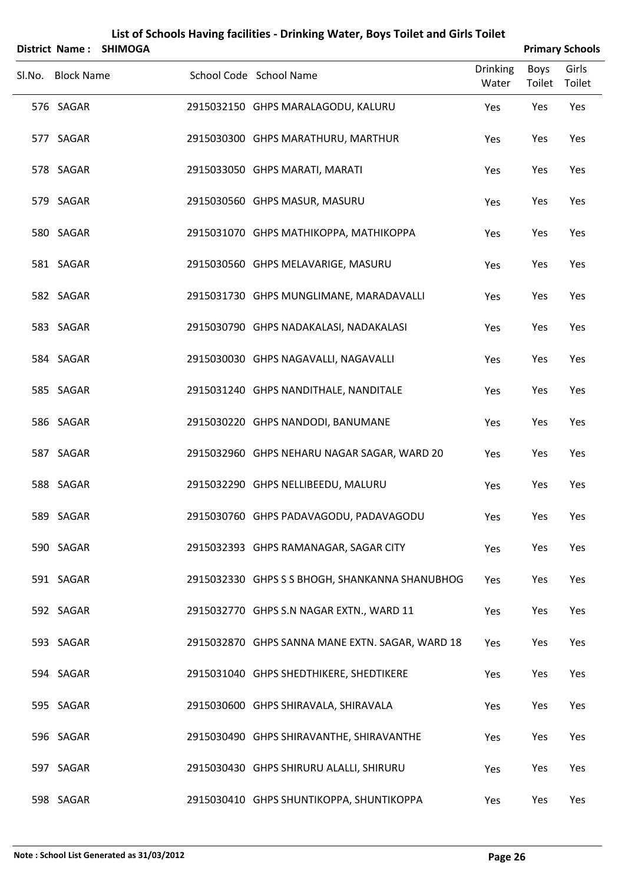# List of Schools Having facilities - Drinking Water, Boys Toilet and Girls Toilet

**District Name : SHIMOGA** **Primary Schools**

| Sl.No. | Block Name | School Code | School Name | Drinking Water | Boys Toilet | Girls Toilet |
|---|---|---|---|---|---|---|
| 576 | SAGAR | 2915032150 | GHPS MARALAGODU, KALURU | Yes | Yes | Yes |
| 577 | SAGAR | 2915030300 | GHPS MARATHURU, MARTHUR | Yes | Yes | Yes |
| 578 | SAGAR | 2915033050 | GHPS MARATI, MARATI | Yes | Yes | Yes |
| 579 | SAGAR | 2915030560 | GHPS MASUR, MASURU | Yes | Yes | Yes |
| 580 | SAGAR | 2915031070 | GHPS MATHIKOPPA, MATHIKOPPA | Yes | Yes | Yes |
| 581 | SAGAR | 2915030560 | GHPS MELAVARIGE, MASURU | Yes | Yes | Yes |
| 582 | SAGAR | 2915031730 | GHPS MUNGLIMANE, MARADAVALLI | Yes | Yes | Yes |
| 583 | SAGAR | 2915030790 | GHPS NADAKALASI, NADAKALASI | Yes | Yes | Yes |
| 584 | SAGAR | 2915030030 | GHPS NAGAVALLI, NAGAVALLI | Yes | Yes | Yes |
| 585 | SAGAR | 2915031240 | GHPS NANDITHALE, NANDITALE | Yes | Yes | Yes |
| 586 | SAGAR | 2915030220 | GHPS NANDODI, BANUMANE | Yes | Yes | Yes |
| 587 | SAGAR | 2915032960 | GHPS NEHARU NAGAR SAGAR, WARD 20 | Yes | Yes | Yes |
| 588 | SAGAR | 2915032290 | GHPS NELLIBEEDU, MALURU | Yes | Yes | Yes |
| 589 | SAGAR | 2915030760 | GHPS PADAVAGODU, PADAVAGODU | Yes | Yes | Yes |
| 590 | SAGAR | 2915032393 | GHPS RAMANAGAR, SAGAR CITY | Yes | Yes | Yes |
| 591 | SAGAR | 2915032330 | GHPS S S BHOGH, SHANKANNA SHANUBHOG | Yes | Yes | Yes |
| 592 | SAGAR | 2915032770 | GHPS S.N NAGAR EXTN., WARD 11 | Yes | Yes | Yes |
| 593 | SAGAR | 2915032870 | GHPS SANNA MANE EXTN. SAGAR, WARD 18 | Yes | Yes | Yes |
| 594 | SAGAR | 2915031040 | GHPS SHEDTHIKERE, SHEDTIKERE | Yes | Yes | Yes |
| 595 | SAGAR | 2915030600 | GHPS SHIRAVALA, SHIRAVALA | Yes | Yes | Yes |
| 596 | SAGAR | 2915030490 | GHPS SHIRAVANTHE, SHIRAVANTHE | Yes | Yes | Yes |
| 597 | SAGAR | 2915030430 | GHPS SHIRURU ALALLI, SHIRURU | Yes | Yes | Yes |
| 598 | SAGAR | 2915030410 | GHPS SHUNTIKOPPA, SHUNTIKOPPA | Yes | Yes | Yes |

**Note : School List Generated as 31/03/2012**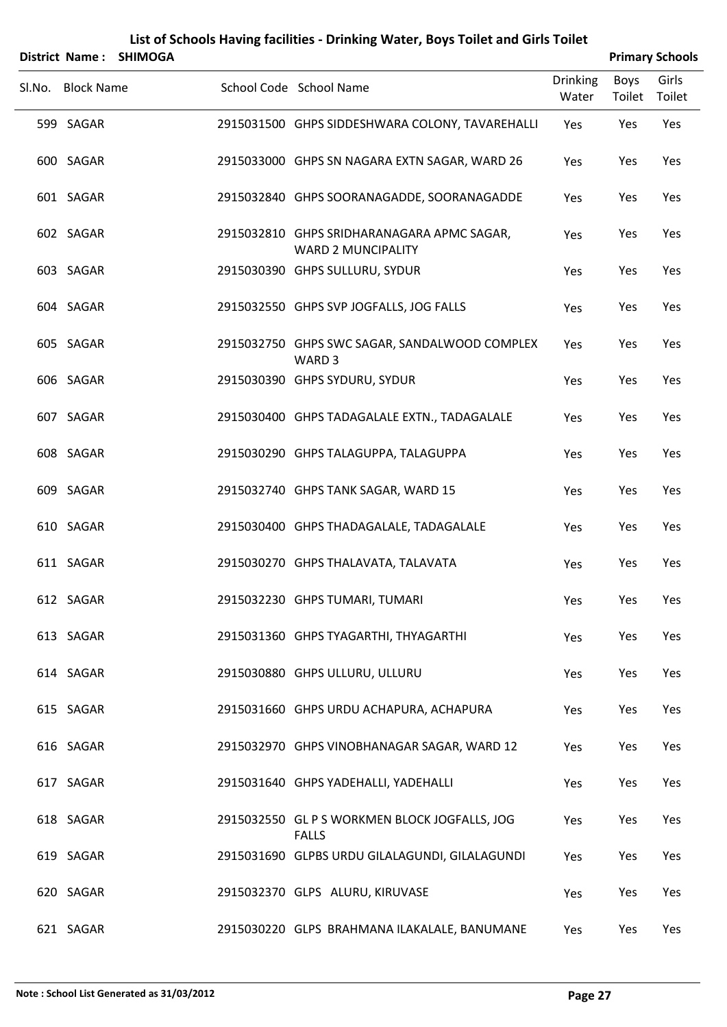# List of Schools Having facilities - Drinking Water, Boys Toilet and Girls Toilet

**District Name : SHIMOGA** **Primary Schools**

| Sl.No. | Block Name | School Code | School Name | Drinking Water | Boys Toilet | Girls Toilet |
|---|---|---|---|---|---|---|
| 599 | SAGAR | 2915031500 | GHPS SIDDESHWARA COLONY, TAVAREHALLI | Yes | Yes | Yes |
| 600 | SAGAR | 2915033000 | GHPS SN NAGARA EXTN SAGAR, WARD 26 | Yes | Yes | Yes |
| 601 | SAGAR | 2915032840 | GHPS SOORANAGADDE, SOORANAGADDE | Yes | Yes | Yes |
| 602 | SAGAR | 2915032810 | GHPS SRIDHARANAGARA APMC SAGAR, WARD 2 MUNCIPALITY | Yes | Yes | Yes |
| 603 | SAGAR | 2915030390 | GHPS SULLURU, SYDUR | Yes | Yes | Yes |
| 604 | SAGAR | 2915032550 | GHPS SVP JOGFALLS, JOG FALLS | Yes | Yes | Yes |
| 605 | SAGAR | 2915032750 | GHPS SWC SAGAR, SANDALWOOD COMPLEX WARD 3 | Yes | Yes | Yes |
| 606 | SAGAR | 2915030390 | GHPS SYDURU, SYDUR | Yes | Yes | Yes |
| 607 | SAGAR | 2915030400 | GHPS TADAGALALE EXTN., TADAGALALE | Yes | Yes | Yes |
| 608 | SAGAR | 2915030290 | GHPS TALAGUPPA, TALAGUPPA | Yes | Yes | Yes |
| 609 | SAGAR | 2915032740 | GHPS TANK SAGAR, WARD 15 | Yes | Yes | Yes |
| 610 | SAGAR | 2915030400 | GHPS THADAGALALE, TADAGALALE | Yes | Yes | Yes |
| 611 | SAGAR | 2915030270 | GHPS THALAVATA, TALAVATA | Yes | Yes | Yes |
| 612 | SAGAR | 2915032230 | GHPS TUMARI, TUMARI | Yes | Yes | Yes |
| 613 | SAGAR | 2915031360 | GHPS TYAGARTHI, THYAGARTHI | Yes | Yes | Yes |
| 614 | SAGAR | 2915030880 | GHPS ULLURU, ULLURU | Yes | Yes | Yes |
| 615 | SAGAR | 2915031660 | GHPS URDU ACHAPURA, ACHAPURA | Yes | Yes | Yes |
| 616 | SAGAR | 2915032970 | GHPS VINOBHANAGAR SAGAR, WARD 12 | Yes | Yes | Yes |
| 617 | SAGAR | 2915031640 | GHPS YADEHALLI, YADEHALLI | Yes | Yes | Yes |
| 618 | SAGAR | 2915032550 | GL P S WORKMEN BLOCK JOGFALLS, JOG FALLS | Yes | Yes | Yes |
| 619 | SAGAR | 2915031690 | GLPBS URDU GILALAGUNDI, GILALAGUNDI | Yes | Yes | Yes |
| 620 | SAGAR | 2915032370 | GLPS ALURU, KIRUVASE | Yes | Yes | Yes |
| 621 | SAGAR | 2915030220 | GLPS BRAHMANA ILAKALALE, BANUMANE | Yes | Yes | Yes |

**Note : School List Generated as 31/03/2012**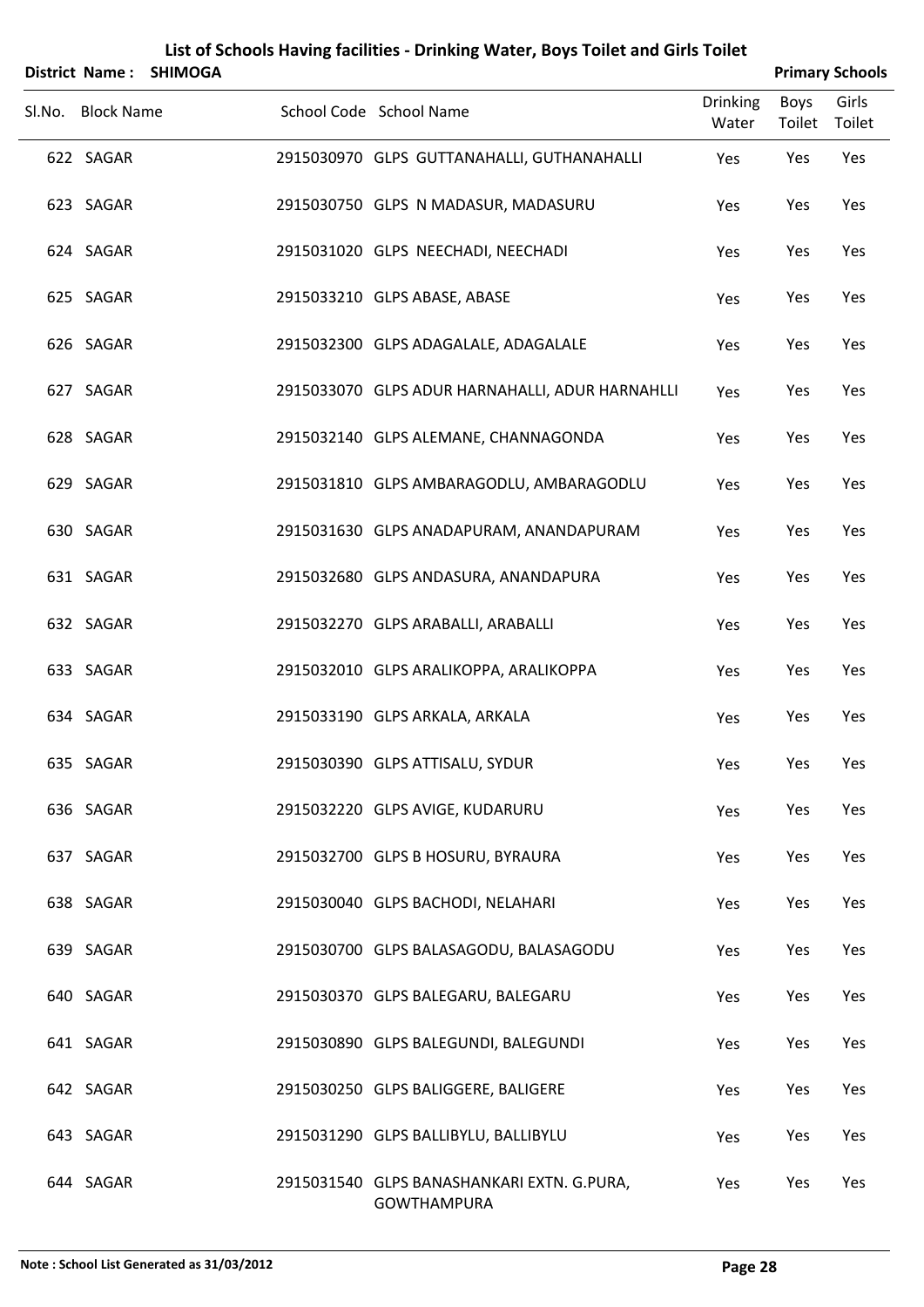# List of Schools Having facilities - Drinking Water, Boys Toilet and Girls Toilet

**District Name : SHIMOGA** **Primary Schools**

| Sl.No. | Block Name | School Code | School Name | Drinking Water | Boys Toilet | Girls Toilet |
|---|---|---|---|---|---|---|
| 622 | SAGAR | 2915030970 | GLPS GUTTANAHALLI, GUTHANAHALLI | Yes | Yes | Yes |
| 623 | SAGAR | 2915030750 | GLPS N MADASUR, MADASURU | Yes | Yes | Yes |
| 624 | SAGAR | 2915031020 | GLPS NEECHADI, NEECHADI | Yes | Yes | Yes |
| 625 | SAGAR | 2915033210 | GLPS ABASE, ABASE | Yes | Yes | Yes |
| 626 | SAGAR | 2915032300 | GLPS ADAGALALE, ADAGALALE | Yes | Yes | Yes |
| 627 | SAGAR | 2915033070 | GLPS ADUR HARNAHALLI, ADUR HARNAHLLI | Yes | Yes | Yes |
| 628 | SAGAR | 2915032140 | GLPS ALEMANE, CHANNAGONDA | Yes | Yes | Yes |
| 629 | SAGAR | 2915031810 | GLPS AMBARAGODLU, AMBARAGODLU | Yes | Yes | Yes |
| 630 | SAGAR | 2915031630 | GLPS ANADAPURAM, ANANDAPURAM | Yes | Yes | Yes |
| 631 | SAGAR | 2915032680 | GLPS ANDASURA, ANANDAPURA | Yes | Yes | Yes |
| 632 | SAGAR | 2915032270 | GLPS ARABALLI, ARABALLI | Yes | Yes | Yes |
| 633 | SAGAR | 2915032010 | GLPS ARALIKOPPA, ARALIKOPPA | Yes | Yes | Yes |
| 634 | SAGAR | 2915033190 | GLPS ARKALA, ARKALA | Yes | Yes | Yes |
| 635 | SAGAR | 2915030390 | GLPS ATTISALU, SYDUR | Yes | Yes | Yes |
| 636 | SAGAR | 2915032220 | GLPS AVIGE, KUDARURU | Yes | Yes | Yes |
| 637 | SAGAR | 2915032700 | GLPS B HOSURU, BYRAURA | Yes | Yes | Yes |
| 638 | SAGAR | 2915030040 | GLPS BACHODI, NELAHARI | Yes | Yes | Yes |
| 639 | SAGAR | 2915030700 | GLPS BALASAGODU, BALASAGODU | Yes | Yes | Yes |
| 640 | SAGAR | 2915030370 | GLPS BALEGARU, BALEGARU | Yes | Yes | Yes |
| 641 | SAGAR | 2915030890 | GLPS BALEGUNDI, BALEGUNDI | Yes | Yes | Yes |
| 642 | SAGAR | 2915030250 | GLPS BALIGGERE, BALIGERE | Yes | Yes | Yes |
| 643 | SAGAR | 2915031290 | GLPS BALLIBYLU, BALLIBYLU | Yes | Yes | Yes |
| 644 | SAGAR | 2915031540 | GLPS BANASHANKARI EXTN. G.PURA, GOWTHAMPURA | Yes | Yes | Yes |

**Note : School List Generated as 31/03/2012**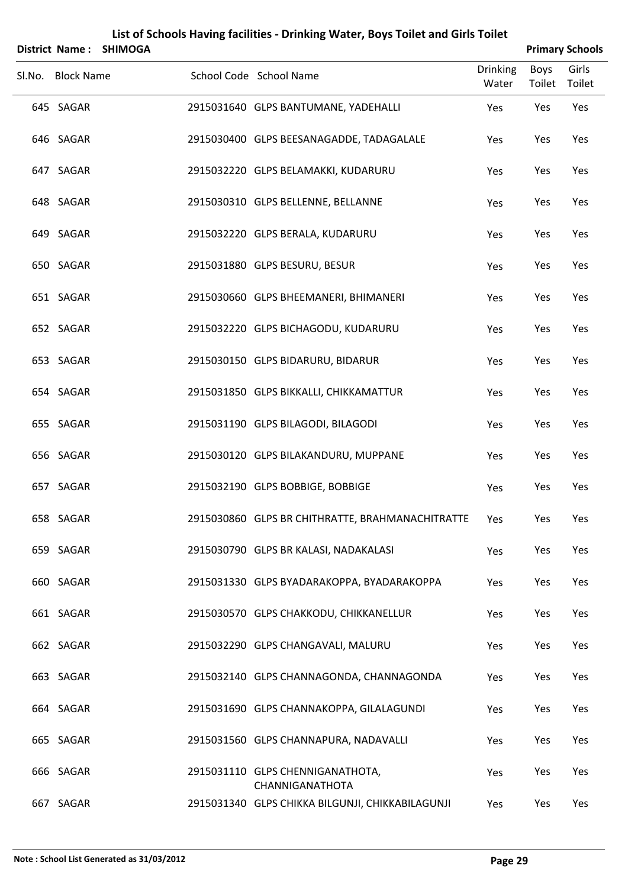# List of Schools Having facilities - Drinking Water, Boys Toilet and Girls Toilet

**District Name : SHIMOGA** **Primary Schools**

| Sl.No. | Block Name | School Code | School Name | Drinking Water | Boys Toilet | Girls Toilet |
|---|---|---|---|---|---|---|
| 645 | SAGAR | 2915031640 | GLPS BANTUMANE, YADEHALLI | Yes | Yes | Yes |
| 646 | SAGAR | 2915030400 | GLPS BEESANAGADDE, TADAGALALE | Yes | Yes | Yes |
| 647 | SAGAR | 2915032220 | GLPS BELAMAKKI, KUDARURU | Yes | Yes | Yes |
| 648 | SAGAR | 2915030310 | GLPS BELLENNE, BELLANNE | Yes | Yes | Yes |
| 649 | SAGAR | 2915032220 | GLPS BERALA, KUDARURU | Yes | Yes | Yes |
| 650 | SAGAR | 2915031880 | GLPS BESURU, BESUR | Yes | Yes | Yes |
| 651 | SAGAR | 2915030660 | GLPS BHEEMANERI, BHIMANERI | Yes | Yes | Yes |
| 652 | SAGAR | 2915032220 | GLPS BICHAGODU, KUDARURU | Yes | Yes | Yes |
| 653 | SAGAR | 2915030150 | GLPS BIDARURU, BIDARUR | Yes | Yes | Yes |
| 654 | SAGAR | 2915031850 | GLPS BIKKALLI, CHIKKAMATTUR | Yes | Yes | Yes |
| 655 | SAGAR | 2915031190 | GLPS BILAGODI, BILAGODI | Yes | Yes | Yes |
| 656 | SAGAR | 2915030120 | GLPS BILAKANDURU, MUPPANE | Yes | Yes | Yes |
| 657 | SAGAR | 2915032190 | GLPS BOBBIGE, BOBBIGE | Yes | Yes | Yes |
| 658 | SAGAR | 2915030860 | GLPS BR CHITHRATTE, BRAHMANACHITRATTE | Yes | Yes | Yes |
| 659 | SAGAR | 2915030790 | GLPS BR KALASI, NADAKALASI | Yes | Yes | Yes |
| 660 | SAGAR | 2915031330 | GLPS BYADARAKOPPA, BYADARAKOPPA | Yes | Yes | Yes |
| 661 | SAGAR | 2915030570 | GLPS CHAKKODU, CHIKKANELLUR | Yes | Yes | Yes |
| 662 | SAGAR | 2915032290 | GLPS CHANGAVALI, MALURU | Yes | Yes | Yes |
| 663 | SAGAR | 2915032140 | GLPS CHANNAGONDA, CHANNAGONDA | Yes | Yes | Yes |
| 664 | SAGAR | 2915031690 | GLPS CHANNAKOPPA, GILALAGUNDI | Yes | Yes | Yes |
| 665 | SAGAR | 2915031560 | GLPS CHANNAPURA, NADAVALLI | Yes | Yes | Yes |
| 666 | SAGAR | 2915031110 | GLPS CHENNIGANATHOTA, CHANNIGANATHOTA | Yes | Yes | Yes |
| 667 | SAGAR | 2915031340 | GLPS CHIKKA BILGUNJI, CHIKKABILAGUNJI | Yes | Yes | Yes |

**Note : School List Generated as 31/03/2012**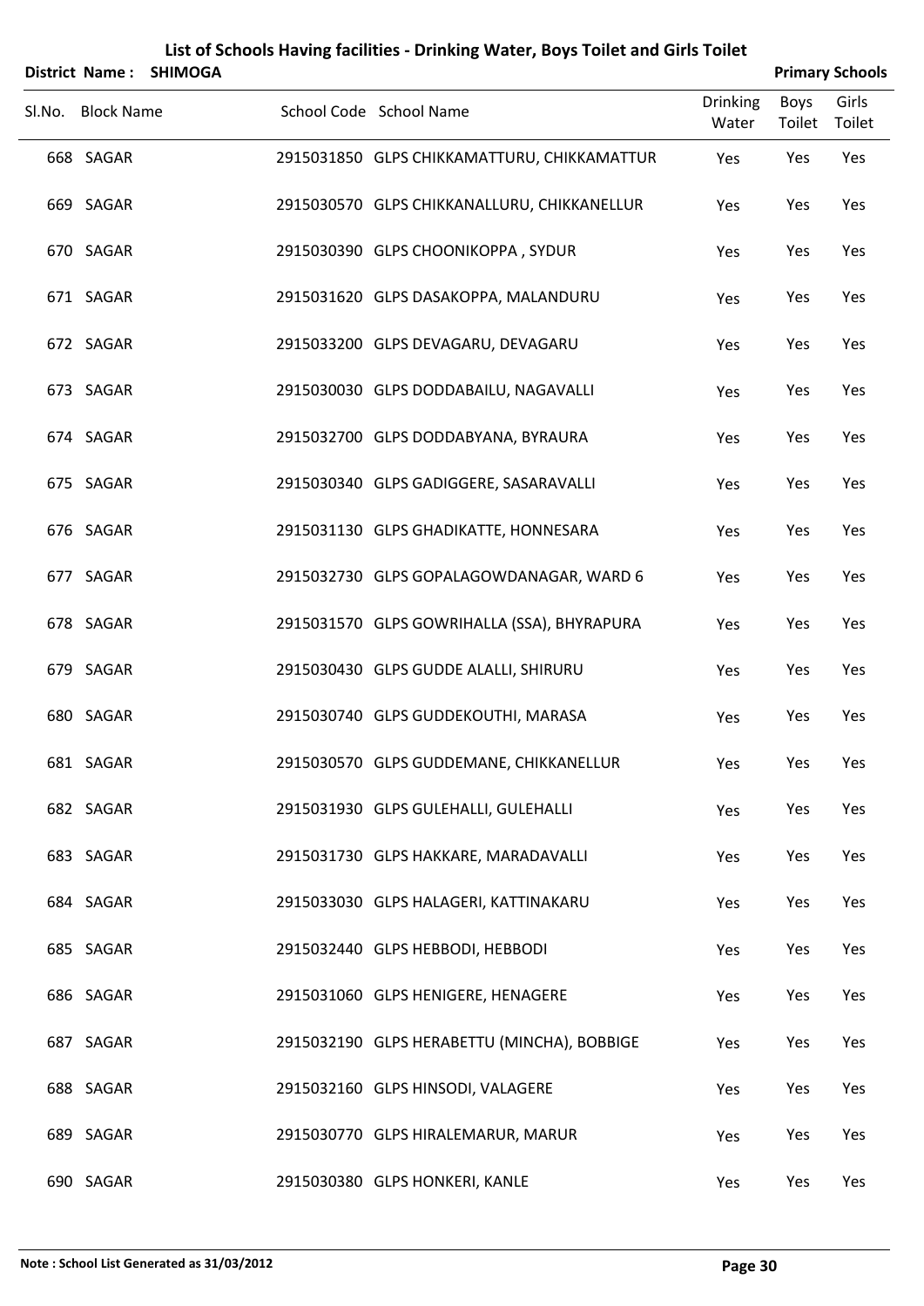# List of Schools Having facilities - Drinking Water, Boys Toilet and Girls Toilet

**District Name : SHIMOGA** **Primary Schools**

| Sl.No. | Block Name | School Code | School Name | Drinking Water | Boys Toilet | Girls Toilet |
|---|---|---|---|---|---|---|
| 668 | SAGAR | 2915031850 | GLPS CHIKKAMATTURU, CHIKKAMATTUR | Yes | Yes | Yes |
| 669 | SAGAR | 2915030570 | GLPS CHIKKANALLURU, CHIKKANELLUR | Yes | Yes | Yes |
| 670 | SAGAR | 2915030390 | GLPS CHOONIKOPPA , SYDUR | Yes | Yes | Yes |
| 671 | SAGAR | 2915031620 | GLPS DASAKOPPA, MALANDURU | Yes | Yes | Yes |
| 672 | SAGAR | 2915033200 | GLPS DEVAGARU, DEVAGARU | Yes | Yes | Yes |
| 673 | SAGAR | 2915030030 | GLPS DODDABAILU, NAGAVALLI | Yes | Yes | Yes |
| 674 | SAGAR | 2915032700 | GLPS DODDABYANA, BYRAURA | Yes | Yes | Yes |
| 675 | SAGAR | 2915030340 | GLPS GADIGGERE, SASARAVALLI | Yes | Yes | Yes |
| 676 | SAGAR | 2915031130 | GLPS GHADIKATTE, HONNESARA | Yes | Yes | Yes |
| 677 | SAGAR | 2915032730 | GLPS GOPALAGOWDANAGAR, WARD 6 | Yes | Yes | Yes |
| 678 | SAGAR | 2915031570 | GLPS GOWRIHALLA (SSA), BHYRAPURA | Yes | Yes | Yes |
| 679 | SAGAR | 2915030430 | GLPS GUDDE ALALLI, SHIRURU | Yes | Yes | Yes |
| 680 | SAGAR | 2915030740 | GLPS GUDDEKOUTHI, MARASA | Yes | Yes | Yes |
| 681 | SAGAR | 2915030570 | GLPS GUDDEMANE, CHIKKANELLUR | Yes | Yes | Yes |
| 682 | SAGAR | 2915031930 | GLPS GULEHALLI, GULEHALLI | Yes | Yes | Yes |
| 683 | SAGAR | 2915031730 | GLPS HAKKARE, MARADAVALLI | Yes | Yes | Yes |
| 684 | SAGAR | 2915033030 | GLPS HALAGERI, KATTINAKARU | Yes | Yes | Yes |
| 685 | SAGAR | 2915032440 | GLPS HEBBODI, HEBBODI | Yes | Yes | Yes |
| 686 | SAGAR | 2915031060 | GLPS HENIGERE, HENAGERE | Yes | Yes | Yes |
| 687 | SAGAR | 2915032190 | GLPS HERABETTU (MINCHA), BOBBIGE | Yes | Yes | Yes |
| 688 | SAGAR | 2915032160 | GLPS HINSODI, VALAGERE | Yes | Yes | Yes |
| 689 | SAGAR | 2915030770 | GLPS HIRALEMARUR, MARUR | Yes | Yes | Yes |
| 690 | SAGAR | 2915030380 | GLPS HONKERI, KANLE | Yes | Yes | Yes |

**Note : School List Generated as 31/03/2012**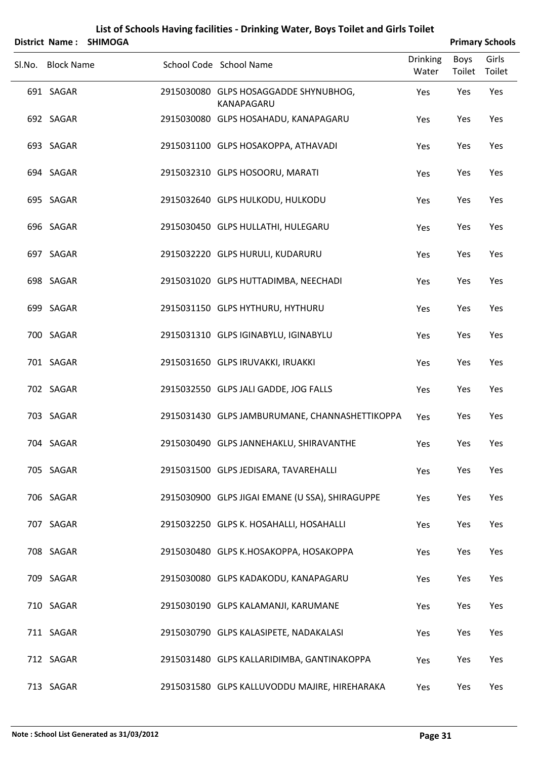# List of Schools Having facilities - Drinking Water, Boys Toilet and Girls Toilet

**District Name : SHIMOGA** **Primary Schools**

| Sl.No. | Block Name | School Code | School Name | Drinking Water | Boys Toilet | Girls Toilet |
|---|---|---|---|---|---|---|
| 691 | SAGAR | 2915030080 | GLPS HOSAGGADDE SHYNUBHOG, KANAPAGARU | Yes | Yes | Yes |
| 692 | SAGAR | 2915030080 | GLPS HOSAHADU, KANAPAGARU | Yes | Yes | Yes |
| 693 | SAGAR | 2915031100 | GLPS HOSAKOPPA, ATHAVADI | Yes | Yes | Yes |
| 694 | SAGAR | 2915032310 | GLPS HOSOORU, MARATI | Yes | Yes | Yes |
| 695 | SAGAR | 2915032640 | GLPS HULKODU, HULKODU | Yes | Yes | Yes |
| 696 | SAGAR | 2915030450 | GLPS HULLATHI, HULEGARU | Yes | Yes | Yes |
| 697 | SAGAR | 2915032220 | GLPS HURULI, KUDARURU | Yes | Yes | Yes |
| 698 | SAGAR | 2915031020 | GLPS HUTTADIMBA, NEECHADI | Yes | Yes | Yes |
| 699 | SAGAR | 2915031150 | GLPS HYTHURU, HYTHURU | Yes | Yes | Yes |
| 700 | SAGAR | 2915031310 | GLPS IGINABYLU, IGINABYLU | Yes | Yes | Yes |
| 701 | SAGAR | 2915031650 | GLPS IRUVAKKI, IRUAKKI | Yes | Yes | Yes |
| 702 | SAGAR | 2915032550 | GLPS JALI GADDE, JOG FALLS | Yes | Yes | Yes |
| 703 | SAGAR | 2915031430 | GLPS JAMBURUMANE, CHANNASHETTIKOPPA | Yes | Yes | Yes |
| 704 | SAGAR | 2915030490 | GLPS JANNEHAKLU, SHIRAVANTHE | Yes | Yes | Yes |
| 705 | SAGAR | 2915031500 | GLPS JEDISARA, TAVAREHALLI | Yes | Yes | Yes |
| 706 | SAGAR | 2915030900 | GLPS JIGAI EMANE (U SSA), SHIRAGUPPE | Yes | Yes | Yes |
| 707 | SAGAR | 2915032250 | GLPS K. HOSAHALLI, HOSAHALLI | Yes | Yes | Yes |
| 708 | SAGAR | 2915030480 | GLPS K.HOSAKOPPA, HOSAKOPPA | Yes | Yes | Yes |
| 709 | SAGAR | 2915030080 | GLPS KADAKODU, KANAPAGARU | Yes | Yes | Yes |
| 710 | SAGAR | 2915030190 | GLPS KALAMANJI, KARUMANE | Yes | Yes | Yes |
| 711 | SAGAR | 2915030790 | GLPS KALASIPETE, NADAKALASI | Yes | Yes | Yes |
| 712 | SAGAR | 2915031480 | GLPS KALLARIDIMBA, GANTINAKOPPA | Yes | Yes | Yes |
| 713 | SAGAR | 2915031580 | GLPS KALLUVODDU MAJIRE, HIREHARAKA | Yes | Yes | Yes |

**Note : School List Generated as 31/03/2012**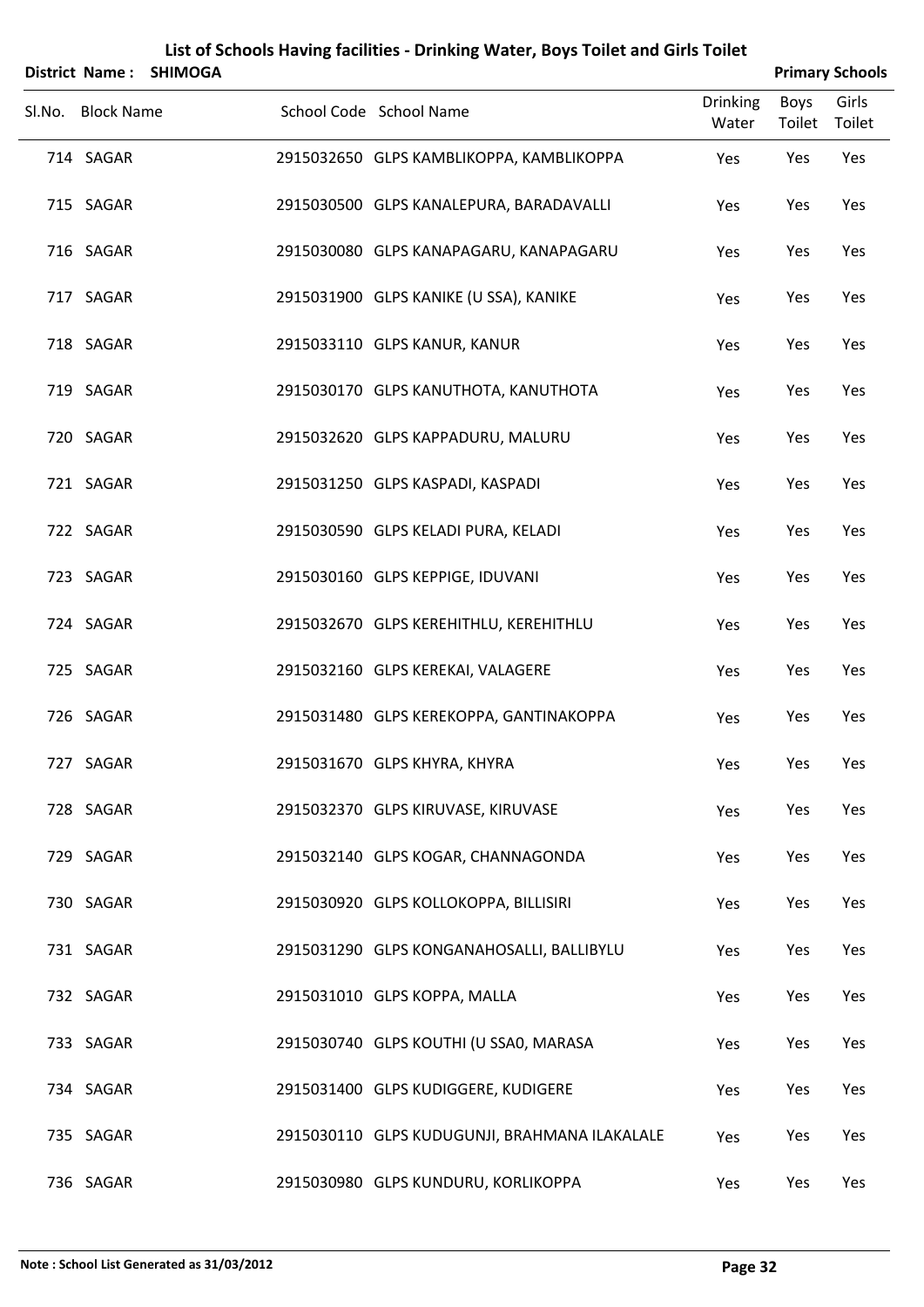## List of Schools Having facilities - Drinking Water, Boys Toilet and Girls Toilet

**District Name : SHIMOGA** **Primary Schools**

| Sl.No. | Block Name | School Code | School Name | Drinking Water | Boys Toilet | Girls Toilet |
|---|---|---|---|---|---|---|
| 714 | SAGAR | 2915032650 | GLPS KAMBLIKOPPA, KAMBLIKOPPA | Yes | Yes | Yes |
| 715 | SAGAR | 2915030500 | GLPS KANALEPURA, BARADAVALLI | Yes | Yes | Yes |
| 716 | SAGAR | 2915030080 | GLPS KANAPAGARU, KANAPAGARU | Yes | Yes | Yes |
| 717 | SAGAR | 2915031900 | GLPS KANIKE (U SSA), KANIKE | Yes | Yes | Yes |
| 718 | SAGAR | 2915033110 | GLPS KANUR, KANUR | Yes | Yes | Yes |
| 719 | SAGAR | 2915030170 | GLPS KANUTHOTA, KANUTHOTA | Yes | Yes | Yes |
| 720 | SAGAR | 2915032620 | GLPS KAPPADURU, MALURU | Yes | Yes | Yes |
| 721 | SAGAR | 2915031250 | GLPS KASPADI, KASPADI | Yes | Yes | Yes |
| 722 | SAGAR | 2915030590 | GLPS KELADI PURA, KELADI | Yes | Yes | Yes |
| 723 | SAGAR | 2915030160 | GLPS KEPPIGE, IDUVANI | Yes | Yes | Yes |
| 724 | SAGAR | 2915032670 | GLPS KEREHITHLU, KEREHITHLU | Yes | Yes | Yes |
| 725 | SAGAR | 2915032160 | GLPS KEREKAI, VALAGERE | Yes | Yes | Yes |
| 726 | SAGAR | 2915031480 | GLPS KEREKOPPA, GANTINAKOPPA | Yes | Yes | Yes |
| 727 | SAGAR | 2915031670 | GLPS KHYRA, KHYRA | Yes | Yes | Yes |
| 728 | SAGAR | 2915032370 | GLPS KIRUVASE, KIRUVASE | Yes | Yes | Yes |
| 729 | SAGAR | 2915032140 | GLPS KOGAR, CHANNAGONDA | Yes | Yes | Yes |
| 730 | SAGAR | 2915030920 | GLPS KOLLOKOPPA, BILLISIRI | Yes | Yes | Yes |
| 731 | SAGAR | 2915031290 | GLPS KONGANAHOSALLI, BALLIBYLU | Yes | Yes | Yes |
| 732 | SAGAR | 2915031010 | GLPS KOPPA, MALLA | Yes | Yes | Yes |
| 733 | SAGAR | 2915030740 | GLPS KOUTHI (U SSA0, MARASA | Yes | Yes | Yes |
| 734 | SAGAR | 2915031400 | GLPS KUDIGGERE, KUDIGERE | Yes | Yes | Yes |
| 735 | SAGAR | 2915030110 | GLPS KUDUGUNJI, BRAHMANA ILAKALALE | Yes | Yes | Yes |
| 736 | SAGAR | 2915030980 | GLPS KUNDURU, KORLIKOPPA | Yes | Yes | Yes |

**Note : School List Generated as 31/03/2012**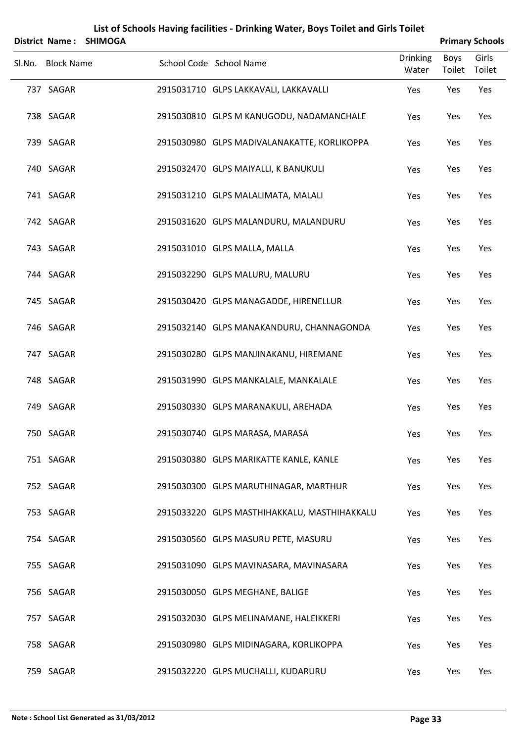# List of Schools Having facilities - Drinking Water, Boys Toilet and Girls Toilet

**District Name : SHIMOGA** **Primary Schools**

| Sl.No. | Block Name | School Code | School Name | Drinking Water | Boys Toilet | Girls Toilet |
|---|---|---|---|---|---|---|
| 737 | SAGAR | 2915031710 | GLPS LAKKAVALI, LAKKAVALLI | Yes | Yes | Yes |
| 738 | SAGAR | 2915030810 | GLPS M KANUGODU, NADAMANCHALE | Yes | Yes | Yes |
| 739 | SAGAR | 2915030980 | GLPS MADIVALANAKATTE, KORLIKOPPA | Yes | Yes | Yes |
| 740 | SAGAR | 2915032470 | GLPS MAIYALLI, K BANUKULI | Yes | Yes | Yes |
| 741 | SAGAR | 2915031210 | GLPS MALALIMATA, MALALI | Yes | Yes | Yes |
| 742 | SAGAR | 2915031620 | GLPS MALANDURU, MALANDURU | Yes | Yes | Yes |
| 743 | SAGAR | 2915031010 | GLPS MALLA, MALLA | Yes | Yes | Yes |
| 744 | SAGAR | 2915032290 | GLPS MALURU, MALURU | Yes | Yes | Yes |
| 745 | SAGAR | 2915030420 | GLPS MANAGADDE, HIRENELLUR | Yes | Yes | Yes |
| 746 | SAGAR | 2915032140 | GLPS MANAKANDURU, CHANNAGONDA | Yes | Yes | Yes |
| 747 | SAGAR | 2915030280 | GLPS MANJINAKANU, HIREMANE | Yes | Yes | Yes |
| 748 | SAGAR | 2915031990 | GLPS MANKALALE, MANKALALE | Yes | Yes | Yes |
| 749 | SAGAR | 2915030330 | GLPS MARANAKULI, AREHADA | Yes | Yes | Yes |
| 750 | SAGAR | 2915030740 | GLPS MARASA, MARASA | Yes | Yes | Yes |
| 751 | SAGAR | 2915030380 | GLPS MARIKATTE KANLE, KANLE | Yes | Yes | Yes |
| 752 | SAGAR | 2915030300 | GLPS MARUTHINAGAR, MARTHUR | Yes | Yes | Yes |
| 753 | SAGAR | 2915033220 | GLPS MASTHIHAKKALU, MASTHIHAKKALU | Yes | Yes | Yes |
| 754 | SAGAR | 2915030560 | GLPS MASURU PETE, MASURU | Yes | Yes | Yes |
| 755 | SAGAR | 2915031090 | GLPS MAVINASARA, MAVINASARA | Yes | Yes | Yes |
| 756 | SAGAR | 2915030050 | GLPS MEGHANE, BALIGE | Yes | Yes | Yes |
| 757 | SAGAR | 2915032030 | GLPS MELINAMANE, HALEIKKERI | Yes | Yes | Yes |
| 758 | SAGAR | 2915030980 | GLPS MIDINAGARA, KORLIKOPPA | Yes | Yes | Yes |
| 759 | SAGAR | 2915032220 | GLPS MUCHALLI, KUDARURU | Yes | Yes | Yes |

**Note : School List Generated as 31/03/2012**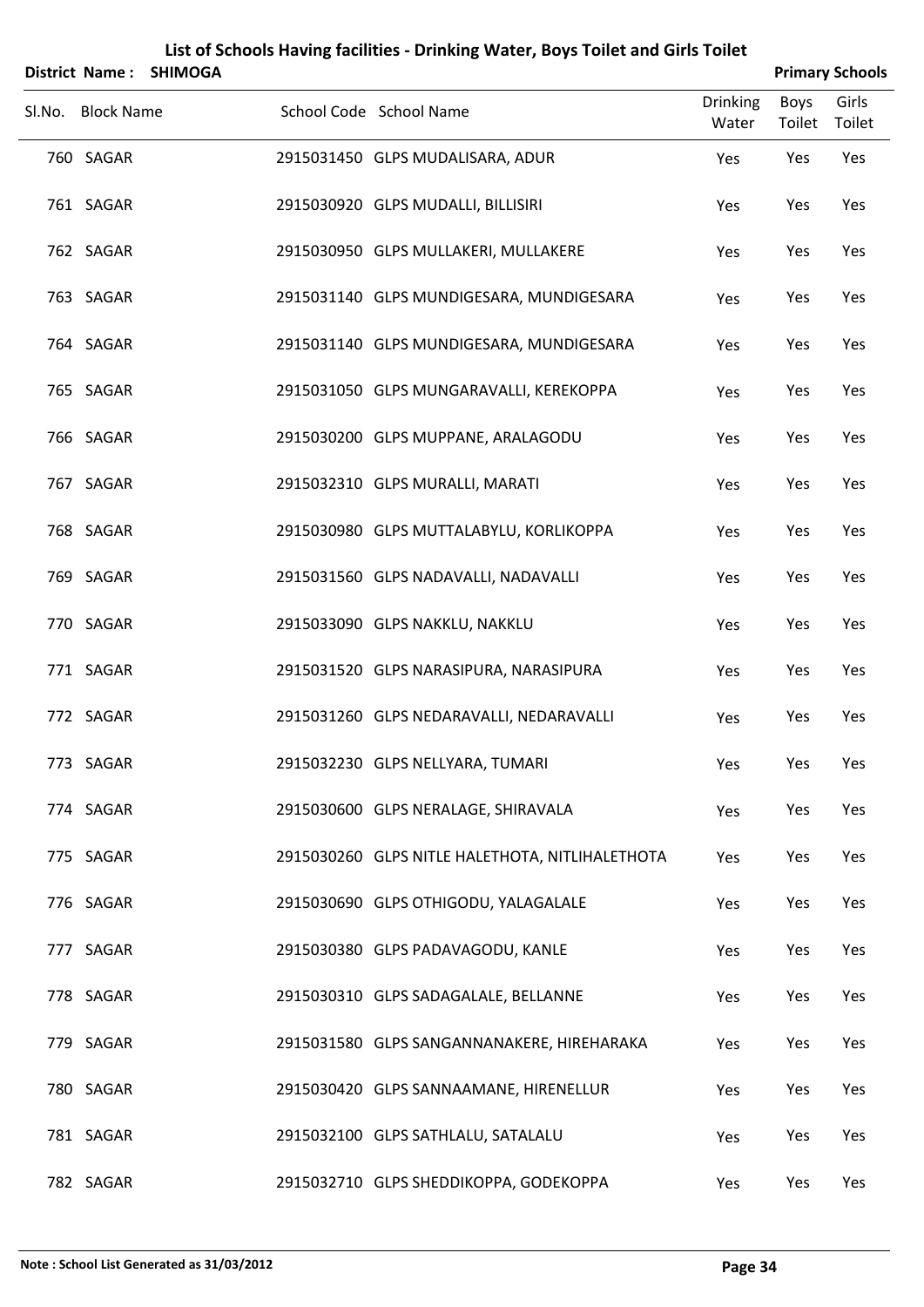# List of Schools Having facilities - Drinking Water, Boys Toilet and Girls Toilet

**District Name : SHIMOGA** | **Primary Schools**

| Sl.No. | Block Name | School Code | School Name | Drinking Water | Boys Toilet | Girls Toilet |
|---|---|---|---|---|---|---|
| 760 | SAGAR | 2915031450 | GLPS MUDALISARA, ADUR | Yes | Yes | Yes |
| 761 | SAGAR | 2915030920 | GLPS MUDALLI, BILLISIRI | Yes | Yes | Yes |
| 762 | SAGAR | 2915030950 | GLPS MULLAKERI, MULLAKERE | Yes | Yes | Yes |
| 763 | SAGAR | 2915031140 | GLPS MUNDIGESARA, MUNDIGESARA | Yes | Yes | Yes |
| 764 | SAGAR | 2915031140 | GLPS MUNDIGESARA, MUNDIGESARA | Yes | Yes | Yes |
| 765 | SAGAR | 2915031050 | GLPS MUNGARAVALLI, KEREKOPPA | Yes | Yes | Yes |
| 766 | SAGAR | 2915030200 | GLPS MUPPANE, ARALAGODU | Yes | Yes | Yes |
| 767 | SAGAR | 2915032310 | GLPS MURALLI, MARATI | Yes | Yes | Yes |
| 768 | SAGAR | 2915030980 | GLPS MUTTALABYLU, KORLIKOPPA | Yes | Yes | Yes |
| 769 | SAGAR | 2915031560 | GLPS NADAVALLI, NADAVALLI | Yes | Yes | Yes |
| 770 | SAGAR | 2915033090 | GLPS NAKKLU, NAKKLU | Yes | Yes | Yes |
| 771 | SAGAR | 2915031520 | GLPS NARASIPURA, NARASIPURA | Yes | Yes | Yes |
| 772 | SAGAR | 2915031260 | GLPS NEDARAVALLI, NEDARAVALLI | Yes | Yes | Yes |
| 773 | SAGAR | 2915032230 | GLPS NELLYARA, TUMARI | Yes | Yes | Yes |
| 774 | SAGAR | 2915030600 | GLPS NERALAGE, SHIRAVALA | Yes | Yes | Yes |
| 775 | SAGAR | 2915030260 | GLPS NITLE HALETHOTA, NITLIHALETHOTA | Yes | Yes | Yes |
| 776 | SAGAR | 2915030690 | GLPS OTHIGODU, YALAGALALE | Yes | Yes | Yes |
| 777 | SAGAR | 2915030380 | GLPS PADAVAGODU, KANLE | Yes | Yes | Yes |
| 778 | SAGAR | 2915030310 | GLPS SADAGALALE, BELLANNE | Yes | Yes | Yes |
| 779 | SAGAR | 2915031580 | GLPS SANGANNANAKERE, HIREHARAKA | Yes | Yes | Yes |
| 780 | SAGAR | 2915030420 | GLPS SANNAAMANE, HIRENELLUR | Yes | Yes | Yes |
| 781 | SAGAR | 2915032100 | GLPS SATHLALU, SATALALU | Yes | Yes | Yes |
| 782 | SAGAR | 2915032710 | GLPS SHEDDIKOPPA, GODEKOPPA | Yes | Yes | Yes |

**Note : School List Generated as 31/03/2012**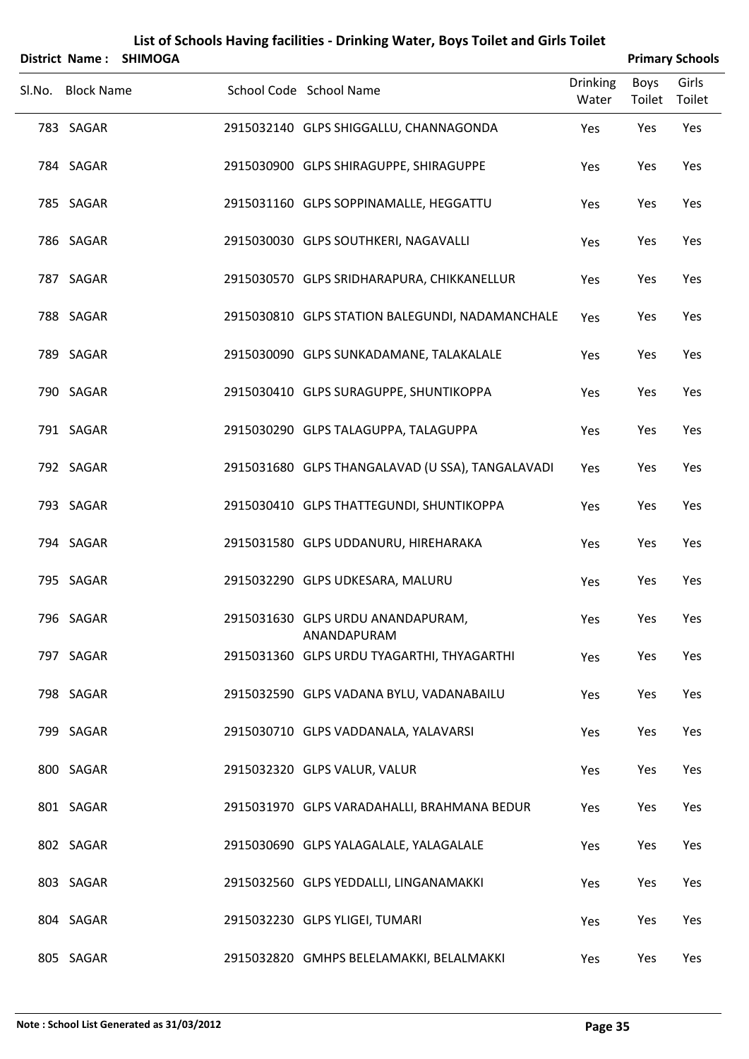# List of Schools Having facilities - Drinking Water, Boys Toilet and Girls Toilet

**District Name : SHIMOGA** **Primary Schools**

| Sl.No. | Block Name | School Code | School Name | Drinking Water | Boys Toilet | Girls Toilet |
|---|---|---|---|---|---|---|
| 783 | SAGAR | 2915032140 | GLPS SHIGGALLU, CHANNAGONDA | Yes | Yes | Yes |
| 784 | SAGAR | 2915030900 | GLPS SHIRAGUPPE, SHIRAGUPPE | Yes | Yes | Yes |
| 785 | SAGAR | 2915031160 | GLPS SOPPINAMALLE, HEGGATTU | Yes | Yes | Yes |
| 786 | SAGAR | 2915030030 | GLPS SOUTHKERI, NAGAVALLI | Yes | Yes | Yes |
| 787 | SAGAR | 2915030570 | GLPS SRIDHARAPURA, CHIKKANELLUR | Yes | Yes | Yes |
| 788 | SAGAR | 2915030810 | GLPS STATION BALEGUNDI, NADAMANCHALE | Yes | Yes | Yes |
| 789 | SAGAR | 2915030090 | GLPS SUNKADAMANE, TALAKALALE | Yes | Yes | Yes |
| 790 | SAGAR | 2915030410 | GLPS SURAGUPPE, SHUNTIKOPPA | Yes | Yes | Yes |
| 791 | SAGAR | 2915030290 | GLPS TALAGUPPA, TALAGUPPA | Yes | Yes | Yes |
| 792 | SAGAR | 2915031680 | GLPS THANGALAVAD (U SSA), TANGALAVADI | Yes | Yes | Yes |
| 793 | SAGAR | 2915030410 | GLPS THATTEGUNDI, SHUNTIKOPPA | Yes | Yes | Yes |
| 794 | SAGAR | 2915031580 | GLPS UDDANURU, HIREHARAKA | Yes | Yes | Yes |
| 795 | SAGAR | 2915032290 | GLPS UDKESARA, MALURU | Yes | Yes | Yes |
| 796 | SAGAR | 2915031630 | GLPS URDU ANANDAPURAM, ANANDAPURAM | Yes | Yes | Yes |
| 797 | SAGAR | 2915031360 | GLPS URDU TYAGARTHI, THYAGARTHI | Yes | Yes | Yes |
| 798 | SAGAR | 2915032590 | GLPS VADANA BYLU, VADANABAILU | Yes | Yes | Yes |
| 799 | SAGAR | 2915030710 | GLPS VADDANALA, YALAVARSI | Yes | Yes | Yes |
| 800 | SAGAR | 2915032320 | GLPS VALUR, VALUR | Yes | Yes | Yes |
| 801 | SAGAR | 2915031970 | GLPS VARADAHALLI, BRAHMANA BEDUR | Yes | Yes | Yes |
| 802 | SAGAR | 2915030690 | GLPS YALAGALALE, YALAGALALE | Yes | Yes | Yes |
| 803 | SAGAR | 2915032560 | GLPS YEDDALLI, LINGANAMAKKI | Yes | Yes | Yes |
| 804 | SAGAR | 2915032230 | GLPS YLIGEI, TUMARI | Yes | Yes | Yes |
| 805 | SAGAR | 2915032820 | GMHPS BELELAMAKKI, BELALMAKKI | Yes | Yes | Yes |

**Note : School List Generated as 31/03/2012**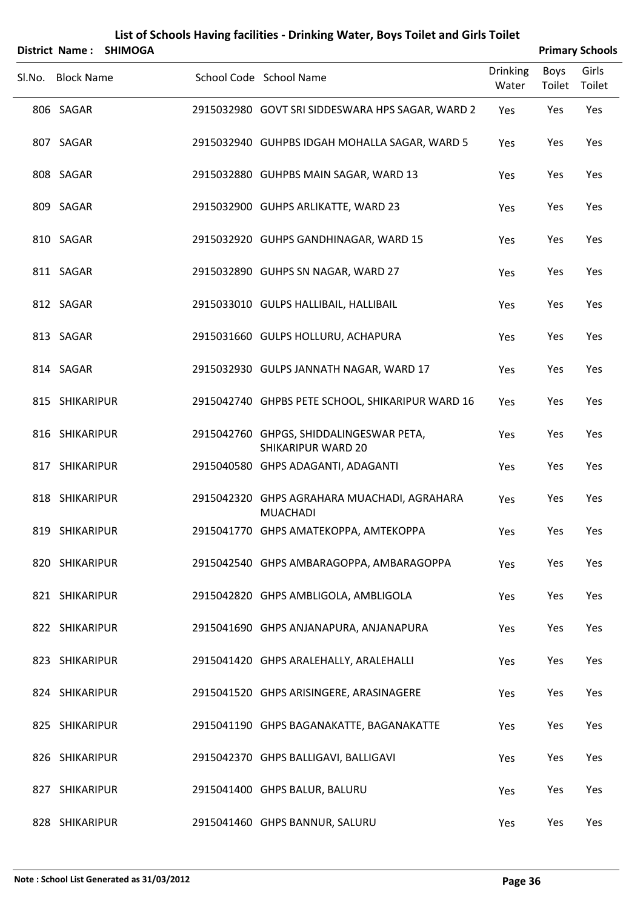# List of Schools Having facilities - Drinking Water, Boys Toilet and Girls Toilet

**District Name : SHIMOGA** | **Primary Schools**

| Sl.No. | Block Name | School Code | School Name | Drinking Water | Boys Toilet | Girls Toilet |
|---|---|---|---|---|---|---|
| 806 | SAGAR | 2915032980 | GOVT SRI SIDDESWARA HPS SAGAR, WARD 2 | Yes | Yes | Yes |
| 807 | SAGAR | 2915032940 | GUHPBS IDGAH MOHALLA SAGAR, WARD 5 | Yes | Yes | Yes |
| 808 | SAGAR | 2915032880 | GUHPBS MAIN SAGAR, WARD 13 | Yes | Yes | Yes |
| 809 | SAGAR | 2915032900 | GUHPS ARLIKATTE, WARD 23 | Yes | Yes | Yes |
| 810 | SAGAR | 2915032920 | GUHPS GANDHINAGAR, WARD 15 | Yes | Yes | Yes |
| 811 | SAGAR | 2915032890 | GUHPS SN NAGAR, WARD 27 | Yes | Yes | Yes |
| 812 | SAGAR | 2915033010 | GULPS HALLIBAIL, HALLIBAIL | Yes | Yes | Yes |
| 813 | SAGAR | 2915031660 | GULPS HOLLURU, ACHAPURA | Yes | Yes | Yes |
| 814 | SAGAR | 2915032930 | GULPS JANNATH NAGAR, WARD 17 | Yes | Yes | Yes |
| 815 | SHIKARIPUR | 2915042740 | GHPBS PETE SCHOOL, SHIKARIPUR WARD 16 | Yes | Yes | Yes |
| 816 | SHIKARIPUR | 2915042760 | GHPGS, SHIDDALINGESWAR PETA, SHIKARIPUR WARD 20 | Yes | Yes | Yes |
| 817 | SHIKARIPUR | 2915040580 | GHPS ADAGANTI, ADAGANTI | Yes | Yes | Yes |
| 818 | SHIKARIPUR | 2915042320 | GHPS AGRAHARA MUACHADI, AGRAHARA MUACHADI | Yes | Yes | Yes |
| 819 | SHIKARIPUR | 2915041770 | GHPS AMATEKOPPA, AMTEKOPPA | Yes | Yes | Yes |
| 820 | SHIKARIPUR | 2915042540 | GHPS AMBARAGOPPA, AMBARAGOPPA | Yes | Yes | Yes |
| 821 | SHIKARIPUR | 2915042820 | GHPS AMBLIGOLA, AMBLIGOLA | Yes | Yes | Yes |
| 822 | SHIKARIPUR | 2915041690 | GHPS ANJANAPURA, ANJANAPURA | Yes | Yes | Yes |
| 823 | SHIKARIPUR | 2915041420 | GHPS ARALEHALLY, ARALEHALLI | Yes | Yes | Yes |
| 824 | SHIKARIPUR | 2915041520 | GHPS ARISINGERE, ARASINAGERE | Yes | Yes | Yes |
| 825 | SHIKARIPUR | 2915041190 | GHPS BAGANAKATTE, BAGANAKATTE | Yes | Yes | Yes |
| 826 | SHIKARIPUR | 2915042370 | GHPS BALLIGAVI, BALLIGAVI | Yes | Yes | Yes |
| 827 | SHIKARIPUR | 2915041400 | GHPS BALUR, BALURU | Yes | Yes | Yes |
| 828 | SHIKARIPUR | 2915041460 | GHPS BANNUR, SALURU | Yes | Yes | Yes |

**Note : School List Generated as 31/03/2012**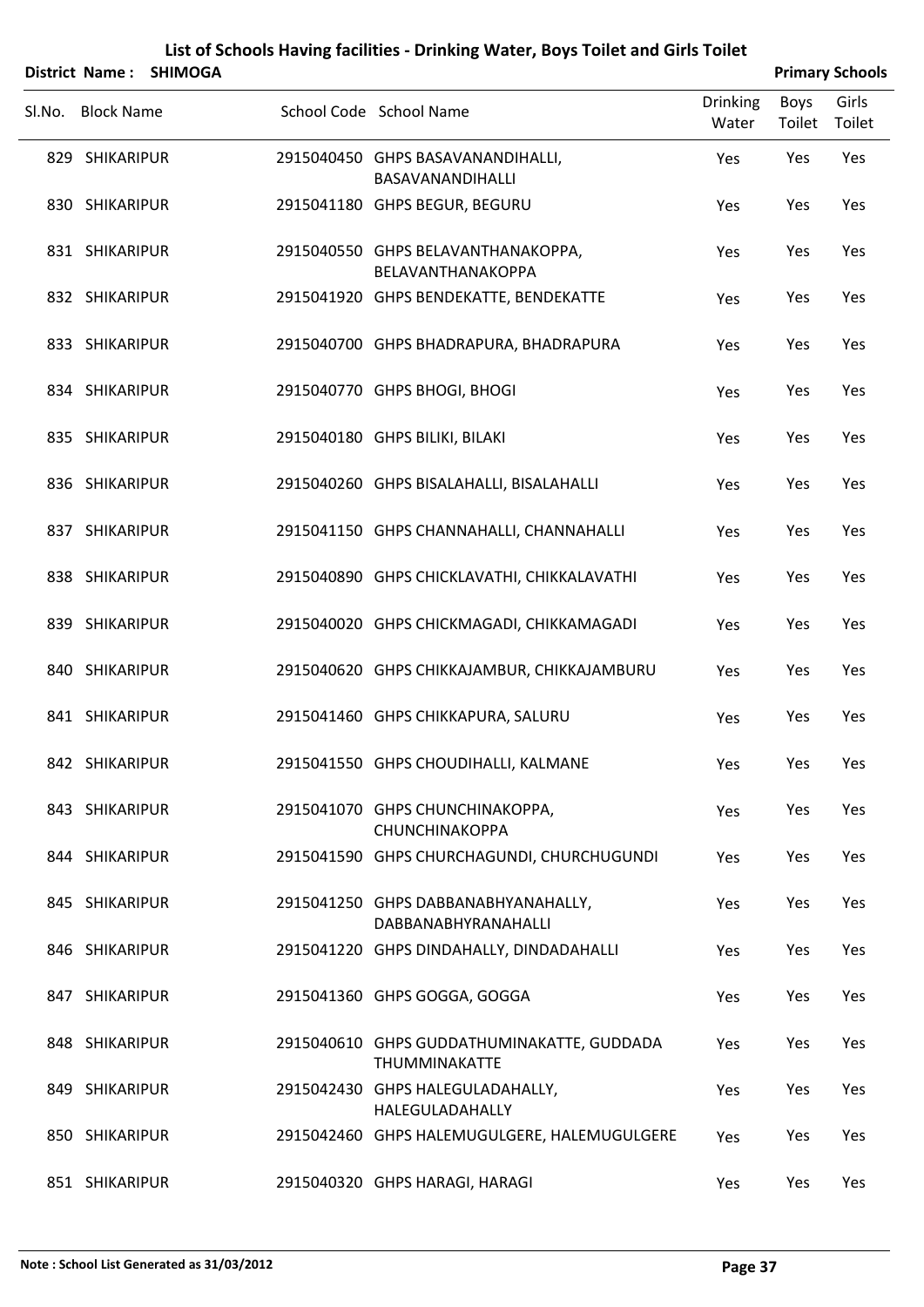# List of Schools Having facilities - Drinking Water, Boys Toilet and Girls Toilet

**District Name : SHIMOGA** **Primary Schools**

| Sl.No. | Block Name | School Code | School Name | Drinking Water | Boys Toilet | Girls Toilet |
|---|---|---|---|---|---|---|
| 829 | SHIKARIPUR | 2915040450 | GHPS BASAVANANDIHALLI, BASAVANANDIHALLI | Yes | Yes | Yes |
| 830 | SHIKARIPUR | 2915041180 | GHPS BEGUR, BEGURU | Yes | Yes | Yes |
| 831 | SHIKARIPUR | 2915040550 | GHPS BELAVANTHANAKOPPA, BELAVANTHANAKOPPA | Yes | Yes | Yes |
| 832 | SHIKARIPUR | 2915041920 | GHPS BENDEKATTE, BENDEKATTE | Yes | Yes | Yes |
| 833 | SHIKARIPUR | 2915040700 | GHPS BHADRAPURA, BHADRAPURA | Yes | Yes | Yes |
| 834 | SHIKARIPUR | 2915040770 | GHPS BHOGI, BHOGI | Yes | Yes | Yes |
| 835 | SHIKARIPUR | 2915040180 | GHPS BILIKI, BILAKI | Yes | Yes | Yes |
| 836 | SHIKARIPUR | 2915040260 | GHPS BISALAHALLI, BISALAHALLI | Yes | Yes | Yes |
| 837 | SHIKARIPUR | 2915041150 | GHPS CHANNAHALLI, CHANNAHALLI | Yes | Yes | Yes |
| 838 | SHIKARIPUR | 2915040890 | GHPS CHICKLAVATHI, CHIKKALAVATHI | Yes | Yes | Yes |
| 839 | SHIKARIPUR | 2915040020 | GHPS CHICKMAGADI, CHIKKAMAGADI | Yes | Yes | Yes |
| 840 | SHIKARIPUR | 2915040620 | GHPS CHIKKAJAMBUR, CHIKKAJAMBURU | Yes | Yes | Yes |
| 841 | SHIKARIPUR | 2915041460 | GHPS CHIKKAPURA, SALURU | Yes | Yes | Yes |
| 842 | SHIKARIPUR | 2915041550 | GHPS CHOUDIHALLI, KALMANE | Yes | Yes | Yes |
| 843 | SHIKARIPUR | 2915041070 | GHPS CHUNCHINAKOPPA, CHUNCHINAKOPPA | Yes | Yes | Yes |
| 844 | SHIKARIPUR | 2915041590 | GHPS CHURCHAGUNDI, CHURCHUGUNDI | Yes | Yes | Yes |
| 845 | SHIKARIPUR | 2915041250 | GHPS DABBANABHYANAHALLY, DABBANABHYRANAHALLI | Yes | Yes | Yes |
| 846 | SHIKARIPUR | 2915041220 | GHPS DINDAHALLY, DINDADAHALLI | Yes | Yes | Yes |
| 847 | SHIKARIPUR | 2915041360 | GHPS GOGGA, GOGGA | Yes | Yes | Yes |
| 848 | SHIKARIPUR | 2915040610 | GHPS GUDDATHUMINAKATTE, GUDDADA THUMMINAKATTE | Yes | Yes | Yes |
| 849 | SHIKARIPUR | 2915042430 | GHPS HALEGULADAHALLY, HALEGULADAHALLY | Yes | Yes | Yes |
| 850 | SHIKARIPUR | 2915042460 | GHPS HALEMUGULGERE, HALEMUGULGERE | Yes | Yes | Yes |
| 851 | SHIKARIPUR | 2915040320 | GHPS HARAGI, HARAGI | Yes | Yes | Yes |

**Note : School List Generated as 31/03/2012**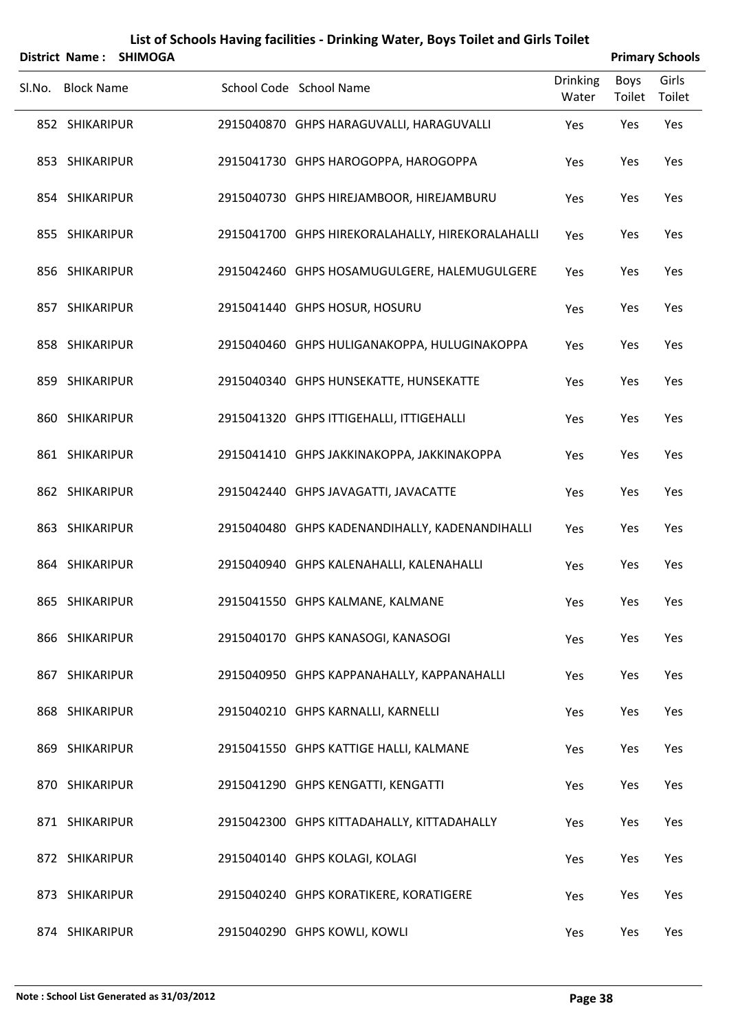# List of Schools Having facilities - Drinking Water, Boys Toilet and Girls Toilet

**District Name : SHIMOGA** **Primary Schools**

| Sl.No. | Block Name | School Code | School Name | Drinking Water | Boys Toilet | Girls Toilet |
|---|---|---|---|---|---|---|
| 852 | SHIKARIPUR | 2915040870 | GHPS HARAGUVALLI, HARAGUVALLI | Yes | Yes | Yes |
| 853 | SHIKARIPUR | 2915041730 | GHPS HAROGOPPA, HAROGOPPA | Yes | Yes | Yes |
| 854 | SHIKARIPUR | 2915040730 | GHPS HIREJAMBOOR, HIREJAMBURU | Yes | Yes | Yes |
| 855 | SHIKARIPUR | 2915041700 | GHPS HIREKORALAHALLY, HIREKORALAHALLI | Yes | Yes | Yes |
| 856 | SHIKARIPUR | 2915042460 | GHPS HOSAMUGULGERE, HALEMUGULGERE | Yes | Yes | Yes |
| 857 | SHIKARIPUR | 2915041440 | GHPS HOSUR, HOSURU | Yes | Yes | Yes |
| 858 | SHIKARIPUR | 2915040460 | GHPS HULIGANAKOPPA, HULUGINAKOPPA | Yes | Yes | Yes |
| 859 | SHIKARIPUR | 2915040340 | GHPS HUNSEKATTE, HUNSEKATTE | Yes | Yes | Yes |
| 860 | SHIKARIPUR | 2915041320 | GHPS ITTIGEHALLI, ITTIGEHALLI | Yes | Yes | Yes |
| 861 | SHIKARIPUR | 2915041410 | GHPS JAKKINAKOPPA, JAKKINAKOPPA | Yes | Yes | Yes |
| 862 | SHIKARIPUR | 2915042440 | GHPS JAVAGATTI, JAVACATTE | Yes | Yes | Yes |
| 863 | SHIKARIPUR | 2915040480 | GHPS KADENANDIHALLY, KADENANDIHALLI | Yes | Yes | Yes |
| 864 | SHIKARIPUR | 2915040940 | GHPS KALENAHALLI, KALENAHALLI | Yes | Yes | Yes |
| 865 | SHIKARIPUR | 2915041550 | GHPS KALMANE, KALMANE | Yes | Yes | Yes |
| 866 | SHIKARIPUR | 2915040170 | GHPS KANASOGI, KANASOGI | Yes | Yes | Yes |
| 867 | SHIKARIPUR | 2915040950 | GHPS KAPPANAHALLY, KAPPANAHALLI | Yes | Yes | Yes |
| 868 | SHIKARIPUR | 2915040210 | GHPS KARNALLI, KARNELLI | Yes | Yes | Yes |
| 869 | SHIKARIPUR | 2915041550 | GHPS KATTIGE HALLI, KALMANE | Yes | Yes | Yes |
| 870 | SHIKARIPUR | 2915041290 | GHPS KENGATTI, KENGATTI | Yes | Yes | Yes |
| 871 | SHIKARIPUR | 2915042300 | GHPS KITTADAHALLY, KITTADAHALLY | Yes | Yes | Yes |
| 872 | SHIKARIPUR | 2915040140 | GHPS KOLAGI, KOLAGI | Yes | Yes | Yes |
| 873 | SHIKARIPUR | 2915040240 | GHPS KORATIKERE, KORATIGERE | Yes | Yes | Yes |
| 874 | SHIKARIPUR | 2915040290 | GHPS KOWLI, KOWLI | Yes | Yes | Yes |

**Note : School List Generated as 31/03/2012**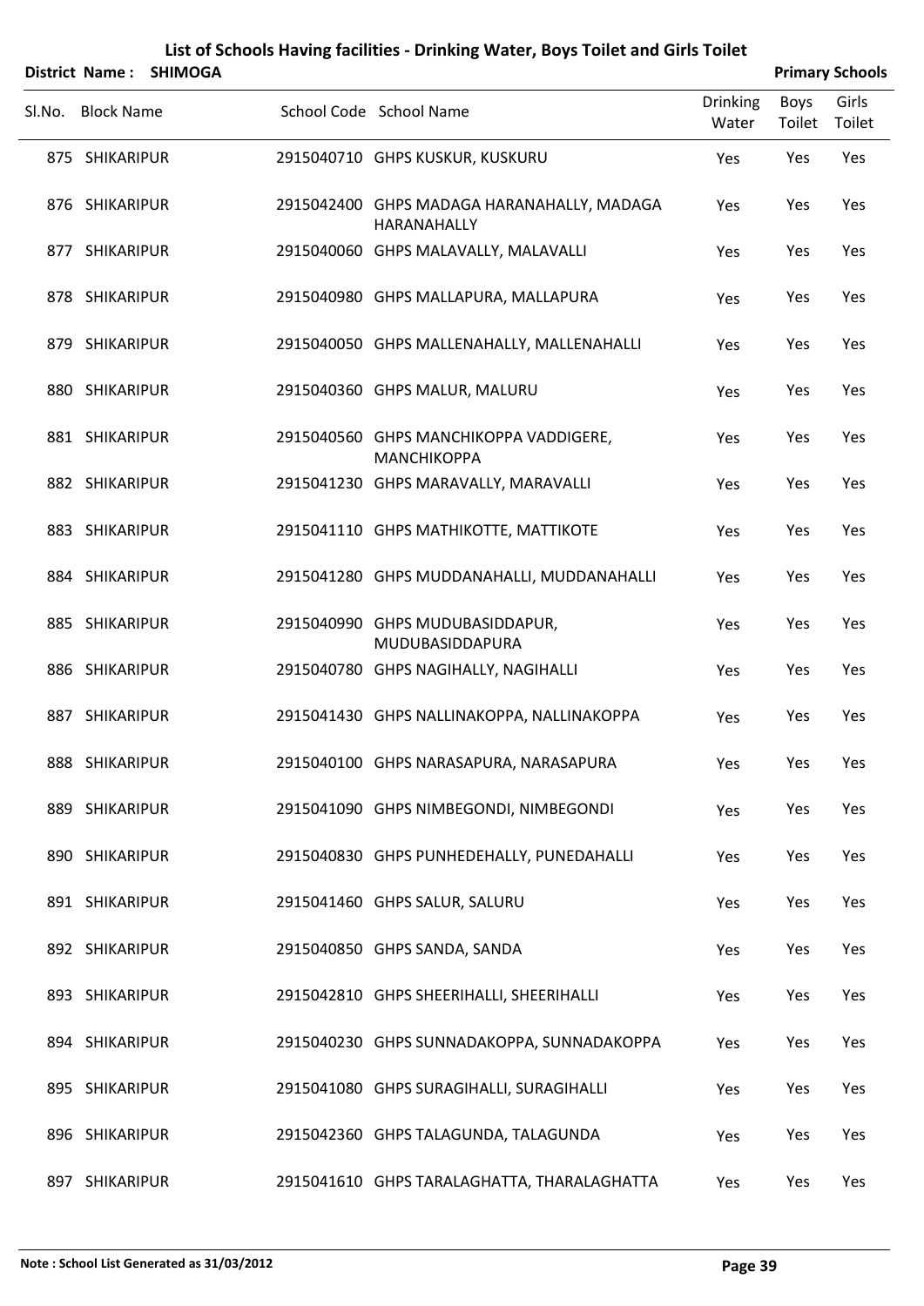# List of Schools Having facilities - Drinking Water, Boys Toilet and Girls Toilet

**District Name : SHIMOGA** **Primary Schools**

| Sl.No. | Block Name | School Code | School Name | Drinking Water | Boys Toilet | Girls Toilet |
|---|---|---|---|---|---|---|
| 875 | SHIKARIPUR | 2915040710 | GHPS KUSKUR, KUSKURU | Yes | Yes | Yes |
| 876 | SHIKARIPUR | 2915042400 | GHPS MADAGA HARANAHALLY, MADAGA HARANAHALLY | Yes | Yes | Yes |
| 877 | SHIKARIPUR | 2915040060 | GHPS MALAVALLY, MALAVALLI | Yes | Yes | Yes |
| 878 | SHIKARIPUR | 2915040980 | GHPS MALLAPURA, MALLAPURA | Yes | Yes | Yes |
| 879 | SHIKARIPUR | 2915040050 | GHPS MALLENAHALLY, MALLENAHALLI | Yes | Yes | Yes |
| 880 | SHIKARIPUR | 2915040360 | GHPS MALUR, MALURU | Yes | Yes | Yes |
| 881 | SHIKARIPUR | 2915040560 | GHPS MANCHIKOPPA VADDIGERE, MANCHIKOPPA | Yes | Yes | Yes |
| 882 | SHIKARIPUR | 2915041230 | GHPS MARAVALLY, MARAVALLI | Yes | Yes | Yes |
| 883 | SHIKARIPUR | 2915041110 | GHPS MATHIKOTTE, MATTIKOTE | Yes | Yes | Yes |
| 884 | SHIKARIPUR | 2915041280 | GHPS MUDDANAHALLI, MUDDANAHALLI | Yes | Yes | Yes |
| 885 | SHIKARIPUR | 2915040990 | GHPS MUDUBASIDDAPUR, MUDUBASIDDAPURA | Yes | Yes | Yes |
| 886 | SHIKARIPUR | 2915040780 | GHPS NAGIHALLY, NAGIHALLI | Yes | Yes | Yes |
| 887 | SHIKARIPUR | 2915041430 | GHPS NALLINAKOPPA, NALLINAKOPPA | Yes | Yes | Yes |
| 888 | SHIKARIPUR | 2915040100 | GHPS NARASAPURA, NARASAPURA | Yes | Yes | Yes |
| 889 | SHIKARIPUR | 2915041090 | GHPS NIMBEGONDI, NIMBEGONDI | Yes | Yes | Yes |
| 890 | SHIKARIPUR | 2915040830 | GHPS PUNHEDEHALLY, PUNEDAHALLI | Yes | Yes | Yes |
| 891 | SHIKARIPUR | 2915041460 | GHPS SALUR, SALURU | Yes | Yes | Yes |
| 892 | SHIKARIPUR | 2915040850 | GHPS SANDA, SANDA | Yes | Yes | Yes |
| 893 | SHIKARIPUR | 2915042810 | GHPS SHEERIHALLI, SHEERIHALLI | Yes | Yes | Yes |
| 894 | SHIKARIPUR | 2915040230 | GHPS SUNNADAKOPPA, SUNNADAKOPPA | Yes | Yes | Yes |
| 895 | SHIKARIPUR | 2915041080 | GHPS SURAGIHALLI, SURAGIHALLI | Yes | Yes | Yes |
| 896 | SHIKARIPUR | 2915042360 | GHPS TALAGUNDA, TALAGUNDA | Yes | Yes | Yes |
| 897 | SHIKARIPUR | 2915041610 | GHPS TARALAGHATTA, THARALAGHATTA | Yes | Yes | Yes |

**Note : School List Generated as 31/03/2012**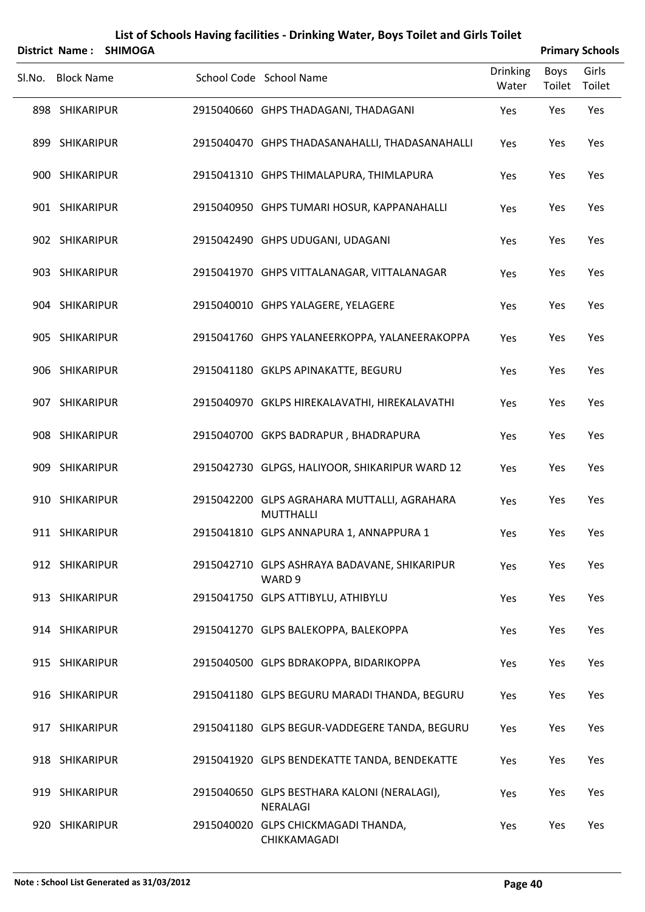# List of Schools Having facilities - Drinking Water, Boys Toilet and Girls Toilet

**District Name : SHIMOGA** **Primary Schools**

| Sl.No. | Block Name | School Code | School Name | Drinking Water | Boys Toilet | Girls Toilet |
|---|---|---|---|---|---|---|
| 898 | SHIKARIPUR | 2915040660 | GHPS THADAGANI, THADAGANI | Yes | Yes | Yes |
| 899 | SHIKARIPUR | 2915040470 | GHPS THADASANAHALLI, THADASANAHALLI | Yes | Yes | Yes |
| 900 | SHIKARIPUR | 2915041310 | GHPS THIMALAPURA, THIMLAPURA | Yes | Yes | Yes |
| 901 | SHIKARIPUR | 2915040950 | GHPS TUMARI HOSUR, KAPPANAHALLI | Yes | Yes | Yes |
| 902 | SHIKARIPUR | 2915042490 | GHPS UDUGANI, UDAGANI | Yes | Yes | Yes |
| 903 | SHIKARIPUR | 2915041970 | GHPS VITTALANAGAR, VITTALANAGAR | Yes | Yes | Yes |
| 904 | SHIKARIPUR | 2915040010 | GHPS YALAGERE, YELAGERE | Yes | Yes | Yes |
| 905 | SHIKARIPUR | 2915041760 | GHPS YALANEERKOPPA, YALANEERAKOPPA | Yes | Yes | Yes |
| 906 | SHIKARIPUR | 2915041180 | GKLPS APINAKATTE, BEGURU | Yes | Yes | Yes |
| 907 | SHIKARIPUR | 2915040970 | GKLPS HIREKALAVATHI, HIREKALAVATHI | Yes | Yes | Yes |
| 908 | SHIKARIPUR | 2915040700 | GKPS BADRAPUR , BHADRAPURA | Yes | Yes | Yes |
| 909 | SHIKARIPUR | 2915042730 | GLPGS, HALIYOOR, SHIKARIPUR WARD 12 | Yes | Yes | Yes |
| 910 | SHIKARIPUR | 2915042200 | GLPS AGRAHARA MUTTALLI, AGRAHARA MUTTHALLI | Yes | Yes | Yes |
| 911 | SHIKARIPUR | 2915041810 | GLPS ANNAPURA 1, ANNAPPURA 1 | Yes | Yes | Yes |
| 912 | SHIKARIPUR | 2915042710 | GLPS ASHRAYA BADAVANE, SHIKARIPUR WARD 9 | Yes | Yes | Yes |
| 913 | SHIKARIPUR | 2915041750 | GLPS ATTIBYLU, ATHIBYLU | Yes | Yes | Yes |
| 914 | SHIKARIPUR | 2915041270 | GLPS BALEKOPPA, BALEKOPPA | Yes | Yes | Yes |
| 915 | SHIKARIPUR | 2915040500 | GLPS BDRAKOPPA, BIDARIKOPPA | Yes | Yes | Yes |
| 916 | SHIKARIPUR | 2915041180 | GLPS BEGURU MARADI THANDA, BEGURU | Yes | Yes | Yes |
| 917 | SHIKARIPUR | 2915041180 | GLPS BEGUR-VADDEGERE TANDA, BEGURU | Yes | Yes | Yes |
| 918 | SHIKARIPUR | 2915041920 | GLPS BENDEKATTE TANDA, BENDEKATTE | Yes | Yes | Yes |
| 919 | SHIKARIPUR | 2915040650 | GLPS BESTHARA KALONI (NERALAGI), NERALAGI | Yes | Yes | Yes |
| 920 | SHIKARIPUR | 2915040020 | GLPS CHICKMAGADI THANDA, CHIKKAMAGADI | Yes | Yes | Yes |

**Note : School List Generated as 31/03/2012**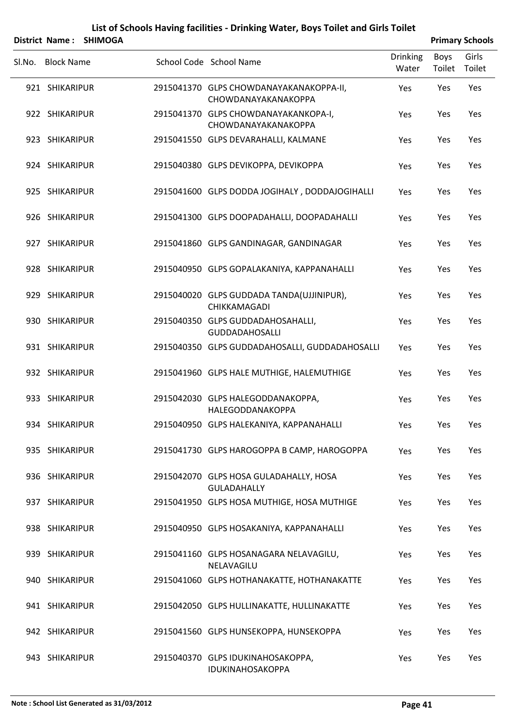# List of Schools Having facilities - Drinking Water, Boys Toilet and Girls Toilet

**District Name : SHIMOGA** **Primary Schools**

| Sl.No. | Block Name | School Code | School Name | Drinking Water | Boys Toilet | Girls Toilet |
|---|---|---|---|---|---|---|
| 921 | SHIKARIPUR | 2915041370 | GLPS CHOWDANAYAKANAKOPPA-II, CHOWDANAYAKANAKOPPA | Yes | Yes | Yes |
| 922 | SHIKARIPUR | 2915041370 | GLPS CHOWDANAYAKANKOPA-I, CHOWDANAYAKANAKOPPA | Yes | Yes | Yes |
| 923 | SHIKARIPUR | 2915041550 | GLPS DEVARAHALLI, KALMANE | Yes | Yes | Yes |
| 924 | SHIKARIPUR | 2915040380 | GLPS DEVIKOPPA, DEVIKOPPA | Yes | Yes | Yes |
| 925 | SHIKARIPUR | 2915041600 | GLPS DODDA JOGIHALY , DODDAJOGIHALLI | Yes | Yes | Yes |
| 926 | SHIKARIPUR | 2915041300 | GLPS DOOPADAHALLI, DOOPADAHALLI | Yes | Yes | Yes |
| 927 | SHIKARIPUR | 2915041860 | GLPS GANDINAGAR, GANDINAGAR | Yes | Yes | Yes |
| 928 | SHIKARIPUR | 2915040950 | GLPS GOPALAKANIYA, KAPPANAHALLI | Yes | Yes | Yes |
| 929 | SHIKARIPUR | 2915040020 | GLPS GUDDADA TANDA(UJJINIPUR), CHIKKAMAGADI | Yes | Yes | Yes |
| 930 | SHIKARIPUR | 2915040350 | GLPS GUDDADAHOSAHALLI, GUDDADAHOSALLI | Yes | Yes | Yes |
| 931 | SHIKARIPUR | 2915040350 | GLPS GUDDADAHOSALLI, GUDDADAHOSALLI | Yes | Yes | Yes |
| 932 | SHIKARIPUR | 2915041960 | GLPS HALE MUTHIGE, HALEMUTHIGE | Yes | Yes | Yes |
| 933 | SHIKARIPUR | 2915042030 | GLPS HALEGODDANAKOPPA, HALEGODDANAKOPPA | Yes | Yes | Yes |
| 934 | SHIKARIPUR | 2915040950 | GLPS HALEKANIYA, KAPPANAHALLI | Yes | Yes | Yes |
| 935 | SHIKARIPUR | 2915041730 | GLPS HAROGOPPA B CAMP, HAROGOPPA | Yes | Yes | Yes |
| 936 | SHIKARIPUR | 2915042070 | GLPS HOSA GULADAHALLY, HOSA GULADAHALLY | Yes | Yes | Yes |
| 937 | SHIKARIPUR | 2915041950 | GLPS HOSA MUTHIGE, HOSA MUTHIGE | Yes | Yes | Yes |
| 938 | SHIKARIPUR | 2915040950 | GLPS HOSAKANIYA, KAPPANAHALLI | Yes | Yes | Yes |
| 939 | SHIKARIPUR | 2915041160 | GLPS HOSANAGARA NELAVAGILU, NELAVAGILU | Yes | Yes | Yes |
| 940 | SHIKARIPUR | 2915041060 | GLPS HOTHANAKATTE, HOTHANAKATTE | Yes | Yes | Yes |
| 941 | SHIKARIPUR | 2915042050 | GLPS HULLINAKATTE, HULLINAKATTE | Yes | Yes | Yes |
| 942 | SHIKARIPUR | 2915041560 | GLPS HUNSEKOPPA, HUNSEKOPPA | Yes | Yes | Yes |
| 943 | SHIKARIPUR | 2915040370 | GLPS IDUKINAHOSAKOPPA, IDUKINAHOSAKOPPA | Yes | Yes | Yes |

**Note : School List Generated as 31/03/2012**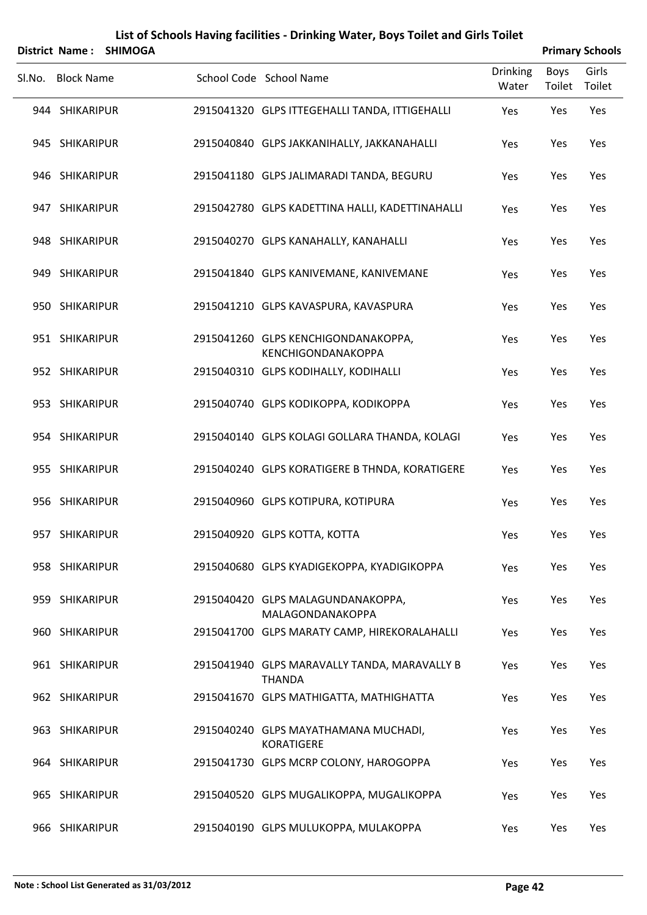## List of Schools Having facilities - Drinking Water, Boys Toilet and Girls Toilet

**District Name : SHIMOGA** **Primary Schools**

| Sl.No. | Block Name | School Code | School Name | Drinking Water | Boys Toilet | Girls Toilet |
|---|---|---|---|---|---|---|
| 944 | SHIKARIPUR | 2915041320 | GLPS ITTEGEHALLI TANDA, ITTIGEHALLI | Yes | Yes | Yes |
| 945 | SHIKARIPUR | 2915040840 | GLPS JAKKANIHALLY, JAKKANAHALLI | Yes | Yes | Yes |
| 946 | SHIKARIPUR | 2915041180 | GLPS JALIMARADI TANDA, BEGURU | Yes | Yes | Yes |
| 947 | SHIKARIPUR | 2915042780 | GLPS KADETTINA HALLI, KADETTINAHALLI | Yes | Yes | Yes |
| 948 | SHIKARIPUR | 2915040270 | GLPS KANAHALLY, KANAHALLI | Yes | Yes | Yes |
| 949 | SHIKARIPUR | 2915041840 | GLPS KANIVEMANE, KANIVEMANE | Yes | Yes | Yes |
| 950 | SHIKARIPUR | 2915041210 | GLPS KAVASPURA, KAVASPURA | Yes | Yes | Yes |
| 951 | SHIKARIPUR | 2915041260 | GLPS KENCHIGONDANAKOPPA, KENCHIGONDANAKOPPA | Yes | Yes | Yes |
| 952 | SHIKARIPUR | 2915040310 | GLPS KODIHALLY, KODIHALLI | Yes | Yes | Yes |
| 953 | SHIKARIPUR | 2915040740 | GLPS KODIKOPPA, KODIKOPPA | Yes | Yes | Yes |
| 954 | SHIKARIPUR | 2915040140 | GLPS KOLAGI GOLLARA THANDA, KOLAGI | Yes | Yes | Yes |
| 955 | SHIKARIPUR | 2915040240 | GLPS KORATIGERE B THNDA, KORATIGERE | Yes | Yes | Yes |
| 956 | SHIKARIPUR | 2915040960 | GLPS KOTIPURA, KOTIPURA | Yes | Yes | Yes |
| 957 | SHIKARIPUR | 2915040920 | GLPS KOTTA, KOTTA | Yes | Yes | Yes |
| 958 | SHIKARIPUR | 2915040680 | GLPS KYADIGEKOPPA, KYADIGIKOPPA | Yes | Yes | Yes |
| 959 | SHIKARIPUR | 2915040420 | GLPS MALAGUNDANAKOPPA, MALAGONDANAKOPPA | Yes | Yes | Yes |
| 960 | SHIKARIPUR | 2915041700 | GLPS MARATY CAMP, HIREKORALAHALLI | Yes | Yes | Yes |
| 961 | SHIKARIPUR | 2915041940 | GLPS MARAVALLY TANDA, MARAVALLY B THANDA | Yes | Yes | Yes |
| 962 | SHIKARIPUR | 2915041670 | GLPS MATHIGATTA, MATHIGHATTA | Yes | Yes | Yes |
| 963 | SHIKARIPUR | 2915040240 | GLPS MAYATHAMANA MUCHADI, KORATIGERE | Yes | Yes | Yes |
| 964 | SHIKARIPUR | 2915041730 | GLPS MCRP COLONY, HAROGOPPA | Yes | Yes | Yes |
| 965 | SHIKARIPUR | 2915040520 | GLPS MUGALIKOPPA, MUGALIKOPPA | Yes | Yes | Yes |
| 966 | SHIKARIPUR | 2915040190 | GLPS MULUKOPPA, MULAKOPPA | Yes | Yes | Yes |

**Note : School List Generated as 31/03/2012**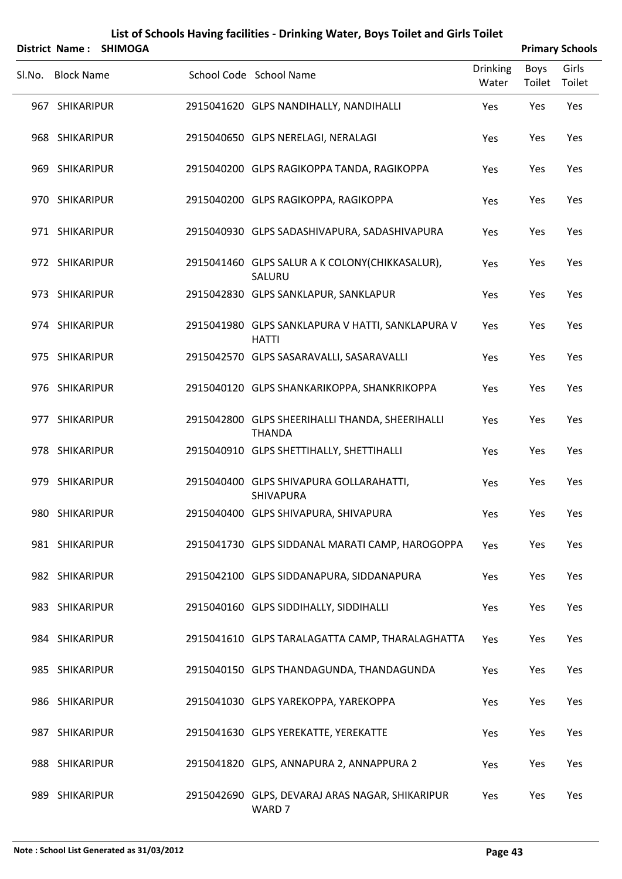# List of Schools Having facilities - Drinking Water, Boys Toilet and Girls Toilet

**District Name : SHIMOGA** | **Primary Schools**

| Sl.No. | Block Name | School Code | School Name | Drinking Water | Boys Toilet | Girls Toilet |
|---|---|---|---|---|---|---|
| 967 | SHIKARIPUR | 2915041620 | GLPS NANDIHALLY, NANDIHALLI | Yes | Yes | Yes |
| 968 | SHIKARIPUR | 2915040650 | GLPS NERELAGI, NERALAGI | Yes | Yes | Yes |
| 969 | SHIKARIPUR | 2915040200 | GLPS RAGIKOPPA TANDA, RAGIKOPPA | Yes | Yes | Yes |
| 970 | SHIKARIPUR | 2915040200 | GLPS RAGIKOPPA, RAGIKOPPA | Yes | Yes | Yes |
| 971 | SHIKARIPUR | 2915040930 | GLPS SADASHIVAPURA, SADASHIVAPURA | Yes | Yes | Yes |
| 972 | SHIKARIPUR | 2915041460 | GLPS SALUR A K COLONY(CHIKKASALUR), SALURU | Yes | Yes | Yes |
| 973 | SHIKARIPUR | 2915042830 | GLPS SANKLAPUR, SANKLAPUR | Yes | Yes | Yes |
| 974 | SHIKARIPUR | 2915041980 | GLPS SANKLAPURA V HATTI, SANKLAPURA V HATTI | Yes | Yes | Yes |
| 975 | SHIKARIPUR | 2915042570 | GLPS SASARAVALLI, SASARAVALLI | Yes | Yes | Yes |
| 976 | SHIKARIPUR | 2915040120 | GLPS SHANKARIKOPPA, SHANKRIKOPPA | Yes | Yes | Yes |
| 977 | SHIKARIPUR | 2915042800 | GLPS SHEERIHALLI THANDA, SHEERIHALLI THANDA | Yes | Yes | Yes |
| 978 | SHIKARIPUR | 2915040910 | GLPS SHETTIHALLY, SHETTIHALLI | Yes | Yes | Yes |
| 979 | SHIKARIPUR | 2915040400 | GLPS SHIVAPURA GOLLARAHATTI, SHIVAPURA | Yes | Yes | Yes |
| 980 | SHIKARIPUR | 2915040400 | GLPS SHIVAPURA, SHIVAPURA | Yes | Yes | Yes |
| 981 | SHIKARIPUR | 2915041730 | GLPS SIDDANAL MARATI CAMP, HAROGOPPA | Yes | Yes | Yes |
| 982 | SHIKARIPUR | 2915042100 | GLPS SIDDANAPURA, SIDDANAPURA | Yes | Yes | Yes |
| 983 | SHIKARIPUR | 2915040160 | GLPS SIDDIHALLY, SIDDIHALLI | Yes | Yes | Yes |
| 984 | SHIKARIPUR | 2915041610 | GLPS TARALAGATTA CAMP, THARALAGHATTA | Yes | Yes | Yes |
| 985 | SHIKARIPUR | 2915040150 | GLPS THANDAGUNDA, THANDAGUNDA | Yes | Yes | Yes |
| 986 | SHIKARIPUR | 2915041030 | GLPS YAREKOPPA, YAREKOPPA | Yes | Yes | Yes |
| 987 | SHIKARIPUR | 2915041630 | GLPS YEREKATTE, YEREKATTE | Yes | Yes | Yes |
| 988 | SHIKARIPUR | 2915041820 | GLPS, ANNAPURA 2, ANNAPPURA 2 | Yes | Yes | Yes |
| 989 | SHIKARIPUR | 2915042690 | GLPS, DEVARAJ ARAS NAGAR, SHIKARIPUR WARD 7 | Yes | Yes | Yes |

**Note : School List Generated as 31/03/2012**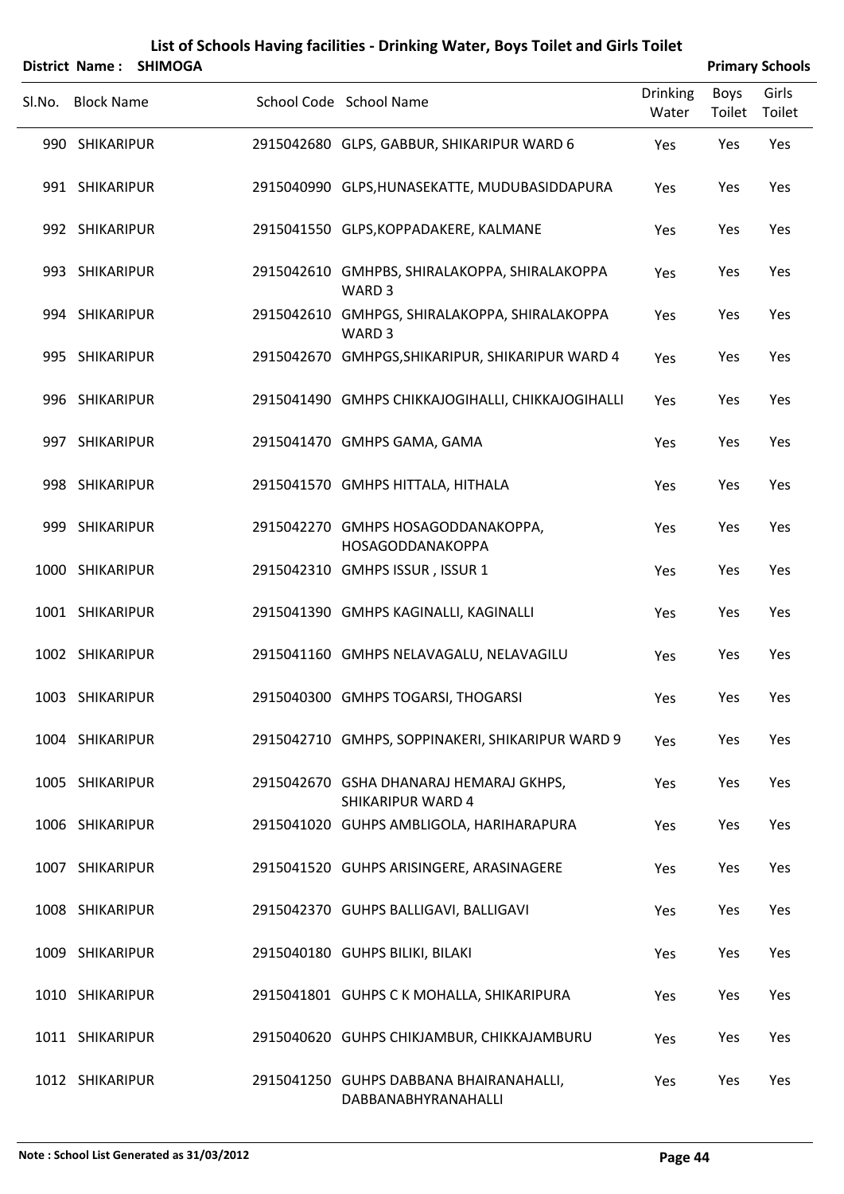## List of Schools Having facilities - Drinking Water, Boys Toilet and Girls Toilet

**District Name : SHIMOGA** **Primary Schools**

| Sl.No. | Block Name | School Code | School Name | Drinking Water | Boys Toilet | Girls Toilet |
|---|---|---|---|---|---|---|
| 990 | SHIKARIPUR | 2915042680 | GLPS, GABBUR, SHIKARIPUR WARD 6 | Yes | Yes | Yes |
| 991 | SHIKARIPUR | 2915040990 | GLPS,HUNASEKATTE, MUDUBASIDDAPURA | Yes | Yes | Yes |
| 992 | SHIKARIPUR | 2915041550 | GLPS,KOPPADAKERE, KALMANE | Yes | Yes | Yes |
| 993 | SHIKARIPUR | 2915042610 | GMHPBS, SHIRALAKOPPA, SHIRALAKOPPA WARD 3 | Yes | Yes | Yes |
| 994 | SHIKARIPUR | 2915042610 | GMHPGS, SHIRALAKOPPA, SHIRALAKOPPA WARD 3 | Yes | Yes | Yes |
| 995 | SHIKARIPUR | 2915042670 | GMHPGS,SHIKARIPUR, SHIKARIPUR WARD 4 | Yes | Yes | Yes |
| 996 | SHIKARIPUR | 2915041490 | GMHPS CHIKKAJOGIHALLI, CHIKKAJOGIHALLI | Yes | Yes | Yes |
| 997 | SHIKARIPUR | 2915041470 | GMHPS GAMA, GAMA | Yes | Yes | Yes |
| 998 | SHIKARIPUR | 2915041570 | GMHPS HITTALA, HITHALA | Yes | Yes | Yes |
| 999 | SHIKARIPUR | 2915042270 | GMHPS HOSAGODDANAKOPPA, HOSAGODDANAKOPPA | Yes | Yes | Yes |
| 1000 | SHIKARIPUR | 2915042310 | GMHPS ISSUR , ISSUR 1 | Yes | Yes | Yes |
| 1001 | SHIKARIPUR | 2915041390 | GMHPS KAGINALLI, KAGINALLI | Yes | Yes | Yes |
| 1002 | SHIKARIPUR | 2915041160 | GMHPS NELAVAGALU, NELAVAGILU | Yes | Yes | Yes |
| 1003 | SHIKARIPUR | 2915040300 | GMHPS TOGARSI, THOGARSI | Yes | Yes | Yes |
| 1004 | SHIKARIPUR | 2915042710 | GMHPS, SOPPINAKERI, SHIKARIPUR WARD 9 | Yes | Yes | Yes |
| 1005 | SHIKARIPUR | 2915042670 | GSHA DHANARAJ HEMARAJ GKHPS, SHIKARIPUR WARD 4 | Yes | Yes | Yes |
| 1006 | SHIKARIPUR | 2915041020 | GUHPS AMBLIGOLA, HARIHARAPURA | Yes | Yes | Yes |
| 1007 | SHIKARIPUR | 2915041520 | GUHPS ARISINGERE, ARASINAGERE | Yes | Yes | Yes |
| 1008 | SHIKARIPUR | 2915042370 | GUHPS BALLIGAVI, BALLIGAVI | Yes | Yes | Yes |
| 1009 | SHIKARIPUR | 2915040180 | GUHPS BILIKI, BILAKI | Yes | Yes | Yes |
| 1010 | SHIKARIPUR | 2915041801 | GUHPS C K MOHALLA, SHIKARIPURA | Yes | Yes | Yes |
| 1011 | SHIKARIPUR | 2915040620 | GUHPS CHIKJAMBUR, CHIKKAJAMBURU | Yes | Yes | Yes |
| 1012 | SHIKARIPUR | 2915041250 | GUHPS DABBANA BHAIRANAHALLI, DABBANABHYRANAHALLI | Yes | Yes | Yes |

**Note : School List Generated as 31/03/2012**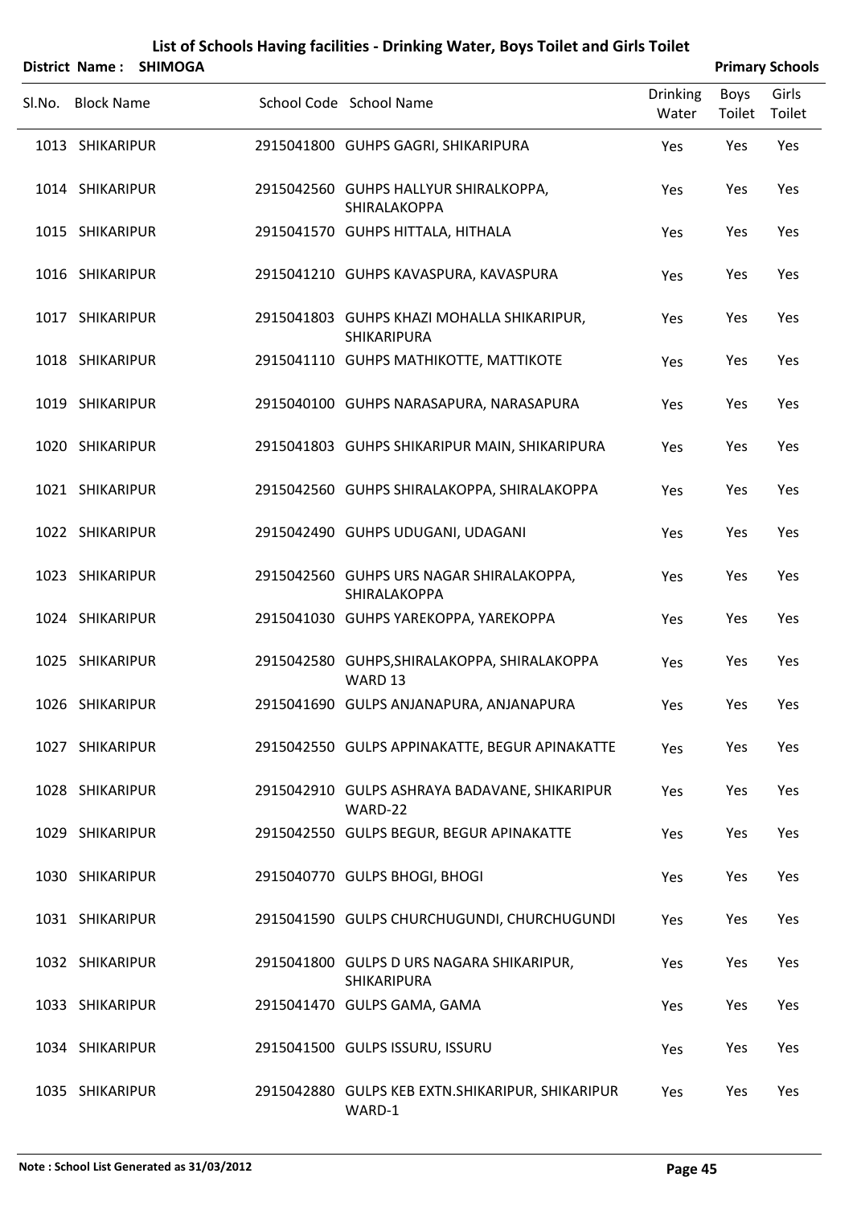# List of Schools Having facilities - Drinking Water, Boys Toilet and Girls Toilet

**District Name : SHIMOGA** **Primary Schools**

| Sl.No. | Block Name | School Code | School Name | Drinking Water | Boys Toilet | Girls Toilet |
|---|---|---|---|---|---|---|
| 1013 | SHIKARIPUR | 2915041800 | GUHPS GAGRI, SHIKARIPURA | Yes | Yes | Yes |
| 1014 | SHIKARIPUR | 2915042560 | GUHPS HALLYUR SHIRALKOPPA, SHIRALAKOPPA | Yes | Yes | Yes |
| 1015 | SHIKARIPUR | 2915041570 | GUHPS HITTALA, HITHALA | Yes | Yes | Yes |
| 1016 | SHIKARIPUR | 2915041210 | GUHPS KAVASPURA, KAVASPURA | Yes | Yes | Yes |
| 1017 | SHIKARIPUR | 2915041803 | GUHPS KHAZI MOHALLA SHIKARIPUR, SHIKARIPURA | Yes | Yes | Yes |
| 1018 | SHIKARIPUR | 2915041110 | GUHPS MATHIKOTTE, MATTIKOTE | Yes | Yes | Yes |
| 1019 | SHIKARIPUR | 2915040100 | GUHPS NARASAPURA, NARASAPURA | Yes | Yes | Yes |
| 1020 | SHIKARIPUR | 2915041803 | GUHPS SHIKARIPUR MAIN, SHIKARIPURA | Yes | Yes | Yes |
| 1021 | SHIKARIPUR | 2915042560 | GUHPS SHIRALAKOPPA, SHIRALAKOPPA | Yes | Yes | Yes |
| 1022 | SHIKARIPUR | 2915042490 | GUHPS UDUGANI, UDAGANI | Yes | Yes | Yes |
| 1023 | SHIKARIPUR | 2915042560 | GUHPS URS NAGAR SHIRALAKOPPA, SHIRALAKOPPA | Yes | Yes | Yes |
| 1024 | SHIKARIPUR | 2915041030 | GUHPS YAREKOPPA, YAREKOPPA | Yes | Yes | Yes |
| 1025 | SHIKARIPUR | 2915042580 | GUHPS,SHIRALAKOPPA, SHIRALAKOPPA WARD 13 | Yes | Yes | Yes |
| 1026 | SHIKARIPUR | 2915041690 | GULPS ANJANAPURA, ANJANAPURA | Yes | Yes | Yes |
| 1027 | SHIKARIPUR | 2915042550 | GULPS APPINAKATTE, BEGUR APINAKATTE | Yes | Yes | Yes |
| 1028 | SHIKARIPUR | 2915042910 | GULPS ASHRAYA BADAVANE, SHIKARIPUR WARD-22 | Yes | Yes | Yes |
| 1029 | SHIKARIPUR | 2915042550 | GULPS BEGUR, BEGUR APINAKATTE | Yes | Yes | Yes |
| 1030 | SHIKARIPUR | 2915040770 | GULPS BHOGI, BHOGI | Yes | Yes | Yes |
| 1031 | SHIKARIPUR | 2915041590 | GULPS CHURCHUGUNDI, CHURCHUGUNDI | Yes | Yes | Yes |
| 1032 | SHIKARIPUR | 2915041800 | GULPS D URS NAGARA SHIKARIPUR, SHIKARIPURA | Yes | Yes | Yes |
| 1033 | SHIKARIPUR | 2915041470 | GULPS GAMA, GAMA | Yes | Yes | Yes |
| 1034 | SHIKARIPUR | 2915041500 | GULPS ISSURU, ISSURU | Yes | Yes | Yes |
| 1035 | SHIKARIPUR | 2915042880 | GULPS KEB EXTN.SHIKARIPUR, SHIKARIPUR WARD-1 | Yes | Yes | Yes |

**Note : School List Generated as 31/03/2012**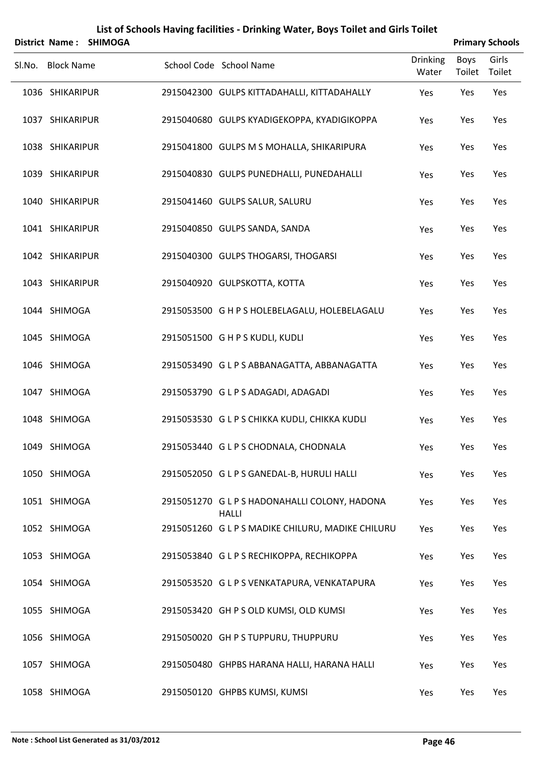# List of Schools Having facilities - Drinking Water, Boys Toilet and Girls Toilet

**District Name : SHIMOGA** **Primary Schools**

| Sl.No. | Block Name | School Code | School Name | Drinking Water | Boys Toilet | Girls Toilet |
|---|---|---|---|---|---|---|
| 1036 | SHIKARIPUR | 2915042300 | GULPS KITTADAHALLI, KITTADAHALLY | Yes | Yes | Yes |
| 1037 | SHIKARIPUR | 2915040680 | GULPS KYADIGEKOPPA, KYADIGIKOPPA | Yes | Yes | Yes |
| 1038 | SHIKARIPUR | 2915041800 | GULPS M S MOHALLA, SHIKARIPURA | Yes | Yes | Yes |
| 1039 | SHIKARIPUR | 2915040830 | GULPS PUNEDHALLI, PUNEDAHALLI | Yes | Yes | Yes |
| 1040 | SHIKARIPUR | 2915041460 | GULPS SALUR, SALURU | Yes | Yes | Yes |
| 1041 | SHIKARIPUR | 2915040850 | GULPS SANDA, SANDA | Yes | Yes | Yes |
| 1042 | SHIKARIPUR | 2915040300 | GULPS THOGARSI, THOGARSI | Yes | Yes | Yes |
| 1043 | SHIKARIPUR | 2915040920 | GULPSKOTTA, KOTTA | Yes | Yes | Yes |
| 1044 | SHIMOGA | 2915053500 | G H P S HOLEBELAGALU, HOLEBELAGALU | Yes | Yes | Yes |
| 1045 | SHIMOGA | 2915051500 | G H P S KUDLI, KUDLI | Yes | Yes | Yes |
| 1046 | SHIMOGA | 2915053490 | G L P S ABBANAGATTA, ABBANAGATTA | Yes | Yes | Yes |
| 1047 | SHIMOGA | 2915053790 | G L P S ADAGADI, ADAGADI | Yes | Yes | Yes |
| 1048 | SHIMOGA | 2915053530 | G L P S CHIKKA KUDLI, CHIKKA KUDLI | Yes | Yes | Yes |
| 1049 | SHIMOGA | 2915053440 | G L P S CHODNALA, CHODNALA | Yes | Yes | Yes |
| 1050 | SHIMOGA | 2915052050 | G L P S GANEDAL-B, HURULI HALLI | Yes | Yes | Yes |
| 1051 | SHIMOGA | 2915051270 | G L P S HADONAHALLI COLONY, HADONA HALLI | Yes | Yes | Yes |
| 1052 | SHIMOGA | 2915051260 | G L P S MADIKE CHILURU, MADIKE CHILURU | Yes | Yes | Yes |
| 1053 | SHIMOGA | 2915053840 | G L P S RECHIKOPPA, RECHIKOPPA | Yes | Yes | Yes |
| 1054 | SHIMOGA | 2915053520 | G L P S VENKATAPURA, VENKATAPURA | Yes | Yes | Yes |
| 1055 | SHIMOGA | 2915053420 | GH P S OLD KUMSI, OLD KUMSI | Yes | Yes | Yes |
| 1056 | SHIMOGA | 2915050020 | GH P S TUPPURU, THUPPURU | Yes | Yes | Yes |
| 1057 | SHIMOGA | 2915050480 | GHPBS HARANA HALLI, HARANA HALLI | Yes | Yes | Yes |
| 1058 | SHIMOGA | 2915050120 | GHPBS KUMSI, KUMSI | Yes | Yes | Yes |

**Note : School List Generated as 31/03/2012**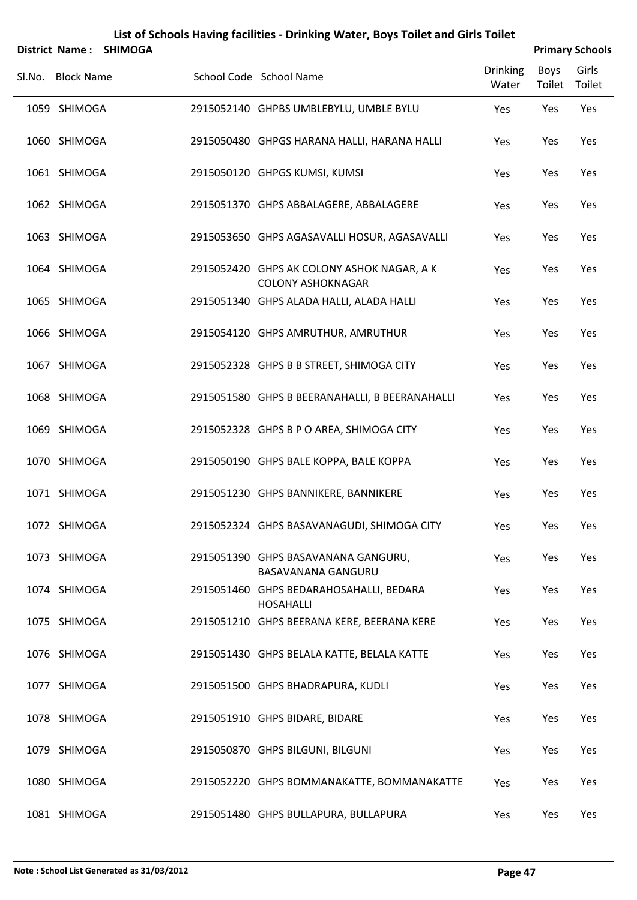# List of Schools Having facilities - Drinking Water, Boys Toilet and Girls Toilet

**District Name : SHIMOGA** | **Primary Schools**

| Sl.No. | Block Name | School Code | School Name | Drinking Water | Boys Toilet | Girls Toilet |
|---|---|---|---|---|---|---|
| 1059 | SHIMOGA | 2915052140 | GHPBS UMBLEBYLU, UMBLE BYLU | Yes | Yes | Yes |
| 1060 | SHIMOGA | 2915050480 | GHPGS HARANA HALLI, HARANA HALLI | Yes | Yes | Yes |
| 1061 | SHIMOGA | 2915050120 | GHPGS KUMSI, KUMSI | Yes | Yes | Yes |
| 1062 | SHIMOGA | 2915051370 | GHPS ABBALAGERE, ABBALAGERE | Yes | Yes | Yes |
| 1063 | SHIMOGA | 2915053650 | GHPS AGASAVALLI HOSUR, AGASAVALLI | Yes | Yes | Yes |
| 1064 | SHIMOGA | 2915052420 | GHPS AK COLONY ASHOK NAGAR, A K COLONY ASHOKNAGAR | Yes | Yes | Yes |
| 1065 | SHIMOGA | 2915051340 | GHPS ALADA HALLI, ALADA HALLI | Yes | Yes | Yes |
| 1066 | SHIMOGA | 2915054120 | GHPS AMRUTHUR, AMRUTHUR | Yes | Yes | Yes |
| 1067 | SHIMOGA | 2915052328 | GHPS B B STREET, SHIMOGA CITY | Yes | Yes | Yes |
| 1068 | SHIMOGA | 2915051580 | GHPS B BEERANAHALLI, B BEERANAHALLI | Yes | Yes | Yes |
| 1069 | SHIMOGA | 2915052328 | GHPS B P O AREA, SHIMOGA CITY | Yes | Yes | Yes |
| 1070 | SHIMOGA | 2915050190 | GHPS BALE KOPPA, BALE KOPPA | Yes | Yes | Yes |
| 1071 | SHIMOGA | 2915051230 | GHPS BANNIKERE, BANNIKERE | Yes | Yes | Yes |
| 1072 | SHIMOGA | 2915052324 | GHPS BASAVANAGUDI, SHIMOGA CITY | Yes | Yes | Yes |
| 1073 | SHIMOGA | 2915051390 | GHPS BASAVANANA GANGURU, BASAVANANA GANGURU | Yes | Yes | Yes |
| 1074 | SHIMOGA | 2915051460 | GHPS BEDARAHOSAHALLI, BEDARA HOSAHALLI | Yes | Yes | Yes |
| 1075 | SHIMOGA | 2915051210 | GHPS BEERANA KERE, BEERANA KERE | Yes | Yes | Yes |
| 1076 | SHIMOGA | 2915051430 | GHPS BELALA KATTE, BELALA KATTE | Yes | Yes | Yes |
| 1077 | SHIMOGA | 2915051500 | GHPS BHADRAPURA, KUDLI | Yes | Yes | Yes |
| 1078 | SHIMOGA | 2915051910 | GHPS BIDARE, BIDARE | Yes | Yes | Yes |
| 1079 | SHIMOGA | 2915050870 | GHPS BILGUNI, BILGUNI | Yes | Yes | Yes |
| 1080 | SHIMOGA | 2915052220 | GHPS BOMMANAKATTE, BOMMANAKATTE | Yes | Yes | Yes |
| 1081 | SHIMOGA | 2915051480 | GHPS BULLAPURA, BULLAPURA | Yes | Yes | Yes |

**Note : School List Generated as 31/03/2012**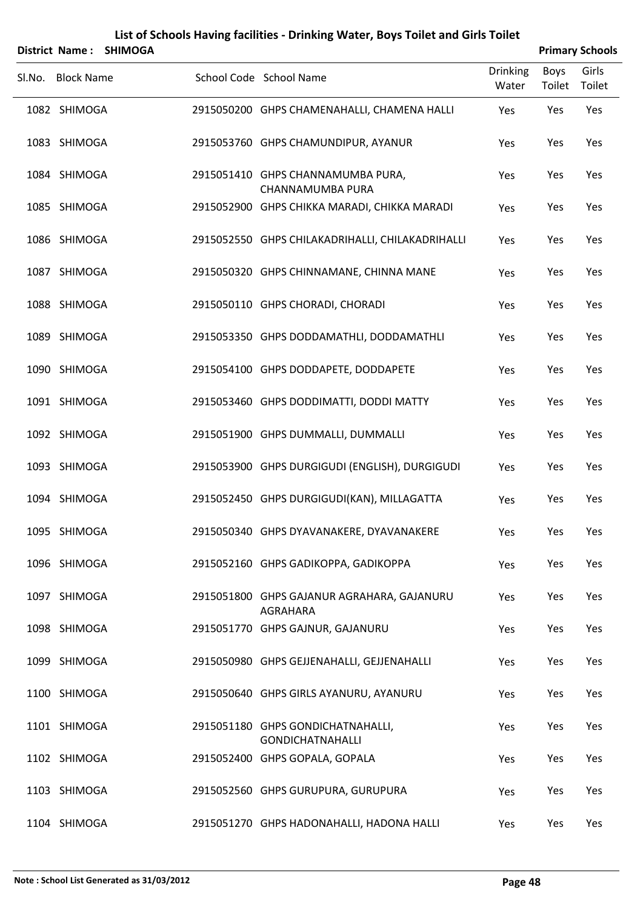# List of Schools Having facilities - Drinking Water, Boys Toilet and Girls Toilet

**District Name : SHIMOGA** **Primary Schools**

| Sl.No. | Block Name | School Code | School Name | Drinking Water | Boys Toilet | Girls Toilet |
|---|---|---|---|---|---|---|
| 1082 | SHIMOGA | 2915050200 | GHPS CHAMENAHALLI, CHAMENA HALLI | Yes | Yes | Yes |
| 1083 | SHIMOGA | 2915053760 | GHPS CHAMUNDIPUR, AYANUR | Yes | Yes | Yes |
| 1084 | SHIMOGA | 2915051410 | GHPS CHANNAMUMBA PURA, CHANNAMUMBA PURA | Yes | Yes | Yes |
| 1085 | SHIMOGA | 2915052900 | GHPS CHIKKA MARADI, CHIKKA MARADI | Yes | Yes | Yes |
| 1086 | SHIMOGA | 2915052550 | GHPS CHILAKADRIHALLI, CHILAKADRIHALLI | Yes | Yes | Yes |
| 1087 | SHIMOGA | 2915050320 | GHPS CHINNAMANE, CHINNA MANE | Yes | Yes | Yes |
| 1088 | SHIMOGA | 2915050110 | GHPS CHORADI, CHORADI | Yes | Yes | Yes |
| 1089 | SHIMOGA | 2915053350 | GHPS DODDAMATHLI, DODDAMATHLI | Yes | Yes | Yes |
| 1090 | SHIMOGA | 2915054100 | GHPS DODDAPETE, DODDAPETE | Yes | Yes | Yes |
| 1091 | SHIMOGA | 2915053460 | GHPS DODDIMATTI, DODDI MATTY | Yes | Yes | Yes |
| 1092 | SHIMOGA | 2915051900 | GHPS DUMMALLI, DUMMALLI | Yes | Yes | Yes |
| 1093 | SHIMOGA | 2915053900 | GHPS DURGIGUDI (ENGLISH), DURGIGUDI | Yes | Yes | Yes |
| 1094 | SHIMOGA | 2915052450 | GHPS DURGIGUDI(KAN), MILLAGATTA | Yes | Yes | Yes |
| 1095 | SHIMOGA | 2915050340 | GHPS DYAVANAKERE, DYAVANAKERE | Yes | Yes | Yes |
| 1096 | SHIMOGA | 2915052160 | GHPS GADIKOPPA, GADIKOPPA | Yes | Yes | Yes |
| 1097 | SHIMOGA | 2915051800 | GHPS GAJANUR AGRAHARA, GAJANURU AGRAHARA | Yes | Yes | Yes |
| 1098 | SHIMOGA | 2915051770 | GHPS GAJNUR, GAJANURU | Yes | Yes | Yes |
| 1099 | SHIMOGA | 2915050980 | GHPS GEJJENAHALLI, GEJJENAHALLI | Yes | Yes | Yes |
| 1100 | SHIMOGA | 2915050640 | GHPS GIRLS AYANURU, AYANURU | Yes | Yes | Yes |
| 1101 | SHIMOGA | 2915051180 | GHPS GONDICHATNAHALLI, GONDICHATNAHALLI | Yes | Yes | Yes |
| 1102 | SHIMOGA | 2915052400 | GHPS GOPALA, GOPALA | Yes | Yes | Yes |
| 1103 | SHIMOGA | 2915052560 | GHPS GURUPURA, GURUPURA | Yes | Yes | Yes |
| 1104 | SHIMOGA | 2915051270 | GHPS HADONAHALLI, HADONA HALLI | Yes | Yes | Yes |

**Note : School List Generated as 31/03/2012**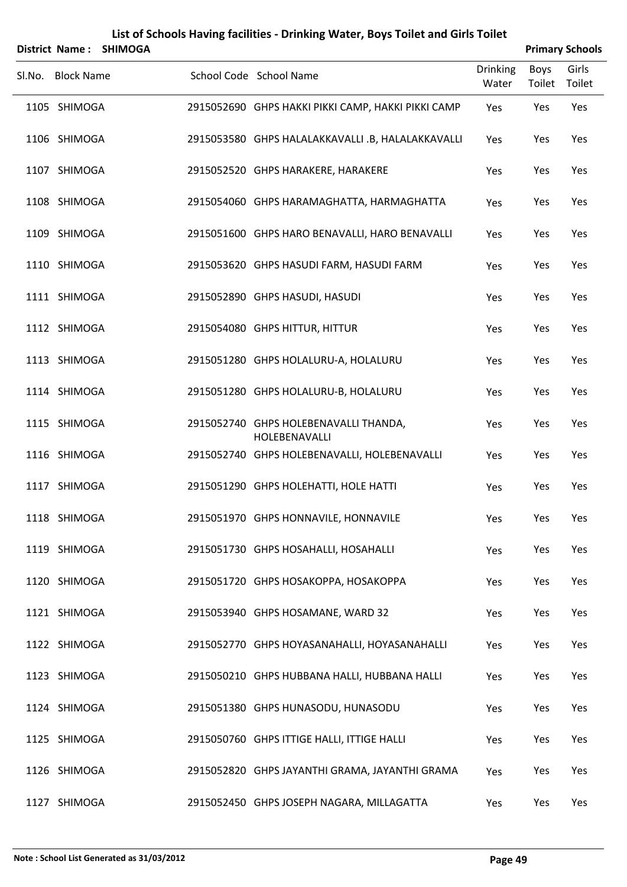# List of Schools Having facilities - Drinking Water, Boys Toilet and Girls Toilet

**District Name : SHIMOGA** **Primary Schools**

| Sl.No. | Block Name | School Code | School Name | Drinking Water | Boys Toilet | Girls Toilet |
|---|---|---|---|---|---|---|
| 1105 | SHIMOGA | 2915052690 | GHPS HAKKI PIKKI CAMP, HAKKI PIKKI CAMP | Yes | Yes | Yes |
| 1106 | SHIMOGA | 2915053580 | GHPS HALALAKKAVALLI .B, HALALAKKAVALLI | Yes | Yes | Yes |
| 1107 | SHIMOGA | 2915052520 | GHPS HARAKERE, HARAKERE | Yes | Yes | Yes |
| 1108 | SHIMOGA | 2915054060 | GHPS HARAMAGHATTA, HARMAGHATTA | Yes | Yes | Yes |
| 1109 | SHIMOGA | 2915051600 | GHPS HARO BENAVALLI, HARO BENAVALLI | Yes | Yes | Yes |
| 1110 | SHIMOGA | 2915053620 | GHPS HASUDI FARM, HASUDI FARM | Yes | Yes | Yes |
| 1111 | SHIMOGA | 2915052890 | GHPS HASUDI, HASUDI | Yes | Yes | Yes |
| 1112 | SHIMOGA | 2915054080 | GHPS HITTUR, HITTUR | Yes | Yes | Yes |
| 1113 | SHIMOGA | 2915051280 | GHPS HOLALURU-A, HOLALURU | Yes | Yes | Yes |
| 1114 | SHIMOGA | 2915051280 | GHPS HOLALURU-B, HOLALURU | Yes | Yes | Yes |
| 1115 | SHIMOGA | 2915052740 | GHPS HOLEBENAVALLI THANDA, HOLEBENAVALLI | Yes | Yes | Yes |
| 1116 | SHIMOGA | 2915052740 | GHPS HOLEBENAVALLI, HOLEBENAVALLI | Yes | Yes | Yes |
| 1117 | SHIMOGA | 2915051290 | GHPS HOLEHATTI, HOLE HATTI | Yes | Yes | Yes |
| 1118 | SHIMOGA | 2915051970 | GHPS HONNAVILE, HONNAVILE | Yes | Yes | Yes |
| 1119 | SHIMOGA | 2915051730 | GHPS HOSAHALLI, HOSAHALLI | Yes | Yes | Yes |
| 1120 | SHIMOGA | 2915051720 | GHPS HOSAKOPPA, HOSAKOPPA | Yes | Yes | Yes |
| 1121 | SHIMOGA | 2915053940 | GHPS HOSAMANE, WARD 32 | Yes | Yes | Yes |
| 1122 | SHIMOGA | 2915052770 | GHPS HOYASANAHALLI, HOYASANAHALLI | Yes | Yes | Yes |
| 1123 | SHIMOGA | 2915050210 | GHPS HUBBANA HALLI, HUBBANA HALLI | Yes | Yes | Yes |
| 1124 | SHIMOGA | 2915051380 | GHPS HUNASODU, HUNASODU | Yes | Yes | Yes |
| 1125 | SHIMOGA | 2915050760 | GHPS ITTIGE HALLI, ITTIGE HALLI | Yes | Yes | Yes |
| 1126 | SHIMOGA | 2915052820 | GHPS JAYANTHI GRAMA, JAYANTHI GRAMA | Yes | Yes | Yes |
| 1127 | SHIMOGA | 2915052450 | GHPS JOSEPH NAGARA, MILLAGATTA | Yes | Yes | Yes |

**Note : School List Generated as 31/03/2012**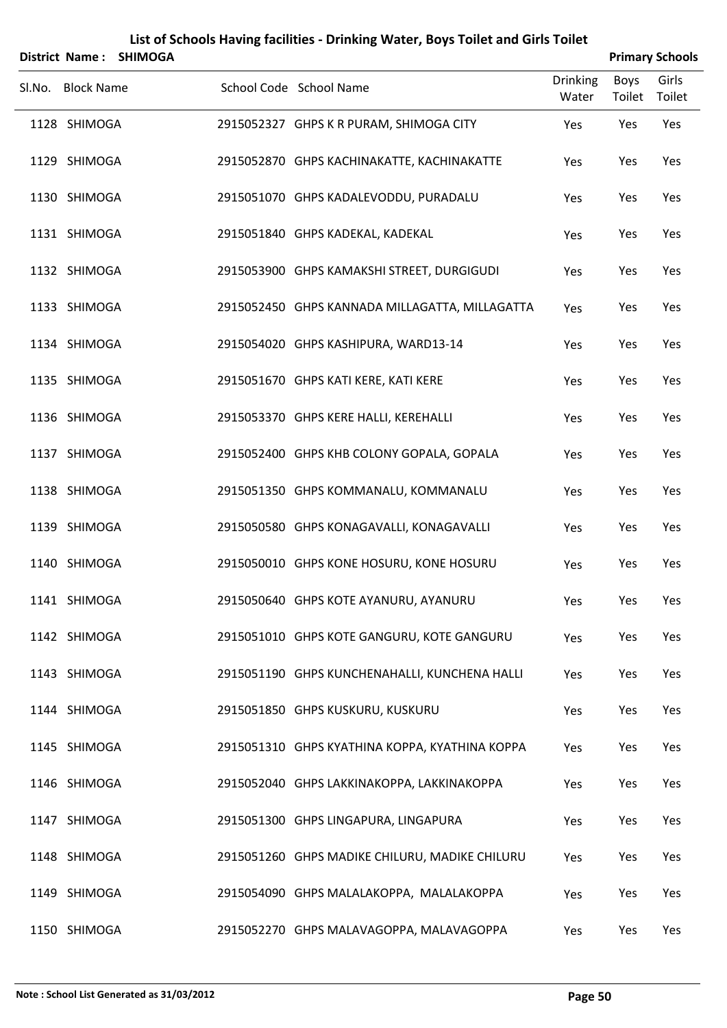# List of Schools Having facilities - Drinking Water, Boys Toilet and Girls Toilet

**District Name : SHIMOGA** **Primary Schools**

| Sl.No. | Block Name | School Code | School Name | Drinking Water | Boys Toilet | Girls Toilet |
|---|---|---|---|---|---|---|
| 1128 | SHIMOGA | 2915052327 | GHPS K R PURAM, SHIMOGA CITY | Yes | Yes | Yes |
| 1129 | SHIMOGA | 2915052870 | GHPS KACHINAKATTE, KACHINAKATTE | Yes | Yes | Yes |
| 1130 | SHIMOGA | 2915051070 | GHPS KADALEVODDU, PURADALU | Yes | Yes | Yes |
| 1131 | SHIMOGA | 2915051840 | GHPS KADEKAL, KADEKAL | Yes | Yes | Yes |
| 1132 | SHIMOGA | 2915053900 | GHPS KAMAKSHI STREET, DURGIGUDI | Yes | Yes | Yes |
| 1133 | SHIMOGA | 2915052450 | GHPS KANNADA MILLAGATTA, MILLAGATTA | Yes | Yes | Yes |
| 1134 | SHIMOGA | 2915054020 | GHPS KASHIPURA, WARD13-14 | Yes | Yes | Yes |
| 1135 | SHIMOGA | 2915051670 | GHPS KATI KERE, KATI KERE | Yes | Yes | Yes |
| 1136 | SHIMOGA | 2915053370 | GHPS KERE HALLI, KEREHALLI | Yes | Yes | Yes |
| 1137 | SHIMOGA | 2915052400 | GHPS KHB COLONY GOPALA, GOPALA | Yes | Yes | Yes |
| 1138 | SHIMOGA | 2915051350 | GHPS KOMMANALU, KOMMANALU | Yes | Yes | Yes |
| 1139 | SHIMOGA | 2915050580 | GHPS KONAGAVALLI, KONAGAVALLI | Yes | Yes | Yes |
| 1140 | SHIMOGA | 2915050010 | GHPS KONE HOSURU, KONE HOSURU | Yes | Yes | Yes |
| 1141 | SHIMOGA | 2915050640 | GHPS KOTE AYANURU, AYANURU | Yes | Yes | Yes |
| 1142 | SHIMOGA | 2915051010 | GHPS KOTE GANGURU, KOTE GANGURU | Yes | Yes | Yes |
| 1143 | SHIMOGA | 2915051190 | GHPS KUNCHENAHALLI, KUNCHENA HALLI | Yes | Yes | Yes |
| 1144 | SHIMOGA | 2915051850 | GHPS KUSKURU, KUSKURU | Yes | Yes | Yes |
| 1145 | SHIMOGA | 2915051310 | GHPS KYATHINA KOPPA, KYATHINA KOPPA | Yes | Yes | Yes |
| 1146 | SHIMOGA | 2915052040 | GHPS LAKKINAKOPPA, LAKKINAKOPPA | Yes | Yes | Yes |
| 1147 | SHIMOGA | 2915051300 | GHPS LINGAPURA, LINGAPURA | Yes | Yes | Yes |
| 1148 | SHIMOGA | 2915051260 | GHPS MADIKE CHILURU, MADIKE CHILURU | Yes | Yes | Yes |
| 1149 | SHIMOGA | 2915054090 | GHPS MALALAKOPPA, MALALAKOPPA | Yes | Yes | Yes |
| 1150 | SHIMOGA | 2915052270 | GHPS MALAVAGOPPA, MALAVAGOPPA | Yes | Yes | Yes |

**Note : School List Generated as 31/03/2012**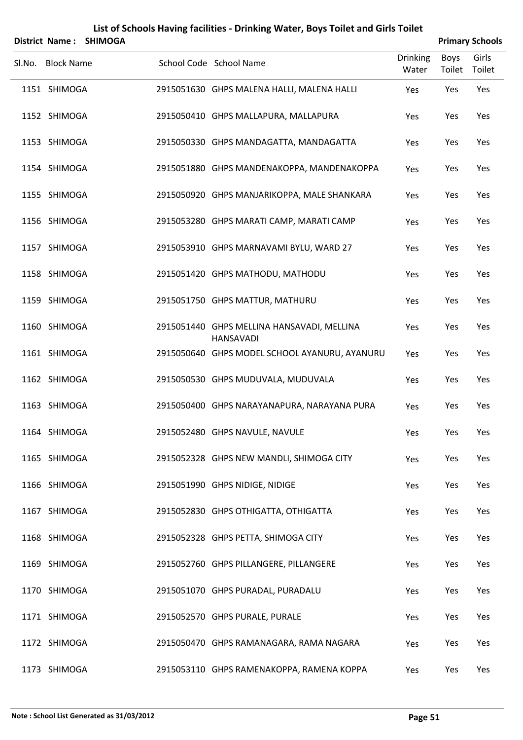# List of Schools Having facilities - Drinking Water, Boys Toilet and Girls Toilet

**District Name : SHIMOGA** **Primary Schools**

| Sl.No. | Block Name | School Code | School Name | Drinking Water | Boys Toilet | Girls Toilet |
|---|---|---|---|---|---|---|
| 1151 | SHIMOGA | 2915051630 | GHPS MALENA HALLI, MALENA HALLI | Yes | Yes | Yes |
| 1152 | SHIMOGA | 2915050410 | GHPS MALLAPURA, MALLAPURA | Yes | Yes | Yes |
| 1153 | SHIMOGA | 2915050330 | GHPS MANDAGATTA, MANDAGATTA | Yes | Yes | Yes |
| 1154 | SHIMOGA | 2915051880 | GHPS MANDENAKOPPA, MANDENAKOPPA | Yes | Yes | Yes |
| 1155 | SHIMOGA | 2915050920 | GHPS MANJARIKOPPA, MALE SHANKARA | Yes | Yes | Yes |
| 1156 | SHIMOGA | 2915053280 | GHPS MARATI CAMP, MARATI CAMP | Yes | Yes | Yes |
| 1157 | SHIMOGA | 2915053910 | GHPS MARNAVAMI BYLU, WARD 27 | Yes | Yes | Yes |
| 1158 | SHIMOGA | 2915051420 | GHPS MATHODU, MATHODU | Yes | Yes | Yes |
| 1159 | SHIMOGA | 2915051750 | GHPS MATTUR, MATHURU | Yes | Yes | Yes |
| 1160 | SHIMOGA | 2915051440 | GHPS MELLINA HANSAVADI, MELLINA HANSAVADI | Yes | Yes | Yes |
| 1161 | SHIMOGA | 2915050640 | GHPS MODEL SCHOOL AYANURU, AYANURU | Yes | Yes | Yes |
| 1162 | SHIMOGA | 2915050530 | GHPS MUDUVALA, MUDUVALA | Yes | Yes | Yes |
| 1163 | SHIMOGA | 2915050400 | GHPS NARAYANAPURA, NARAYANA PURA | Yes | Yes | Yes |
| 1164 | SHIMOGA | 2915052480 | GHPS NAVULE, NAVULE | Yes | Yes | Yes |
| 1165 | SHIMOGA | 2915052328 | GHPS NEW MANDLI, SHIMOGA CITY | Yes | Yes | Yes |
| 1166 | SHIMOGA | 2915051990 | GHPS NIDIGE, NIDIGE | Yes | Yes | Yes |
| 1167 | SHIMOGA | 2915052830 | GHPS OTHIGATTA, OTHIGATTA | Yes | Yes | Yes |
| 1168 | SHIMOGA | 2915052328 | GHPS PETTA, SHIMOGA CITY | Yes | Yes | Yes |
| 1169 | SHIMOGA | 2915052760 | GHPS PILLANGERE, PILLANGERE | Yes | Yes | Yes |
| 1170 | SHIMOGA | 2915051070 | GHPS PURADAL, PURADALU | Yes | Yes | Yes |
| 1171 | SHIMOGA | 2915052570 | GHPS PURALE, PURALE | Yes | Yes | Yes |
| 1172 | SHIMOGA | 2915050470 | GHPS RAMANAGARA, RAMA NAGARA | Yes | Yes | Yes |
| 1173 | SHIMOGA | 2915053110 | GHPS RAMENAKOPPA, RAMENA KOPPA | Yes | Yes | Yes |

**Note : School List Generated as 31/03/2012**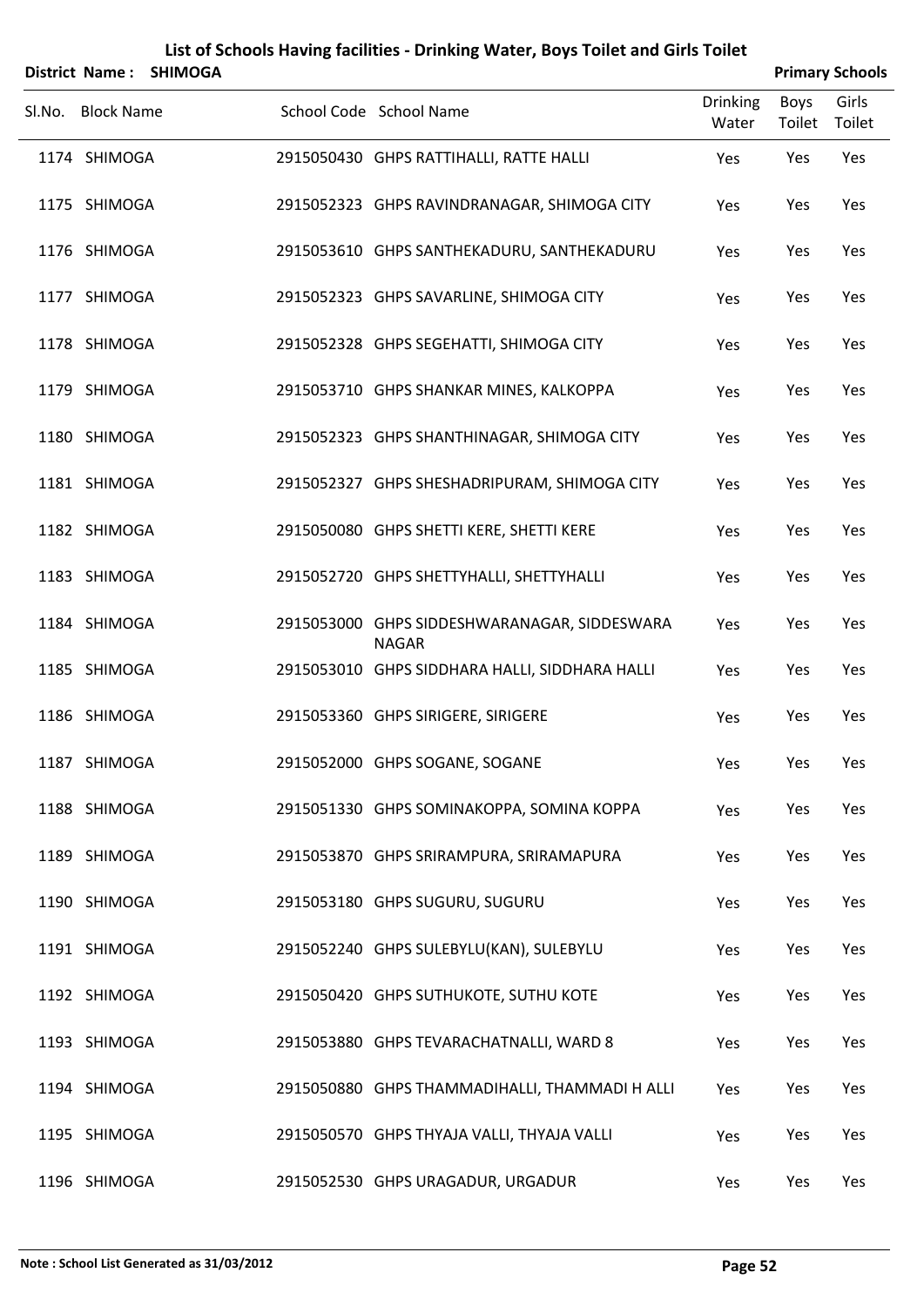# List of Schools Having facilities - Drinking Water, Boys Toilet and Girls Toilet

**District Name : SHIMOGA** | **Primary Schools**

| Sl.No. | Block Name | School Code | School Name | Drinking Water | Boys Toilet | Girls Toilet |
|---|---|---|---|---|---|---|
| 1174 | SHIMOGA | 2915050430 | GHPS RATTIHALLI, RATTE HALLI | Yes | Yes | Yes |
| 1175 | SHIMOGA | 2915052323 | GHPS RAVINDRANAGAR, SHIMOGA CITY | Yes | Yes | Yes |
| 1176 | SHIMOGA | 2915053610 | GHPS SANTHEKADURU, SANTHEKADURU | Yes | Yes | Yes |
| 1177 | SHIMOGA | 2915052323 | GHPS SAVARLINE, SHIMOGA CITY | Yes | Yes | Yes |
| 1178 | SHIMOGA | 2915052328 | GHPS SEGEHATTI, SHIMOGA CITY | Yes | Yes | Yes |
| 1179 | SHIMOGA | 2915053710 | GHPS SHANKAR MINES, KALKOPPA | Yes | Yes | Yes |
| 1180 | SHIMOGA | 2915052323 | GHPS SHANTHINAGAR, SHIMOGA CITY | Yes | Yes | Yes |
| 1181 | SHIMOGA | 2915052327 | GHPS SHESHADRIPURAM, SHIMOGA CITY | Yes | Yes | Yes |
| 1182 | SHIMOGA | 2915050080 | GHPS SHETTI KERE, SHETTI KERE | Yes | Yes | Yes |
| 1183 | SHIMOGA | 2915052720 | GHPS SHETTYHALLI, SHETTYHALLI | Yes | Yes | Yes |
| 1184 | SHIMOGA | 2915053000 | GHPS SIDDESHWARANAGAR, SIDDESWARA NAGAR | Yes | Yes | Yes |
| 1185 | SHIMOGA | 2915053010 | GHPS SIDDHARA HALLI, SIDDHARA HALLI | Yes | Yes | Yes |
| 1186 | SHIMOGA | 2915053360 | GHPS SIRIGERE, SIRIGERE | Yes | Yes | Yes |
| 1187 | SHIMOGA | 2915052000 | GHPS SOGANE, SOGANE | Yes | Yes | Yes |
| 1188 | SHIMOGA | 2915051330 | GHPS SOMINAKOPPA, SOMINA KOPPA | Yes | Yes | Yes |
| 1189 | SHIMOGA | 2915053870 | GHPS SRIRAMPURA, SRIRAMAPURA | Yes | Yes | Yes |
| 1190 | SHIMOGA | 2915053180 | GHPS SUGURU, SUGURU | Yes | Yes | Yes |
| 1191 | SHIMOGA | 2915052240 | GHPS SULEBYLU(KAN), SULEBYLU | Yes | Yes | Yes |
| 1192 | SHIMOGA | 2915050420 | GHPS SUTHUKOTE, SUTHU KOTE | Yes | Yes | Yes |
| 1193 | SHIMOGA | 2915053880 | GHPS TEVARACHATNALLI, WARD 8 | Yes | Yes | Yes |
| 1194 | SHIMOGA | 2915050880 | GHPS THAMMADIHALLI, THAMMADI H ALLI | Yes | Yes | Yes |
| 1195 | SHIMOGA | 2915050570 | GHPS THYAJA VALLI, THYAJA VALLI | Yes | Yes | Yes |
| 1196 | SHIMOGA | 2915052530 | GHPS URAGADUR, URGADUR | Yes | Yes | Yes |

**Note : School List Generated as 31/03/2012**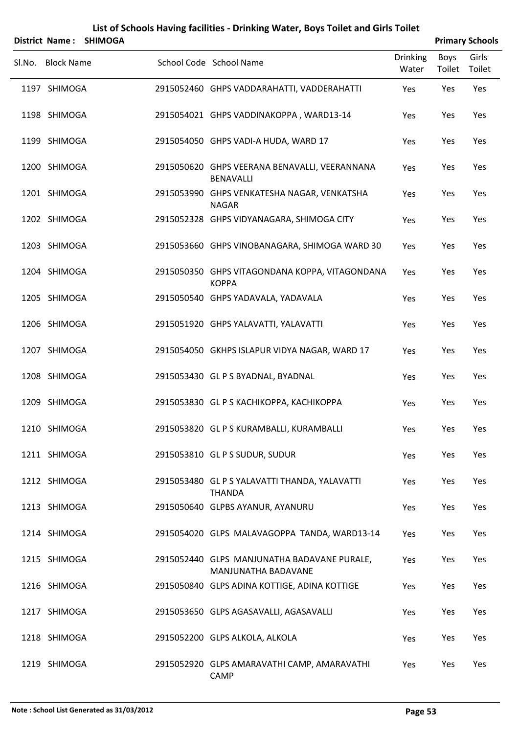# List of Schools Having facilities - Drinking Water, Boys Toilet and Girls Toilet

**District Name : SHIMOGA** **Primary Schools**

| Sl.No. | Block Name | School Code | School Name | Drinking Water | Boys Toilet | Girls Toilet |
|---|---|---|---|---|---|---|
| 1197 | SHIMOGA | 2915052460 | GHPS VADDARAHATTI, VADDERAHATTI | Yes | Yes | Yes |
| 1198 | SHIMOGA | 2915054021 | GHPS VADDINAKOPPA , WARD13-14 | Yes | Yes | Yes |
| 1199 | SHIMOGA | 2915054050 | GHPS VADI-A HUDA, WARD 17 | Yes | Yes | Yes |
| 1200 | SHIMOGA | 2915050620 | GHPS VEERANA BENAVALLI, VEERANNANA BENAVALLI | Yes | Yes | Yes |
| 1201 | SHIMOGA | 2915053990 | GHPS VENKATESHA NAGAR, VENKATSHA NAGAR | Yes | Yes | Yes |
| 1202 | SHIMOGA | 2915052328 | GHPS VIDYANAGARA, SHIMOGA CITY | Yes | Yes | Yes |
| 1203 | SHIMOGA | 2915053660 | GHPS VINOBANAGARA, SHIMOGA WARD 30 | Yes | Yes | Yes |
| 1204 | SHIMOGA | 2915050350 | GHPS VITAGONDANA KOPPA, VITAGONDANA KOPPA | Yes | Yes | Yes |
| 1205 | SHIMOGA | 2915050540 | GHPS YADAVALA, YADAVALA | Yes | Yes | Yes |
| 1206 | SHIMOGA | 2915051920 | GHPS YALAVATTI, YALAVATTI | Yes | Yes | Yes |
| 1207 | SHIMOGA | 2915054050 | GKHPS ISLAPUR VIDYA NAGAR, WARD 17 | Yes | Yes | Yes |
| 1208 | SHIMOGA | 2915053430 | GL P S BYADNAL, BYADNAL | Yes | Yes | Yes |
| 1209 | SHIMOGA | 2915053830 | GL P S KACHIKOPPA, KACHIKOPPA | Yes | Yes | Yes |
| 1210 | SHIMOGA | 2915053820 | GL P S KURAMBALLI, KURAMBALLI | Yes | Yes | Yes |
| 1211 | SHIMOGA | 2915053810 | GL P S SUDUR, SUDUR | Yes | Yes | Yes |
| 1212 | SHIMOGA | 2915053480 | GL P S YALAVATTI THANDA, YALAVATTI THANDA | Yes | Yes | Yes |
| 1213 | SHIMOGA | 2915050640 | GLPBS AYANUR, AYANURU | Yes | Yes | Yes |
| 1214 | SHIMOGA | 2915054020 | GLPS MALAVAGOPPA TANDA, WARD13-14 | Yes | Yes | Yes |
| 1215 | SHIMOGA | 2915052440 | GLPS MANJUNATHA BADAVANE PURALE, MANJUNATHA BADAVANE | Yes | Yes | Yes |
| 1216 | SHIMOGA | 2915050840 | GLPS ADINA KOTTIGE, ADINA KOTTIGE | Yes | Yes | Yes |
| 1217 | SHIMOGA | 2915053650 | GLPS AGASAVALLI, AGASAVALLI | Yes | Yes | Yes |
| 1218 | SHIMOGA | 2915052200 | GLPS ALKOLA, ALKOLA | Yes | Yes | Yes |
| 1219 | SHIMOGA | 2915052920 | GLPS AMARAVATHI CAMP, AMARAVATHI CAMP | Yes | Yes | Yes |

**Note : School List Generated as 31/03/2012**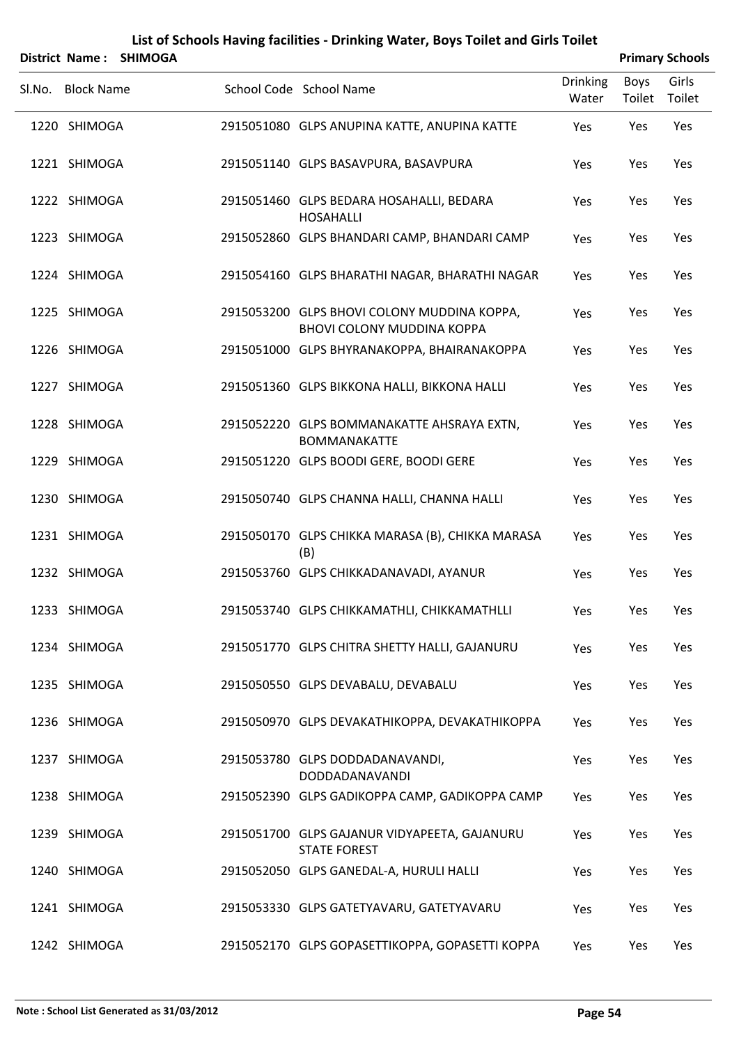# List of Schools Having facilities - Drinking Water, Boys Toilet and Girls Toilet

**District Name : SHIMOGA** **Primary Schools**

| Sl.No. | Block Name | School Code | School Name | Drinking Water | Boys Toilet | Girls Toilet |
|---|---|---|---|---|---|---|
| 1220 | SHIMOGA | 2915051080 | GLPS ANUPINA KATTE, ANUPINA KATTE | Yes | Yes | Yes |
| 1221 | SHIMOGA | 2915051140 | GLPS BASAVPURA, BASAVPURA | Yes | Yes | Yes |
| 1222 | SHIMOGA | 2915051460 | GLPS BEDARA HOSAHALLI, BEDARA HOSAHALLI | Yes | Yes | Yes |
| 1223 | SHIMOGA | 2915052860 | GLPS BHANDARI CAMP, BHANDARI CAMP | Yes | Yes | Yes |
| 1224 | SHIMOGA | 2915054160 | GLPS BHARATHI NAGAR, BHARATHI NAGAR | Yes | Yes | Yes |
| 1225 | SHIMOGA | 2915053200 | GLPS BHOVI COLONY MUDDINA KOPPA, BHOVI COLONY MUDDINA KOPPA | Yes | Yes | Yes |
| 1226 | SHIMOGA | 2915051000 | GLPS BHYRANAKOPPA, BHAIRANAKOPPA | Yes | Yes | Yes |
| 1227 | SHIMOGA | 2915051360 | GLPS BIKKONA HALLI, BIKKONA HALLI | Yes | Yes | Yes |
| 1228 | SHIMOGA | 2915052220 | GLPS BOMMANAKATTE AHSRAYA EXTN, BOMMANAKATTE | Yes | Yes | Yes |
| 1229 | SHIMOGA | 2915051220 | GLPS BOODI GERE, BOODI GERE | Yes | Yes | Yes |
| 1230 | SHIMOGA | 2915050740 | GLPS CHANNA HALLI, CHANNA HALLI | Yes | Yes | Yes |
| 1231 | SHIMOGA | 2915050170 | GLPS CHIKKA MARASA (B), CHIKKA MARASA (B) | Yes | Yes | Yes |
| 1232 | SHIMOGA | 2915053760 | GLPS CHIKKADANAVADI, AYANUR | Yes | Yes | Yes |
| 1233 | SHIMOGA | 2915053740 | GLPS CHIKKAMATHLI, CHIKKAMATHLLI | Yes | Yes | Yes |
| 1234 | SHIMOGA | 2915051770 | GLPS CHITRA SHETTY HALLI, GAJANURU | Yes | Yes | Yes |
| 1235 | SHIMOGA | 2915050550 | GLPS DEVABALU, DEVABALU | Yes | Yes | Yes |
| 1236 | SHIMOGA | 2915050970 | GLPS DEVAKATHIKOPPA, DEVAKATHIKOPPA | Yes | Yes | Yes |
| 1237 | SHIMOGA | 2915053780 | GLPS DODDADANAVANDI, DODDADANAVANDI | Yes | Yes | Yes |
| 1238 | SHIMOGA | 2915052390 | GLPS GADIKOPPA CAMP, GADIKOPPA CAMP | Yes | Yes | Yes |
| 1239 | SHIMOGA | 2915051700 | GLPS GAJANUR VIDYAPEETA, GAJANURU STATE FOREST | Yes | Yes | Yes |
| 1240 | SHIMOGA | 2915052050 | GLPS GANEDAL-A, HURULI HALLI | Yes | Yes | Yes |
| 1241 | SHIMOGA | 2915053330 | GLPS GATETYAVARU, GATETYAVARU | Yes | Yes | Yes |
| 1242 | SHIMOGA | 2915052170 | GLPS GOPASETTIKOPPA, GOPASETTI KOPPA | Yes | Yes | Yes |

Note : School List Generated as 31/03/2012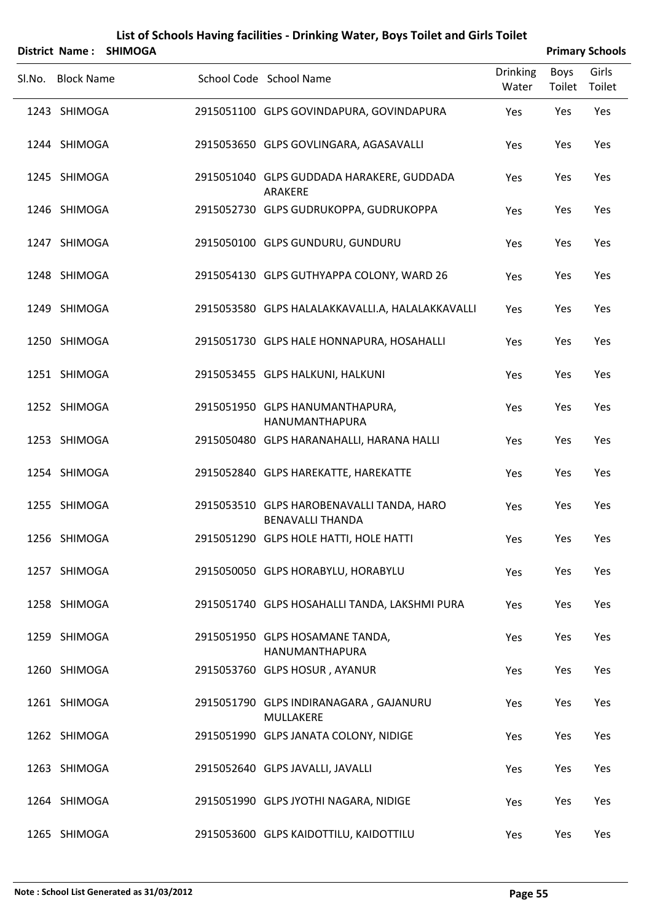# List of Schools Having facilities - Drinking Water, Boys Toilet and Girls Toilet

**District Name : SHIMOGA** | **Primary Schools**

| Sl.No. | Block Name | School Code | School Name | Drinking Water | Boys Toilet | Girls Toilet |
|---|---|---|---|---|---|---|
| 1243 | SHIMOGA | 2915051100 | GLPS GOVINDAPURA, GOVINDAPURA | Yes | Yes | Yes |
| 1244 | SHIMOGA | 2915053650 | GLPS GOVLINGARA, AGASAVALLI | Yes | Yes | Yes |
| 1245 | SHIMOGA | 2915051040 | GLPS GUDDADA HARAKERE, GUDDADA ARAKERE | Yes | Yes | Yes |
| 1246 | SHIMOGA | 2915052730 | GLPS GUDRUKOPPA, GUDRUKOPPA | Yes | Yes | Yes |
| 1247 | SHIMOGA | 2915050100 | GLPS GUNDURU, GUNDURU | Yes | Yes | Yes |
| 1248 | SHIMOGA | 2915054130 | GLPS GUTHYAPPA COLONY, WARD 26 | Yes | Yes | Yes |
| 1249 | SHIMOGA | 2915053580 | GLPS HALALAKKAVALLI.A, HALALAKKAVALLI | Yes | Yes | Yes |
| 1250 | SHIMOGA | 2915051730 | GLPS HALE HONNAPURA, HOSAHALLI | Yes | Yes | Yes |
| 1251 | SHIMOGA | 2915053455 | GLPS HALKUNI, HALKUNI | Yes | Yes | Yes |
| 1252 | SHIMOGA | 2915051950 | GLPS HANUMANTHAPURA, HANUMANTHAPURA | Yes | Yes | Yes |
| 1253 | SHIMOGA | 2915050480 | GLPS HARANAHALLI, HARANA HALLI | Yes | Yes | Yes |
| 1254 | SHIMOGA | 2915052840 | GLPS HAREKATTE, HAREKATTE | Yes | Yes | Yes |
| 1255 | SHIMOGA | 2915053510 | GLPS HAROBENAVALLI TANDA, HARO BENAVALLI THANDA | Yes | Yes | Yes |
| 1256 | SHIMOGA | 2915051290 | GLPS HOLE HATTI, HOLE HATTI | Yes | Yes | Yes |
| 1257 | SHIMOGA | 2915050050 | GLPS HORABYLU, HORABYLU | Yes | Yes | Yes |
| 1258 | SHIMOGA | 2915051740 | GLPS HOSAHALLI TANDA, LAKSHMI PURA | Yes | Yes | Yes |
| 1259 | SHIMOGA | 2915051950 | GLPS HOSAMANE TANDA, HANUMANTHAPURA | Yes | Yes | Yes |
| 1260 | SHIMOGA | 2915053760 | GLPS HOSUR , AYANUR | Yes | Yes | Yes |
| 1261 | SHIMOGA | 2915051790 | GLPS INDIRANAGARA , GAJANURU MULLAKERE | Yes | Yes | Yes |
| 1262 | SHIMOGA | 2915051990 | GLPS JANATA COLONY, NIDIGE | Yes | Yes | Yes |
| 1263 | SHIMOGA | 2915052640 | GLPS JAVALLI, JAVALLI | Yes | Yes | Yes |
| 1264 | SHIMOGA | 2915051990 | GLPS JYOTHI NAGARA, NIDIGE | Yes | Yes | Yes |
| 1265 | SHIMOGA | 2915053600 | GLPS KAIDOTTILU, KAIDOTTILU | Yes | Yes | Yes |

Note : School List Generated as 31/03/2012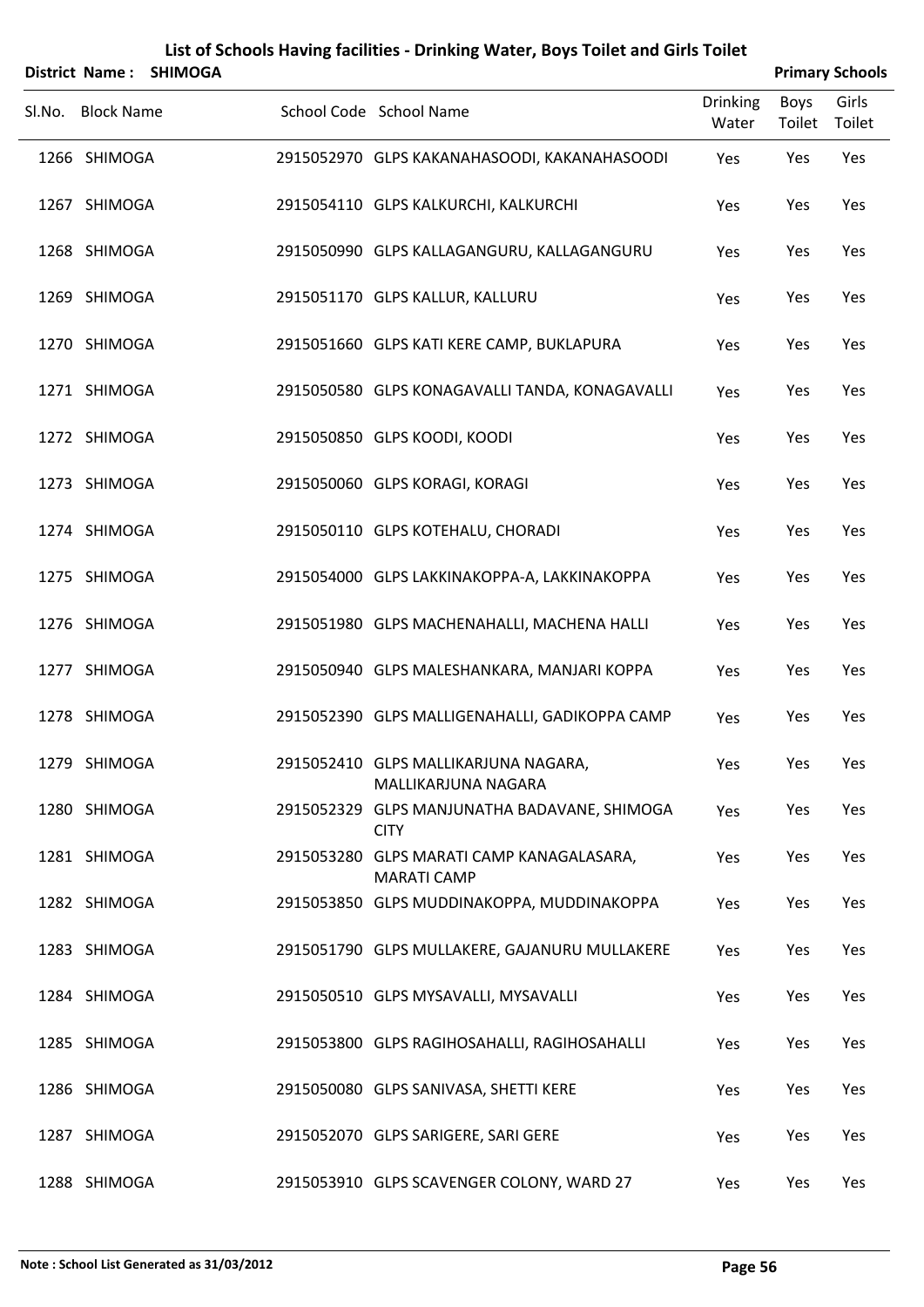# List of Schools Having facilities - Drinking Water, Boys Toilet and Girls Toilet

**District Name : SHIMOGA** **Primary Schools**

| Sl.No. | Block Name | School Code | School Name | Drinking Water | Boys Toilet | Girls Toilet |
|---|---|---|---|---|---|---|
| 1266 | SHIMOGA | 2915052970 | GLPS KAKANAHASOODI, KAKANAHASOODI | Yes | Yes | Yes |
| 1267 | SHIMOGA | 2915054110 | GLPS KALKURCHI, KALKURCHI | Yes | Yes | Yes |
| 1268 | SHIMOGA | 2915050990 | GLPS KALLAGANGURU, KALLAGANGURU | Yes | Yes | Yes |
| 1269 | SHIMOGA | 2915051170 | GLPS KALLUR, KALLURU | Yes | Yes | Yes |
| 1270 | SHIMOGA | 2915051660 | GLPS KATI KERE CAMP, BUKLAPURA | Yes | Yes | Yes |
| 1271 | SHIMOGA | 2915050580 | GLPS KONAGAVALLI TANDA, KONAGAVALLI | Yes | Yes | Yes |
| 1272 | SHIMOGA | 2915050850 | GLPS KOODI, KOODI | Yes | Yes | Yes |
| 1273 | SHIMOGA | 2915050060 | GLPS KORAGI, KORAGI | Yes | Yes | Yes |
| 1274 | SHIMOGA | 2915050110 | GLPS KOTEHALU, CHORADI | Yes | Yes | Yes |
| 1275 | SHIMOGA | 2915054000 | GLPS LAKKINAKOPPA-A, LAKKINAKOPPA | Yes | Yes | Yes |
| 1276 | SHIMOGA | 2915051980 | GLPS MACHENAHALLI, MACHENA HALLI | Yes | Yes | Yes |
| 1277 | SHIMOGA | 2915050940 | GLPS MALESHANKARA, MANJARI KOPPA | Yes | Yes | Yes |
| 1278 | SHIMOGA | 2915052390 | GLPS MALLIGENAHALLI, GADIKOPPA CAMP | Yes | Yes | Yes |
| 1279 | SHIMOGA | 2915052410 | GLPS MALLIKARJUNA NAGARA, MALLIKARJUNA NAGARA | Yes | Yes | Yes |
| 1280 | SHIMOGA | 2915052329 | GLPS MANJUNATHA BADAVANE, SHIMOGA CITY | Yes | Yes | Yes |
| 1281 | SHIMOGA | 2915053280 | GLPS MARATI CAMP KANAGALASARA, MARATI CAMP | Yes | Yes | Yes |
| 1282 | SHIMOGA | 2915053850 | GLPS MUDDINAKOPPA, MUDDINAKOPPA | Yes | Yes | Yes |
| 1283 | SHIMOGA | 2915051790 | GLPS MULLAKERE, GAJANURU MULLAKERE | Yes | Yes | Yes |
| 1284 | SHIMOGA | 2915050510 | GLPS MYSAVALLI, MYSAVALLI | Yes | Yes | Yes |
| 1285 | SHIMOGA | 2915053800 | GLPS RAGIHOSAHALLI, RAGIHOSAHALLI | Yes | Yes | Yes |
| 1286 | SHIMOGA | 2915050080 | GLPS SANIVASA, SHETTI KERE | Yes | Yes | Yes |
| 1287 | SHIMOGA | 2915052070 | GLPS SARIGERE, SARI GERE | Yes | Yes | Yes |
| 1288 | SHIMOGA | 2915053910 | GLPS SCAVENGER COLONY, WARD 27 | Yes | Yes | Yes |

**Note : School List Generated as 31/03/2012**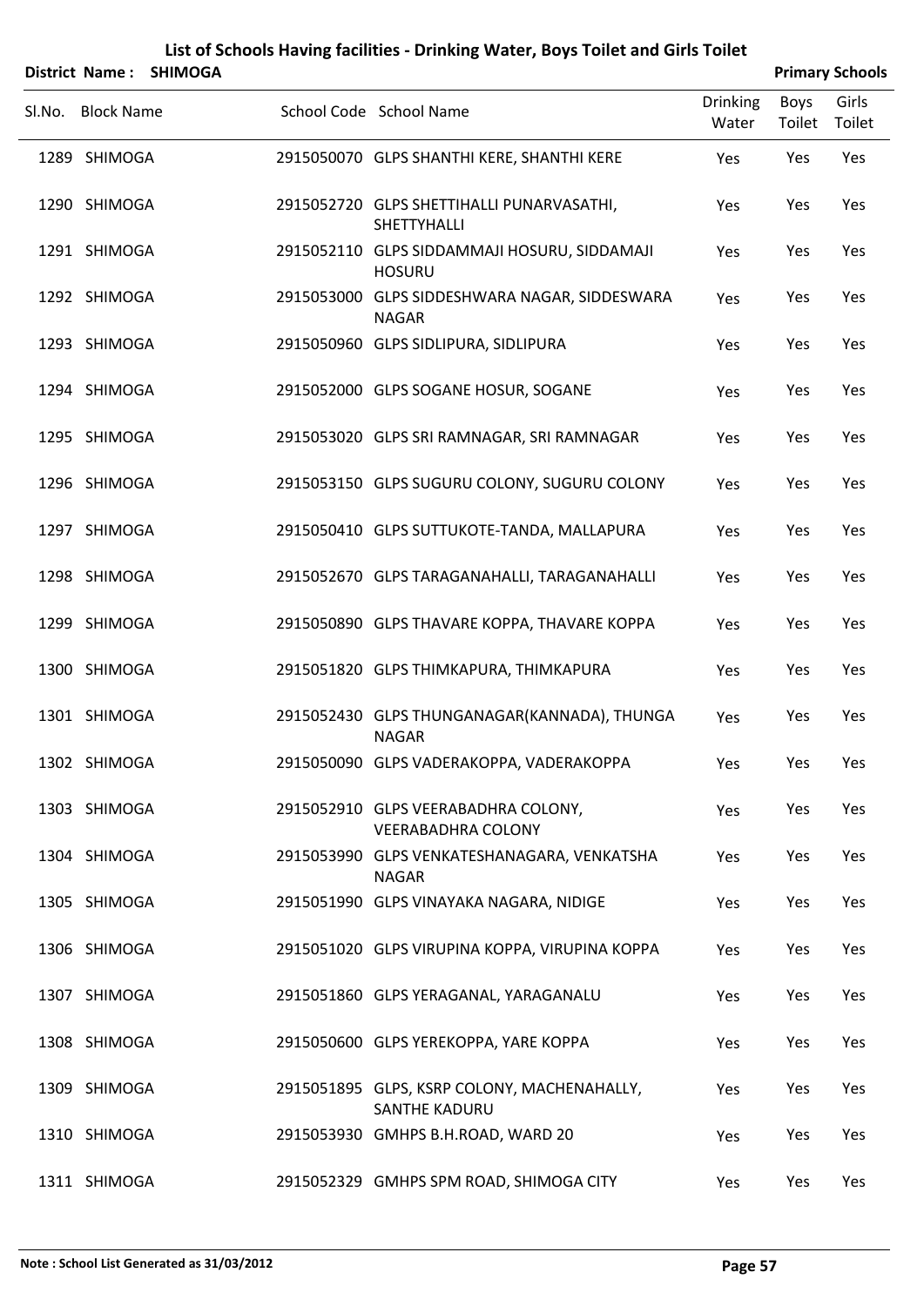# List of Schools Having facilities - Drinking Water, Boys Toilet and Girls Toilet

**District Name : SHIMOGA** **Primary Schools**

| Sl.No. | Block Name | School Code | School Name | Drinking Water | Boys Toilet | Girls Toilet |
|---|---|---|---|---|---|---|
| 1289 | SHIMOGA | 2915050070 | GLPS SHANTHI KERE, SHANTHI KERE | Yes | Yes | Yes |
| 1290 | SHIMOGA | 2915052720 | GLPS SHETTIHALLI PUNARVASATHI, SHETTYHALLI | Yes | Yes | Yes |
| 1291 | SHIMOGA | 2915052110 | GLPS SIDDAMMAJI HOSURU, SIDDAMAJI HOSURU | Yes | Yes | Yes |
| 1292 | SHIMOGA | 2915053000 | GLPS SIDDESHWARA NAGAR, SIDDESWARA NAGAR | Yes | Yes | Yes |
| 1293 | SHIMOGA | 2915050960 | GLPS SIDLIPURA, SIDLIPURA | Yes | Yes | Yes |
| 1294 | SHIMOGA | 2915052000 | GLPS SOGANE HOSUR, SOGANE | Yes | Yes | Yes |
| 1295 | SHIMOGA | 2915053020 | GLPS SRI RAMNAGAR, SRI RAMNAGAR | Yes | Yes | Yes |
| 1296 | SHIMOGA | 2915053150 | GLPS SUGURU COLONY, SUGURU COLONY | Yes | Yes | Yes |
| 1297 | SHIMOGA | 2915050410 | GLPS SUTTUKOTE-TANDA, MALLAPURA | Yes | Yes | Yes |
| 1298 | SHIMOGA | 2915052670 | GLPS TARAGANAHALLI, TARAGANAHALLI | Yes | Yes | Yes |
| 1299 | SHIMOGA | 2915050890 | GLPS THAVARE KOPPA, THAVARE KOPPA | Yes | Yes | Yes |
| 1300 | SHIMOGA | 2915051820 | GLPS THIMKAPURA, THIMKAPURA | Yes | Yes | Yes |
| 1301 | SHIMOGA | 2915052430 | GLPS THUNGANAGAR(KANNADA), THUNGA NAGAR | Yes | Yes | Yes |
| 1302 | SHIMOGA | 2915050090 | GLPS VADERAKOPPA, VADERAKOPPA | Yes | Yes | Yes |
| 1303 | SHIMOGA | 2915052910 | GLPS VEERABADHRA COLONY, VEERABADHRA COLONY | Yes | Yes | Yes |
| 1304 | SHIMOGA | 2915053990 | GLPS VENKATESHANAGARA, VENKATSHA NAGAR | Yes | Yes | Yes |
| 1305 | SHIMOGA | 2915051990 | GLPS VINAYAKA NAGARA, NIDIGE | Yes | Yes | Yes |
| 1306 | SHIMOGA | 2915051020 | GLPS VIRUPINA KOPPA, VIRUPINA KOPPA | Yes | Yes | Yes |
| 1307 | SHIMOGA | 2915051860 | GLPS YERAGANAL, YARAGANALU | Yes | Yes | Yes |
| 1308 | SHIMOGA | 2915050600 | GLPS YEREKOPPA, YARE KOPPA | Yes | Yes | Yes |
| 1309 | SHIMOGA | 2915051895 | GLPS, KSRP COLONY, MACHENAHALLY, SANTHE KADURU | Yes | Yes | Yes |
| 1310 | SHIMOGA | 2915053930 | GMHPS B.H.ROAD, WARD 20 | Yes | Yes | Yes |
| 1311 | SHIMOGA | 2915052329 | GMHPS SPM ROAD, SHIMOGA CITY | Yes | Yes | Yes |

Note : School List Generated as 31/03/2012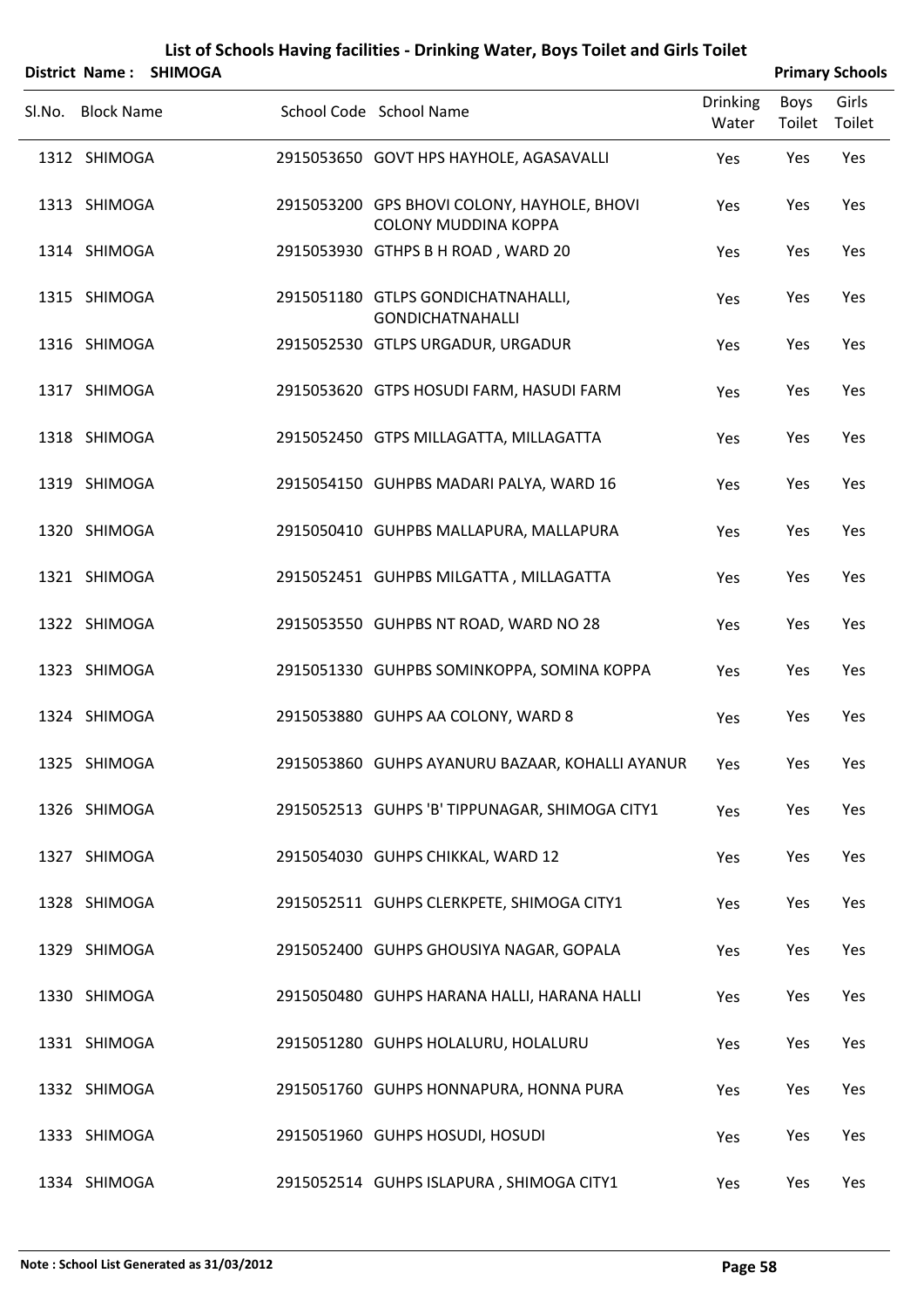# List of Schools Having facilities - Drinking Water, Boys Toilet and Girls Toilet

**District Name : SHIMOGA** **Primary Schools**

| Sl.No. | Block Name | School Code | School Name | Drinking Water | Boys Toilet | Girls Toilet |
|---|---|---|---|---|---|---|
| 1312 | SHIMOGA | 2915053650 | GOVT HPS HAYHOLE, AGASAVALLI | Yes | Yes | Yes |
| 1313 | SHIMOGA | 2915053200 | GPS BHOVI COLONY, HAYHOLE, BHOVI COLONY MUDDINA KOPPA | Yes | Yes | Yes |
| 1314 | SHIMOGA | 2915053930 | GTHPS B H ROAD , WARD 20 | Yes | Yes | Yes |
| 1315 | SHIMOGA | 2915051180 | GTLPS GONDICHATNAHALLI, GONDICHATNAHALLI | Yes | Yes | Yes |
| 1316 | SHIMOGA | 2915052530 | GTLPS URGADUR, URGADUR | Yes | Yes | Yes |
| 1317 | SHIMOGA | 2915053620 | GTPS HOSUDI FARM, HASUDI FARM | Yes | Yes | Yes |
| 1318 | SHIMOGA | 2915052450 | GTPS MILLAGATTA, MILLAGATTA | Yes | Yes | Yes |
| 1319 | SHIMOGA | 2915054150 | GUHPBS MADARI PALYA, WARD 16 | Yes | Yes | Yes |
| 1320 | SHIMOGA | 2915050410 | GUHPBS MALLAPURA, MALLAPURA | Yes | Yes | Yes |
| 1321 | SHIMOGA | 2915052451 | GUHPBS MILGATTA , MILLAGATTA | Yes | Yes | Yes |
| 1322 | SHIMOGA | 2915053550 | GUHPBS NT ROAD, WARD NO 28 | Yes | Yes | Yes |
| 1323 | SHIMOGA | 2915051330 | GUHPBS SOMINKOPPA, SOMINA KOPPA | Yes | Yes | Yes |
| 1324 | SHIMOGA | 2915053880 | GUHPS AA COLONY, WARD 8 | Yes | Yes | Yes |
| 1325 | SHIMOGA | 2915053860 | GUHPS AYANURU BAZAAR, KOHALLI AYANUR | Yes | Yes | Yes |
| 1326 | SHIMOGA | 2915052513 | GUHPS 'B' TIPPUNAGAR, SHIMOGA CITY1 | Yes | Yes | Yes |
| 1327 | SHIMOGA | 2915054030 | GUHPS CHIKKAL, WARD 12 | Yes | Yes | Yes |
| 1328 | SHIMOGA | 2915052511 | GUHPS CLERKPETE, SHIMOGA CITY1 | Yes | Yes | Yes |
| 1329 | SHIMOGA | 2915052400 | GUHPS GHOUSIYA NAGAR, GOPALA | Yes | Yes | Yes |
| 1330 | SHIMOGA | 2915050480 | GUHPS HARANA HALLI, HARANA HALLI | Yes | Yes | Yes |
| 1331 | SHIMOGA | 2915051280 | GUHPS HOLALURU, HOLALURU | Yes | Yes | Yes |
| 1332 | SHIMOGA | 2915051760 | GUHPS HONNAPURA, HONNA PURA | Yes | Yes | Yes |
| 1333 | SHIMOGA | 2915051960 | GUHPS HOSUDI, HOSUDI | Yes | Yes | Yes |
| 1334 | SHIMOGA | 2915052514 | GUHPS ISLAPURA , SHIMOGA CITY1 | Yes | Yes | Yes |

**Note : School List Generated as 31/03/2012**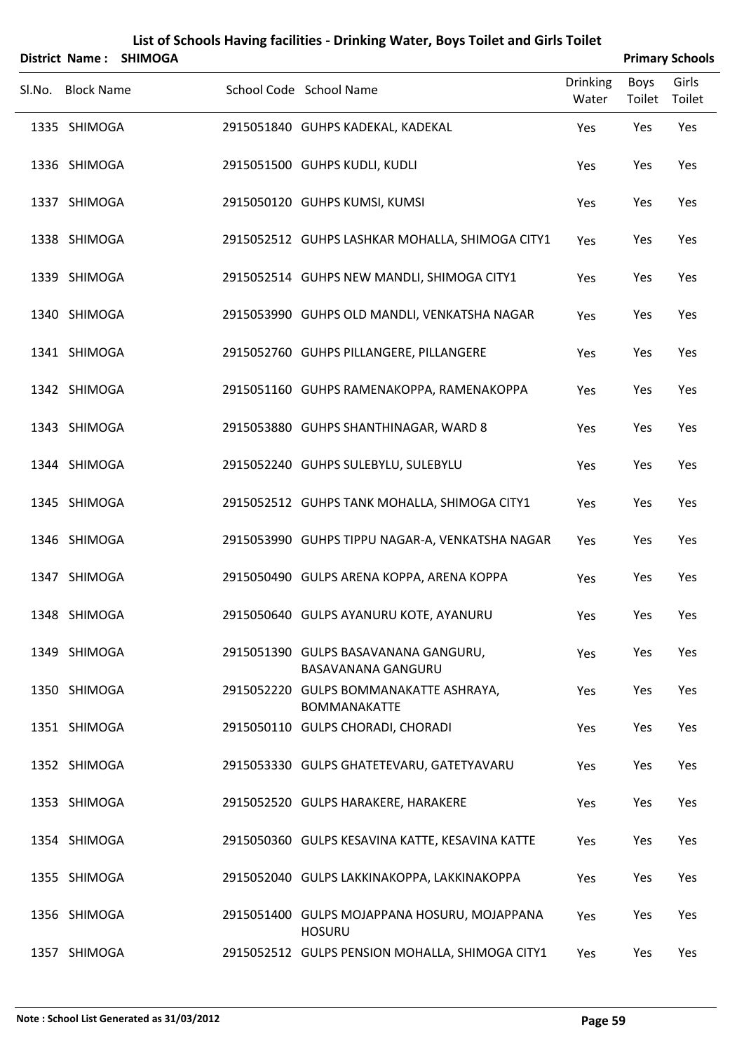# List of Schools Having facilities - Drinking Water, Boys Toilet and Girls Toilet

**District Name : SHIMOGA** **Primary Schools**

| Sl.No. | Block Name | School Code | School Name | Drinking Water | Boys Toilet | Girls Toilet |
|---|---|---|---|---|---|---|
| 1335 | SHIMOGA | 2915051840 | GUHPS KADEKAL, KADEKAL | Yes | Yes | Yes |
| 1336 | SHIMOGA | 2915051500 | GUHPS KUDLI, KUDLI | Yes | Yes | Yes |
| 1337 | SHIMOGA | 2915050120 | GUHPS KUMSI, KUMSI | Yes | Yes | Yes |
| 1338 | SHIMOGA | 2915052512 | GUHPS LASHKAR MOHALLA, SHIMOGA CITY1 | Yes | Yes | Yes |
| 1339 | SHIMOGA | 2915052514 | GUHPS NEW MANDLI, SHIMOGA CITY1 | Yes | Yes | Yes |
| 1340 | SHIMOGA | 2915053990 | GUHPS OLD MANDLI, VENKATSHA NAGAR | Yes | Yes | Yes |
| 1341 | SHIMOGA | 2915052760 | GUHPS PILLANGERE, PILLANGERE | Yes | Yes | Yes |
| 1342 | SHIMOGA | 2915051160 | GUHPS RAMENAKOPPA, RAMENAKOPPA | Yes | Yes | Yes |
| 1343 | SHIMOGA | 2915053880 | GUHPS SHANTHINAGAR, WARD 8 | Yes | Yes | Yes |
| 1344 | SHIMOGA | 2915052240 | GUHPS SULEBYLU, SULEBYLU | Yes | Yes | Yes |
| 1345 | SHIMOGA | 2915052512 | GUHPS TANK MOHALLA, SHIMOGA CITY1 | Yes | Yes | Yes |
| 1346 | SHIMOGA | 2915053990 | GUHPS TIPPU NAGAR-A, VENKATSHA NAGAR | Yes | Yes | Yes |
| 1347 | SHIMOGA | 2915050490 | GULPS ARENA KOPPA, ARENA KOPPA | Yes | Yes | Yes |
| 1348 | SHIMOGA | 2915050640 | GULPS AYANURU KOTE, AYANURU | Yes | Yes | Yes |
| 1349 | SHIMOGA | 2915051390 | GULPS BASAVANANA GANGURU, BASAVANANA GANGURU | Yes | Yes | Yes |
| 1350 | SHIMOGA | 2915052220 | GULPS BOMMANAKATTE ASHRAYA, BOMMANAKATTE | Yes | Yes | Yes |
| 1351 | SHIMOGA | 2915050110 | GULPS CHORADI, CHORADI | Yes | Yes | Yes |
| 1352 | SHIMOGA | 2915053330 | GULPS GHATETEVARU, GATETYAVARU | Yes | Yes | Yes |
| 1353 | SHIMOGA | 2915052520 | GULPS HARAKERE, HARAKERE | Yes | Yes | Yes |
| 1354 | SHIMOGA | 2915050360 | GULPS KESAVINA KATTE, KESAVINA KATTE | Yes | Yes | Yes |
| 1355 | SHIMOGA | 2915052040 | GULPS LAKKINAKOPPA, LAKKINAKOPPA | Yes | Yes | Yes |
| 1356 | SHIMOGA | 2915051400 | GULPS MOJAPPANA HOSURU, MOJAPPANA HOSURU | Yes | Yes | Yes |
| 1357 | SHIMOGA | 2915052512 | GULPS PENSION MOHALLA, SHIMOGA CITY1 | Yes | Yes | Yes |

**Note : School List Generated as 31/03/2012**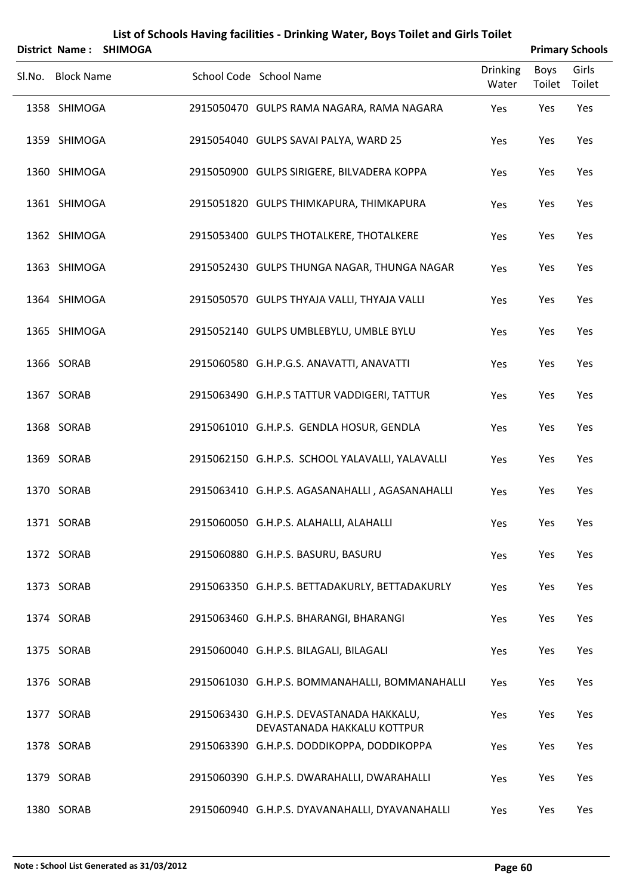# List of Schools Having facilities - Drinking Water, Boys Toilet and Girls Toilet

**District Name : SHIMOGA** **Primary Schools**

| Sl.No. | Block Name | School Code | School Name | Drinking Water | Boys Toilet | Girls Toilet |
|---|---|---|---|---|---|---|
| 1358 | SHIMOGA | 2915050470 | GULPS RAMA NAGARA, RAMA NAGARA | Yes | Yes | Yes |
| 1359 | SHIMOGA | 2915054040 | GULPS SAVAI PALYA, WARD 25 | Yes | Yes | Yes |
| 1360 | SHIMOGA | 2915050900 | GULPS SIRIGERE, BILVADERA KOPPA | Yes | Yes | Yes |
| 1361 | SHIMOGA | 2915051820 | GULPS THIMKAPURA, THIMKAPURA | Yes | Yes | Yes |
| 1362 | SHIMOGA | 2915053400 | GULPS THOTALKERE, THOTALKERE | Yes | Yes | Yes |
| 1363 | SHIMOGA | 2915052430 | GULPS THUNGA NAGAR, THUNGA NAGAR | Yes | Yes | Yes |
| 1364 | SHIMOGA | 2915050570 | GULPS THYAJA VALLI, THYAJA VALLI | Yes | Yes | Yes |
| 1365 | SHIMOGA | 2915052140 | GULPS UMBLEBYLU, UMBLE BYLU | Yes | Yes | Yes |
| 1366 | SORAB | 2915060580 | G.H.P.G.S. ANAVATTI, ANAVATTI | Yes | Yes | Yes |
| 1367 | SORAB | 2915063490 | G.H.P.S TATTUR VADDIGERI, TATTUR | Yes | Yes | Yes |
| 1368 | SORAB | 2915061010 | G.H.P.S. GENDLA HOSUR, GENDLA | Yes | Yes | Yes |
| 1369 | SORAB | 2915062150 | G.H.P.S. SCHOOL YALAVALLI, YALAVALLI | Yes | Yes | Yes |
| 1370 | SORAB | 2915063410 | G.H.P.S. AGASANAHALLI , AGASANAHALLI | Yes | Yes | Yes |
| 1371 | SORAB | 2915060050 | G.H.P.S. ALAHALLI, ALAHALLI | Yes | Yes | Yes |
| 1372 | SORAB | 2915060880 | G.H.P.S. BASURU, BASURU | Yes | Yes | Yes |
| 1373 | SORAB | 2915063350 | G.H.P.S. BETTADAKURLY, BETTADAKURLY | Yes | Yes | Yes |
| 1374 | SORAB | 2915063460 | G.H.P.S. BHARANGI, BHARANGI | Yes | Yes | Yes |
| 1375 | SORAB | 2915060040 | G.H.P.S. BILAGALI, BILAGALI | Yes | Yes | Yes |
| 1376 | SORAB | 2915061030 | G.H.P.S. BOMMANAHALLI, BOMMANAHALLI | Yes | Yes | Yes |
| 1377 | SORAB | 2915063430 | G.H.P.S. DEVASTANADA HAKKALU, DEVASTANADA HAKKALU KOTTPUR | Yes | Yes | Yes |
| 1378 | SORAB | 2915063390 | G.H.P.S. DODDIKOPPA, DODDIKOPPA | Yes | Yes | Yes |
| 1379 | SORAB | 2915060390 | G.H.P.S. DWARAHALLI, DWARAHALLI | Yes | Yes | Yes |
| 1380 | SORAB | 2915060940 | G.H.P.S. DYAVANAHALLI, DYAVANAHALLI | Yes | Yes | Yes |

**Note : School List Generated as 31/03/2012**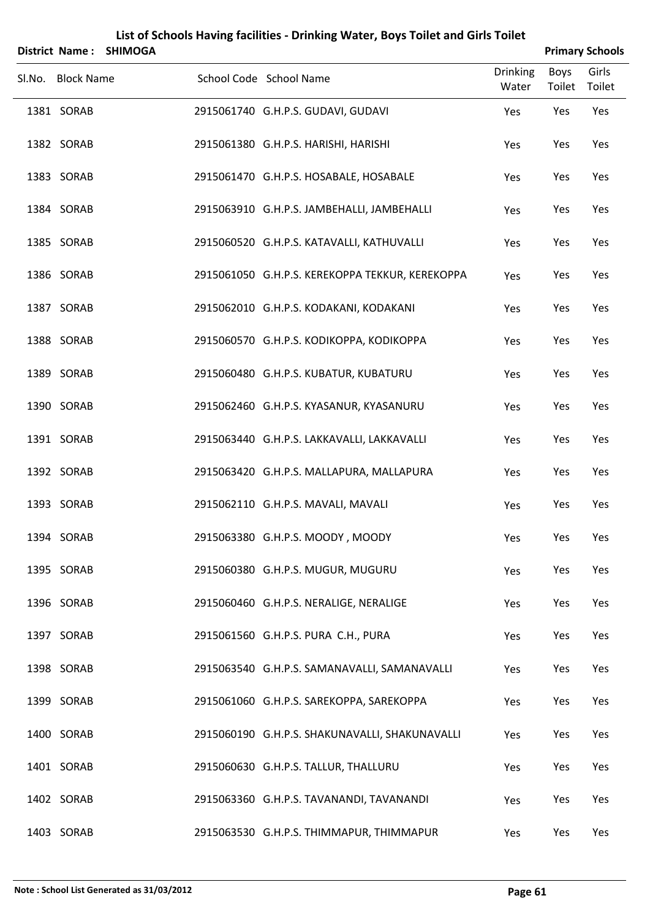# List of Schools Having facilities - Drinking Water, Boys Toilet and Girls Toilet

**District Name : SHIMOGA** **Primary Schools**

| Sl.No. | Block Name | School Code | School Name | Drinking Water | Boys Toilet | Girls Toilet |
|---|---|---|---|---|---|---|
| 1381 | SORAB | 2915061740 | G.H.P.S. GUDAVI, GUDAVI | Yes | Yes | Yes |
| 1382 | SORAB | 2915061380 | G.H.P.S. HARISHI, HARISHI | Yes | Yes | Yes |
| 1383 | SORAB | 2915061470 | G.H.P.S. HOSABALE, HOSABALE | Yes | Yes | Yes |
| 1384 | SORAB | 2915063910 | G.H.P.S. JAMBEHALLI, JAMBEHALLI | Yes | Yes | Yes |
| 1385 | SORAB | 2915060520 | G.H.P.S. KATAVALLI, KATHUVALLI | Yes | Yes | Yes |
| 1386 | SORAB | 2915061050 | G.H.P.S. KEREKOPPA TEKKUR, KEREKOPPA | Yes | Yes | Yes |
| 1387 | SORAB | 2915062010 | G.H.P.S. KODAKANI, KODAKANI | Yes | Yes | Yes |
| 1388 | SORAB | 2915060570 | G.H.P.S. KODIKOPPA, KODIKOPPA | Yes | Yes | Yes |
| 1389 | SORAB | 2915060480 | G.H.P.S. KUBATUR, KUBATURU | Yes | Yes | Yes |
| 1390 | SORAB | 2915062460 | G.H.P.S. KYASANUR, KYASANURU | Yes | Yes | Yes |
| 1391 | SORAB | 2915063440 | G.H.P.S. LAKKAVALLI, LAKKAVALLI | Yes | Yes | Yes |
| 1392 | SORAB | 2915063420 | G.H.P.S. MALLAPURA, MALLAPURA | Yes | Yes | Yes |
| 1393 | SORAB | 2915062110 | G.H.P.S. MAVALI, MAVALI | Yes | Yes | Yes |
| 1394 | SORAB | 2915063380 | G.H.P.S. MOODY , MOODY | Yes | Yes | Yes |
| 1395 | SORAB | 2915060380 | G.H.P.S. MUGUR, MUGURU | Yes | Yes | Yes |
| 1396 | SORAB | 2915060460 | G.H.P.S. NERALIGE, NERALIGE | Yes | Yes | Yes |
| 1397 | SORAB | 2915061560 | G.H.P.S. PURA C.H., PURA | Yes | Yes | Yes |
| 1398 | SORAB | 2915063540 | G.H.P.S. SAMANAVALLI, SAMANAVALLI | Yes | Yes | Yes |
| 1399 | SORAB | 2915061060 | G.H.P.S. SAREKOPPA, SAREKOPPA | Yes | Yes | Yes |
| 1400 | SORAB | 2915060190 | G.H.P.S. SHAKUNAVALLI, SHAKUNAVALLI | Yes | Yes | Yes |
| 1401 | SORAB | 2915060630 | G.H.P.S. TALLUR, THALLURU | Yes | Yes | Yes |
| 1402 | SORAB | 2915063360 | G.H.P.S. TAVANANDI, TAVANANDI | Yes | Yes | Yes |
| 1403 | SORAB | 2915063530 | G.H.P.S. THIMMAPUR, THIMMAPUR | Yes | Yes | Yes |

**Note : School List Generated as 31/03/2012**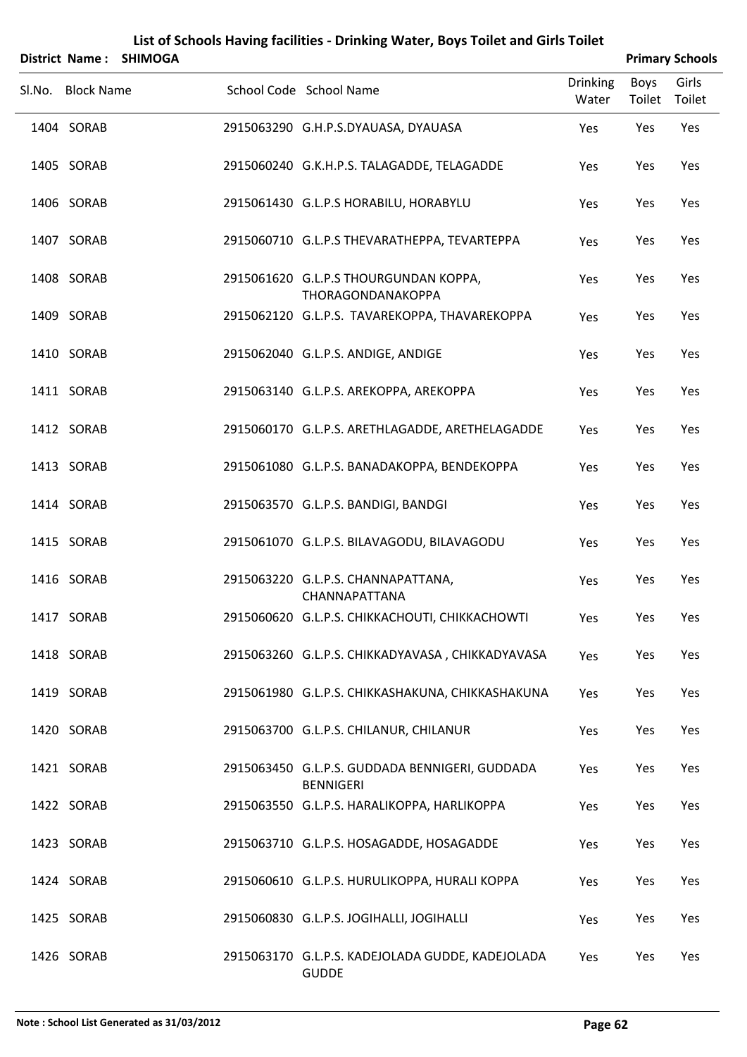# List of Schools Having facilities - Drinking Water, Boys Toilet and Girls Toilet

**District Name : SHIMOGA** **Primary Schools**

| Sl.No. | Block Name | School Code | School Name | Drinking Water | Boys Toilet | Girls Toilet |
|---|---|---|---|---|---|---|
| 1404 | SORAB | 2915063290 | G.H.P.S.DYAUASA, DYAUASA | Yes | Yes | Yes |
| 1405 | SORAB | 2915060240 | G.K.H.P.S. TALAGADDE, TELAGADDE | Yes | Yes | Yes |
| 1406 | SORAB | 2915061430 | G.L.P.S HORABILU, HORABYLU | Yes | Yes | Yes |
| 1407 | SORAB | 2915060710 | G.L.P.S THEVARATHEPPA, TEVARTEPPA | Yes | Yes | Yes |
| 1408 | SORAB | 2915061620 | G.L.P.S THOURGUNDAN KOPPA, THORAGONDANAKOPPA | Yes | Yes | Yes |
| 1409 | SORAB | 2915062120 | G.L.P.S. TAVAREKOPPA, THAVAREKOPPA | Yes | Yes | Yes |
| 1410 | SORAB | 2915062040 | G.L.P.S. ANDIGE, ANDIGE | Yes | Yes | Yes |
| 1411 | SORAB | 2915063140 | G.L.P.S. AREKOPPA, AREKOPPA | Yes | Yes | Yes |
| 1412 | SORAB | 2915060170 | G.L.P.S. ARETHLAGADDE, ARETHELAGADDE | Yes | Yes | Yes |
| 1413 | SORAB | 2915061080 | G.L.P.S. BANADAKOPPA, BENDEKOPPA | Yes | Yes | Yes |
| 1414 | SORAB | 2915063570 | G.L.P.S. BANDIGI, BANDGI | Yes | Yes | Yes |
| 1415 | SORAB | 2915061070 | G.L.P.S. BILAVAGODU, BILAVAGODU | Yes | Yes | Yes |
| 1416 | SORAB | 2915063220 | G.L.P.S. CHANNAPATTANA, CHANNAPATTANA | Yes | Yes | Yes |
| 1417 | SORAB | 2915060620 | G.L.P.S. CHIKKACHOUTI, CHIKKACHOWTI | Yes | Yes | Yes |
| 1418 | SORAB | 2915063260 | G.L.P.S. CHIKKADYAVASA , CHIKKADYAVASA | Yes | Yes | Yes |
| 1419 | SORAB | 2915061980 | G.L.P.S. CHIKKASHAKUNA, CHIKKASHAKUNA | Yes | Yes | Yes |
| 1420 | SORAB | 2915063700 | G.L.P.S. CHILANUR, CHILANUR | Yes | Yes | Yes |
| 1421 | SORAB | 2915063450 | G.L.P.S. GUDDADA BENNIGERI, GUDDADA BENNIGERI | Yes | Yes | Yes |
| 1422 | SORAB | 2915063550 | G.L.P.S. HARALIKOPPA, HARLIKOPPA | Yes | Yes | Yes |
| 1423 | SORAB | 2915063710 | G.L.P.S. HOSAGADDE, HOSAGADDE | Yes | Yes | Yes |
| 1424 | SORAB | 2915060610 | G.L.P.S. HURULIKOPPA, HURALI KOPPA | Yes | Yes | Yes |
| 1425 | SORAB | 2915060830 | G.L.P.S. JOGIHALLI, JOGIHALLI | Yes | Yes | Yes |
| 1426 | SORAB | 2915063170 | G.L.P.S. KADEJOLADA GUDDE, KADEJOLADA GUDDE | Yes | Yes | Yes |

Note : School List Generated as 31/03/2012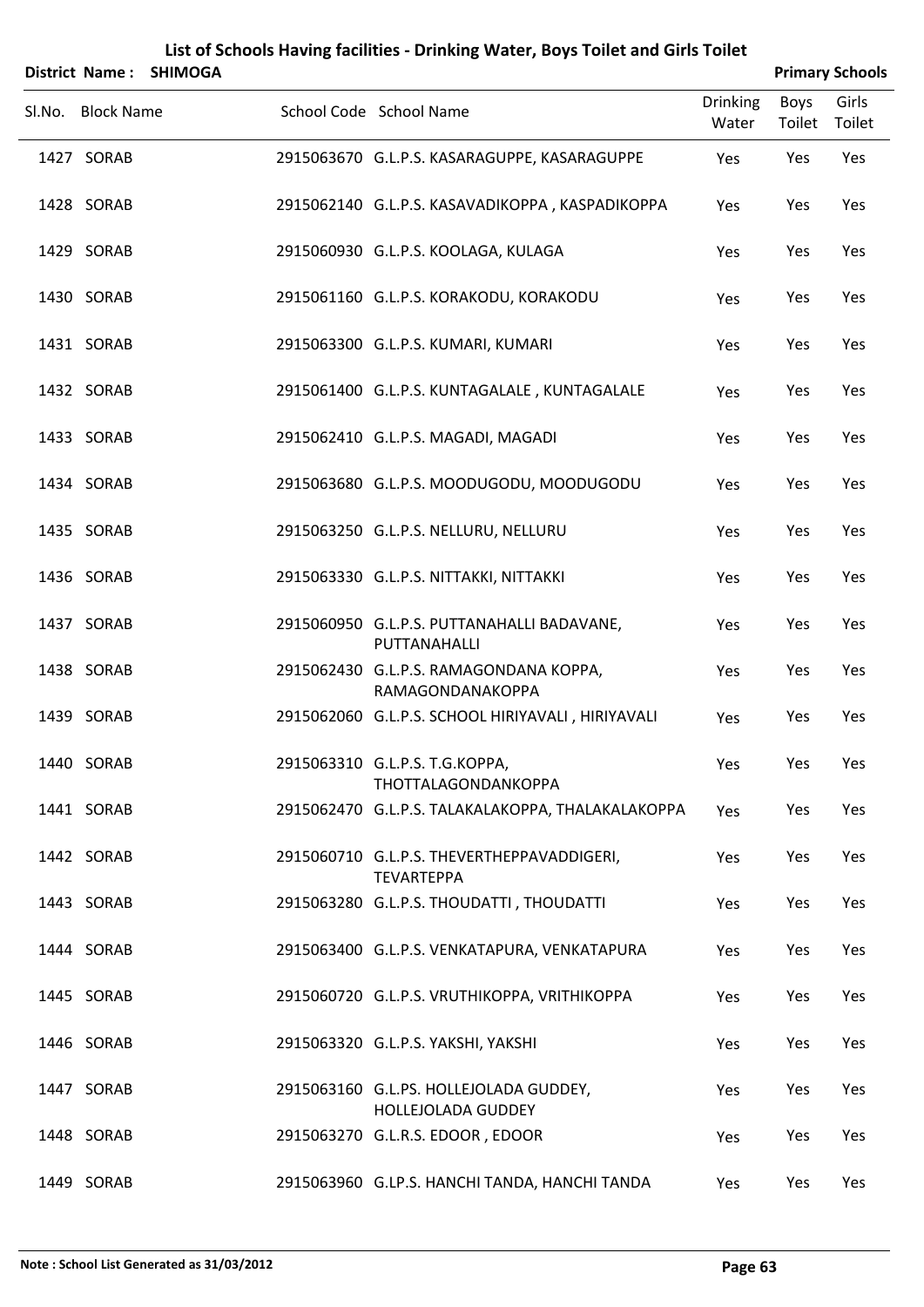# List of Schools Having facilities - Drinking Water, Boys Toilet and Girls Toilet

**District Name : SHIMOGA** **Primary Schools**

| Sl.No. | Block Name | School Code | School Name | Drinking Water | Boys Toilet | Girls Toilet |
|---|---|---|---|---|---|---|
| 1427 | SORAB | 2915063670 | G.L.P.S. KASARAGUPPE, KASARAGUPPE | Yes | Yes | Yes |
| 1428 | SORAB | 2915062140 | G.L.P.S. KASAVADIKOPPA , KASPADIKOPPA | Yes | Yes | Yes |
| 1429 | SORAB | 2915060930 | G.L.P.S. KOOLAGA, KULAGA | Yes | Yes | Yes |
| 1430 | SORAB | 2915061160 | G.L.P.S. KORAKODU, KORAKODU | Yes | Yes | Yes |
| 1431 | SORAB | 2915063300 | G.L.P.S. KUMARI, KUMARI | Yes | Yes | Yes |
| 1432 | SORAB | 2915061400 | G.L.P.S. KUNTAGALALE , KUNTAGALALE | Yes | Yes | Yes |
| 1433 | SORAB | 2915062410 | G.L.P.S. MAGADI, MAGADI | Yes | Yes | Yes |
| 1434 | SORAB | 2915063680 | G.L.P.S. MOODUGODU, MOODUGODU | Yes | Yes | Yes |
| 1435 | SORAB | 2915063250 | G.L.P.S. NELLURU, NELLURU | Yes | Yes | Yes |
| 1436 | SORAB | 2915063330 | G.L.P.S. NITTAKKI, NITTAKKI | Yes | Yes | Yes |
| 1437 | SORAB | 2915060950 | G.L.P.S. PUTTANAHALLI BADAVANE, PUTTANAHALLI | Yes | Yes | Yes |
| 1438 | SORAB | 2915062430 | G.L.P.S. RAMAGONDANA KOPPA, RAMAGONDANAKOPPA | Yes | Yes | Yes |
| 1439 | SORAB | 2915062060 | G.L.P.S. SCHOOL HIRIYAVALI , HIRIYAVALI | Yes | Yes | Yes |
| 1440 | SORAB | 2915063310 | G.L.P.S. T.G.KOPPA, THOTTALAGONDANKOPPA | Yes | Yes | Yes |
| 1441 | SORAB | 2915062470 | G.L.P.S. TALAKALAKOPPA, THALAKALAKOPPA | Yes | Yes | Yes |
| 1442 | SORAB | 2915060710 | G.L.P.S. THEVERTHEPPAVADDIGERI, TEVARTEPPA | Yes | Yes | Yes |
| 1443 | SORAB | 2915063280 | G.L.P.S. THOUDATTI , THOUDATTI | Yes | Yes | Yes |
| 1444 | SORAB | 2915063400 | G.L.P.S. VENKATAPURA, VENKATAPURA | Yes | Yes | Yes |
| 1445 | SORAB | 2915060720 | G.L.P.S. VRUTHIKOPPA, VRITHIKOPPA | Yes | Yes | Yes |
| 1446 | SORAB | 2915063320 | G.L.P.S. YAKSHI, YAKSHI | Yes | Yes | Yes |
| 1447 | SORAB | 2915063160 | G.L.PS. HOLLEJOLADA GUDDEY, HOLLEJOLADA GUDDEY | Yes | Yes | Yes |
| 1448 | SORAB | 2915063270 | G.L.R.S. EDOOR , EDOOR | Yes | Yes | Yes |
| 1449 | SORAB | 2915063960 | G.LP.S. HANCHI TANDA, HANCHI TANDA | Yes | Yes | Yes |

**Note : School List Generated as 31/03/2012**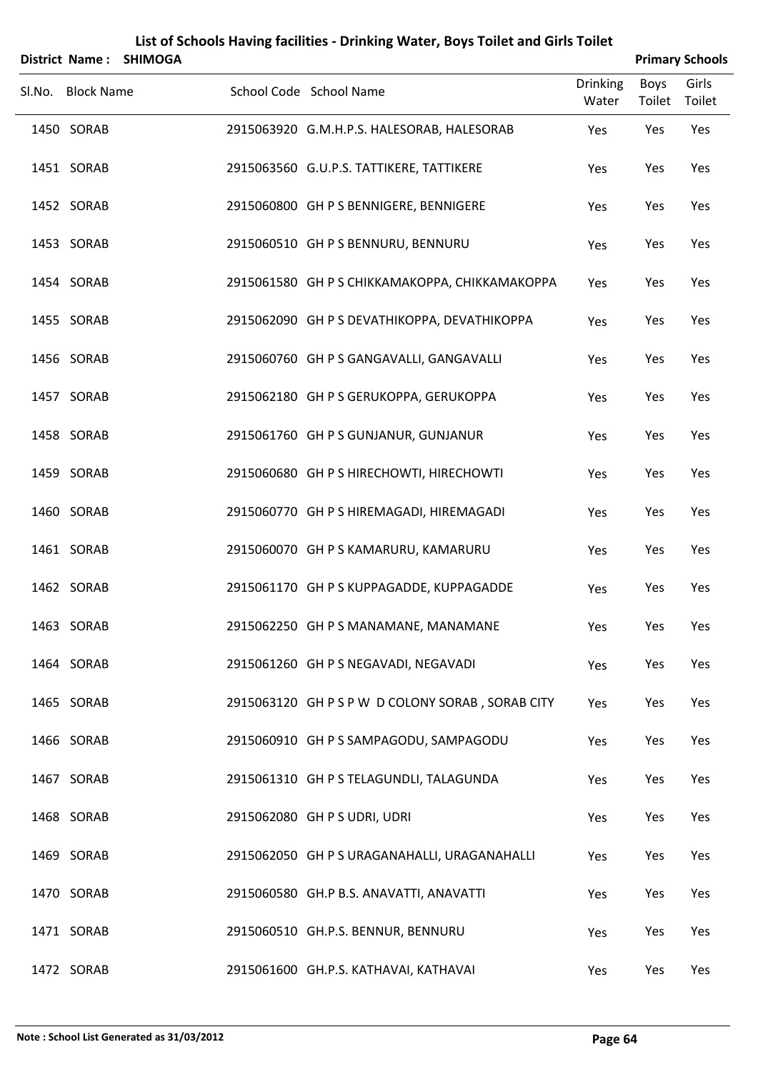# List of Schools Having facilities - Drinking Water, Boys Toilet and Girls Toilet

**District Name : SHIMOGA** **Primary Schools**

| Sl.No. | Block Name | School Code | School Name | Drinking Water | Boys Toilet | Girls Toilet |
|---|---|---|---|---|---|---|
| 1450 | SORAB | 2915063920 | G.M.H.P.S. HALESORAB, HALESORAB | Yes | Yes | Yes |
| 1451 | SORAB | 2915063560 | G.U.P.S. TATTIKERE, TATTIKERE | Yes | Yes | Yes |
| 1452 | SORAB | 2915060800 | GH P S BENNIGERE, BENNIGERE | Yes | Yes | Yes |
| 1453 | SORAB | 2915060510 | GH P S BENNURU, BENNURU | Yes | Yes | Yes |
| 1454 | SORAB | 2915061580 | GH P S CHIKKAMAKOPPA, CHIKKAMAKOPPA | Yes | Yes | Yes |
| 1455 | SORAB | 2915062090 | GH P S DEVATHIKOPPA, DEVATHIKOPPA | Yes | Yes | Yes |
| 1456 | SORAB | 2915060760 | GH P S GANGAVALLI, GANGAVALLI | Yes | Yes | Yes |
| 1457 | SORAB | 2915062180 | GH P S GERUKOPPA, GERUKOPPA | Yes | Yes | Yes |
| 1458 | SORAB | 2915061760 | GH P S GUNJANUR, GUNJANUR | Yes | Yes | Yes |
| 1459 | SORAB | 2915060680 | GH P S HIRECHOWTI, HIRECHOWTI | Yes | Yes | Yes |
| 1460 | SORAB | 2915060770 | GH P S HIREMAGADI, HIREMAGADI | Yes | Yes | Yes |
| 1461 | SORAB | 2915060070 | GH P S KAMARURU, KAMARURU | Yes | Yes | Yes |
| 1462 | SORAB | 2915061170 | GH P S KUPPAGADDE, KUPPAGADDE | Yes | Yes | Yes |
| 1463 | SORAB | 2915062250 | GH P S MANAMANE, MANAMANE | Yes | Yes | Yes |
| 1464 | SORAB | 2915061260 | GH P S NEGAVADI, NEGAVADI | Yes | Yes | Yes |
| 1465 | SORAB | 2915063120 | GH P S P W D COLONY SORAB , SORAB CITY | Yes | Yes | Yes |
| 1466 | SORAB | 2915060910 | GH P S SAMPAGODU, SAMPAGODU | Yes | Yes | Yes |
| 1467 | SORAB | 2915061310 | GH P S TELAGUNDLI, TALAGUNDA | Yes | Yes | Yes |
| 1468 | SORAB | 2915062080 | GH P S UDRI, UDRI | Yes | Yes | Yes |
| 1469 | SORAB | 2915062050 | GH P S URAGANAHALLI, URAGANAHALLI | Yes | Yes | Yes |
| 1470 | SORAB | 2915060580 | GH.P B.S. ANAVATTI, ANAVATTI | Yes | Yes | Yes |
| 1471 | SORAB | 2915060510 | GH.P.S. BENNUR, BENNURU | Yes | Yes | Yes |
| 1472 | SORAB | 2915061600 | GH.P.S. KATHAVAI, KATHAVAI | Yes | Yes | Yes |

**Note : School List Generated as 31/03/2012**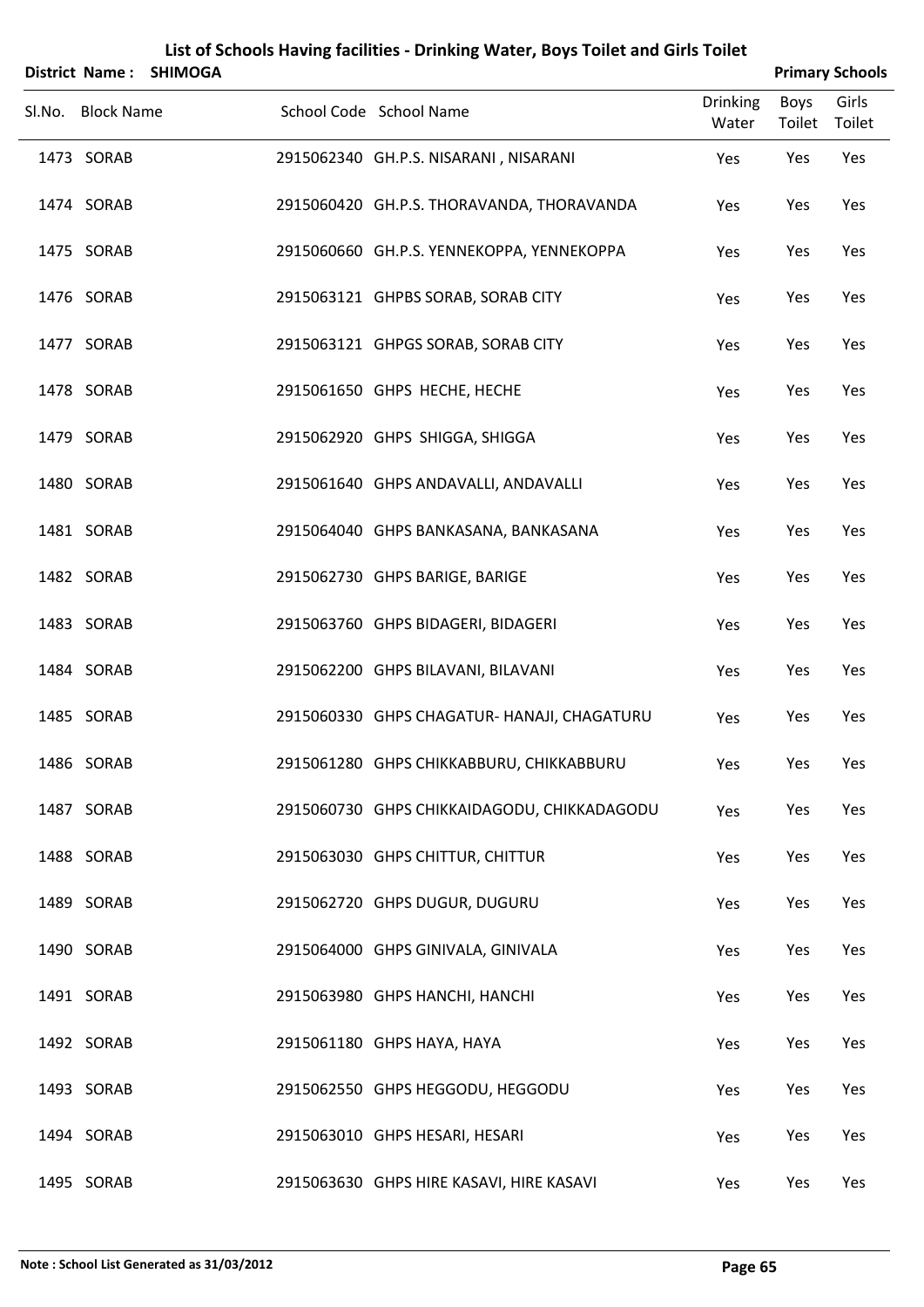# List of Schools Having facilities - Drinking Water, Boys Toilet and Girls Toilet

**District Name : SHIMOGA** **Primary Schools**

| Sl.No. | Block Name | School Code | School Name | Drinking Water | Boys Toilet | Girls Toilet |
|---|---|---|---|---|---|---|
| 1473 | SORAB | 2915062340 | GH.P.S. NISARANI , NISARANI | Yes | Yes | Yes |
| 1474 | SORAB | 2915060420 | GH.P.S. THORAVANDA, THORAVANDA | Yes | Yes | Yes |
| 1475 | SORAB | 2915060660 | GH.P.S. YENNEKOPPA, YENNEKOPPA | Yes | Yes | Yes |
| 1476 | SORAB | 2915063121 | GHPBS SORAB, SORAB CITY | Yes | Yes | Yes |
| 1477 | SORAB | 2915063121 | GHPGS SORAB, SORAB CITY | Yes | Yes | Yes |
| 1478 | SORAB | 2915061650 | GHPS HECHE, HECHE | Yes | Yes | Yes |
| 1479 | SORAB | 2915062920 | GHPS SHIGGA, SHIGGA | Yes | Yes | Yes |
| 1480 | SORAB | 2915061640 | GHPS ANDAVALLI, ANDAVALLI | Yes | Yes | Yes |
| 1481 | SORAB | 2915064040 | GHPS BANKASANA, BANKASANA | Yes | Yes | Yes |
| 1482 | SORAB | 2915062730 | GHPS BARIGE, BARIGE | Yes | Yes | Yes |
| 1483 | SORAB | 2915063760 | GHPS BIDAGERI, BIDAGERI | Yes | Yes | Yes |
| 1484 | SORAB | 2915062200 | GHPS BILAVANI, BILAVANI | Yes | Yes | Yes |
| 1485 | SORAB | 2915060330 | GHPS CHAGATUR- HANAJI, CHAGATURU | Yes | Yes | Yes |
| 1486 | SORAB | 2915061280 | GHPS CHIKKABBURU, CHIKKABBURU | Yes | Yes | Yes |
| 1487 | SORAB | 2915060730 | GHPS CHIKKAIDAGODU, CHIKKADAGODU | Yes | Yes | Yes |
| 1488 | SORAB | 2915063030 | GHPS CHITTUR, CHITTUR | Yes | Yes | Yes |
| 1489 | SORAB | 2915062720 | GHPS DUGUR, DUGURU | Yes | Yes | Yes |
| 1490 | SORAB | 2915064000 | GHPS GINIVALA, GINIVALA | Yes | Yes | Yes |
| 1491 | SORAB | 2915063980 | GHPS HANCHI, HANCHI | Yes | Yes | Yes |
| 1492 | SORAB | 2915061180 | GHPS HAYA, HAYA | Yes | Yes | Yes |
| 1493 | SORAB | 2915062550 | GHPS HEGGODU, HEGGODU | Yes | Yes | Yes |
| 1494 | SORAB | 2915063010 | GHPS HESARI, HESARI | Yes | Yes | Yes |
| 1495 | SORAB | 2915063630 | GHPS HIRE KASAVI, HIRE KASAVI | Yes | Yes | Yes |

**Note : School List Generated as 31/03/2012**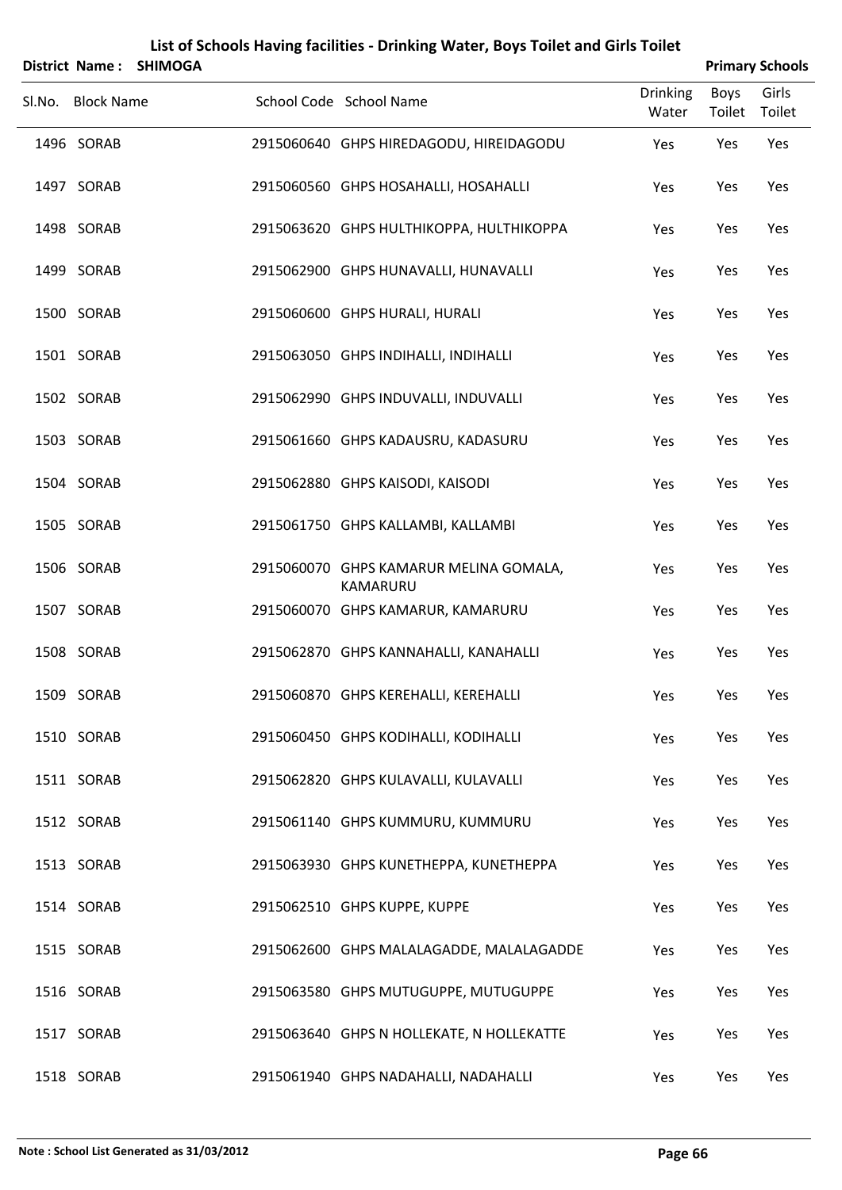# List of Schools Having facilities - Drinking Water, Boys Toilet and Girls Toilet

**District Name : SHIMOGA** **Primary Schools**

| Sl.No. | Block Name | School Code | School Name | Drinking Water | Boys Toilet | Girls Toilet |
|---|---|---|---|---|---|---|
| 1496 | SORAB | 2915060640 | GHPS HIREDAGODU, HIREIDAGODU | Yes | Yes | Yes |
| 1497 | SORAB | 2915060560 | GHPS HOSAHALLI, HOSAHALLI | Yes | Yes | Yes |
| 1498 | SORAB | 2915063620 | GHPS HULTHIKOPPA, HULTHIKOPPA | Yes | Yes | Yes |
| 1499 | SORAB | 2915062900 | GHPS HUNAVALLI, HUNAVALLI | Yes | Yes | Yes |
| 1500 | SORAB | 2915060600 | GHPS HURALI, HURALI | Yes | Yes | Yes |
| 1501 | SORAB | 2915063050 | GHPS INDIHALLI, INDIHALLI | Yes | Yes | Yes |
| 1502 | SORAB | 2915062990 | GHPS INDUVALLI, INDUVALLI | Yes | Yes | Yes |
| 1503 | SORAB | 2915061660 | GHPS KADAUSRU, KADASURU | Yes | Yes | Yes |
| 1504 | SORAB | 2915062880 | GHPS KAISODI, KAISODI | Yes | Yes | Yes |
| 1505 | SORAB | 2915061750 | GHPS KALLAMBI, KALLAMBI | Yes | Yes | Yes |
| 1506 | SORAB | 2915060070 | GHPS KAMARUR MELINA GOMALA, KAMARURU | Yes | Yes | Yes |
| 1507 | SORAB | 2915060070 | GHPS KAMARUR, KAMARURU | Yes | Yes | Yes |
| 1508 | SORAB | 2915062870 | GHPS KANNAHALLI, KANAHALLI | Yes | Yes | Yes |
| 1509 | SORAB | 2915060870 | GHPS KEREHALLI, KEREHALLI | Yes | Yes | Yes |
| 1510 | SORAB | 2915060450 | GHPS KODIHALLI, KODIHALLI | Yes | Yes | Yes |
| 1511 | SORAB | 2915062820 | GHPS KULAVALLI, KULAVALLI | Yes | Yes | Yes |
| 1512 | SORAB | 2915061140 | GHPS KUMMURU, KUMMURU | Yes | Yes | Yes |
| 1513 | SORAB | 2915063930 | GHPS KUNETHEPPA, KUNETHEPPA | Yes | Yes | Yes |
| 1514 | SORAB | 2915062510 | GHPS KUPPE, KUPPE | Yes | Yes | Yes |
| 1515 | SORAB | 2915062600 | GHPS MALALAGADDE, MALALAGADDE | Yes | Yes | Yes |
| 1516 | SORAB | 2915063580 | GHPS MUTUGUPPE, MUTUGUPPE | Yes | Yes | Yes |
| 1517 | SORAB | 2915063640 | GHPS N HOLLEKATE, N HOLLEKATTE | Yes | Yes | Yes |
| 1518 | SORAB | 2915061940 | GHPS NADAHALLI, NADAHALLI | Yes | Yes | Yes |

**Note : School List Generated as 31/03/2012**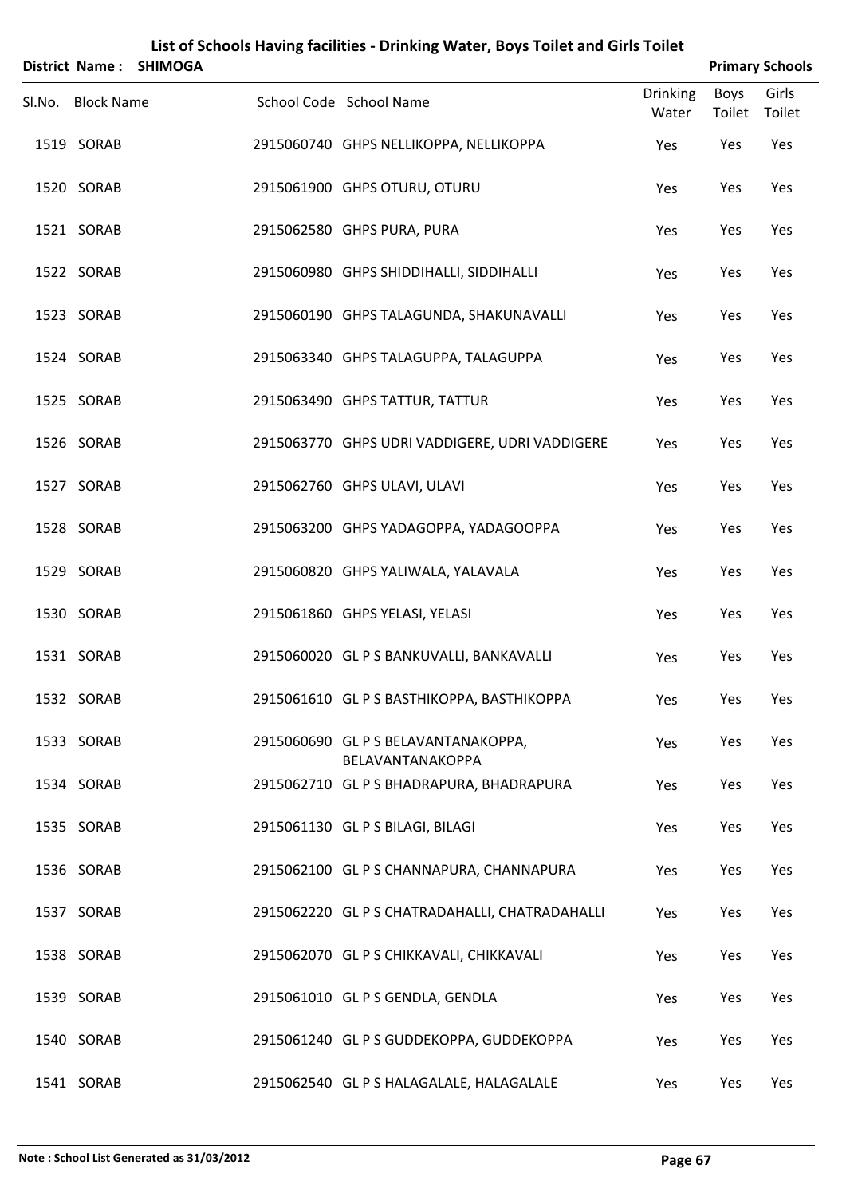# List of Schools Having facilities - Drinking Water, Boys Toilet and Girls Toilet

**District Name : SHIMOGA** **Primary Schools**

| Sl.No. | Block Name | School Code | School Name | Drinking Water | Boys Toilet | Girls Toilet |
|---|---|---|---|---|---|---|
| 1519 | SORAB | 2915060740 | GHPS NELLIKOPPA, NELLIKOPPA | Yes | Yes | Yes |
| 1520 | SORAB | 2915061900 | GHPS OTURU, OTURU | Yes | Yes | Yes |
| 1521 | SORAB | 2915062580 | GHPS PURA, PURA | Yes | Yes | Yes |
| 1522 | SORAB | 2915060980 | GHPS SHIDDIHALLI, SIDDIHALLI | Yes | Yes | Yes |
| 1523 | SORAB | 2915060190 | GHPS TALAGUNDA, SHAKUNAVALLI | Yes | Yes | Yes |
| 1524 | SORAB | 2915063340 | GHPS TALAGUPPA, TALAGUPPA | Yes | Yes | Yes |
| 1525 | SORAB | 2915063490 | GHPS TATTUR, TATTUR | Yes | Yes | Yes |
| 1526 | SORAB | 2915063770 | GHPS UDRI VADDIGERE, UDRI VADDIGERE | Yes | Yes | Yes |
| 1527 | SORAB | 2915062760 | GHPS ULAVI, ULAVI | Yes | Yes | Yes |
| 1528 | SORAB | 2915063200 | GHPS YADAGOPPA, YADAGOOPPA | Yes | Yes | Yes |
| 1529 | SORAB | 2915060820 | GHPS YALIWALA, YALAVALA | Yes | Yes | Yes |
| 1530 | SORAB | 2915061860 | GHPS YELASI, YELASI | Yes | Yes | Yes |
| 1531 | SORAB | 2915060020 | GL P S BANKUVALLI, BANKAVALLI | Yes | Yes | Yes |
| 1532 | SORAB | 2915061610 | GL P S BASTHIKOPPA, BASTHIKOPPA | Yes | Yes | Yes |
| 1533 | SORAB | 2915060690 | GL P S BELAVANTANAKOPPA, BELAVANTANAKOPPA | Yes | Yes | Yes |
| 1534 | SORAB | 2915062710 | GL P S BHADRAPURA, BHADRAPURA | Yes | Yes | Yes |
| 1535 | SORAB | 2915061130 | GL P S BILAGI, BILAGI | Yes | Yes | Yes |
| 1536 | SORAB | 2915062100 | GL P S CHANNAPURA, CHANNAPURA | Yes | Yes | Yes |
| 1537 | SORAB | 2915062220 | GL P S CHATRADAHALLI, CHATRADAHALLI | Yes | Yes | Yes |
| 1538 | SORAB | 2915062070 | GL P S CHIKKAVALI, CHIKKAVALI | Yes | Yes | Yes |
| 1539 | SORAB | 2915061010 | GL P S GENDLA, GENDLA | Yes | Yes | Yes |
| 1540 | SORAB | 2915061240 | GL P S GUDDEKOPPA, GUDDEKOPPA | Yes | Yes | Yes |
| 1541 | SORAB | 2915062540 | GL P S HALAGALALE, HALAGALALE | Yes | Yes | Yes |

**Note : School List Generated as 31/03/2012**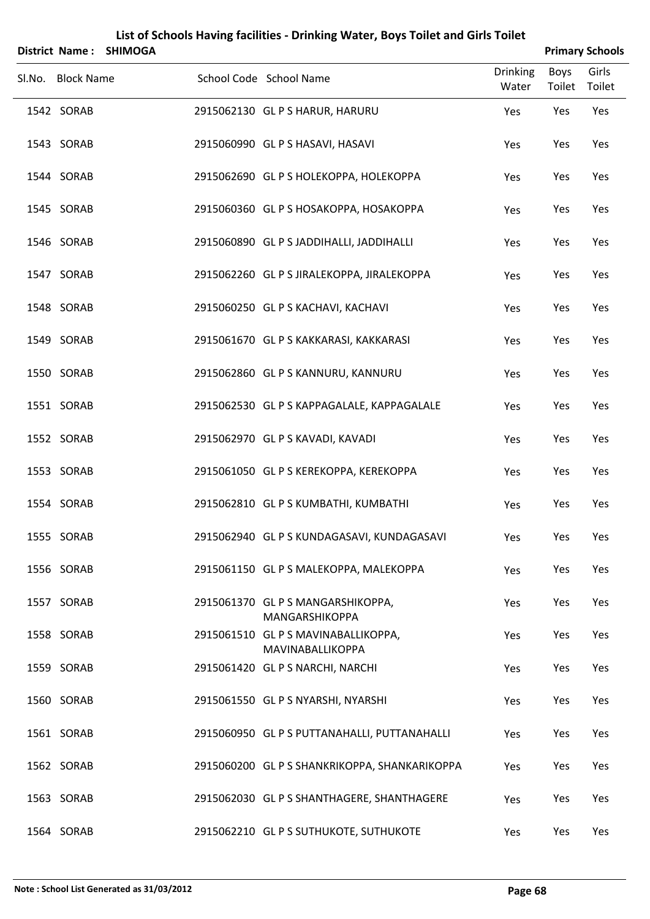# List of Schools Having facilities - Drinking Water, Boys Toilet and Girls Toilet

**District Name : SHIMOGA** **Primary Schools**

| Sl.No. | Block Name | School Code | School Name | Drinking Water | Boys Toilet | Girls Toilet |
|---|---|---|---|---|---|---|
| 1542 | SORAB | 2915062130 | GL P S HARUR, HARURU | Yes | Yes | Yes |
| 1543 | SORAB | 2915060990 | GL P S HASAVI, HASAVI | Yes | Yes | Yes |
| 1544 | SORAB | 2915062690 | GL P S HOLEKOPPA, HOLEKOPPA | Yes | Yes | Yes |
| 1545 | SORAB | 2915060360 | GL P S HOSAKOPPA, HOSAKOPPA | Yes | Yes | Yes |
| 1546 | SORAB | 2915060890 | GL P S JADDIHALLI, JADDIHALLI | Yes | Yes | Yes |
| 1547 | SORAB | 2915062260 | GL P S JIRALEKOPPA, JIRALEKOPPA | Yes | Yes | Yes |
| 1548 | SORAB | 2915060250 | GL P S KACHAVI, KACHAVI | Yes | Yes | Yes |
| 1549 | SORAB | 2915061670 | GL P S KAKKARASI, KAKKARASI | Yes | Yes | Yes |
| 1550 | SORAB | 2915062860 | GL P S KANNURU, KANNURU | Yes | Yes | Yes |
| 1551 | SORAB | 2915062530 | GL P S KAPPAGALALE, KAPPAGALALE | Yes | Yes | Yes |
| 1552 | SORAB | 2915062970 | GL P S KAVADI, KAVADI | Yes | Yes | Yes |
| 1553 | SORAB | 2915061050 | GL P S KEREKOPPA, KEREKOPPA | Yes | Yes | Yes |
| 1554 | SORAB | 2915062810 | GL P S KUMBATHI, KUMBATHI | Yes | Yes | Yes |
| 1555 | SORAB | 2915062940 | GL P S KUNDAGASAVI, KUNDAGASAVI | Yes | Yes | Yes |
| 1556 | SORAB | 2915061150 | GL P S MALEKOPPA, MALEKOPPA | Yes | Yes | Yes |
| 1557 | SORAB | 2915061370 | GL P S MANGARSHIKOPPA, MANGARSHIKOPPA | Yes | Yes | Yes |
| 1558 | SORAB | 2915061510 | GL P S MAVINABALLIKOPPA, MAVINABALLIKOPPA | Yes | Yes | Yes |
| 1559 | SORAB | 2915061420 | GL P S NARCHI, NARCHI | Yes | Yes | Yes |
| 1560 | SORAB | 2915061550 | GL P S NYARSHI, NYARSHI | Yes | Yes | Yes |
| 1561 | SORAB | 2915060950 | GL P S PUTTANAHALLI, PUTTANAHALLI | Yes | Yes | Yes |
| 1562 | SORAB | 2915060200 | GL P S SHANKRIKOPPA, SHANKARIKOPPA | Yes | Yes | Yes |
| 1563 | SORAB | 2915062030 | GL P S SHANTHAGERE, SHANTHAGERE | Yes | Yes | Yes |
| 1564 | SORAB | 2915062210 | GL P S SUTHUKOTE, SUTHUKOTE | Yes | Yes | Yes |

**Note : School List Generated as 31/03/2012**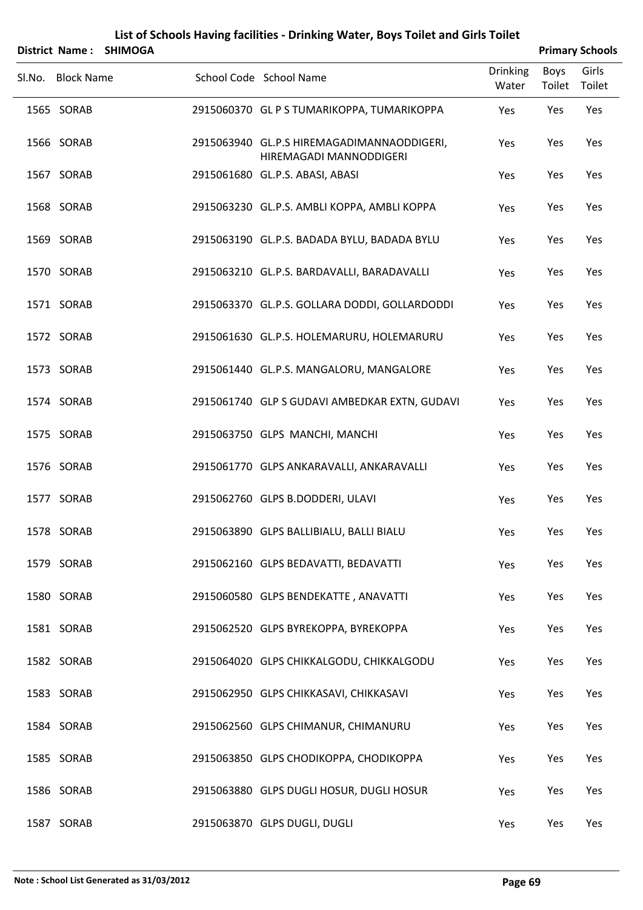# List of Schools Having facilities - Drinking Water, Boys Toilet and Girls Toilet

**District Name : SHIMOGA** **Primary Schools**

| Sl.No. | Block Name | School Code | School Name | Drinking Water | Boys Toilet | Girls Toilet |
|---|---|---|---|---|---|---|
| 1565 | SORAB | 2915060370 | GL P S TUMARIKOPPA, TUMARIKOPPA | Yes | Yes | Yes |
| 1566 | SORAB | 2915063940 | GL.P.S HIREMAGADIMANNAODDIGERI, HIREMAGADI MANNODDIGERI | Yes | Yes | Yes |
| 1567 | SORAB | 2915061680 | GL.P.S. ABASI, ABASI | Yes | Yes | Yes |
| 1568 | SORAB | 2915063230 | GL.P.S. AMBLI KOPPA, AMBLI KOPPA | Yes | Yes | Yes |
| 1569 | SORAB | 2915063190 | GL.P.S. BADADA BYLU, BADADA BYLU | Yes | Yes | Yes |
| 1570 | SORAB | 2915063210 | GL.P.S. BARDAVALLI, BARADAVALLI | Yes | Yes | Yes |
| 1571 | SORAB | 2915063370 | GL.P.S. GOLLARA DODDI, GOLLARDODDI | Yes | Yes | Yes |
| 1572 | SORAB | 2915061630 | GL.P.S. HOLEMARURU, HOLEMARURU | Yes | Yes | Yes |
| 1573 | SORAB | 2915061440 | GL.P.S. MANGALORU, MANGALORE | Yes | Yes | Yes |
| 1574 | SORAB | 2915061740 | GLP S GUDAVI AMBEDKAR EXTN, GUDAVI | Yes | Yes | Yes |
| 1575 | SORAB | 2915063750 | GLPS MANCHI, MANCHI | Yes | Yes | Yes |
| 1576 | SORAB | 2915061770 | GLPS ANKARAVALLI, ANKARAVALLI | Yes | Yes | Yes |
| 1577 | SORAB | 2915062760 | GLPS B.DODDERI, ULAVI | Yes | Yes | Yes |
| 1578 | SORAB | 2915063890 | GLPS BALLIBIALU, BALLI BIALU | Yes | Yes | Yes |
| 1579 | SORAB | 2915062160 | GLPS BEDAVATTI, BEDAVATTI | Yes | Yes | Yes |
| 1580 | SORAB | 2915060580 | GLPS BENDEKATTE , ANAVATTI | Yes | Yes | Yes |
| 1581 | SORAB | 2915062520 | GLPS BYREKOPPA, BYREKOPPA | Yes | Yes | Yes |
| 1582 | SORAB | 2915064020 | GLPS CHIKKALGODU, CHIKKALGODU | Yes | Yes | Yes |
| 1583 | SORAB | 2915062950 | GLPS CHIKKASAVI, CHIKKASAVI | Yes | Yes | Yes |
| 1584 | SORAB | 2915062560 | GLPS CHIMANUR, CHIMANURU | Yes | Yes | Yes |
| 1585 | SORAB | 2915063850 | GLPS CHODIKOPPA, CHODIKOPPA | Yes | Yes | Yes |
| 1586 | SORAB | 2915063880 | GLPS DUGLI HOSUR, DUGLI HOSUR | Yes | Yes | Yes |
| 1587 | SORAB | 2915063870 | GLPS DUGLI, DUGLI | Yes | Yes | Yes |

**Note : School List Generated as 31/03/2012**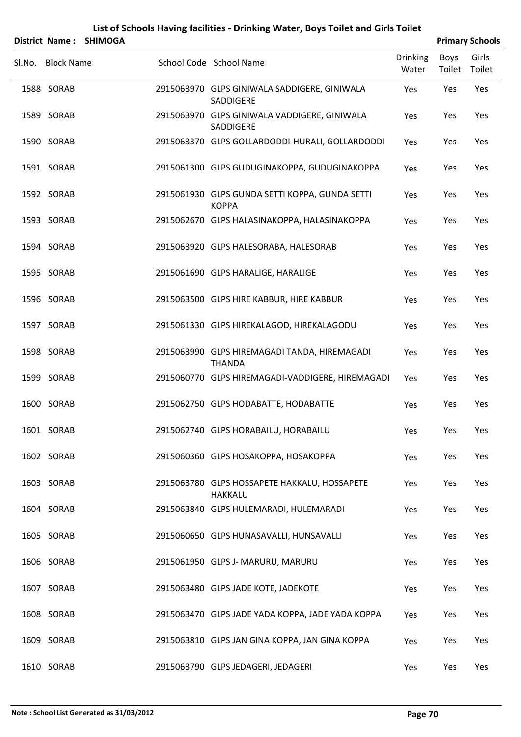# List of Schools Having facilities - Drinking Water, Boys Toilet and Girls Toilet

**District Name : SHIMOGA** **Primary Schools**

| Sl.No. | Block Name | School Code | School Name | Drinking Water | Boys Toilet | Girls Toilet |
|---|---|---|---|---|---|---|
| 1588 | SORAB | 2915063970 | GLPS GINIWALA SADDIGERE, GINIWALA SADDIGERE | Yes | Yes | Yes |
| 1589 | SORAB | 2915063970 | GLPS GINIWALA VADDIGERE, GINIWALA SADDIGERE | Yes | Yes | Yes |
| 1590 | SORAB | 2915063370 | GLPS GOLLARDODDI-HURALI, GOLLARDODDI | Yes | Yes | Yes |
| 1591 | SORAB | 2915061300 | GLPS GUDUGINAKOPPA, GUDUGINAKOPPA | Yes | Yes | Yes |
| 1592 | SORAB | 2915061930 | GLPS GUNDA SETTI KOPPA, GUNDA SETTI KOPPA | Yes | Yes | Yes |
| 1593 | SORAB | 2915062670 | GLPS HALASINAKOPPA, HALASINAKOPPA | Yes | Yes | Yes |
| 1594 | SORAB | 2915063920 | GLPS HALESORABA, HALESORAB | Yes | Yes | Yes |
| 1595 | SORAB | 2915061690 | GLPS HARALIGE, HARALIGE | Yes | Yes | Yes |
| 1596 | SORAB | 2915063500 | GLPS HIRE KABBUR, HIRE KABBUR | Yes | Yes | Yes |
| 1597 | SORAB | 2915061330 | GLPS HIREKALAGOD, HIREKALAGODU | Yes | Yes | Yes |
| 1598 | SORAB | 2915063990 | GLPS HIREMAGADI TANDA, HIREMAGADI THANDA | Yes | Yes | Yes |
| 1599 | SORAB | 2915060770 | GLPS HIREMAGADI-VADDIGERE, HIREMAGADI | Yes | Yes | Yes |
| 1600 | SORAB | 2915062750 | GLPS HODABATTE, HODABATTE | Yes | Yes | Yes |
| 1601 | SORAB | 2915062740 | GLPS HORABAILU, HORABAILU | Yes | Yes | Yes |
| 1602 | SORAB | 2915060360 | GLPS HOSAKOPPA, HOSAKOPPA | Yes | Yes | Yes |
| 1603 | SORAB | 2915063780 | GLPS HOSSAPETE HAKKALU, HOSSAPETE HAKKALU | Yes | Yes | Yes |
| 1604 | SORAB | 2915063840 | GLPS HULEMARADI, HULEMARADI | Yes | Yes | Yes |
| 1605 | SORAB | 2915060650 | GLPS HUNASAVALLI, HUNSAVALLI | Yes | Yes | Yes |
| 1606 | SORAB | 2915061950 | GLPS J- MARURU, MARURU | Yes | Yes | Yes |
| 1607 | SORAB | 2915063480 | GLPS JADE KOTE, JADEKOTE | Yes | Yes | Yes |
| 1608 | SORAB | 2915063470 | GLPS JADE YADA KOPPA, JADE YADA KOPPA | Yes | Yes | Yes |
| 1609 | SORAB | 2915063810 | GLPS JAN GINA KOPPA, JAN GINA KOPPA | Yes | Yes | Yes |
| 1610 | SORAB | 2915063790 | GLPS JEDAGERI, JEDAGERI | Yes | Yes | Yes |

**Note : School List Generated as 31/03/2012**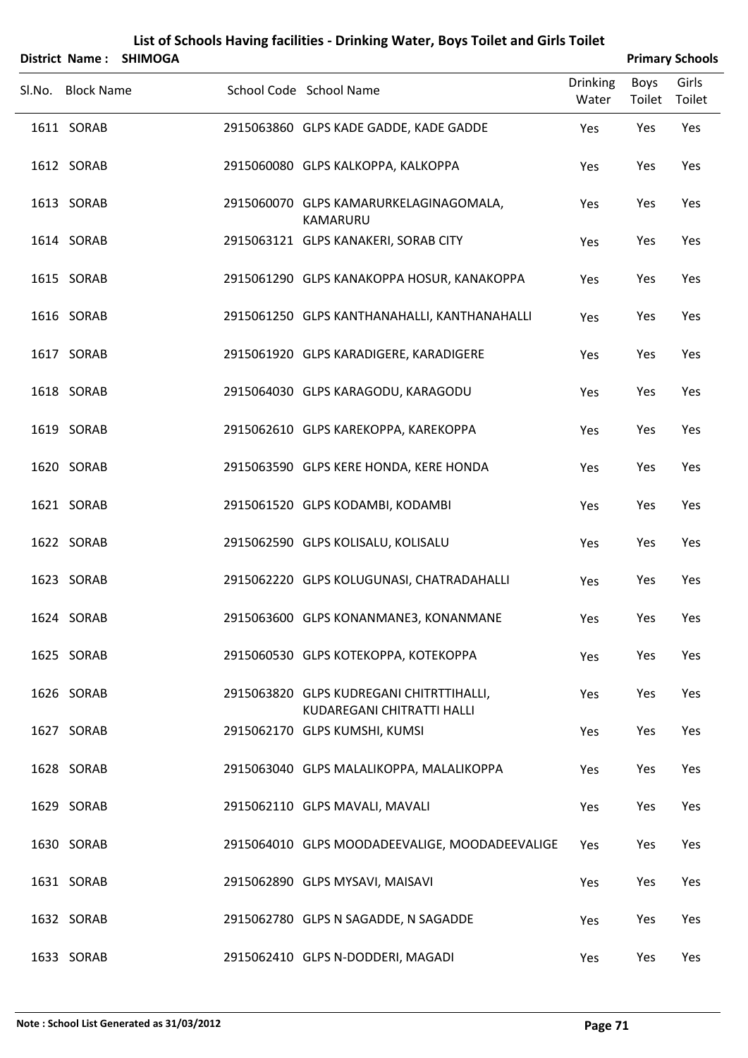# List of Schools Having facilities - Drinking Water, Boys Toilet and Girls Toilet

**District Name : SHIMOGA** **Primary Schools**

| Sl.No. | Block Name | School Code | School Name | Drinking Water | Boys Toilet | Girls Toilet |
|---|---|---|---|---|---|---|
| 1611 | SORAB | 2915063860 | GLPS KADE GADDE, KADE GADDE | Yes | Yes | Yes |
| 1612 | SORAB | 2915060080 | GLPS KALKOPPA, KALKOPPA | Yes | Yes | Yes |
| 1613 | SORAB | 2915060070 | GLPS KAMARURKELAGINAGOMALA, KAMARURU | Yes | Yes | Yes |
| 1614 | SORAB | 2915063121 | GLPS KANAKERI, SORAB CITY | Yes | Yes | Yes |
| 1615 | SORAB | 2915061290 | GLPS KANAKOPPA HOSUR, KANAKOPPA | Yes | Yes | Yes |
| 1616 | SORAB | 2915061250 | GLPS KANTHANAHALLI, KANTHANAHALLI | Yes | Yes | Yes |
| 1617 | SORAB | 2915061920 | GLPS KARADIGERE, KARADIGERE | Yes | Yes | Yes |
| 1618 | SORAB | 2915064030 | GLPS KARAGODU, KARAGODU | Yes | Yes | Yes |
| 1619 | SORAB | 2915062610 | GLPS KAREKOPPA, KAREKOPPA | Yes | Yes | Yes |
| 1620 | SORAB | 2915063590 | GLPS KERE HONDA, KERE HONDA | Yes | Yes | Yes |
| 1621 | SORAB | 2915061520 | GLPS KODAMBI, KODAMBI | Yes | Yes | Yes |
| 1622 | SORAB | 2915062590 | GLPS KOLISALU, KOLISALU | Yes | Yes | Yes |
| 1623 | SORAB | 2915062220 | GLPS KOLUGUNASI, CHATRADAHALLI | Yes | Yes | Yes |
| 1624 | SORAB | 2915063600 | GLPS KONANMANE3, KONANMANE | Yes | Yes | Yes |
| 1625 | SORAB | 2915060530 | GLPS KOTEKOPPA, KOTEKOPPA | Yes | Yes | Yes |
| 1626 | SORAB | 2915063820 | GLPS KUDREGANI CHITRTTIHALLI, KUDAREGANI CHITRATTI HALLI | Yes | Yes | Yes |
| 1627 | SORAB | 2915062170 | GLPS KUMSHI, KUMSI | Yes | Yes | Yes |
| 1628 | SORAB | 2915063040 | GLPS MALALIKOPPA, MALALIKOPPA | Yes | Yes | Yes |
| 1629 | SORAB | 2915062110 | GLPS MAVALI, MAVALI | Yes | Yes | Yes |
| 1630 | SORAB | 2915064010 | GLPS MOODADEEVALIGE, MOODADEEVALIGE | Yes | Yes | Yes |
| 1631 | SORAB | 2915062890 | GLPS MYSAVI, MAISAVI | Yes | Yes | Yes |
| 1632 | SORAB | 2915062780 | GLPS N SAGADDE, N SAGADDE | Yes | Yes | Yes |
| 1633 | SORAB | 2915062410 | GLPS N-DODDERI, MAGADI | Yes | Yes | Yes |

**Note : School List Generated as 31/03/2012**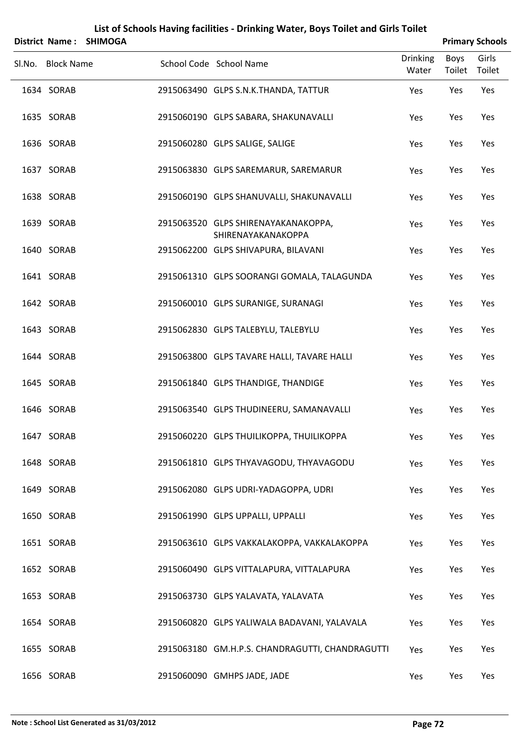# List of Schools Having facilities - Drinking Water, Boys Toilet and Girls Toilet

**District Name : SHIMOGA** **Primary Schools**

| Sl.No. | Block Name | School Code | School Name | Drinking Water | Boys Toilet | Girls Toilet |
|---|---|---|---|---|---|---|
| 1634 | SORAB | 2915063490 | GLPS S.N.K.THANDA, TATTUR | Yes | Yes | Yes |
| 1635 | SORAB | 2915060190 | GLPS SABARA, SHAKUNAVALLI | Yes | Yes | Yes |
| 1636 | SORAB | 2915060280 | GLPS SALIGE, SALIGE | Yes | Yes | Yes |
| 1637 | SORAB | 2915063830 | GLPS SAREMARUR, SAREMARUR | Yes | Yes | Yes |
| 1638 | SORAB | 2915060190 | GLPS SHANUVALLI, SHAKUNAVALLI | Yes | Yes | Yes |
| 1639 | SORAB | 2915063520 | GLPS SHIRENAYAKANAKOPPA, SHIRENAYAKANAKOPPA | Yes | Yes | Yes |
| 1640 | SORAB | 2915062200 | GLPS SHIVAPURA, BILAVANI | Yes | Yes | Yes |
| 1641 | SORAB | 2915061310 | GLPS SOORANGI GOMALA, TALAGUNDA | Yes | Yes | Yes |
| 1642 | SORAB | 2915060010 | GLPS SURANIGE, SURANAGI | Yes | Yes | Yes |
| 1643 | SORAB | 2915062830 | GLPS TALEBYLU, TALEBYLU | Yes | Yes | Yes |
| 1644 | SORAB | 2915063800 | GLPS TAVARE HALLI, TAVARE HALLI | Yes | Yes | Yes |
| 1645 | SORAB | 2915061840 | GLPS THANDIGE, THANDIGE | Yes | Yes | Yes |
| 1646 | SORAB | 2915063540 | GLPS THUDINEERU, SAMANAVALLI | Yes | Yes | Yes |
| 1647 | SORAB | 2915060220 | GLPS THUILIKOPPA, THUILIKOPPA | Yes | Yes | Yes |
| 1648 | SORAB | 2915061810 | GLPS THYAVAGODU, THYAVAGODU | Yes | Yes | Yes |
| 1649 | SORAB | 2915062080 | GLPS UDRI-YADAGOPPA, UDRI | Yes | Yes | Yes |
| 1650 | SORAB | 2915061990 | GLPS UPPALLI, UPPALLI | Yes | Yes | Yes |
| 1651 | SORAB | 2915063610 | GLPS VAKKALAKOPPA, VAKKALAKOPPA | Yes | Yes | Yes |
| 1652 | SORAB | 2915060490 | GLPS VITTALAPURA, VITTALAPURA | Yes | Yes | Yes |
| 1653 | SORAB | 2915063730 | GLPS YALAVATA, YALAVATA | Yes | Yes | Yes |
| 1654 | SORAB | 2915060820 | GLPS YALIWALA BADAVANI, YALAVALA | Yes | Yes | Yes |
| 1655 | SORAB | 2915063180 | GM.H.P.S. CHANDRAGUTTI, CHANDRAGUTTI | Yes | Yes | Yes |
| 1656 | SORAB | 2915060090 | GMHPS JADE, JADE | Yes | Yes | Yes |

**Note : School List Generated as 31/03/2012**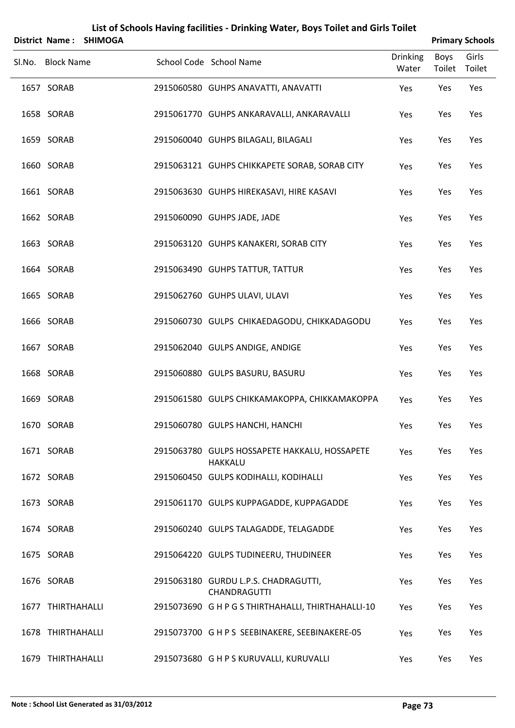# List of Schools Having facilities - Drinking Water, Boys Toilet and Girls Toilet

**District Name : SHIMOGA** **Primary Schools**

| Sl.No. | Block Name | School Code | School Name | Drinking Water | Boys Toilet | Girls Toilet |
|---|---|---|---|---|---|---|
| 1657 | SORAB | 2915060580 | GUHPS ANAVATTI, ANAVATTI | Yes | Yes | Yes |
| 1658 | SORAB | 2915061770 | GUHPS ANKARAVALLI, ANKARAVALLI | Yes | Yes | Yes |
| 1659 | SORAB | 2915060040 | GUHPS BILAGALI, BILAGALI | Yes | Yes | Yes |
| 1660 | SORAB | 2915063121 | GUHPS CHIKKAPETE SORAB, SORAB CITY | Yes | Yes | Yes |
| 1661 | SORAB | 2915063630 | GUHPS HIREKASAVI, HIRE KASAVI | Yes | Yes | Yes |
| 1662 | SORAB | 2915060090 | GUHPS JADE, JADE | Yes | Yes | Yes |
| 1663 | SORAB | 2915063120 | GUHPS KANAKERI, SORAB CITY | Yes | Yes | Yes |
| 1664 | SORAB | 2915063490 | GUHPS TATTUR, TATTUR | Yes | Yes | Yes |
| 1665 | SORAB | 2915062760 | GUHPS ULAVI, ULAVI | Yes | Yes | Yes |
| 1666 | SORAB | 2915060730 | GULPS CHIKAEDAGODU, CHIKKADAGODU | Yes | Yes | Yes |
| 1667 | SORAB | 2915062040 | GULPS ANDIGE, ANDIGE | Yes | Yes | Yes |
| 1668 | SORAB | 2915060880 | GULPS BASURU, BASURU | Yes | Yes | Yes |
| 1669 | SORAB | 2915061580 | GULPS CHIKKAMAKOPPA, CHIKKAMAKOPPA | Yes | Yes | Yes |
| 1670 | SORAB | 2915060780 | GULPS HANCHI, HANCHI | Yes | Yes | Yes |
| 1671 | SORAB | 2915063780 | GULPS HOSSAPETE HAKKALU, HOSSAPETE HAKKALU | Yes | Yes | Yes |
| 1672 | SORAB | 2915060450 | GULPS KODIHALLI, KODIHALLI | Yes | Yes | Yes |
| 1673 | SORAB | 2915061170 | GULPS KUPPAGADDE, KUPPAGADDE | Yes | Yes | Yes |
| 1674 | SORAB | 2915060240 | GULPS TALAGADDE, TELAGADDE | Yes | Yes | Yes |
| 1675 | SORAB | 2915064220 | GULPS TUDINEERU, THUDINEER | Yes | Yes | Yes |
| 1676 | SORAB | 2915063180 | GURDU L.P.S. CHADRAGUTTI, CHANDRAGUTTI | Yes | Yes | Yes |
| 1677 | THIRTHAHALLI | 2915073690 | G H P G S THIRTHAHALLI, THIRTHAHALLI-10 | Yes | Yes | Yes |
| 1678 | THIRTHAHALLI | 2915073700 | G H P S SEEBINAKERE, SEEBINAKERE-05 | Yes | Yes | Yes |
| 1679 | THIRTHAHALLI | 2915073680 | G H P S KURUVALLI, KURUVALLI | Yes | Yes | Yes |

**Note : School List Generated as 31/03/2012**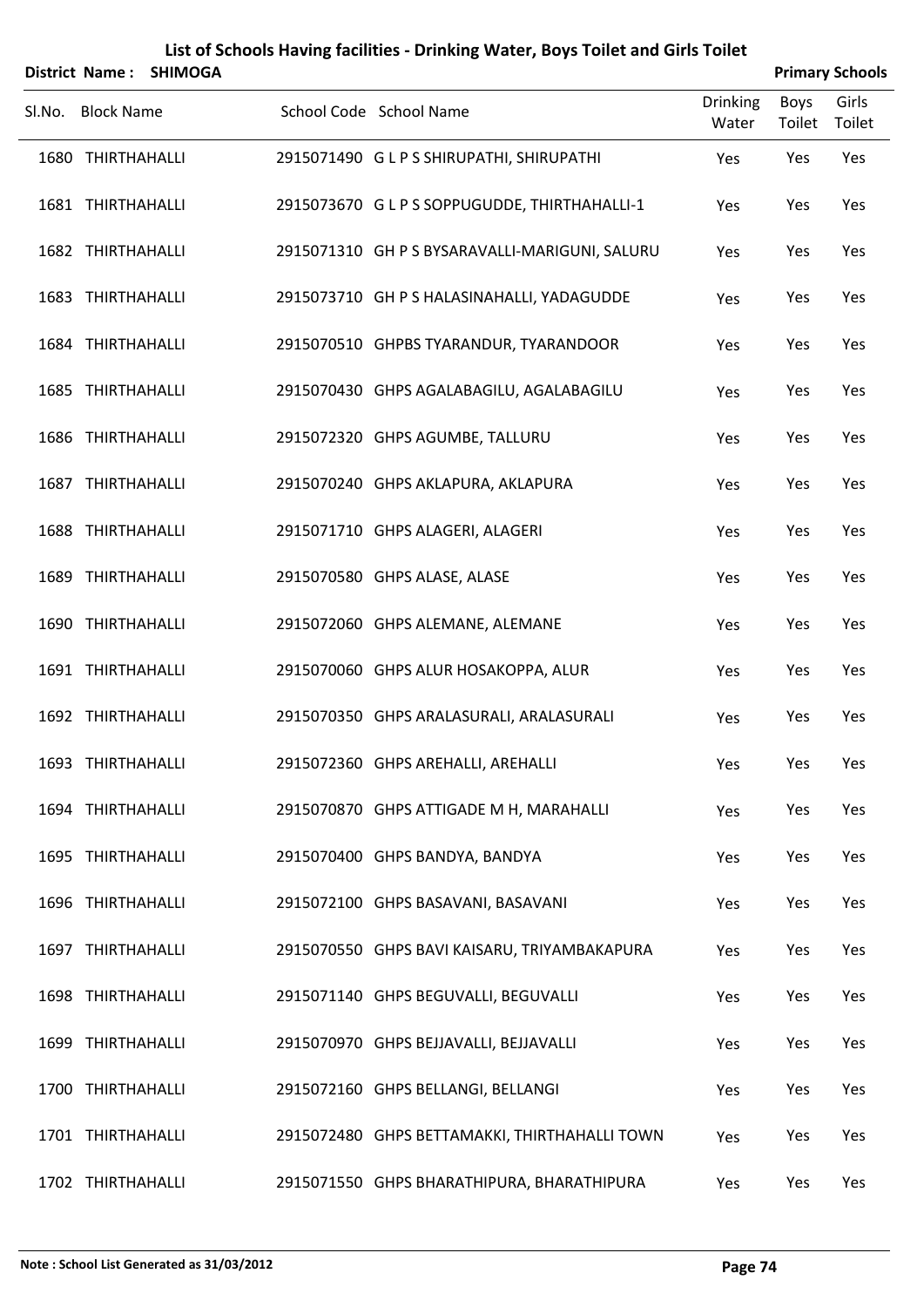# List of Schools Having facilities - Drinking Water, Boys Toilet and Girls Toilet

**District Name : SHIMOGA** **Primary Schools**

| Sl.No. | Block Name | School Code | School Name | Drinking Water | Boys Toilet | Girls Toilet |
|---|---|---|---|---|---|---|
| 1680 | THIRTHAHALLI | 2915071490 | G L P S SHIRUPATHI, SHIRUPATHI | Yes | Yes | Yes |
| 1681 | THIRTHAHALLI | 2915073670 | G L P S SOPPUGUDDE, THIRTHAHALLI-1 | Yes | Yes | Yes |
| 1682 | THIRTHAHALLI | 2915071310 | GH P S BYSARAVALLI-MARIGUNI, SALURU | Yes | Yes | Yes |
| 1683 | THIRTHAHALLI | 2915073710 | GH P S HALASINAHALLI, YADAGUDDE | Yes | Yes | Yes |
| 1684 | THIRTHAHALLI | 2915070510 | GHPBS TYARANDUR, TYARANDOOR | Yes | Yes | Yes |
| 1685 | THIRTHAHALLI | 2915070430 | GHPS AGALABAGILU, AGALABAGILU | Yes | Yes | Yes |
| 1686 | THIRTHAHALLI | 2915072320 | GHPS AGUMBE, TALLURU | Yes | Yes | Yes |
| 1687 | THIRTHAHALLI | 2915070240 | GHPS AKLAPURA, AKLAPURA | Yes | Yes | Yes |
| 1688 | THIRTHAHALLI | 2915071710 | GHPS ALAGERI, ALAGERI | Yes | Yes | Yes |
| 1689 | THIRTHAHALLI | 2915070580 | GHPS ALASE, ALASE | Yes | Yes | Yes |
| 1690 | THIRTHAHALLI | 2915072060 | GHPS ALEMANE, ALEMANE | Yes | Yes | Yes |
| 1691 | THIRTHAHALLI | 2915070060 | GHPS ALUR HOSAKOPPA, ALUR | Yes | Yes | Yes |
| 1692 | THIRTHAHALLI | 2915070350 | GHPS ARALASURALI, ARALASURALI | Yes | Yes | Yes |
| 1693 | THIRTHAHALLI | 2915072360 | GHPS AREHALLI, AREHALLI | Yes | Yes | Yes |
| 1694 | THIRTHAHALLI | 2915070870 | GHPS ATTIGADE M H, MARAHALLI | Yes | Yes | Yes |
| 1695 | THIRTHAHALLI | 2915070400 | GHPS BANDYA, BANDYA | Yes | Yes | Yes |
| 1696 | THIRTHAHALLI | 2915072100 | GHPS BASAVANI, BASAVANI | Yes | Yes | Yes |
| 1697 | THIRTHAHALLI | 2915070550 | GHPS BAVI KAISARU, TRIYAMBAKAPURA | Yes | Yes | Yes |
| 1698 | THIRTHAHALLI | 2915071140 | GHPS BEGUVALLI, BEGUVALLI | Yes | Yes | Yes |
| 1699 | THIRTHAHALLI | 2915070970 | GHPS BEJJAVALLI, BEJJAVALLI | Yes | Yes | Yes |
| 1700 | THIRTHAHALLI | 2915072160 | GHPS BELLANGI, BELLANGI | Yes | Yes | Yes |
| 1701 | THIRTHAHALLI | 2915072480 | GHPS BETTAMAKKI, THIRTHAHALLI TOWN | Yes | Yes | Yes |
| 1702 | THIRTHAHALLI | 2915071550 | GHPS BHARATHIPURA, BHARATHIPURA | Yes | Yes | Yes |

**Note : School List Generated as 31/03/2012**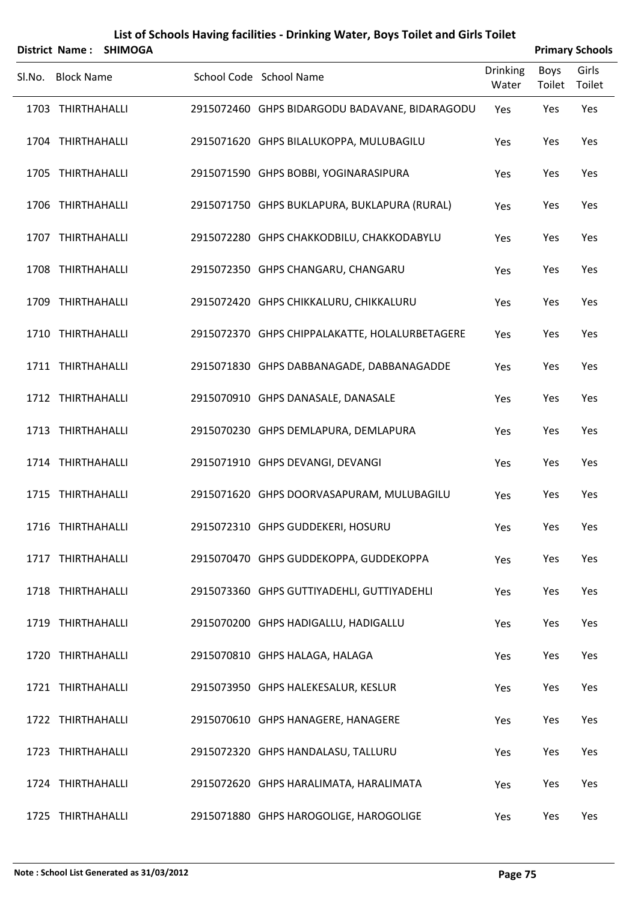# List of Schools Having facilities - Drinking Water, Boys Toilet and Girls Toilet

**District Name : SHIMOGA** | **Primary Schools**

| Sl.No. | Block Name | School Code | School Name | Drinking Water | Boys Toilet | Girls Toilet |
|---|---|---|---|---|---|---|
| 1703 | THIRTHAHALLI | 2915072460 | GHPS BIDARGODU BADAVANE, BIDARAGODU | Yes | Yes | Yes |
| 1704 | THIRTHAHALLI | 2915071620 | GHPS BILALUKOPPA, MULUBAGILU | Yes | Yes | Yes |
| 1705 | THIRTHAHALLI | 2915071590 | GHPS BOBBI, YOGINARASIPURA | Yes | Yes | Yes |
| 1706 | THIRTHAHALLI | 2915071750 | GHPS BUKLAPURA, BUKLAPURA (RURAL) | Yes | Yes | Yes |
| 1707 | THIRTHAHALLI | 2915072280 | GHPS CHAKKODBILU, CHAKKODABYLU | Yes | Yes | Yes |
| 1708 | THIRTHAHALLI | 2915072350 | GHPS CHANGARU, CHANGARU | Yes | Yes | Yes |
| 1709 | THIRTHAHALLI | 2915072420 | GHPS CHIKKALURU, CHIKKALURU | Yes | Yes | Yes |
| 1710 | THIRTHAHALLI | 2915072370 | GHPS CHIPPALAKATTE, HOLALURBETAGERE | Yes | Yes | Yes |
| 1711 | THIRTHAHALLI | 2915071830 | GHPS DABBANAGADE, DABBANAGADDE | Yes | Yes | Yes |
| 1712 | THIRTHAHALLI | 2915070910 | GHPS DANASALE, DANASALE | Yes | Yes | Yes |
| 1713 | THIRTHAHALLI | 2915070230 | GHPS DEMLAPURA, DEMLAPURA | Yes | Yes | Yes |
| 1714 | THIRTHAHALLI | 2915071910 | GHPS DEVANGI, DEVANGI | Yes | Yes | Yes |
| 1715 | THIRTHAHALLI | 2915071620 | GHPS DOORVASAPURAM, MULUBAGILU | Yes | Yes | Yes |
| 1716 | THIRTHAHALLI | 2915072310 | GHPS GUDDEKERI, HOSURU | Yes | Yes | Yes |
| 1717 | THIRTHAHALLI | 2915070470 | GHPS GUDDEKOPPA, GUDDEKOPPA | Yes | Yes | Yes |
| 1718 | THIRTHAHALLI | 2915073360 | GHPS GUTTIYADEHLI, GUTTIYADEHLI | Yes | Yes | Yes |
| 1719 | THIRTHAHALLI | 2915070200 | GHPS HADIGALLU, HADIGALLU | Yes | Yes | Yes |
| 1720 | THIRTHAHALLI | 2915070810 | GHPS HALAGA, HALAGA | Yes | Yes | Yes |
| 1721 | THIRTHAHALLI | 2915073950 | GHPS HALEKESALUR, KESLUR | Yes | Yes | Yes |
| 1722 | THIRTHAHALLI | 2915070610 | GHPS HANAGERE, HANAGERE | Yes | Yes | Yes |
| 1723 | THIRTHAHALLI | 2915072320 | GHPS HANDALASU, TALLURU | Yes | Yes | Yes |
| 1724 | THIRTHAHALLI | 2915072620 | GHPS HARALIMATA, HARALIMATA | Yes | Yes | Yes |
| 1725 | THIRTHAHALLI | 2915071880 | GHPS HAROGOLIGE, HAROGOLIGE | Yes | Yes | Yes |

**Note : School List Generated as 31/03/2012**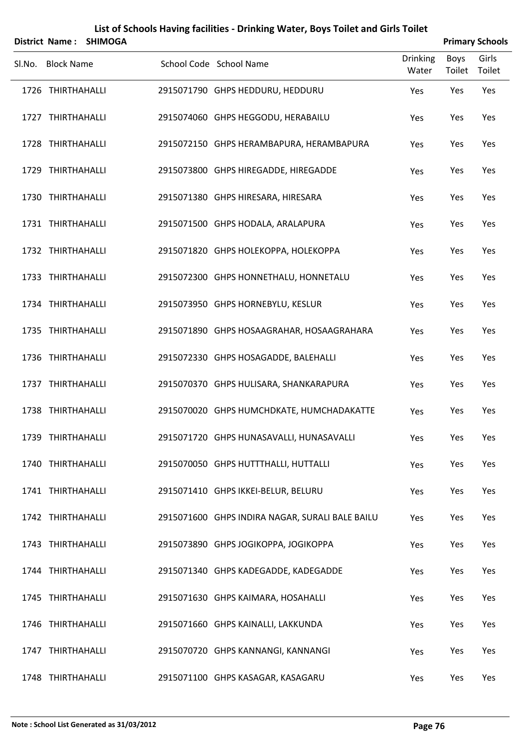# List of Schools Having facilities - Drinking Water, Boys Toilet and Girls Toilet

**District Name : SHIMOGA** **Primary Schools**

| Sl.No. | Block Name | School Code | School Name | Drinking Water | Boys Toilet | Girls Toilet |
|---|---|---|---|---|---|---|
| 1726 | THIRTHAHALLI | 2915071790 | GHPS HEDDURU, HEDDURU | Yes | Yes | Yes |
| 1727 | THIRTHAHALLI | 2915074060 | GHPS HEGGODU, HERABAILU | Yes | Yes | Yes |
| 1728 | THIRTHAHALLI | 2915072150 | GHPS HERAMBAPURA, HERAMBAPURA | Yes | Yes | Yes |
| 1729 | THIRTHAHALLI | 2915073800 | GHPS HIREGADDE, HIREGADDE | Yes | Yes | Yes |
| 1730 | THIRTHAHALLI | 2915071380 | GHPS HIRESARA, HIRESARA | Yes | Yes | Yes |
| 1731 | THIRTHAHALLI | 2915071500 | GHPS HODALA, ARALAPURA | Yes | Yes | Yes |
| 1732 | THIRTHAHALLI | 2915071820 | GHPS HOLEKOPPA, HOLEKOPPA | Yes | Yes | Yes |
| 1733 | THIRTHAHALLI | 2915072300 | GHPS HONNETHALU, HONNETALU | Yes | Yes | Yes |
| 1734 | THIRTHAHALLI | 2915073950 | GHPS HORNEBYLU, KESLUR | Yes | Yes | Yes |
| 1735 | THIRTHAHALLI | 2915071890 | GHPS HOSAAGRAHAR, HOSAAGRAHARA | Yes | Yes | Yes |
| 1736 | THIRTHAHALLI | 2915072330 | GHPS HOSAGADDE, BALEHALLI | Yes | Yes | Yes |
| 1737 | THIRTHAHALLI | 2915070370 | GHPS HULISARA, SHANKARAPURA | Yes | Yes | Yes |
| 1738 | THIRTHAHALLI | 2915070020 | GHPS HUMCHDKATE, HUMCHADAKATTE | Yes | Yes | Yes |
| 1739 | THIRTHAHALLI | 2915071720 | GHPS HUNASAVALLI, HUNASAVALLI | Yes | Yes | Yes |
| 1740 | THIRTHAHALLI | 2915070050 | GHPS HUTTTHALLI, HUTTALLI | Yes | Yes | Yes |
| 1741 | THIRTHAHALLI | 2915071410 | GHPS IKKEI-BELUR, BELURU | Yes | Yes | Yes |
| 1742 | THIRTHAHALLI | 2915071600 | GHPS INDIRA NAGAR, SURALI BALE BAILU | Yes | Yes | Yes |
| 1743 | THIRTHAHALLI | 2915073890 | GHPS JOGIKOPPA, JOGIKOPPA | Yes | Yes | Yes |
| 1744 | THIRTHAHALLI | 2915071340 | GHPS KADEGADDE, KADEGADDE | Yes | Yes | Yes |
| 1745 | THIRTHAHALLI | 2915071630 | GHPS KAIMARA, HOSAHALLI | Yes | Yes | Yes |
| 1746 | THIRTHAHALLI | 2915071660 | GHPS KAINALLI, LAKKUNDA | Yes | Yes | Yes |
| 1747 | THIRTHAHALLI | 2915070720 | GHPS KANNANGI, KANNANGI | Yes | Yes | Yes |
| 1748 | THIRTHAHALLI | 2915071100 | GHPS KASAGAR, KASAGARU | Yes | Yes | Yes |

**Note : School List Generated as 31/03/2012**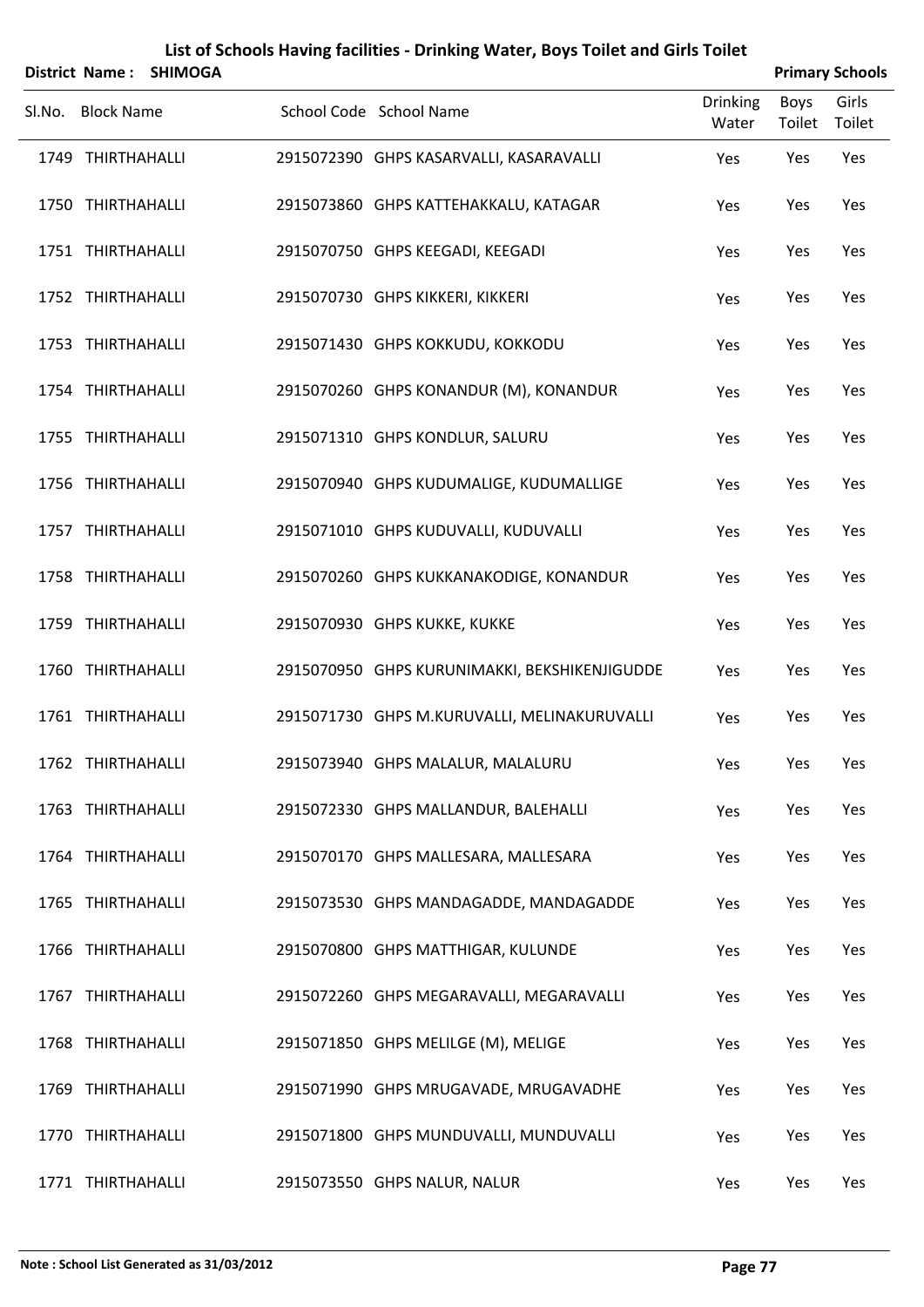# List of Schools Having facilities - Drinking Water, Boys Toilet and Girls Toilet

**District Name : SHIMOGA** **Primary Schools**

| Sl.No. | Block Name | School Code | School Name | Drinking Water | Boys Toilet | Girls Toilet |
|---|---|---|---|---|---|---|
| 1749 | THIRTHAHALLI | 2915072390 | GHPS KASARVALLI, KASARAVALLI | Yes | Yes | Yes |
| 1750 | THIRTHAHALLI | 2915073860 | GHPS KATTEHAKKALU, KATAGAR | Yes | Yes | Yes |
| 1751 | THIRTHAHALLI | 2915070750 | GHPS KEEGADI, KEEGADI | Yes | Yes | Yes |
| 1752 | THIRTHAHALLI | 2915070730 | GHPS KIKKERI, KIKKERI | Yes | Yes | Yes |
| 1753 | THIRTHAHALLI | 2915071430 | GHPS KOKKUDU, KOKKODU | Yes | Yes | Yes |
| 1754 | THIRTHAHALLI | 2915070260 | GHPS KONANDUR (M), KONANDUR | Yes | Yes | Yes |
| 1755 | THIRTHAHALLI | 2915071310 | GHPS KONDLUR, SALURU | Yes | Yes | Yes |
| 1756 | THIRTHAHALLI | 2915070940 | GHPS KUDUMALIGE, KUDUMALLIGE | Yes | Yes | Yes |
| 1757 | THIRTHAHALLI | 2915071010 | GHPS KUDUVALLI, KUDUVALLI | Yes | Yes | Yes |
| 1758 | THIRTHAHALLI | 2915070260 | GHPS KUKKANAKODIGE, KONANDUR | Yes | Yes | Yes |
| 1759 | THIRTHAHALLI | 2915070930 | GHPS KUKKE, KUKKE | Yes | Yes | Yes |
| 1760 | THIRTHAHALLI | 2915070950 | GHPS KURUNIMAKKI, BEKSHIKENJIGUDDE | Yes | Yes | Yes |
| 1761 | THIRTHAHALLI | 2915071730 | GHPS M.KURUVALLI, MELINAKURUVALLI | Yes | Yes | Yes |
| 1762 | THIRTHAHALLI | 2915073940 | GHPS MALALUR, MALALURU | Yes | Yes | Yes |
| 1763 | THIRTHAHALLI | 2915072330 | GHPS MALLANDUR, BALEHALLI | Yes | Yes | Yes |
| 1764 | THIRTHAHALLI | 2915070170 | GHPS MALLESARA, MALLESARA | Yes | Yes | Yes |
| 1765 | THIRTHAHALLI | 2915073530 | GHPS MANDAGADDE, MANDAGADDE | Yes | Yes | Yes |
| 1766 | THIRTHAHALLI | 2915070800 | GHPS MATTHIGAR, KULUNDE | Yes | Yes | Yes |
| 1767 | THIRTHAHALLI | 2915072260 | GHPS MEGARAVALLI, MEGARAVALLI | Yes | Yes | Yes |
| 1768 | THIRTHAHALLI | 2915071850 | GHPS MELILGE (M), MELIGE | Yes | Yes | Yes |
| 1769 | THIRTHAHALLI | 2915071990 | GHPS MRUGAVADE, MRUGAVADHE | Yes | Yes | Yes |
| 1770 | THIRTHAHALLI | 2915071800 | GHPS MUNDUVALLI, MUNDUVALLI | Yes | Yes | Yes |
| 1771 | THIRTHAHALLI | 2915073550 | GHPS NALUR, NALUR | Yes | Yes | Yes |

**Note : School List Generated as 31/03/2012**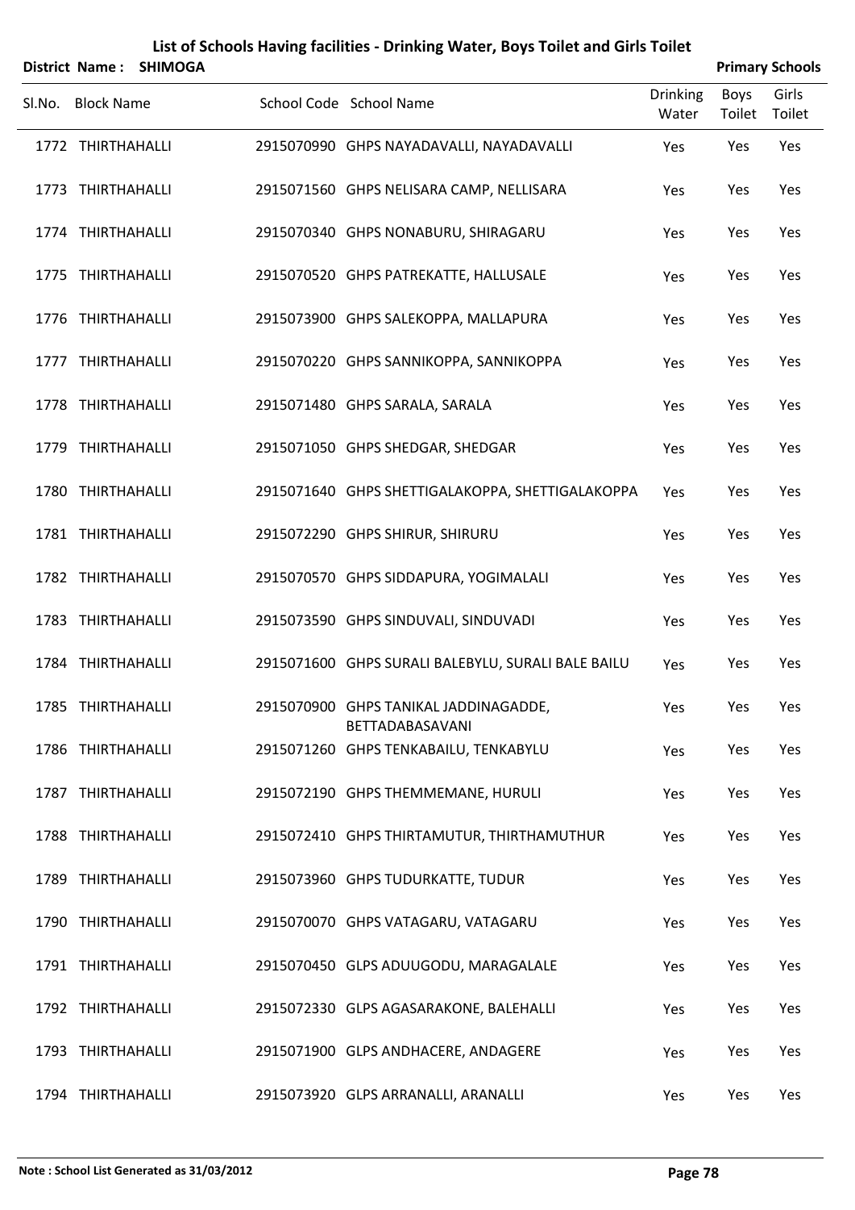# List of Schools Having facilities - Drinking Water, Boys Toilet and Girls Toilet

**District Name : SHIMOGA** **Primary Schools**

| Sl.No. | Block Name | School Code | School Name | Drinking Water | Boys Toilet | Girls Toilet |
|---|---|---|---|---|---|---|
| 1772 | THIRTHAHALLI | 2915070990 | GHPS NAYADAVALLI, NAYADAVALLI | Yes | Yes | Yes |
| 1773 | THIRTHAHALLI | 2915071560 | GHPS NELISARA CAMP, NELLISARA | Yes | Yes | Yes |
| 1774 | THIRTHAHALLI | 2915070340 | GHPS NONABURU, SHIRAGARU | Yes | Yes | Yes |
| 1775 | THIRTHAHALLI | 2915070520 | GHPS PATREKATTE, HALLUSALE | Yes | Yes | Yes |
| 1776 | THIRTHAHALLI | 2915073900 | GHPS SALEKOPPA, MALLAPURA | Yes | Yes | Yes |
| 1777 | THIRTHAHALLI | 2915070220 | GHPS SANNIKOPPA, SANNIKOPPA | Yes | Yes | Yes |
| 1778 | THIRTHAHALLI | 2915071480 | GHPS SARALA, SARALA | Yes | Yes | Yes |
| 1779 | THIRTHAHALLI | 2915071050 | GHPS SHEDGAR, SHEDGAR | Yes | Yes | Yes |
| 1780 | THIRTHAHALLI | 2915071640 | GHPS SHETTIGALAKOPPA, SHETTIGALAKOPPA | Yes | Yes | Yes |
| 1781 | THIRTHAHALLI | 2915072290 | GHPS SHIRUR, SHIRURU | Yes | Yes | Yes |
| 1782 | THIRTHAHALLI | 2915070570 | GHPS SIDDAPURA, YOGIMALALI | Yes | Yes | Yes |
| 1783 | THIRTHAHALLI | 2915073590 | GHPS SINDUVALI, SINDUVADI | Yes | Yes | Yes |
| 1784 | THIRTHAHALLI | 2915071600 | GHPS SURALI BALEBYLU, SURALI BALE BAILU | Yes | Yes | Yes |
| 1785 | THIRTHAHALLI | 2915070900 | GHPS TANIKAL JADDINAGADDE, BETTADABASAVANI | Yes | Yes | Yes |
| 1786 | THIRTHAHALLI | 2915071260 | GHPS TENKABAILU, TENKABYLU | Yes | Yes | Yes |
| 1787 | THIRTHAHALLI | 2915072190 | GHPS THEMMEMANE, HURULI | Yes | Yes | Yes |
| 1788 | THIRTHAHALLI | 2915072410 | GHPS THIRTAMUTUR, THIRTHAMUTHUR | Yes | Yes | Yes |
| 1789 | THIRTHAHALLI | 2915073960 | GHPS TUDURKATTE, TUDUR | Yes | Yes | Yes |
| 1790 | THIRTHAHALLI | 2915070070 | GHPS VATAGARU, VATAGARU | Yes | Yes | Yes |
| 1791 | THIRTHAHALLI | 2915070450 | GLPS ADUUGODU, MARAGALALE | Yes | Yes | Yes |
| 1792 | THIRTHAHALLI | 2915072330 | GLPS AGASARAKONE, BALEHALLI | Yes | Yes | Yes |
| 1793 | THIRTHAHALLI | 2915071900 | GLPS ANDHACERE, ANDAGERE | Yes | Yes | Yes |
| 1794 | THIRTHAHALLI | 2915073920 | GLPS ARRANALLI, ARANALLI | Yes | Yes | Yes |

**Note : School List Generated as 31/03/2012**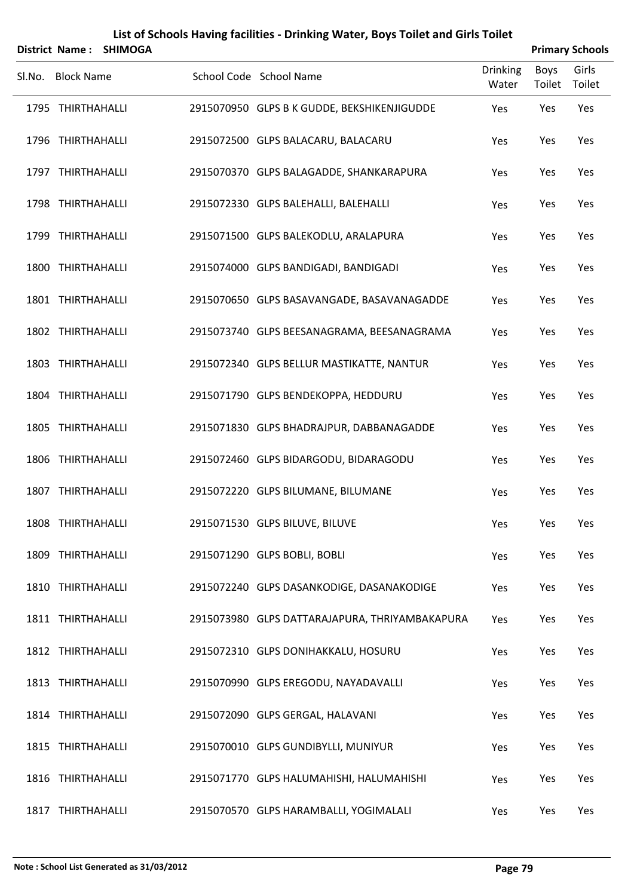# List of Schools Having facilities - Drinking Water, Boys Toilet and Girls Toilet

**District Name : SHIMOGA** **Primary Schools**

| Sl.No. | Block Name | School Code | School Name | Drinking Water | Boys Toilet | Girls Toilet |
|---|---|---|---|---|---|---|
| 1795 | THIRTHAHALLI | 2915070950 | GLPS B K GUDDE, BEKSHIKENJIGUDDE | Yes | Yes | Yes |
| 1796 | THIRTHAHALLI | 2915072500 | GLPS BALACARU, BALACARU | Yes | Yes | Yes |
| 1797 | THIRTHAHALLI | 2915070370 | GLPS BALAGADDE, SHANKARAPURA | Yes | Yes | Yes |
| 1798 | THIRTHAHALLI | 2915072330 | GLPS BALEHALLI, BALEHALLI | Yes | Yes | Yes |
| 1799 | THIRTHAHALLI | 2915071500 | GLPS BALEKODLU, ARALAPURA | Yes | Yes | Yes |
| 1800 | THIRTHAHALLI | 2915074000 | GLPS BANDIGADI, BANDIGADI | Yes | Yes | Yes |
| 1801 | THIRTHAHALLI | 2915070650 | GLPS BASAVANGADE, BASAVANAGADDE | Yes | Yes | Yes |
| 1802 | THIRTHAHALLI | 2915073740 | GLPS BEESANAGRAMA, BEESANAGRAMA | Yes | Yes | Yes |
| 1803 | THIRTHAHALLI | 2915072340 | GLPS BELLUR MASTIKATTE, NANTUR | Yes | Yes | Yes |
| 1804 | THIRTHAHALLI | 2915071790 | GLPS BENDEKOPPA, HEDDURU | Yes | Yes | Yes |
| 1805 | THIRTHAHALLI | 2915071830 | GLPS BHADRAJPUR, DABBANAGADDE | Yes | Yes | Yes |
| 1806 | THIRTHAHALLI | 2915072460 | GLPS BIDARGODU, BIDARAGODU | Yes | Yes | Yes |
| 1807 | THIRTHAHALLI | 2915072220 | GLPS BILUMANE, BILUMANE | Yes | Yes | Yes |
| 1808 | THIRTHAHALLI | 2915071530 | GLPS BILUVE, BILUVE | Yes | Yes | Yes |
| 1809 | THIRTHAHALLI | 2915071290 | GLPS BOBLI, BOBLI | Yes | Yes | Yes |
| 1810 | THIRTHAHALLI | 2915072240 | GLPS DASANKODIGE, DASANAKODIGE | Yes | Yes | Yes |
| 1811 | THIRTHAHALLI | 2915073980 | GLPS DATTARAJAPURA, THRIYAMBAKAPURA | Yes | Yes | Yes |
| 1812 | THIRTHAHALLI | 2915072310 | GLPS DONIHAKKALU, HOSURU | Yes | Yes | Yes |
| 1813 | THIRTHAHALLI | 2915070990 | GLPS EREGODU, NAYADAVALLI | Yes | Yes | Yes |
| 1814 | THIRTHAHALLI | 2915072090 | GLPS GERGAL, HALAVANI | Yes | Yes | Yes |
| 1815 | THIRTHAHALLI | 2915070010 | GLPS GUNDIBYLLI, MUNIYUR | Yes | Yes | Yes |
| 1816 | THIRTHAHALLI | 2915071770 | GLPS HALUMAHISHI, HALUMAHISHI | Yes | Yes | Yes |
| 1817 | THIRTHAHALLI | 2915070570 | GLPS HARAMBALLI, YOGIMALALI | Yes | Yes | Yes |

**Note : School List Generated as 31/03/2012**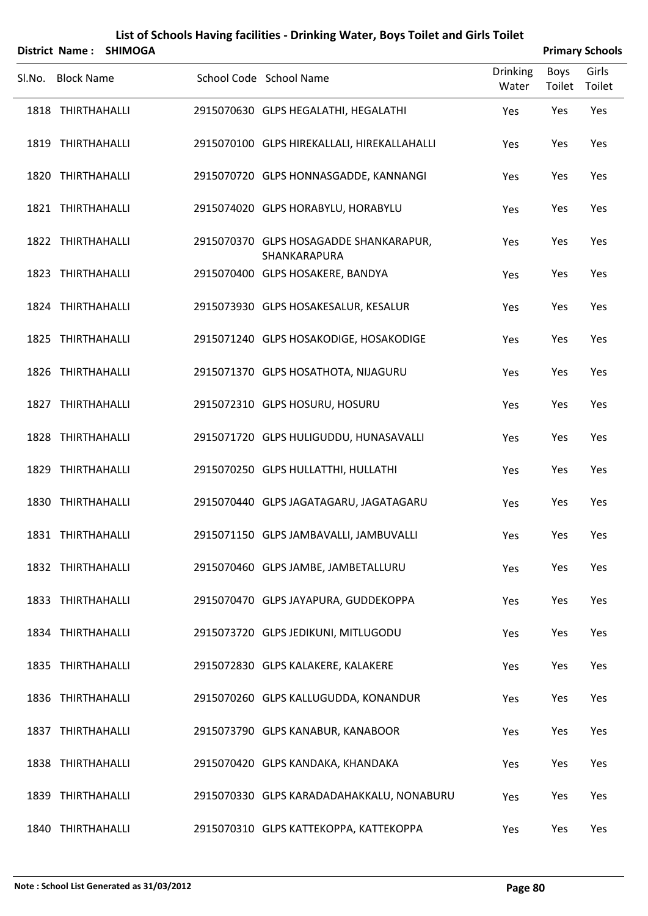# List of Schools Having facilities - Drinking Water, Boys Toilet and Girls Toilet

**District Name : SHIMOGA** **Primary Schools**

| Sl.No. | Block Name | School Code | School Name | Drinking Water | Boys Toilet | Girls Toilet |
|---|---|---|---|---|---|---|
| 1818 | THIRTHAHALLI | 2915070630 | GLPS HEGALATHI, HEGALATHI | Yes | Yes | Yes |
| 1819 | THIRTHAHALLI | 2915070100 | GLPS HIREKALLALI, HIREKALLAHALLI | Yes | Yes | Yes |
| 1820 | THIRTHAHALLI | 2915070720 | GLPS HONNASGADDE, KANNANGI | Yes | Yes | Yes |
| 1821 | THIRTHAHALLI | 2915074020 | GLPS HORABYLU, HORABYLU | Yes | Yes | Yes |
| 1822 | THIRTHAHALLI | 2915070370 | GLPS HOSAGADDE SHANKARAPUR, SHANKARAPURA | Yes | Yes | Yes |
| 1823 | THIRTHAHALLI | 2915070400 | GLPS HOSAKERE, BANDYA | Yes | Yes | Yes |
| 1824 | THIRTHAHALLI | 2915073930 | GLPS HOSAKESALUR, KESALUR | Yes | Yes | Yes |
| 1825 | THIRTHAHALLI | 2915071240 | GLPS HOSAKODIGE, HOSAKODIGE | Yes | Yes | Yes |
| 1826 | THIRTHAHALLI | 2915071370 | GLPS HOSATHOTA, NIJAGURU | Yes | Yes | Yes |
| 1827 | THIRTHAHALLI | 2915072310 | GLPS HOSURU, HOSURU | Yes | Yes | Yes |
| 1828 | THIRTHAHALLI | 2915071720 | GLPS HULIGUDDU, HUNASAVALLI | Yes | Yes | Yes |
| 1829 | THIRTHAHALLI | 2915070250 | GLPS HULLATTHI, HULLATHI | Yes | Yes | Yes |
| 1830 | THIRTHAHALLI | 2915070440 | GLPS JAGATAGARU, JAGATAGARU | Yes | Yes | Yes |
| 1831 | THIRTHAHALLI | 2915071150 | GLPS JAMBAVALLI, JAMBUVALLI | Yes | Yes | Yes |
| 1832 | THIRTHAHALLI | 2915070460 | GLPS JAMBE, JAMBETALLURU | Yes | Yes | Yes |
| 1833 | THIRTHAHALLI | 2915070470 | GLPS JAYAPURA, GUDDEKOPPA | Yes | Yes | Yes |
| 1834 | THIRTHAHALLI | 2915073720 | GLPS JEDIKUNI, MITLUGODU | Yes | Yes | Yes |
| 1835 | THIRTHAHALLI | 2915072830 | GLPS KALAKERE, KALAKERE | Yes | Yes | Yes |
| 1836 | THIRTHAHALLI | 2915070260 | GLPS KALLUGUDDA, KONANDUR | Yes | Yes | Yes |
| 1837 | THIRTHAHALLI | 2915073790 | GLPS KANABUR, KANABOOR | Yes | Yes | Yes |
| 1838 | THIRTHAHALLI | 2915070420 | GLPS KANDAKA, KHANDAKA | Yes | Yes | Yes |
| 1839 | THIRTHAHALLI | 2915070330 | GLPS KARADADAHAKKALU, NONABURU | Yes | Yes | Yes |
| 1840 | THIRTHAHALLI | 2915070310 | GLPS KATTEKOPPA, KATTEKOPPA | Yes | Yes | Yes |

**Note : School List Generated as 31/03/2012**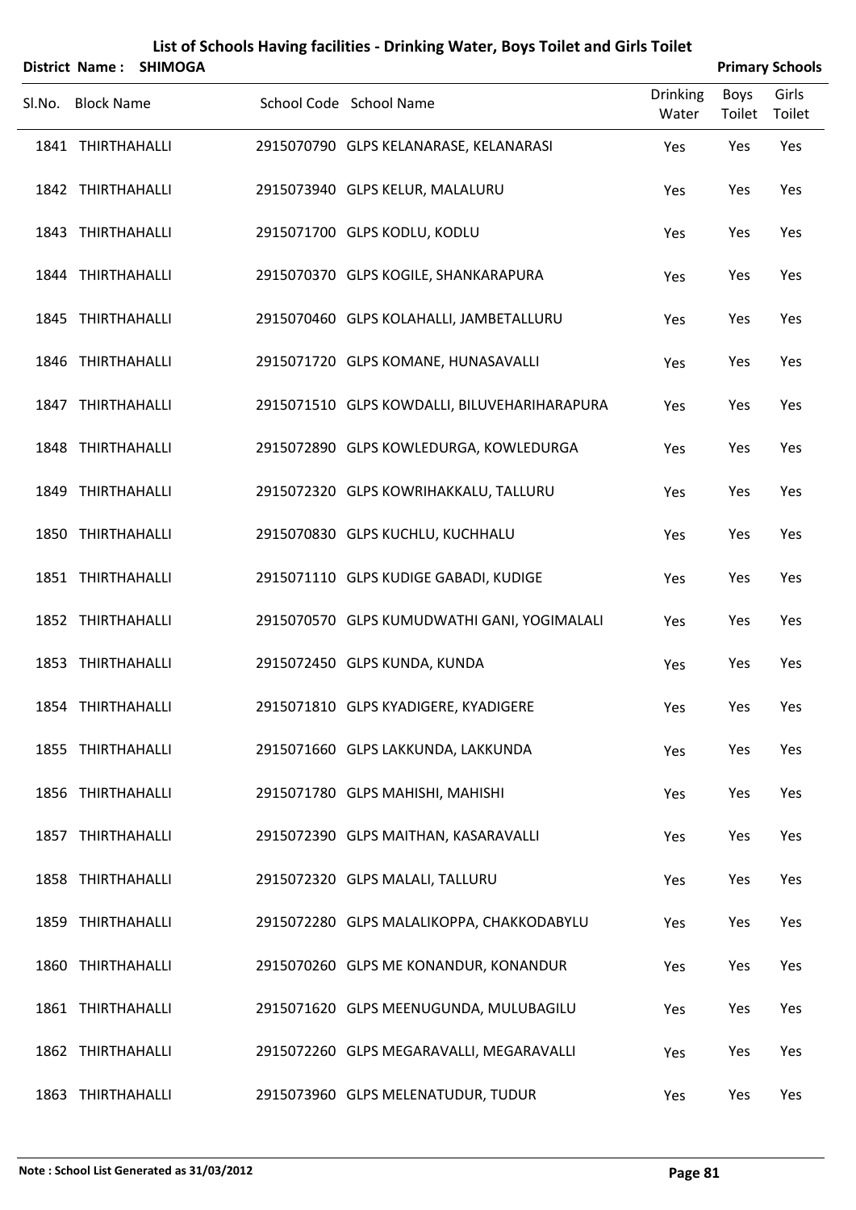# List of Schools Having facilities - Drinking Water, Boys Toilet and Girls Toilet

**District Name : SHIMOGA** | **Primary Schools**

| Sl.No. | Block Name | School Code | School Name | Drinking Water | Boys Toilet | Girls Toilet |
|---|---|---|---|---|---|---|
| 1841 | THIRTHAHALLI | 2915070790 | GLPS KELANARASE, KELANARASI | Yes | Yes | Yes |
| 1842 | THIRTHAHALLI | 2915073940 | GLPS KELUR, MALALURU | Yes | Yes | Yes |
| 1843 | THIRTHAHALLI | 2915071700 | GLPS KODLU, KODLU | Yes | Yes | Yes |
| 1844 | THIRTHAHALLI | 2915070370 | GLPS KOGILE, SHANKARAPURA | Yes | Yes | Yes |
| 1845 | THIRTHAHALLI | 2915070460 | GLPS KOLAHALLI, JAMBETALLURU | Yes | Yes | Yes |
| 1846 | THIRTHAHALLI | 2915071720 | GLPS KOMANE, HUNASAVALLI | Yes | Yes | Yes |
| 1847 | THIRTHAHALLI | 2915071510 | GLPS KOWDALLI, BILUVEHARIHARAPURA | Yes | Yes | Yes |
| 1848 | THIRTHAHALLI | 2915072890 | GLPS KOWLEDURGA, KOWLEDURGA | Yes | Yes | Yes |
| 1849 | THIRTHAHALLI | 2915072320 | GLPS KOWRIHAKKALU, TALLURU | Yes | Yes | Yes |
| 1850 | THIRTHAHALLI | 2915070830 | GLPS KUCHLU, KUCHHALU | Yes | Yes | Yes |
| 1851 | THIRTHAHALLI | 2915071110 | GLPS KUDIGE GABADI, KUDIGE | Yes | Yes | Yes |
| 1852 | THIRTHAHALLI | 2915070570 | GLPS KUMUDWATHI GANI, YOGIMALALI | Yes | Yes | Yes |
| 1853 | THIRTHAHALLI | 2915072450 | GLPS KUNDA, KUNDA | Yes | Yes | Yes |
| 1854 | THIRTHAHALLI | 2915071810 | GLPS KYADIGERE, KYADIGERE | Yes | Yes | Yes |
| 1855 | THIRTHAHALLI | 2915071660 | GLPS LAKKUNDA, LAKKUNDA | Yes | Yes | Yes |
| 1856 | THIRTHAHALLI | 2915071780 | GLPS MAHISHI, MAHISHI | Yes | Yes | Yes |
| 1857 | THIRTHAHALLI | 2915072390 | GLPS MAITHAN, KASARAVALLI | Yes | Yes | Yes |
| 1858 | THIRTHAHALLI | 2915072320 | GLPS MALALI, TALLURU | Yes | Yes | Yes |
| 1859 | THIRTHAHALLI | 2915072280 | GLPS MALALIKOPPA, CHAKKODABYLU | Yes | Yes | Yes |
| 1860 | THIRTHAHALLI | 2915070260 | GLPS ME KONANDUR, KONANDUR | Yes | Yes | Yes |
| 1861 | THIRTHAHALLI | 2915071620 | GLPS MEENUGUNDA, MULUBAGILU | Yes | Yes | Yes |
| 1862 | THIRTHAHALLI | 2915072260 | GLPS MEGARAVALLI, MEGARAVALLI | Yes | Yes | Yes |
| 1863 | THIRTHAHALLI | 2915073960 | GLPS MELENATUDUR, TUDUR | Yes | Yes | Yes |

**Note : School List Generated as 31/03/2012**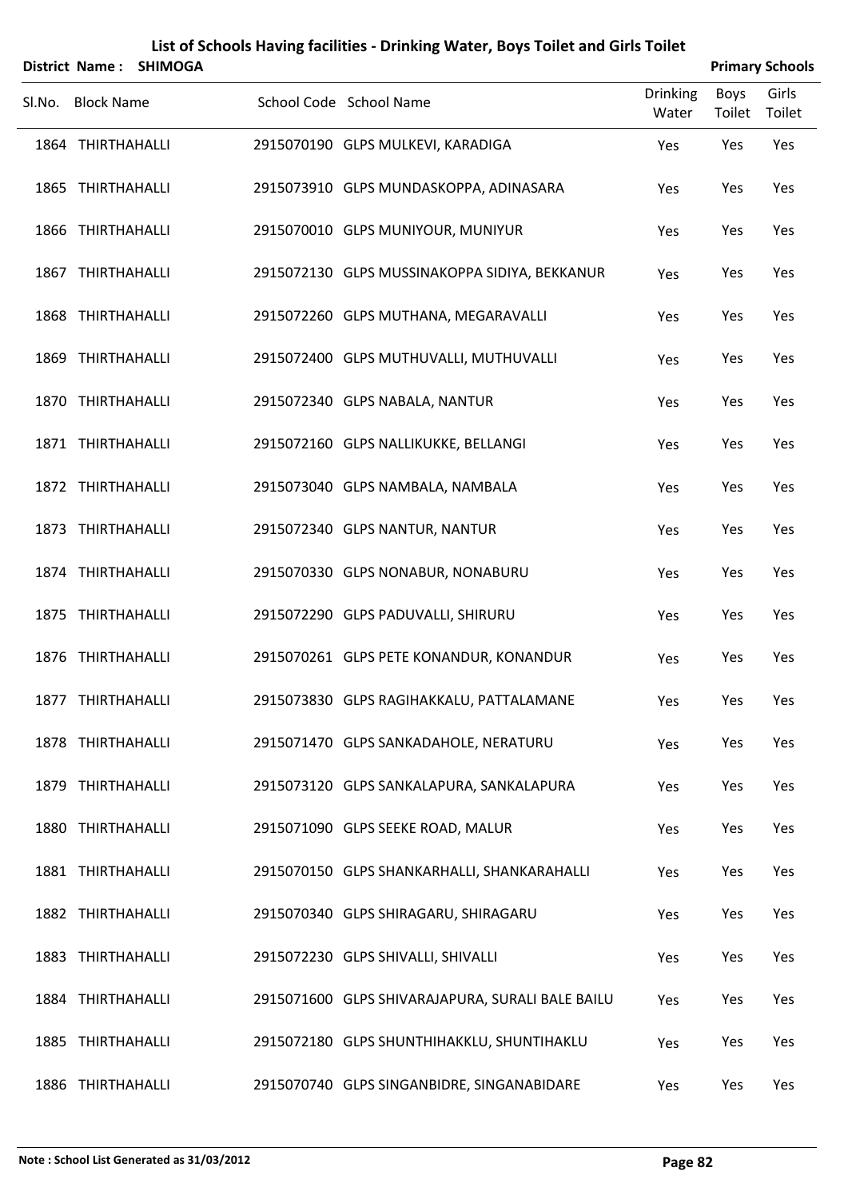# List of Schools Having facilities - Drinking Water, Boys Toilet and Girls Toilet

**District Name : SHIMOGA** — **Primary Schools**

| Sl.No. | Block Name | School Code | School Name | Drinking Water | Boys Toilet | Girls Toilet |
|---|---|---|---|---|---|---|
| 1864 | THIRTHAHALLI | 2915070190 | GLPS MULKEVI, KARADIGA | Yes | Yes | Yes |
| 1865 | THIRTHAHALLI | 2915073910 | GLPS MUNDASKOPPA, ADINASARA | Yes | Yes | Yes |
| 1866 | THIRTHAHALLI | 2915070010 | GLPS MUNIYOUR, MUNIYUR | Yes | Yes | Yes |
| 1867 | THIRTHAHALLI | 2915072130 | GLPS MUSSINAKOPPA SIDIYA, BEKKANUR | Yes | Yes | Yes |
| 1868 | THIRTHAHALLI | 2915072260 | GLPS MUTHANA, MEGARAVALLI | Yes | Yes | Yes |
| 1869 | THIRTHAHALLI | 2915072400 | GLPS MUTHUVALLI, MUTHUVALLI | Yes | Yes | Yes |
| 1870 | THIRTHAHALLI | 2915072340 | GLPS NABALA, NANTUR | Yes | Yes | Yes |
| 1871 | THIRTHAHALLI | 2915072160 | GLPS NALLIKUKKE, BELLANGI | Yes | Yes | Yes |
| 1872 | THIRTHAHALLI | 2915073040 | GLPS NAMBALA, NAMBALA | Yes | Yes | Yes |
| 1873 | THIRTHAHALLI | 2915072340 | GLPS NANTUR, NANTUR | Yes | Yes | Yes |
| 1874 | THIRTHAHALLI | 2915070330 | GLPS NONABUR, NONABURU | Yes | Yes | Yes |
| 1875 | THIRTHAHALLI | 2915072290 | GLPS PADUVALLI, SHIRURU | Yes | Yes | Yes |
| 1876 | THIRTHAHALLI | 2915070261 | GLPS PETE KONANDUR, KONANDUR | Yes | Yes | Yes |
| 1877 | THIRTHAHALLI | 2915073830 | GLPS RAGIHAKKALU, PATTALAMANE | Yes | Yes | Yes |
| 1878 | THIRTHAHALLI | 2915071470 | GLPS SANKADAHOLE, NERATURU | Yes | Yes | Yes |
| 1879 | THIRTHAHALLI | 2915073120 | GLPS SANKALAPURA, SANKALAPURA | Yes | Yes | Yes |
| 1880 | THIRTHAHALLI | 2915071090 | GLPS SEEKE ROAD, MALUR | Yes | Yes | Yes |
| 1881 | THIRTHAHALLI | 2915070150 | GLPS SHANKARHALLI, SHANKARAHALLI | Yes | Yes | Yes |
| 1882 | THIRTHAHALLI | 2915070340 | GLPS SHIRAGARU, SHIRAGARU | Yes | Yes | Yes |
| 1883 | THIRTHAHALLI | 2915072230 | GLPS SHIVALLI, SHIVALLI | Yes | Yes | Yes |
| 1884 | THIRTHAHALLI | 2915071600 | GLPS SHIVARAJAPURA, SURALI BALE BAILU | Yes | Yes | Yes |
| 1885 | THIRTHAHALLI | 2915072180 | GLPS SHUNTHIHAKKLU, SHUNTIHAKLU | Yes | Yes | Yes |
| 1886 | THIRTHAHALLI | 2915070740 | GLPS SINGANBIDRE, SINGANABIDARE | Yes | Yes | Yes |

**Note : School List Generated as 31/03/2012**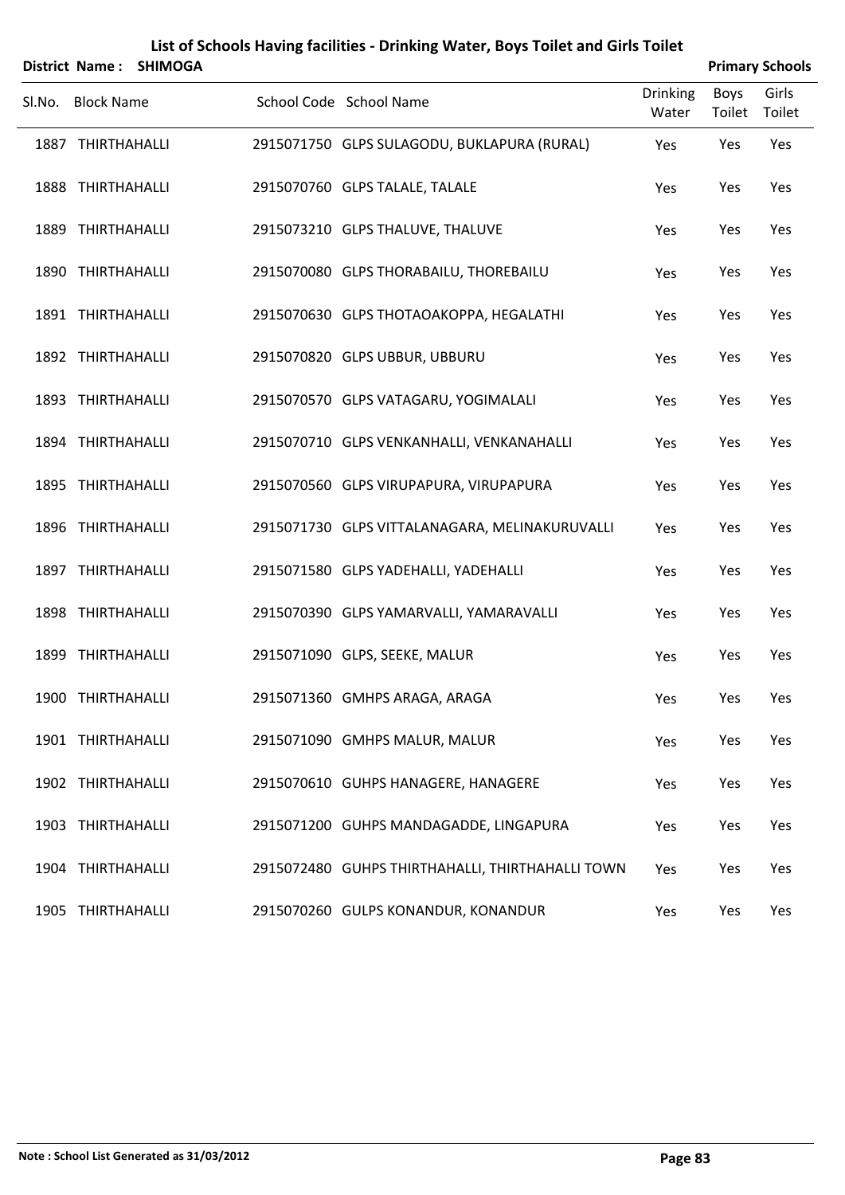# List of Schools Having facilities - Drinking Water, Boys Toilet and Girls Toilet

**District Name : SHIMOGA** **Primary Schools**

| Sl.No. | Block Name | School Code | School Name | Drinking Water | Boys Toilet | Girls Toilet |
|---|---|---|---|---|---|---|
| 1887 | THIRTHAHALLI | 2915071750 | GLPS SULAGODU, BUKLAPURA (RURAL) | Yes | Yes | Yes |
| 1888 | THIRTHAHALLI | 2915070760 | GLPS TALALE, TALALE | Yes | Yes | Yes |
| 1889 | THIRTHAHALLI | 2915073210 | GLPS THALUVE, THALUVE | Yes | Yes | Yes |
| 1890 | THIRTHAHALLI | 2915070080 | GLPS THORABAILU, THOREBAILU | Yes | Yes | Yes |
| 1891 | THIRTHAHALLI | 2915070630 | GLPS THOTAOAKOPPA, HEGALATHI | Yes | Yes | Yes |
| 1892 | THIRTHAHALLI | 2915070820 | GLPS UBBUR, UBBURU | Yes | Yes | Yes |
| 1893 | THIRTHAHALLI | 2915070570 | GLPS VATAGARU, YOGIMALALI | Yes | Yes | Yes |
| 1894 | THIRTHAHALLI | 2915070710 | GLPS VENKANHALLI, VENKANAHALLI | Yes | Yes | Yes |
| 1895 | THIRTHAHALLI | 2915070560 | GLPS VIRUPAPURA, VIRUPAPURA | Yes | Yes | Yes |
| 1896 | THIRTHAHALLI | 2915071730 | GLPS VITTALANAGARA, MELINAKURUVALLI | Yes | Yes | Yes |
| 1897 | THIRTHAHALLI | 2915071580 | GLPS YADEHALLI, YADEHALLI | Yes | Yes | Yes |
| 1898 | THIRTHAHALLI | 2915070390 | GLPS YAMARVALLI, YAMARAVALLI | Yes | Yes | Yes |
| 1899 | THIRTHAHALLI | 2915071090 | GLPS, SEEKE, MALUR | Yes | Yes | Yes |
| 1900 | THIRTHAHALLI | 2915071360 | GMHPS ARAGA, ARAGA | Yes | Yes | Yes |
| 1901 | THIRTHAHALLI | 2915071090 | GMHPS MALUR, MALUR | Yes | Yes | Yes |
| 1902 | THIRTHAHALLI | 2915070610 | GUHPS HANAGERE, HANAGERE | Yes | Yes | Yes |
| 1903 | THIRTHAHALLI | 2915071200 | GUHPS MANDAGADDE, LINGAPURA | Yes | Yes | Yes |
| 1904 | THIRTHAHALLI | 2915072480 | GUHPS THIRTHAHALLI, THIRTHAHALLI TOWN | Yes | Yes | Yes |
| 1905 | THIRTHAHALLI | 2915070260 | GULPS KONANDUR, KONANDUR | Yes | Yes | Yes |

**Note : School List Generated as 31/03/2012**